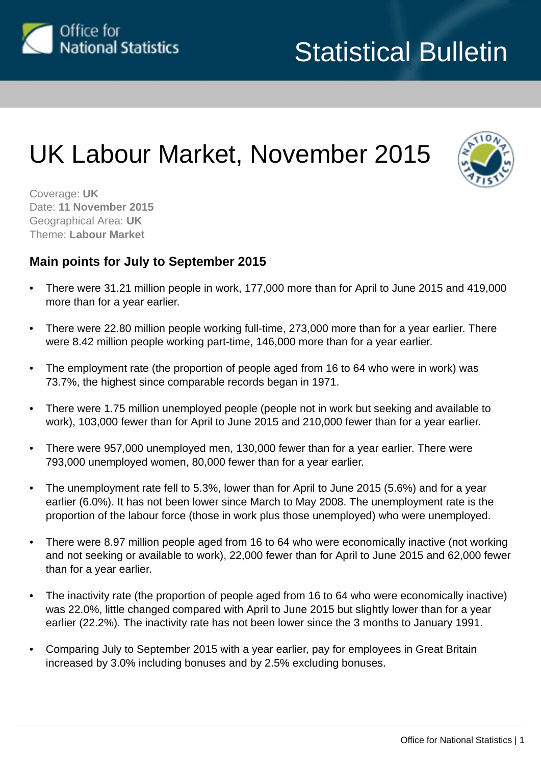Office for National Statistics

# Statistical Bulletin

# UK Labour Market, November 2015

Coverage: **UK**
Date: **11 November 2015**
Geographical Area: **UK**
Theme: **Labour Market**

## Main points for July to September 2015

- There were 31.21 million people in work, 177,000 more than for April to June 2015 and 419,000 more than for a year earlier.
- There were 22.80 million people working full-time, 273,000 more than for a year earlier. There were 8.42 million people working part-time, 146,000 more than for a year earlier.
- The employment rate (the proportion of people aged from 16 to 64 who were in work) was 73.7%, the highest since comparable records began in 1971.
- There were 1.75 million unemployed people (people not in work but seeking and available to work), 103,000 fewer than for April to June 2015 and 210,000 fewer than for a year earlier.
- There were 957,000 unemployed men, 130,000 fewer than for a year earlier. There were 793,000 unemployed women, 80,000 fewer than for a year earlier.
- The unemployment rate fell to 5.3%, lower than for April to June 2015 (5.6%) and for a year earlier (6.0%). It has not been lower since March to May 2008. The unemployment rate is the proportion of the labour force (those in work plus those unemployed) who were unemployed.
- There were 8.97 million people aged from 16 to 64 who were economically inactive (not working and not seeking or available to work), 22,000 fewer than for April to June 2015 and 62,000 fewer than for a year earlier.
- The inactivity rate (the proportion of people aged from 16 to 64 who were economically inactive) was 22.0%, little changed compared with April to June 2015 but slightly lower than for a year earlier (22.2%). The inactivity rate has not been lower since the 3 months to January 1991.
- Comparing July to September 2015 with a year earlier, pay for employees in Great Britain increased by 3.0% including bonuses and by 2.5% excluding bonuses.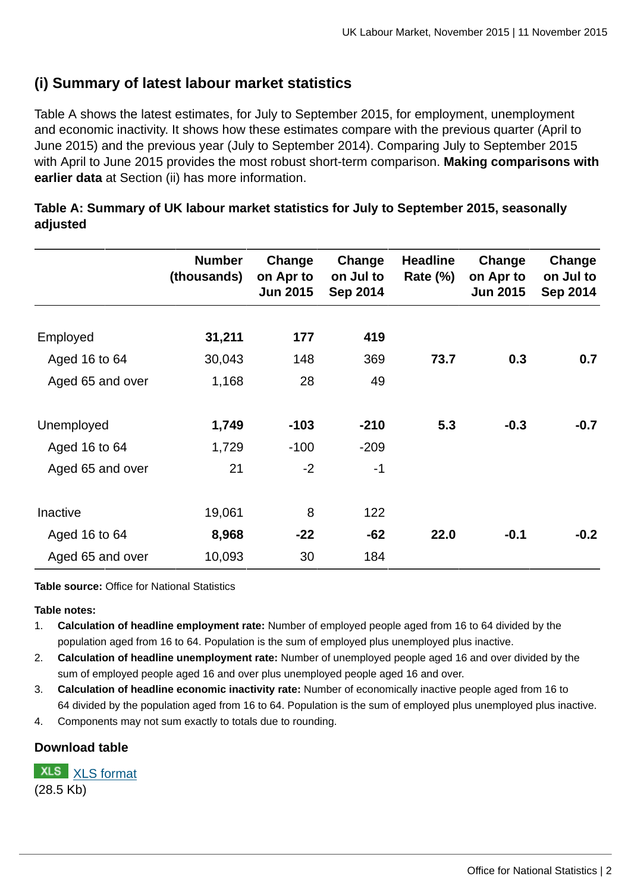## (i) Summary of latest labour market statistics

Table A shows the latest estimates, for July to September 2015, for employment, unemployment and economic inactivity. It shows how these estimates compare with the previous quarter (April to June 2015) and the previous year (July to September 2014). Comparing July to September 2015 with April to June 2015 provides the most robust short-term comparison. **Making comparisons with earlier data** at Section (ii) has more information.

**Table A: Summary of UK labour market statistics for July to September 2015, seasonally adjusted**

| | Number (thousands) | Change on Apr to Jun 2015 | Change on Jul to Sep 2014 | Headline Rate (%) | Change on Apr to Jun 2015 | Change on Jul to Sep 2014 |
|---|---|---|---|---|---|---|
| Employed | **31,211** | **177** | **419** | | | |
| Aged 16 to 64 | 30,043 | 148 | 369 | **73.7** | **0.3** | **0.7** |
| Aged 65 and over | 1,168 | 28 | 49 | | | |
| Unemployed | **1,749** | **-103** | **-210** | **5.3** | **-0.3** | **-0.7** |
| Aged 16 to 64 | 1,729 | -100 | -209 | | | |
| Aged 65 and over | 21 | -2 | -1 | | | |
| Inactive | 19,061 | 8 | 122 | | | |
| Aged 16 to 64 | **8,968** | **-22** | **-62** | **22.0** | **-0.1** | **-0.2** |
| Aged 65 and over | 10,093 | 30 | 184 | | | |

**Table source:** Office for National Statistics

**Table notes:**

1. **Calculation of headline employment rate:** Number of employed people aged from 16 to 64 divided by the population aged from 16 to 64. Population is the sum of employed plus unemployed plus inactive.
2. **Calculation of headline unemployment rate:** Number of unemployed people aged 16 and over divided by the sum of employed people aged 16 and over plus unemployed people aged 16 and over.
3. **Calculation of headline economic inactivity rate:** Number of economically inactive people aged from 16 to 64 divided by the population aged from 16 to 64. Population is the sum of employed plus unemployed plus inactive.
4. Components may not sum exactly to totals due to rounding.

### Download table

XLS [XLS format](#)
(28.5 Kb)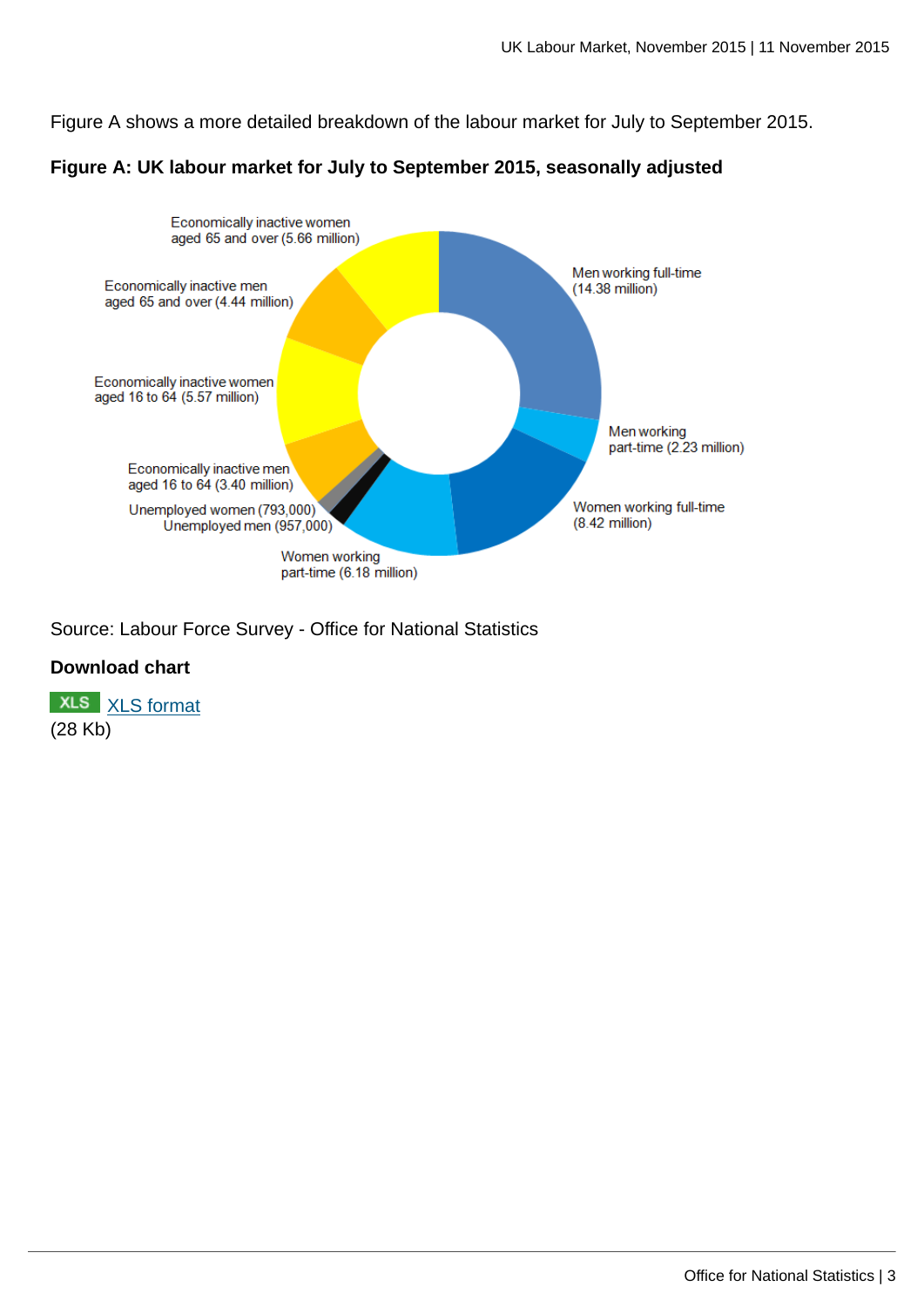Figure A shows a more detailed breakdown of the labour market for July to September 2015.

**Figure A: UK labour market for July to September 2015, seasonally adjusted**

Economically inactive women aged 65 and over (5.66 million)

Economically inactive men aged 65 and over (4.44 million)

Economically inactive women aged 16 to 64 (5.57 million)

Economically inactive men aged 16 to 64 (3.40 million)

Unemployed women (793,000)

Unemployed men (957,000)

Women working part-time (6.18 million)

Women working full-time (8.42 million)

Men working part-time (2.23 million)

Men working full-time (14.38 million)

Source: Labour Force Survey - Office for National Statistics

**Download chart**

XLS XLS format
(28 Kb)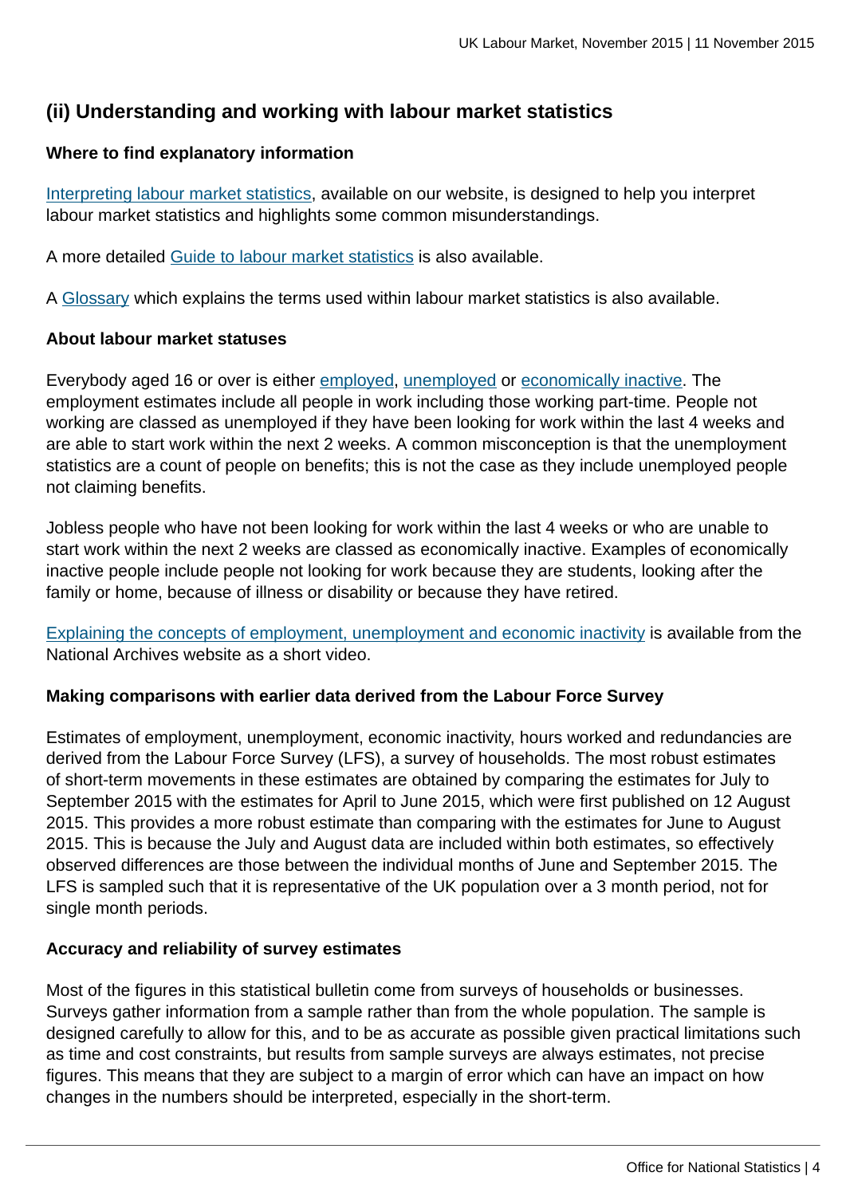## (ii) Understanding and working with labour market statistics

### Where to find explanatory information

Interpreting labour market statistics, available on our website, is designed to help you interpret labour market statistics and highlights some common misunderstandings.

A more detailed Guide to labour market statistics is also available.

A Glossary which explains the terms used within labour market statistics is also available.

### About labour market statuses

Everybody aged 16 or over is either employed, unemployed or economically inactive. The employment estimates include all people in work including those working part-time. People not working are classed as unemployed if they have been looking for work within the last 4 weeks and are able to start work within the next 2 weeks. A common misconception is that the unemployment statistics are a count of people on benefits; this is not the case as they include unemployed people not claiming benefits.

Jobless people who have not been looking for work within the last 4 weeks or who are unable to start work within the next 2 weeks are classed as economically inactive. Examples of economically inactive people include people not looking for work because they are students, looking after the family or home, because of illness or disability or because they have retired.

Explaining the concepts of employment, unemployment and economic inactivity is available from the National Archives website as a short video.

### Making comparisons with earlier data derived from the Labour Force Survey

Estimates of employment, unemployment, economic inactivity, hours worked and redundancies are derived from the Labour Force Survey (LFS), a survey of households. The most robust estimates of short-term movements in these estimates are obtained by comparing the estimates for July to September 2015 with the estimates for April to June 2015, which were first published on 12 August 2015. This provides a more robust estimate than comparing with the estimates for June to August 2015. This is because the July and August data are included within both estimates, so effectively observed differences are those between the individual months of June and September 2015. The LFS is sampled such that it is representative of the UK population over a 3 month period, not for single month periods.

### Accuracy and reliability of survey estimates

Most of the figures in this statistical bulletin come from surveys of households or businesses. Surveys gather information from a sample rather than from the whole population. The sample is designed carefully to allow for this, and to be as accurate as possible given practical limitations such as time and cost constraints, but results from sample surveys are always estimates, not precise figures. This means that they are subject to a margin of error which can have an impact on how changes in the numbers should be interpreted, especially in the short-term.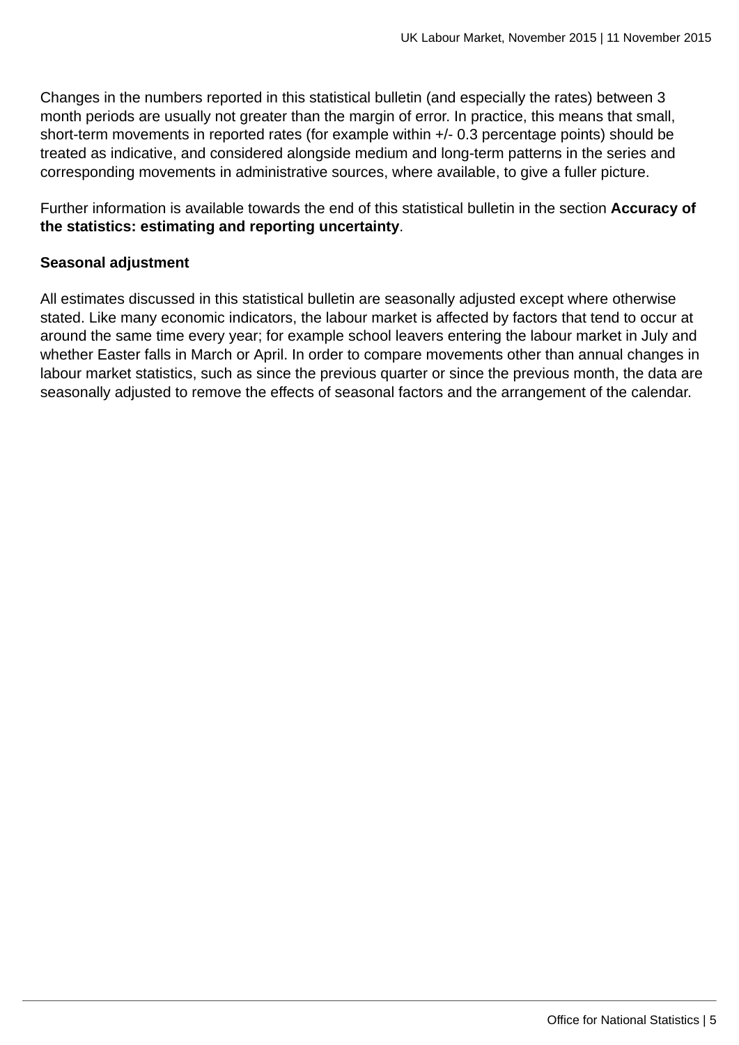Changes in the numbers reported in this statistical bulletin (and especially the rates) between 3 month periods are usually not greater than the margin of error. In practice, this means that small, short-term movements in reported rates (for example within +/- 0.3 percentage points) should be treated as indicative, and considered alongside medium and long-term patterns in the series and corresponding movements in administrative sources, where available, to give a fuller picture.

Further information is available towards the end of this statistical bulletin in the section **Accuracy of the statistics: estimating and reporting uncertainty**.

**Seasonal adjustment**

All estimates discussed in this statistical bulletin are seasonally adjusted except where otherwise stated. Like many economic indicators, the labour market is affected by factors that tend to occur at around the same time every year; for example school leavers entering the labour market in July and whether Easter falls in March or April. In order to compare movements other than annual changes in labour market statistics, such as since the previous quarter or since the previous month, the data are seasonally adjusted to remove the effects of seasonal factors and the arrangement of the calendar.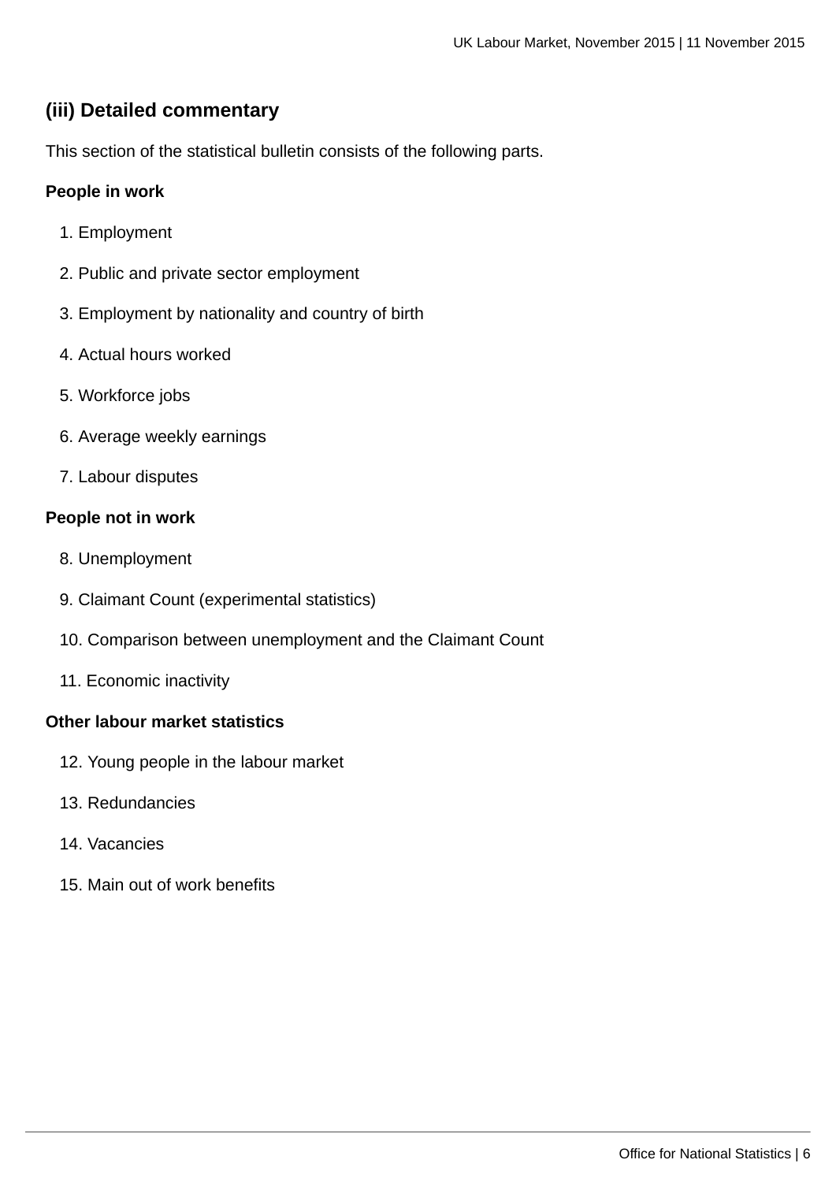### (iii) Detailed commentary

This section of the statistical bulletin consists of the following parts.

**People in work**

1. Employment
2. Public and private sector employment
3. Employment by nationality and country of birth
4. Actual hours worked
5. Workforce jobs
6. Average weekly earnings
7. Labour disputes

**People not in work**

8. Unemployment
9. Claimant Count (experimental statistics)
10. Comparison between unemployment and the Claimant Count
11. Economic inactivity

**Other labour market statistics**

12. Young people in the labour market
13. Redundancies
14. Vacancies
15. Main out of work benefits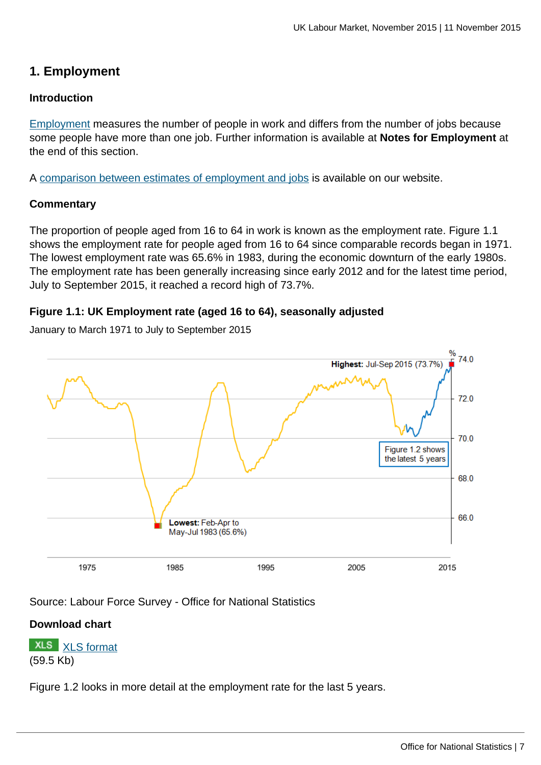## 1. Employment

### Introduction

Employment measures the number of people in work and differs from the number of jobs because some people have more than one job. Further information is available at **Notes for Employment** at the end of this section.

A comparison between estimates of employment and jobs is available on our website.

### Commentary

The proportion of people aged from 16 to 64 in work is known as the employment rate. Figure 1.1 shows the employment rate for people aged from 16 to 64 since comparable records began in 1971. The lowest employment rate was 65.6% in 1983, during the economic downturn of the early 1980s. The employment rate has been generally increasing since early 2012 and for the latest time period, July to September 2015, it reached a record high of 73.7%.

**Figure 1.1: UK Employment rate (aged 16 to 64), seasonally adjusted**

January to March 1971 to July to September 2015

Source: Labour Force Survey - Office for National Statistics

**Download chart**

XLS format
(59.5 Kb)

Figure 1.2 looks in more detail at the employment rate for the last 5 years.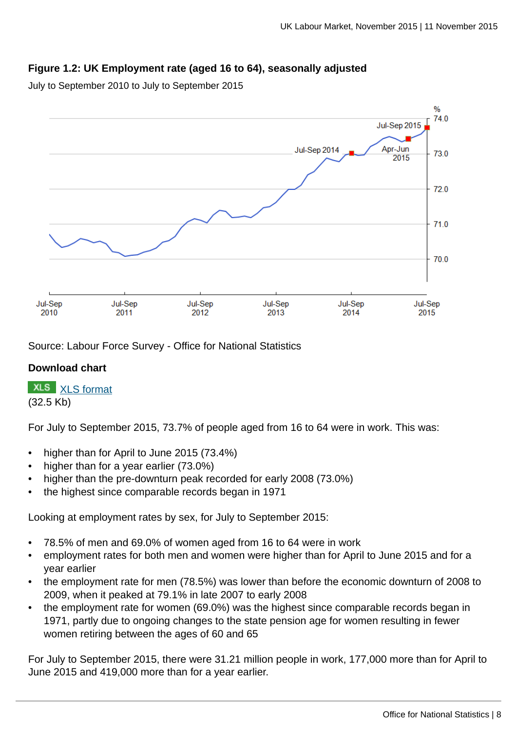### Figure 1.2: UK Employment rate (aged 16 to 64), seasonally adjusted

July to September 2010 to July to September 2015

Source: Labour Force Survey - Office for National Statistics

**Download chart**

XLS [XLS format](XLS format)
(32.5 Kb)

For July to September 2015, 73.7% of people aged from 16 to 64 were in work. This was:

- higher than for April to June 2015 (73.4%)
- higher than for a year earlier (73.0%)
- higher than the pre-downturn peak recorded for early 2008 (73.0%)
- the highest since comparable records began in 1971

Looking at employment rates by sex, for July to September 2015:

- 78.5% of men and 69.0% of women aged from 16 to 64 were in work
- employment rates for both men and women were higher than for April to June 2015 and for a year earlier
- the employment rate for men (78.5%) was lower than before the economic downturn of 2008 to 2009, when it peaked at 79.1% in late 2007 to early 2008
- the employment rate for women (69.0%) was the highest since comparable records began in 1971, partly due to ongoing changes to the state pension age for women resulting in fewer women retiring between the ages of 60 and 65

For July to September 2015, there were 31.21 million people in work, 177,000 more than for April to June 2015 and 419,000 more than for a year earlier.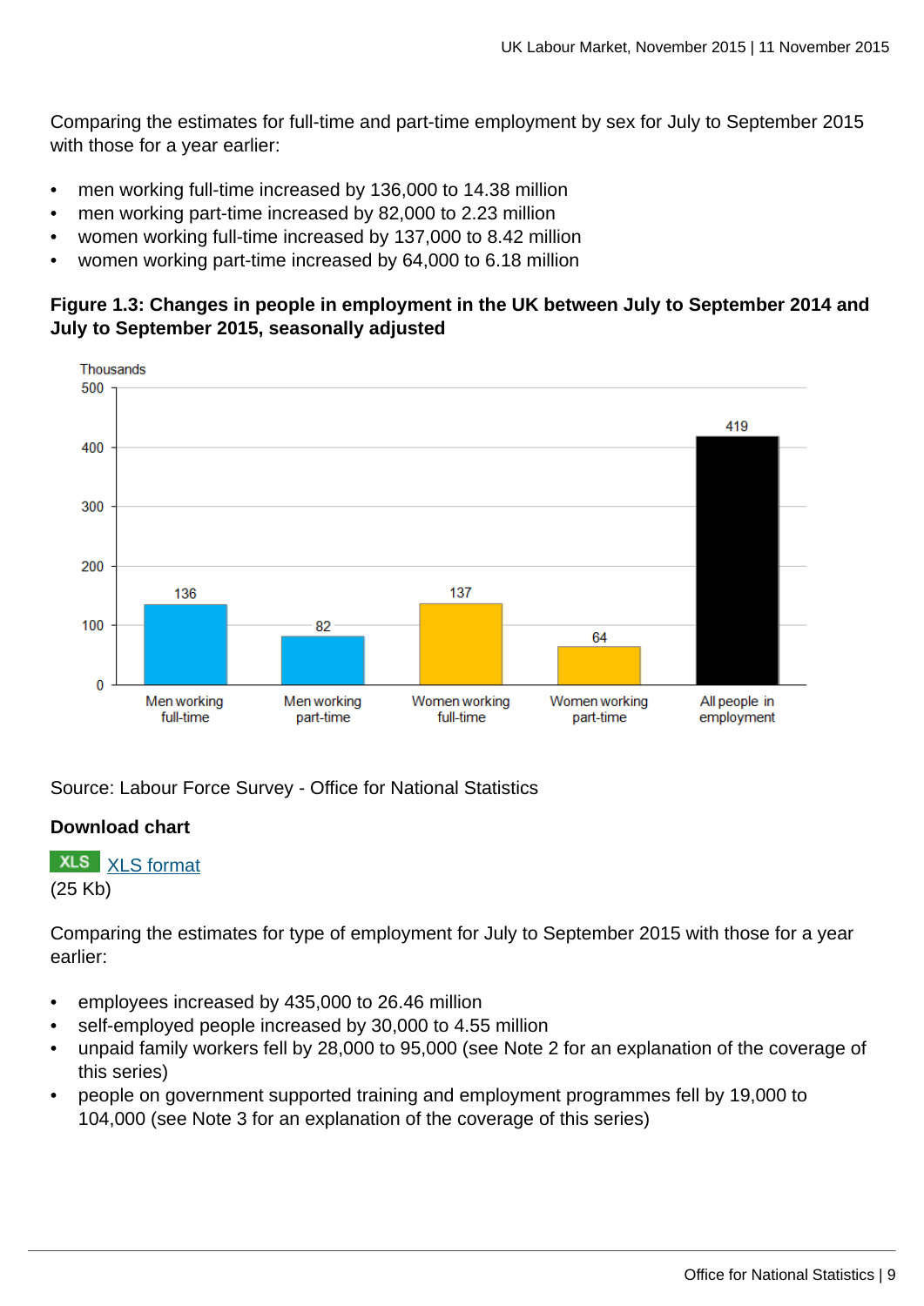Comparing the estimates for full-time and part-time employment by sex for July to September 2015 with those for a year earlier:

- men working full-time increased by 136,000 to 14.38 million
- men working part-time increased by 82,000 to 2.23 million
- women working full-time increased by 137,000 to 8.42 million
- women working part-time increased by 64,000 to 6.18 million

**Figure 1.3: Changes in people in employment in the UK between July to September 2014 and July to September 2015, seasonally adjusted**

| Category | Thousands |
|---|---|
| Men working full-time | 136 |
| Men working part-time | 82 |
| Women working full-time | 137 |
| Women working part-time | 64 |
| All people in employment | 419 |

Source: Labour Force Survey - Office for National Statistics

**Download chart**

XLS [XLS format](#)
(25 Kb)

Comparing the estimates for type of employment for July to September 2015 with those for a year earlier:

- employees increased by 435,000 to 26.46 million
- self-employed people increased by 30,000 to 4.55 million
- unpaid family workers fell by 28,000 to 95,000 (see Note 2 for an explanation of the coverage of this series)
- people on government supported training and employment programmes fell by 19,000 to 104,000 (see Note 3 for an explanation of the coverage of this series)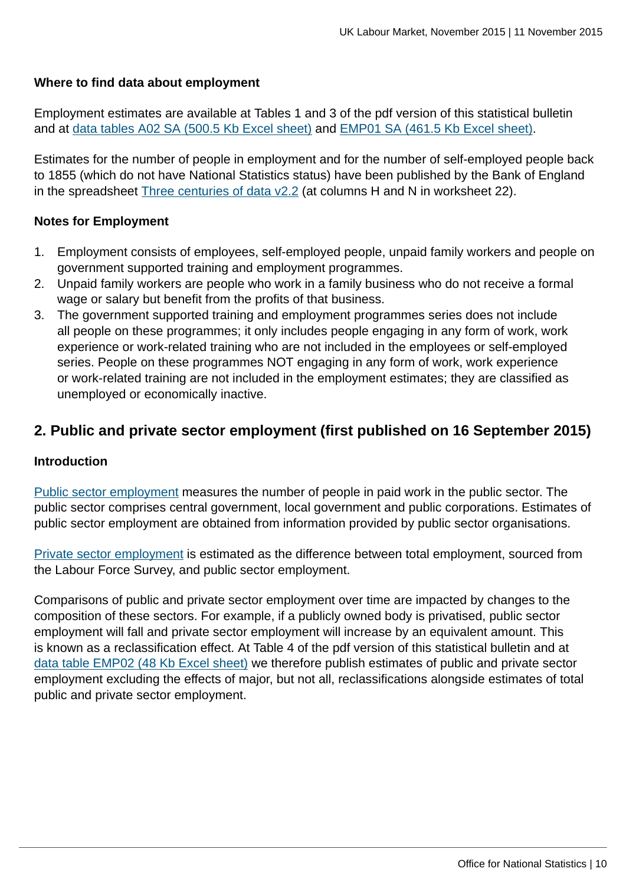**Where to find data about employment**

Employment estimates are available at Tables 1 and 3 of the pdf version of this statistical bulletin and at data tables A02 SA (500.5 Kb Excel sheet) and EMP01 SA (461.5 Kb Excel sheet).

Estimates for the number of people in employment and for the number of self-employed people back to 1855 (which do not have National Statistics status) have been published by the Bank of England in the spreadsheet Three centuries of data v2.2 (at columns H and N in worksheet 22).

**Notes for Employment**

1. Employment consists of employees, self-employed people, unpaid family workers and people on government supported training and employment programmes.
2. Unpaid family workers are people who work in a family business who do not receive a formal wage or salary but benefit from the profits of that business.
3. The government supported training and employment programmes series does not include all people on these programmes; it only includes people engaging in any form of work, work experience or work-related training who are not included in the employees or self-employed series. People on these programmes NOT engaging in any form of work, work experience or work-related training are not included in the employment estimates; they are classified as unemployed or economically inactive.

## 2. Public and private sector employment (first published on 16 September 2015)

**Introduction**

Public sector employment measures the number of people in paid work in the public sector. The public sector comprises central government, local government and public corporations. Estimates of public sector employment are obtained from information provided by public sector organisations.

Private sector employment is estimated as the difference between total employment, sourced from the Labour Force Survey, and public sector employment.

Comparisons of public and private sector employment over time are impacted by changes to the composition of these sectors. For example, if a publicly owned body is privatised, public sector employment will fall and private sector employment will increase by an equivalent amount. This is known as a reclassification effect. At Table 4 of the pdf version of this statistical bulletin and at data table EMP02 (48 Kb Excel sheet) we therefore publish estimates of public and private sector employment excluding the effects of major, but not all, reclassifications alongside estimates of total public and private sector employment.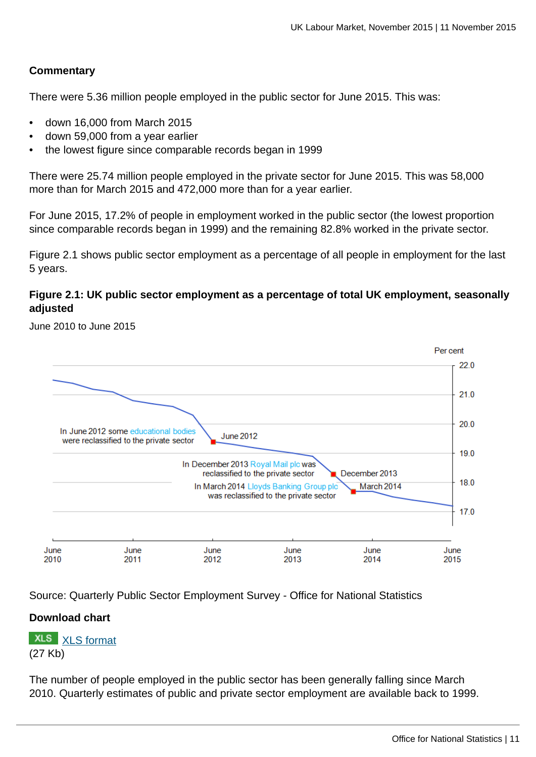**Commentary**

There were 5.36 million people employed in the public sector for June 2015. This was:

- down 16,000 from March 2015
- down 59,000 from a year earlier
- the lowest figure since comparable records began in 1999

There were 25.74 million people employed in the private sector for June 2015. This was 58,000 more than for March 2015 and 472,000 more than for a year earlier.

For June 2015, 17.2% of people in employment worked in the public sector (the lowest proportion since comparable records began in 1999) and the remaining 82.8% worked in the private sector.

Figure 2.1 shows public sector employment as a percentage of all people in employment for the last 5 years.

**Figure 2.1: UK public sector employment as a percentage of total UK employment, seasonally adjusted**

June 2010 to June 2015

Source: Quarterly Public Sector Employment Survey - Office for National Statistics

**Download chart**

XLS [XLS format](XLS format)
(27 Kb)

The number of people employed in the public sector has been generally falling since March 2010. Quarterly estimates of public and private sector employment are available back to 1999.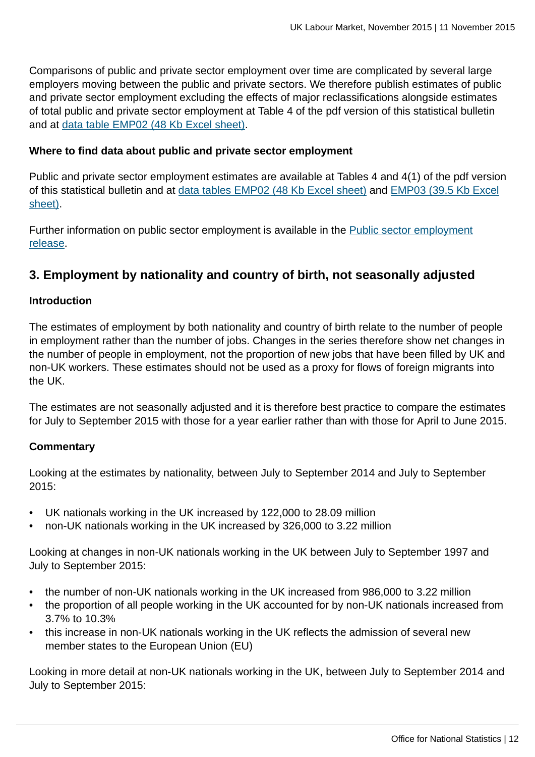Comparisons of public and private sector employment over time are complicated by several large employers moving between the public and private sectors. We therefore publish estimates of public and private sector employment excluding the effects of major reclassifications alongside estimates of total public and private sector employment at Table 4 of the pdf version of this statistical bulletin and at [data table EMP02 (48 Kb Excel sheet)](#).

**Where to find data about public and private sector employment**

Public and private sector employment estimates are available at Tables 4 and 4(1) of the pdf version of this statistical bulletin and at [data tables EMP02 (48 Kb Excel sheet)](#) and [EMP03 (39.5 Kb Excel sheet)](#).

Further information on public sector employment is available in the [Public sector employment release](#).

## 3. Employment by nationality and country of birth, not seasonally adjusted

**Introduction**

The estimates of employment by both nationality and country of birth relate to the number of people in employment rather than the number of jobs. Changes in the series therefore show net changes in the number of people in employment, not the proportion of new jobs that have been filled by UK and non-UK workers. These estimates should not be used as a proxy for flows of foreign migrants into the UK.

The estimates are not seasonally adjusted and it is therefore best practice to compare the estimates for July to September 2015 with those for a year earlier rather than with those for April to June 2015.

**Commentary**

Looking at the estimates by nationality, between July to September 2014 and July to September 2015:

- UK nationals working in the UK increased by 122,000 to 28.09 million
- non-UK nationals working in the UK increased by 326,000 to 3.22 million

Looking at changes in non-UK nationals working in the UK between July to September 1997 and July to September 2015:

- the number of non-UK nationals working in the UK increased from 986,000 to 3.22 million
- the proportion of all people working in the UK accounted for by non-UK nationals increased from 3.7% to 10.3%
- this increase in non-UK nationals working in the UK reflects the admission of several new member states to the European Union (EU)

Looking in more detail at non-UK nationals working in the UK, between July to September 2014 and July to September 2015: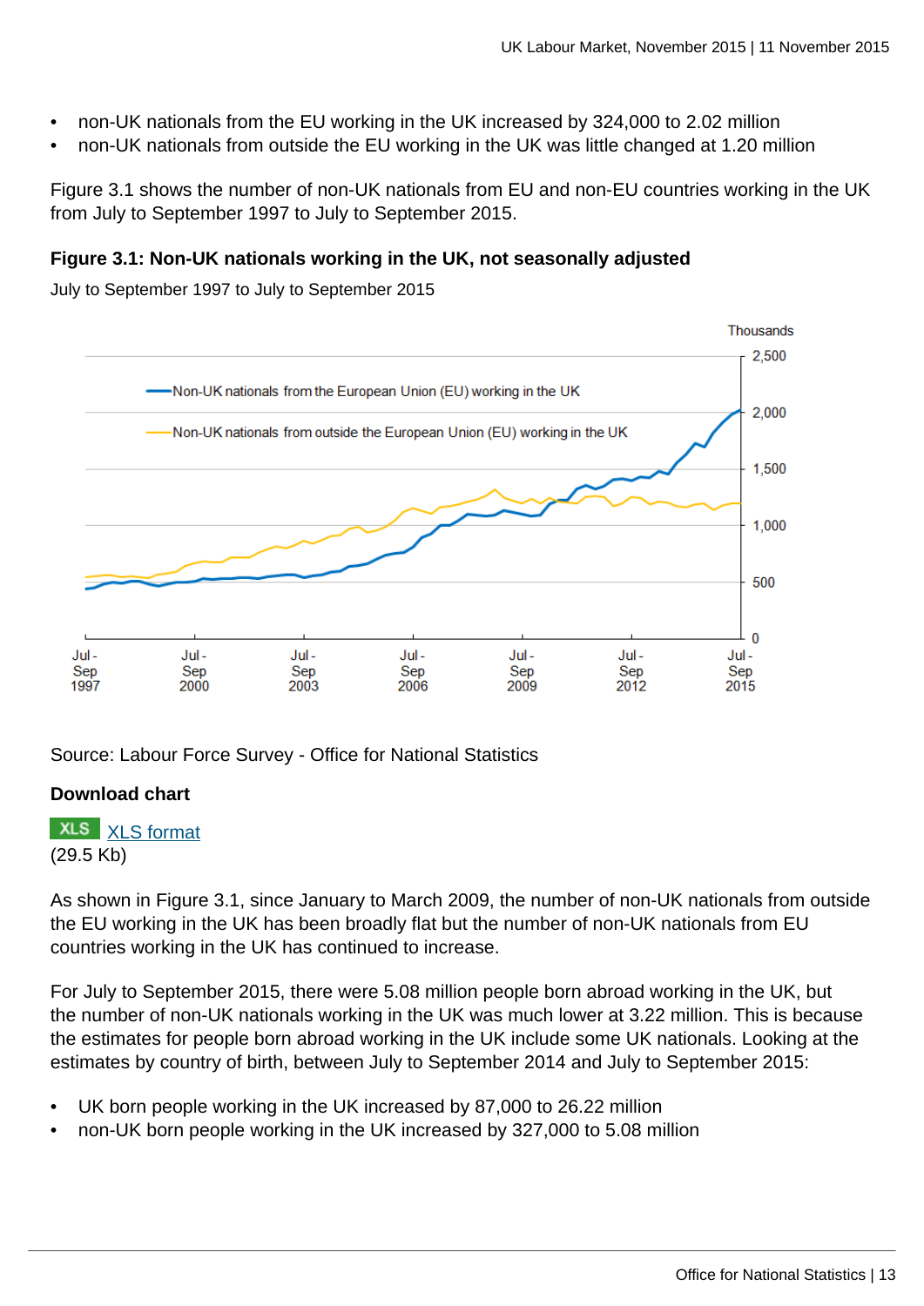- non-UK nationals from the EU working in the UK increased by 324,000 to 2.02 million
- non-UK nationals from outside the EU working in the UK was little changed at 1.20 million

Figure 3.1 shows the number of non-UK nationals from EU and non-EU countries working in the UK from July to September 1997 to July to September 2015.

**Figure 3.1: Non-UK nationals working in the UK, not seasonally adjusted**

July to September 1997 to July to September 2015

Source: Labour Force Survey - Office for National Statistics

**Download chart**

XLS format (29.5 Kb)

As shown in Figure 3.1, since January to March 2009, the number of non-UK nationals from outside the EU working in the UK has been broadly flat but the number of non-UK nationals from EU countries working in the UK has continued to increase.

For July to September 2015, there were 5.08 million people born abroad working in the UK, but the number of non-UK nationals working in the UK was much lower at 3.22 million. This is because the estimates for people born abroad working in the UK include some UK nationals. Looking at the estimates by country of birth, between July to September 2014 and July to September 2015:

- UK born people working in the UK increased by 87,000 to 26.22 million
- non-UK born people working in the UK increased by 327,000 to 5.08 million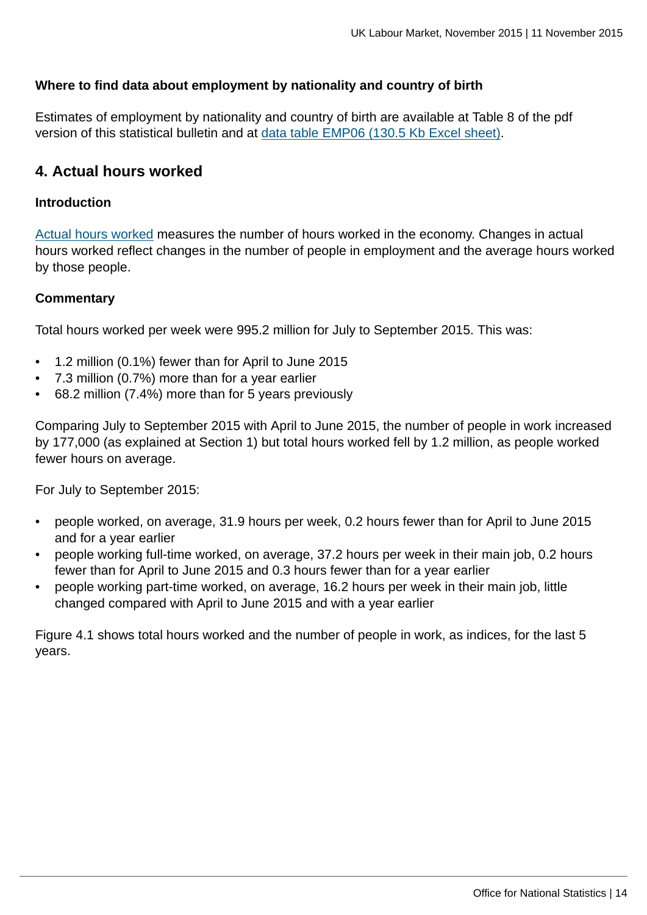**Where to find data about employment by nationality and country of birth**

Estimates of employment by nationality and country of birth are available at Table 8 of the pdf version of this statistical bulletin and at [data table EMP06 (130.5 Kb Excel sheet)](#).

## 4. Actual hours worked

### Introduction

[Actual hours worked](#) measures the number of hours worked in the economy. Changes in actual hours worked reflect changes in the number of people in employment and the average hours worked by those people.

### Commentary

Total hours worked per week were 995.2 million for July to September 2015. This was:

- 1.2 million (0.1%) fewer than for April to June 2015
- 7.3 million (0.7%) more than for a year earlier
- 68.2 million (7.4%) more than for 5 years previously

Comparing July to September 2015 with April to June 2015, the number of people in work increased by 177,000 (as explained at Section 1) but total hours worked fell by 1.2 million, as people worked fewer hours on average.

For July to September 2015:

- people worked, on average, 31.9 hours per week, 0.2 hours fewer than for April to June 2015 and for a year earlier
- people working full-time worked, on average, 37.2 hours per week in their main job, 0.2 hours fewer than for April to June 2015 and 0.3 hours fewer than for a year earlier
- people working part-time worked, on average, 16.2 hours per week in their main job, little changed compared with April to June 2015 and with a year earlier

Figure 4.1 shows total hours worked and the number of people in work, as indices, for the last 5 years.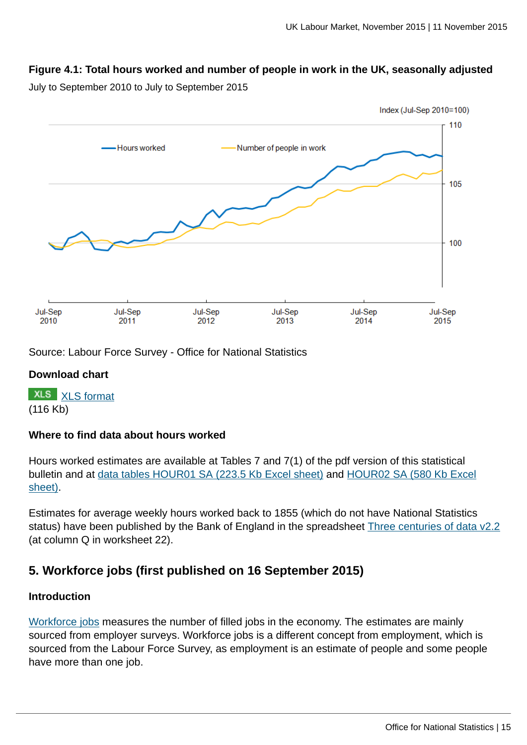**Figure 4.1: Total hours worked and number of people in work in the UK, seasonally adjusted**

July to September 2010 to July to September 2015

Source: Labour Force Survey - Office for National Statistics

**Download chart**

XLS XLS format
(116 Kb)

**Where to find data about hours worked**

Hours worked estimates are available at Tables 7 and 7(1) of the pdf version of this statistical bulletin and at data tables HOUR01 SA (223.5 Kb Excel sheet) and HOUR02 SA (580 Kb Excel sheet).

Estimates for average weekly hours worked back to 1855 (which do not have National Statistics status) have been published by the Bank of England in the spreadsheet Three centuries of data v2.2 (at column Q in worksheet 22).

## 5. Workforce jobs (first published on 16 September 2015)

**Introduction**

Workforce jobs measures the number of filled jobs in the economy. The estimates are mainly sourced from employer surveys. Workforce jobs is a different concept from employment, which is sourced from the Labour Force Survey, as employment is an estimate of people and some people have more than one job.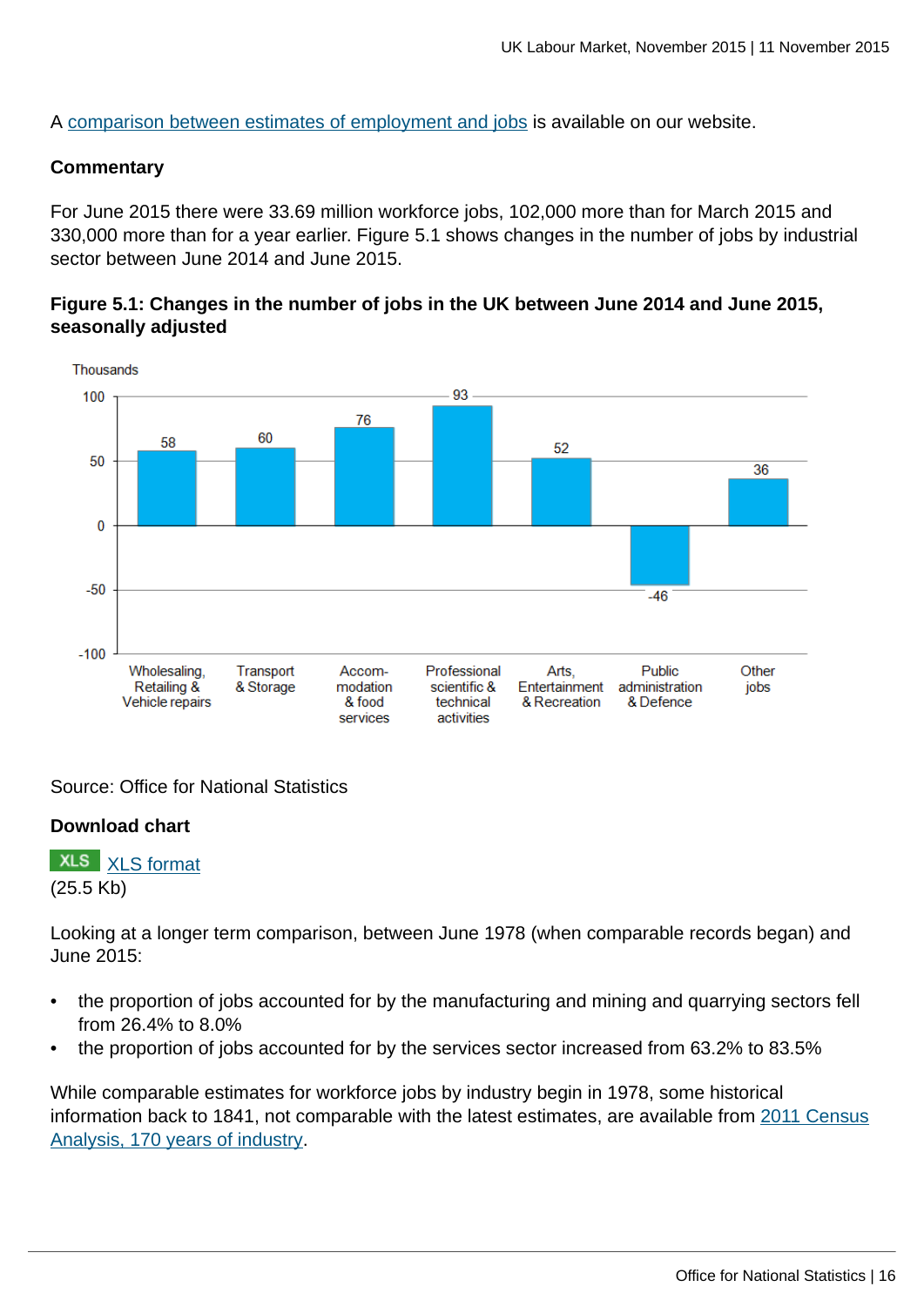A comparison between estimates of employment and jobs is available on our website.

**Commentary**

For June 2015 there were 33.69 million workforce jobs, 102,000 more than for March 2015 and 330,000 more than for a year earlier. Figure 5.1 shows changes in the number of jobs by industrial sector between June 2014 and June 2015.

**Figure 5.1: Changes in the number of jobs in the UK between June 2014 and June 2015, seasonally adjusted**

| Industry | Change (Thousands) |
|---|---|
| Wholesaling, Retailing & Vehicle repairs | 58 |
| Transport & Storage | 60 |
| Accom-modation & food services | 76 |
| Professional scientific & technical activities | 93 |
| Arts, Entertainment & Recreation | 52 |
| Public administration & Defence | -46 |
| Other jobs | 36 |

Source: Office for National Statistics

**Download chart**

XLS XLS format
(25.5 Kb)

Looking at a longer term comparison, between June 1978 (when comparable records began) and June 2015:

- the proportion of jobs accounted for by the manufacturing and mining and quarrying sectors fell from 26.4% to 8.0%
- the proportion of jobs accounted for by the services sector increased from 63.2% to 83.5%

While comparable estimates for workforce jobs by industry begin in 1978, some historical information back to 1841, not comparable with the latest estimates, are available from 2011 Census Analysis, 170 years of industry.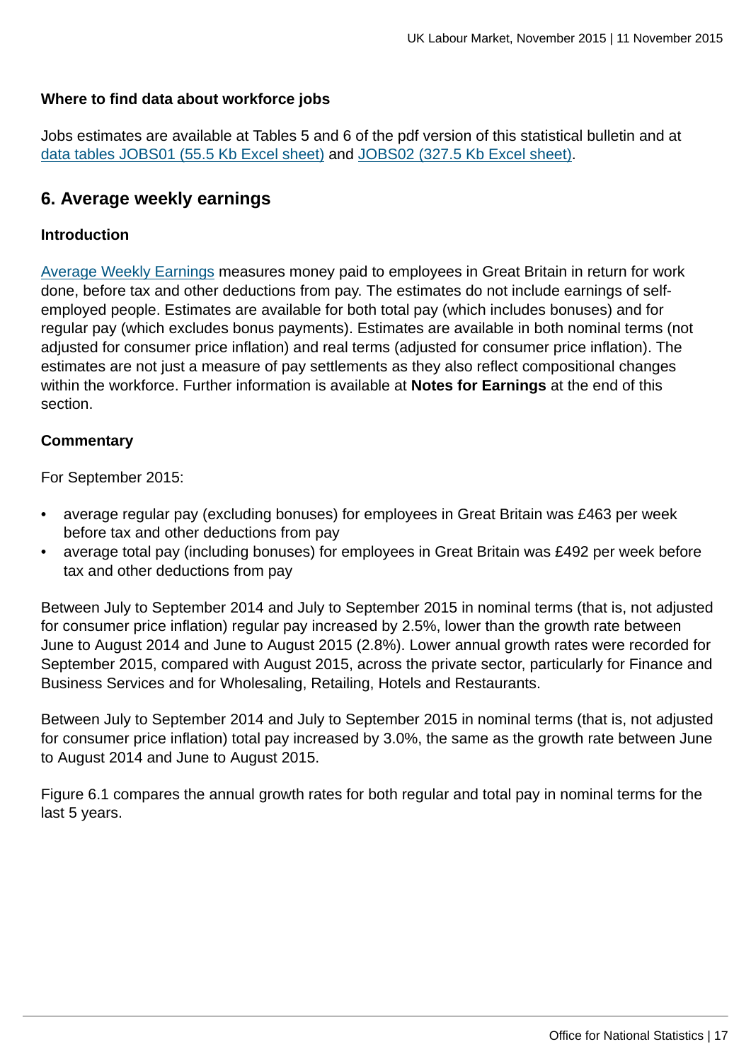### Where to find data about workforce jobs

Jobs estimates are available at Tables 5 and 6 of the pdf version of this statistical bulletin and at [data tables JOBS01 (55.5 Kb Excel sheet)] and [JOBS02 (327.5 Kb Excel sheet)].

## 6. Average weekly earnings

### Introduction

[Average Weekly Earnings] measures money paid to employees in Great Britain in return for work done, before tax and other deductions from pay. The estimates do not include earnings of self-employed people. Estimates are available for both total pay (which includes bonuses) and for regular pay (which excludes bonus payments). Estimates are available in both nominal terms (not adjusted for consumer price inflation) and real terms (adjusted for consumer price inflation). The estimates are not just a measure of pay settlements as they also reflect compositional changes within the workforce. Further information is available at **Notes for Earnings** at the end of this section.

### Commentary

For September 2015:

- average regular pay (excluding bonuses) for employees in Great Britain was £463 per week before tax and other deductions from pay
- average total pay (including bonuses) for employees in Great Britain was £492 per week before tax and other deductions from pay

Between July to September 2014 and July to September 2015 in nominal terms (that is, not adjusted for consumer price inflation) regular pay increased by 2.5%, lower than the growth rate between June to August 2014 and June to August 2015 (2.8%). Lower annual growth rates were recorded for September 2015, compared with August 2015, across the private sector, particularly for Finance and Business Services and for Wholesaling, Retailing, Hotels and Restaurants.

Between July to September 2014 and July to September 2015 in nominal terms (that is, not adjusted for consumer price inflation) total pay increased by 3.0%, the same as the growth rate between June to August 2014 and June to August 2015.

Figure 6.1 compares the annual growth rates for both regular and total pay in nominal terms for the last 5 years.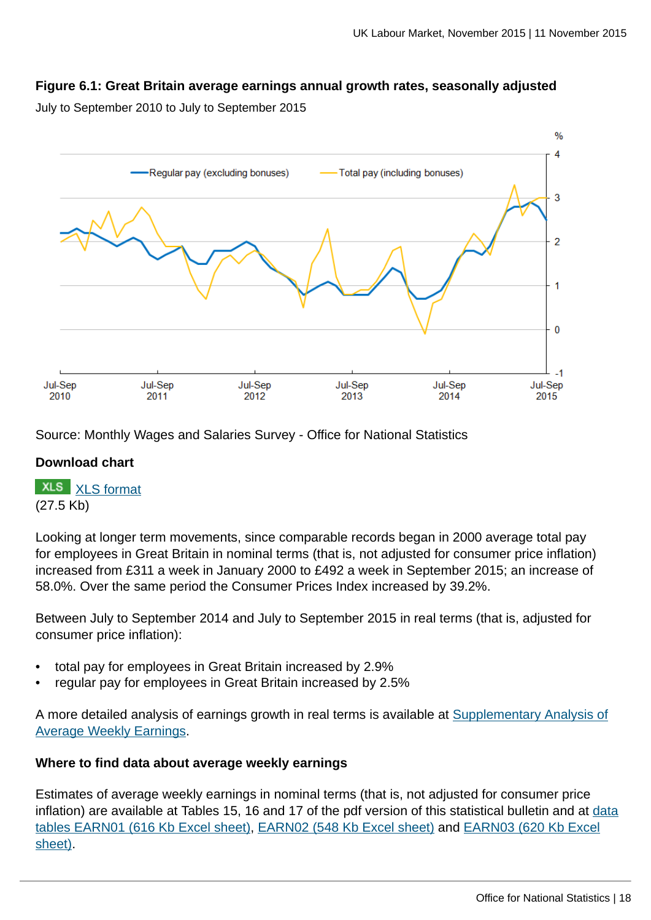**Figure 6.1: Great Britain average earnings annual growth rates, seasonally adjusted**

July to September 2010 to July to September 2015

Source: Monthly Wages and Salaries Survey - Office for National Statistics

**Download chart**

XLS [XLS format](#)
(27.5 Kb)

Looking at longer term movements, since comparable records began in 2000 average total pay for employees in Great Britain in nominal terms (that is, not adjusted for consumer price inflation) increased from £311 a week in January 2000 to £492 a week in September 2015; an increase of 58.0%. Over the same period the Consumer Prices Index increased by 39.2%.

Between July to September 2014 and July to September 2015 in real terms (that is, adjusted for consumer price inflation):

- total pay for employees in Great Britain increased by 2.9%
- regular pay for employees in Great Britain increased by 2.5%

A more detailed analysis of earnings growth in real terms is available at Supplementary Analysis of Average Weekly Earnings.

**Where to find data about average weekly earnings**

Estimates of average weekly earnings in nominal terms (that is, not adjusted for consumer price inflation) are available at Tables 15, 16 and 17 of the pdf version of this statistical bulletin and at data tables EARN01 (616 Kb Excel sheet), EARN02 (548 Kb Excel sheet) and EARN03 (620 Kb Excel sheet).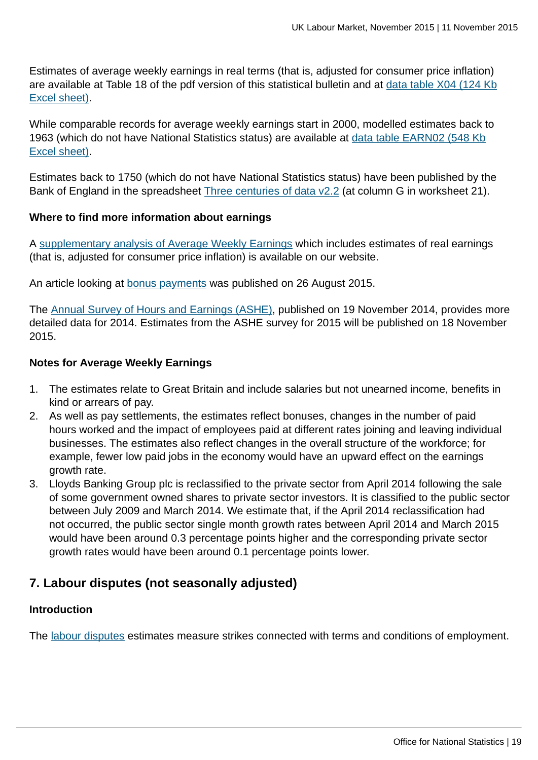Estimates of average weekly earnings in real terms (that is, adjusted for consumer price inflation) are available at Table 18 of the pdf version of this statistical bulletin and at data table X04 (124 Kb Excel sheet).

While comparable records for average weekly earnings start in 2000, modelled estimates back to 1963 (which do not have National Statistics status) are available at data table EARN02 (548 Kb Excel sheet).

Estimates back to 1750 (which do not have National Statistics status) have been published by the Bank of England in the spreadsheet Three centuries of data v2.2 (at column G in worksheet 21).

**Where to find more information about earnings**

A supplementary analysis of Average Weekly Earnings which includes estimates of real earnings (that is, adjusted for consumer price inflation) is available on our website.

An article looking at bonus payments was published on 26 August 2015.

The Annual Survey of Hours and Earnings (ASHE), published on 19 November 2014, provides more detailed data for 2014. Estimates from the ASHE survey for 2015 will be published on 18 November 2015.

**Notes for Average Weekly Earnings**

1. The estimates relate to Great Britain and include salaries but not unearned income, benefits in kind or arrears of pay.
2. As well as pay settlements, the estimates reflect bonuses, changes in the number of paid hours worked and the impact of employees paid at different rates joining and leaving individual businesses. The estimates also reflect changes in the overall structure of the workforce; for example, fewer low paid jobs in the economy would have an upward effect on the earnings growth rate.
3. Lloyds Banking Group plc is reclassified to the private sector from April 2014 following the sale of some government owned shares to private sector investors. It is classified to the public sector between July 2009 and March 2014. We estimate that, if the April 2014 reclassification had not occurred, the public sector single month growth rates between April 2014 and March 2015 would have been around 0.3 percentage points higher and the corresponding private sector growth rates would have been around 0.1 percentage points lower.

## 7. Labour disputes (not seasonally adjusted)

**Introduction**

The labour disputes estimates measure strikes connected with terms and conditions of employment.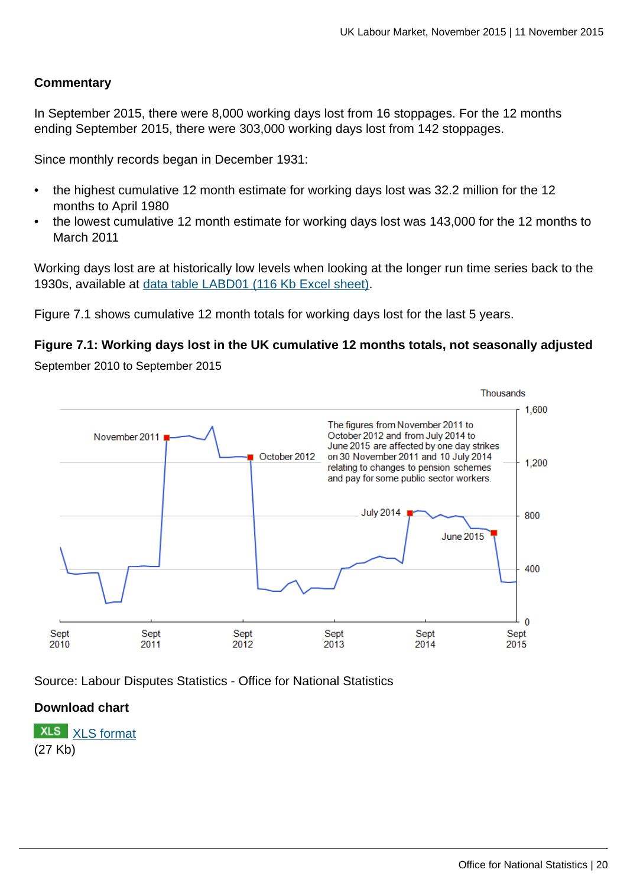### Commentary

In September 2015, there were 8,000 working days lost from 16 stoppages. For the 12 months ending September 2015, there were 303,000 working days lost from 142 stoppages.

Since monthly records began in December 1931:

- the highest cumulative 12 month estimate for working days lost was 32.2 million for the 12 months to April 1980
- the lowest cumulative 12 month estimate for working days lost was 143,000 for the 12 months to March 2011

Working days lost are at historically low levels when looking at the longer run time series back to the 1930s, available at data table LABD01 (116 Kb Excel sheet).

Figure 7.1 shows cumulative 12 month totals for working days lost for the last 5 years.

**Figure 7.1: Working days lost in the UK cumulative 12 months totals, not seasonally adjusted**

September 2010 to September 2015

Source: Labour Disputes Statistics - Office for National Statistics

**Download chart**

XLS XLS format
(27 Kb)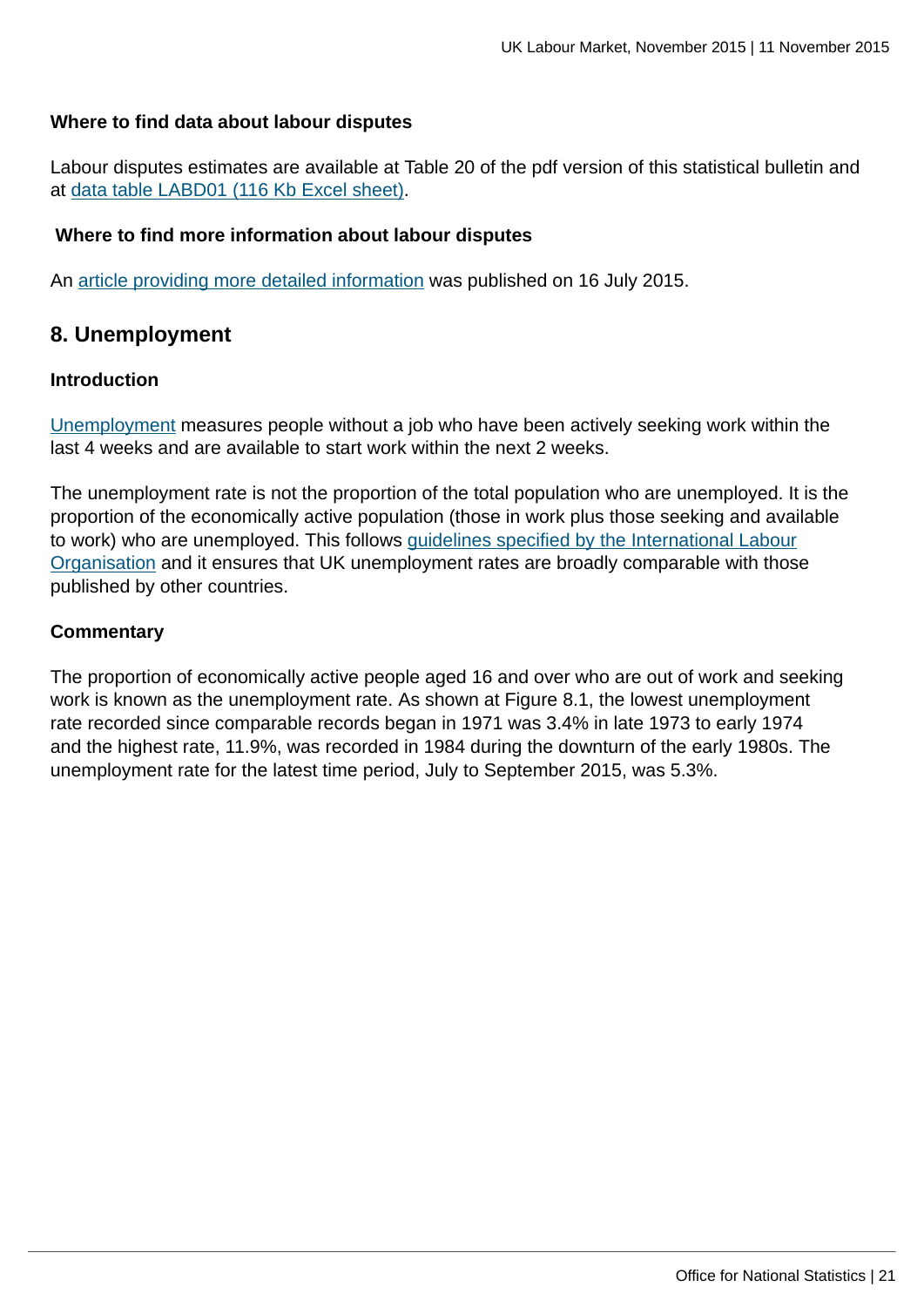**Where to find data about labour disputes**

Labour disputes estimates are available at Table 20 of the pdf version of this statistical bulletin and at [data table LABD01 (116 Kb Excel sheet)](#).

**Where to find more information about labour disputes**

An [article providing more detailed information](#) was published on 16 July 2015.

## 8. Unemployment

**Introduction**

[Unemployment](#) measures people without a job who have been actively seeking work within the last 4 weeks and are available to start work within the next 2 weeks.

The unemployment rate is not the proportion of the total population who are unemployed. It is the proportion of the economically active population (those in work plus those seeking and available to work) who are unemployed. This follows [guidelines specified by the International Labour Organisation](#) and it ensures that UK unemployment rates are broadly comparable with those published by other countries.

**Commentary**

The proportion of economically active people aged 16 and over who are out of work and seeking work is known as the unemployment rate. As shown at Figure 8.1, the lowest unemployment rate recorded since comparable records began in 1971 was 3.4% in late 1973 to early 1974 and the highest rate, 11.9%, was recorded in 1984 during the downturn of the early 1980s. The unemployment rate for the latest time period, July to September 2015, was 5.3%.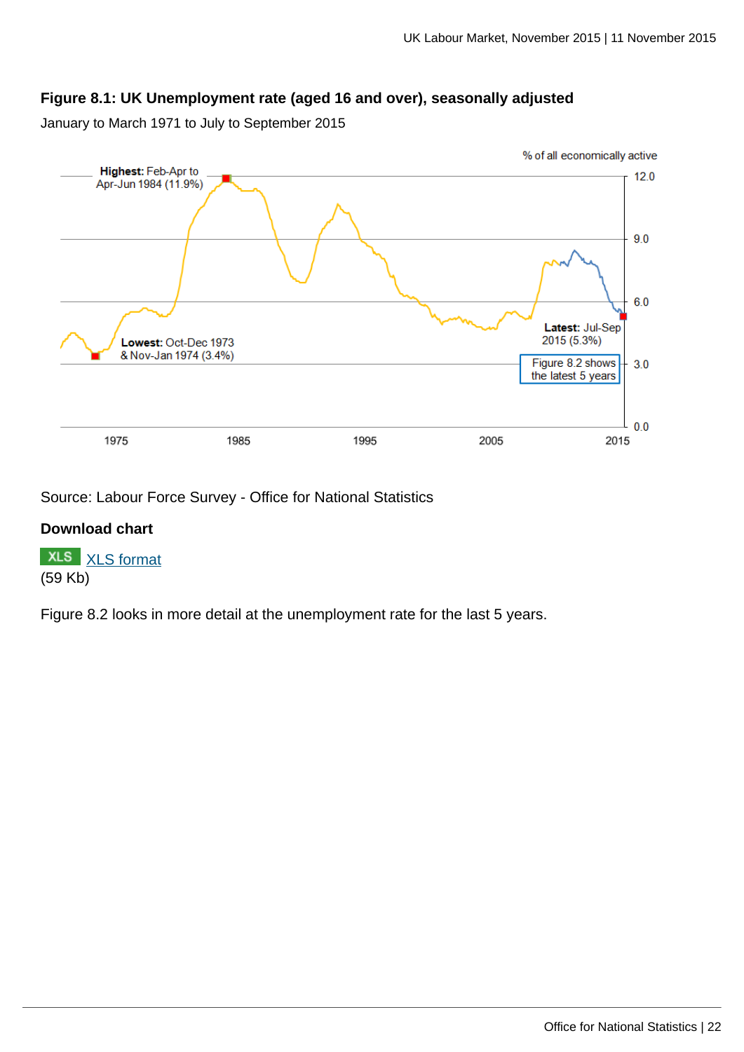**Figure 8.1: UK Unemployment rate (aged 16 and over), seasonally adjusted**

January to March 1971 to July to September 2015

Source: Labour Force Survey - Office for National Statistics

**Download chart**

XLS [XLS format](#)
(59 Kb)

Figure 8.2 looks in more detail at the unemployment rate for the last 5 years.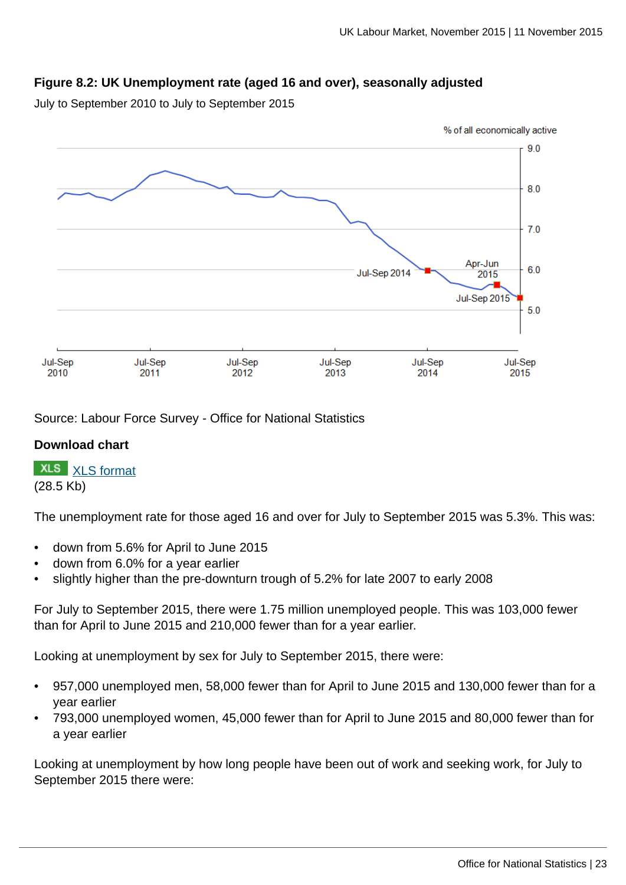### Figure 8.2: UK Unemployment rate (aged 16 and over), seasonally adjusted

July to September 2010 to July to September 2015

Source: Labour Force Survey - Office for National Statistics

**Download chart**

XLS [XLS format](XLS format)
(28.5 Kb)

The unemployment rate for those aged 16 and over for July to September 2015 was 5.3%. This was:

- down from 5.6% for April to June 2015
- down from 6.0% for a year earlier
- slightly higher than the pre-downturn trough of 5.2% for late 2007 to early 2008

For July to September 2015, there were 1.75 million unemployed people. This was 103,000 fewer than for April to June 2015 and 210,000 fewer than for a year earlier.

Looking at unemployment by sex for July to September 2015, there were:

- 957,000 unemployed men, 58,000 fewer than for April to June 2015 and 130,000 fewer than for a year earlier
- 793,000 unemployed women, 45,000 fewer than for April to June 2015 and 80,000 fewer than for a year earlier

Looking at unemployment by how long people have been out of work and seeking work, for July to September 2015 there were: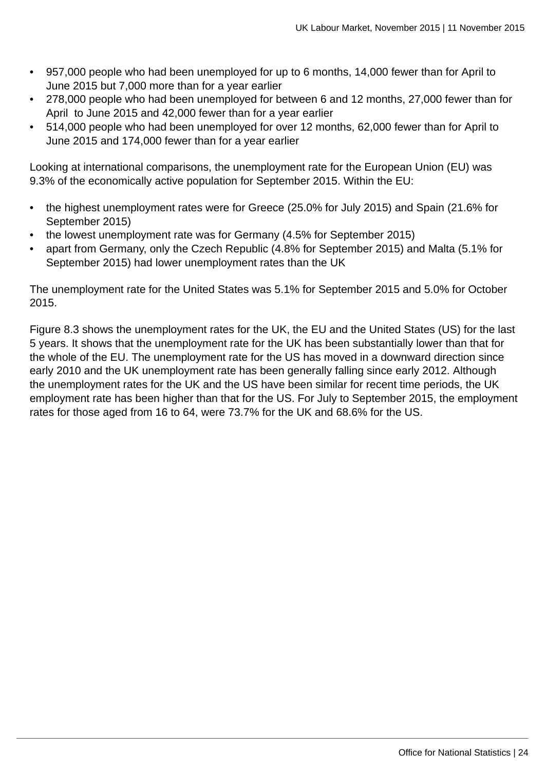- 957,000 people who had been unemployed for up to 6 months, 14,000 fewer than for April to June 2015 but 7,000 more than for a year earlier
- 278,000 people who had been unemployed for between 6 and 12 months, 27,000 fewer than for April to June 2015 and 42,000 fewer than for a year earlier
- 514,000 people who had been unemployed for over 12 months, 62,000 fewer than for April to June 2015 and 174,000 fewer than for a year earlier

Looking at international comparisons, the unemployment rate for the European Union (EU) was 9.3% of the economically active population for September 2015. Within the EU:

- the highest unemployment rates were for Greece (25.0% for July 2015) and Spain (21.6% for September 2015)
- the lowest unemployment rate was for Germany (4.5% for September 2015)
- apart from Germany, only the Czech Republic (4.8% for September 2015) and Malta (5.1% for September 2015) had lower unemployment rates than the UK

The unemployment rate for the United States was 5.1% for September 2015 and 5.0% for October 2015.

Figure 8.3 shows the unemployment rates for the UK, the EU and the United States (US) for the last 5 years. It shows that the unemployment rate for the UK has been substantially lower than that for the whole of the EU. The unemployment rate for the US has moved in a downward direction since early 2010 and the UK unemployment rate has been generally falling since early 2012. Although the unemployment rates for the UK and the US have been similar for recent time periods, the UK employment rate has been higher than that for the US. For July to September 2015, the employment rates for those aged from 16 to 64, were 73.7% for the UK and 68.6% for the US.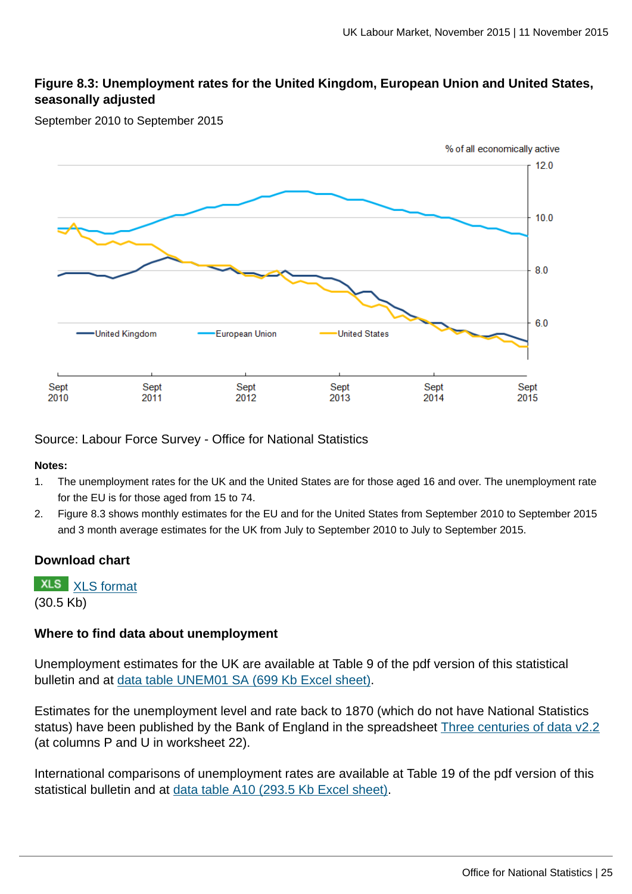### Figure 8.3: Unemployment rates for the United Kingdom, European Union and United States, seasonally adjusted

September 2010 to September 2015

Source: Labour Force Survey - Office for National Statistics

**Notes:**

1. The unemployment rates for the UK and the United States are for those aged 16 and over. The unemployment rate for the EU is for those aged from 15 to 74.
2. Figure 8.3 shows monthly estimates for the EU and for the United States from September 2010 to September 2015 and 3 month average estimates for the UK from July to September 2010 to July to September 2015.

#### Download chart

XLS XLS format
(30.5 Kb)

#### Where to find data about unemployment

Unemployment estimates for the UK are available at Table 9 of the pdf version of this statistical bulletin and at data table UNEM01 SA (699 Kb Excel sheet).

Estimates for the unemployment level and rate back to 1870 (which do not have National Statistics status) have been published by the Bank of England in the spreadsheet Three centuries of data v2.2 (at columns P and U in worksheet 22).

International comparisons of unemployment rates are available at Table 19 of the pdf version of this statistical bulletin and at data table A10 (293.5 Kb Excel sheet).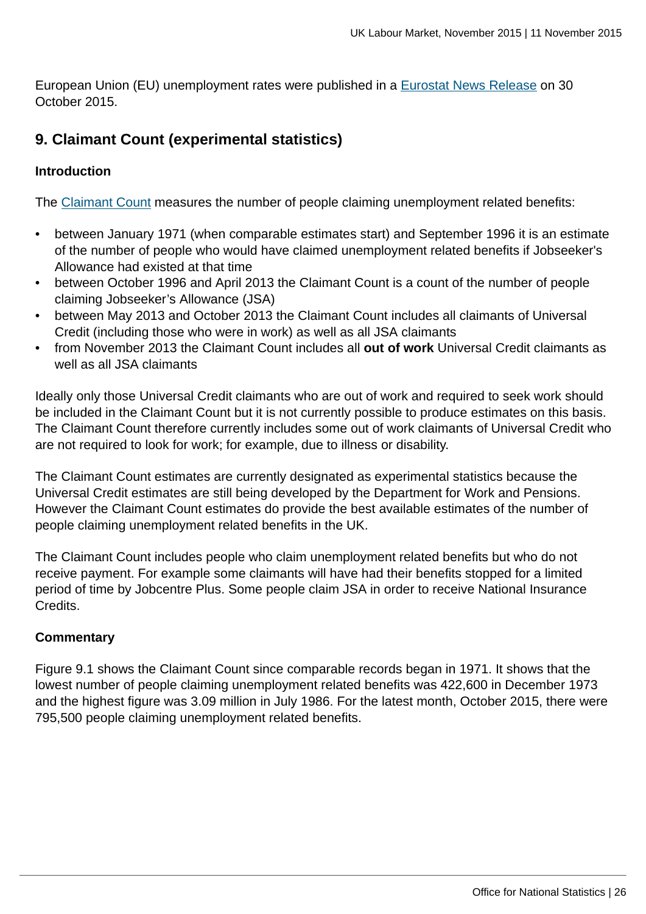European Union (EU) unemployment rates were published in a Eurostat News Release on 30 October 2015.

## 9. Claimant Count (experimental statistics)

### Introduction

The Claimant Count measures the number of people claiming unemployment related benefits:

- between January 1971 (when comparable estimates start) and September 1996 it is an estimate of the number of people who would have claimed unemployment related benefits if Jobseeker's Allowance had existed at that time
- between October 1996 and April 2013 the Claimant Count is a count of the number of people claiming Jobseeker's Allowance (JSA)
- between May 2013 and October 2013 the Claimant Count includes all claimants of Universal Credit (including those who were in work) as well as all JSA claimants
- from November 2013 the Claimant Count includes all **out of work** Universal Credit claimants as well as all JSA claimants

Ideally only those Universal Credit claimants who are out of work and required to seek work should be included in the Claimant Count but it is not currently possible to produce estimates on this basis. The Claimant Count therefore currently includes some out of work claimants of Universal Credit who are not required to look for work; for example, due to illness or disability.

The Claimant Count estimates are currently designated as experimental statistics because the Universal Credit estimates are still being developed by the Department for Work and Pensions. However the Claimant Count estimates do provide the best available estimates of the number of people claiming unemployment related benefits in the UK.

The Claimant Count includes people who claim unemployment related benefits but who do not receive payment. For example some claimants will have had their benefits stopped for a limited period of time by Jobcentre Plus. Some people claim JSA in order to receive National Insurance Credits.

### Commentary

Figure 9.1 shows the Claimant Count since comparable records began in 1971. It shows that the lowest number of people claiming unemployment related benefits was 422,600 in December 1973 and the highest figure was 3.09 million in July 1986. For the latest month, October 2015, there were 795,500 people claiming unemployment related benefits.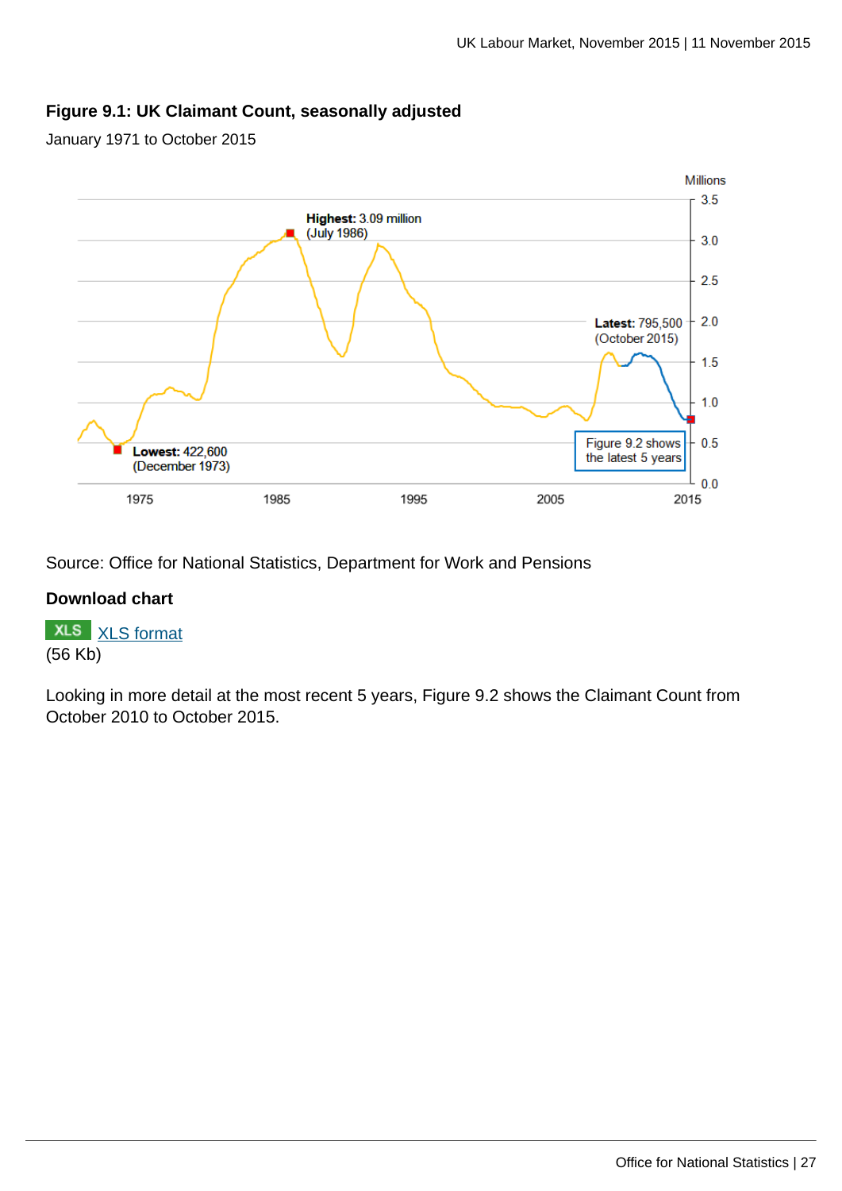### Figure 9.1: UK Claimant Count, seasonally adjusted

January 1971 to October 2015

Source: Office for National Statistics, Department for Work and Pensions

**Download chart**

XLS XLS format
(56 Kb)

Looking in more detail at the most recent 5 years, Figure 9.2 shows the Claimant Count from October 2010 to October 2015.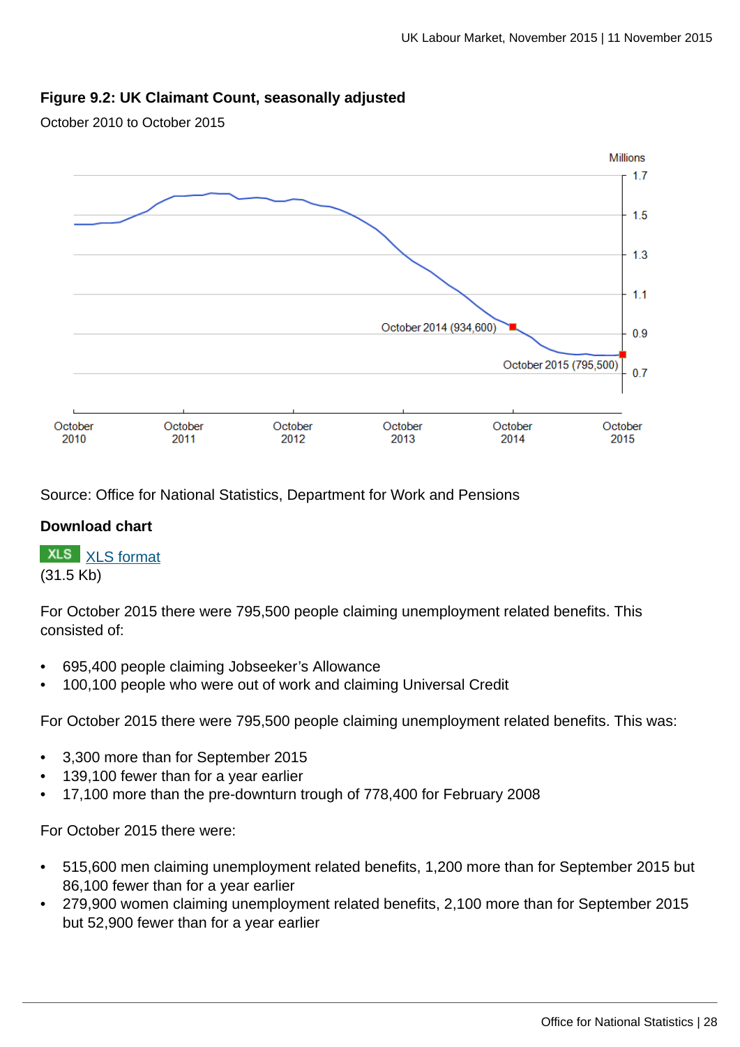**Figure 9.2: UK Claimant Count, seasonally adjusted**

October 2010 to October 2015

Source: Office for National Statistics, Department for Work and Pensions

**Download chart**

XLS [XLS format](#)
(31.5 Kb)

For October 2015 there were 795,500 people claiming unemployment related benefits. This consisted of:

- 695,400 people claiming Jobseeker's Allowance
- 100,100 people who were out of work and claiming Universal Credit

For October 2015 there were 795,500 people claiming unemployment related benefits. This was:

- 3,300 more than for September 2015
- 139,100 fewer than for a year earlier
- 17,100 more than the pre-downturn trough of 778,400 for February 2008

For October 2015 there were:

- 515,600 men claiming unemployment related benefits, 1,200 more than for September 2015 but 86,100 fewer than for a year earlier
- 279,900 women claiming unemployment related benefits, 2,100 more than for September 2015 but 52,900 fewer than for a year earlier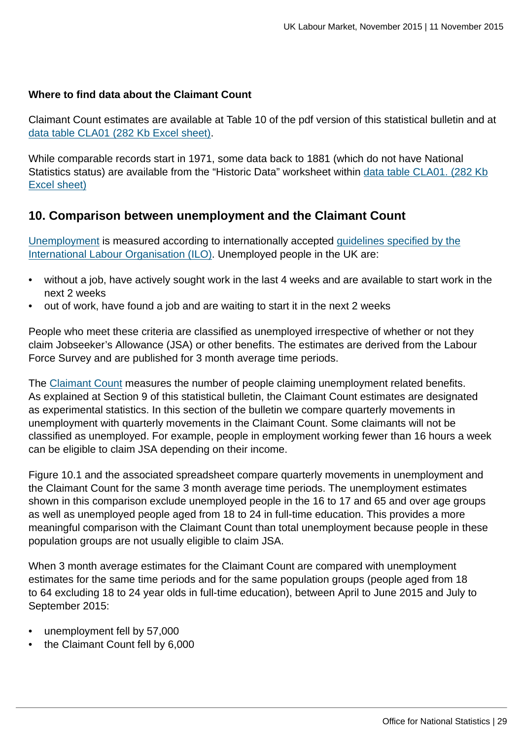**Where to find data about the Claimant Count**

Claimant Count estimates are available at Table 10 of the pdf version of this statistical bulletin and at data table CLA01 (282 Kb Excel sheet).

While comparable records start in 1971, some data back to 1881 (which do not have National Statistics status) are available from the "Historic Data" worksheet within data table CLA01. (282 Kb Excel sheet)

## 10. Comparison between unemployment and the Claimant Count

Unemployment is measured according to internationally accepted guidelines specified by the International Labour Organisation (ILO). Unemployed people in the UK are:

- without a job, have actively sought work in the last 4 weeks and are available to start work in the next 2 weeks
- out of work, have found a job and are waiting to start it in the next 2 weeks

People who meet these criteria are classified as unemployed irrespective of whether or not they claim Jobseeker's Allowance (JSA) or other benefits. The estimates are derived from the Labour Force Survey and are published for 3 month average time periods.

The Claimant Count measures the number of people claiming unemployment related benefits. As explained at Section 9 of this statistical bulletin, the Claimant Count estimates are designated as experimental statistics. In this section of the bulletin we compare quarterly movements in unemployment with quarterly movements in the Claimant Count. Some claimants will not be classified as unemployed. For example, people in employment working fewer than 16 hours a week can be eligible to claim JSA depending on their income.

Figure 10.1 and the associated spreadsheet compare quarterly movements in unemployment and the Claimant Count for the same 3 month average time periods. The unemployment estimates shown in this comparison exclude unemployed people in the 16 to 17 and 65 and over age groups as well as unemployed people aged from 18 to 24 in full-time education. This provides a more meaningful comparison with the Claimant Count than total unemployment because people in these population groups are not usually eligible to claim JSA.

When 3 month average estimates for the Claimant Count are compared with unemployment estimates for the same time periods and for the same population groups (people aged from 18 to 64 excluding 18 to 24 year olds in full-time education), between April to June 2015 and July to September 2015:

- unemployment fell by 57,000
- the Claimant Count fell by 6,000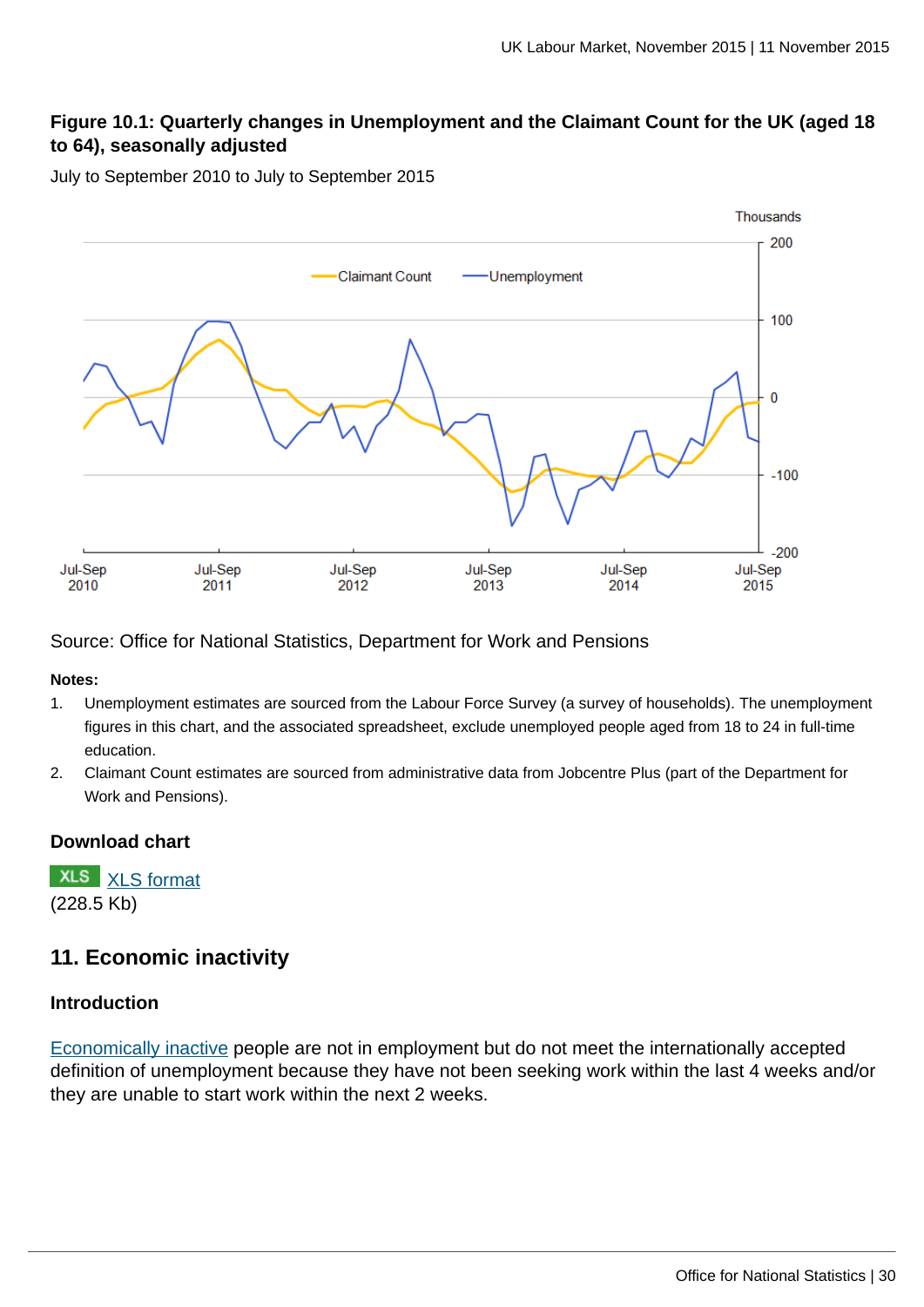**Figure 10.1: Quarterly changes in Unemployment and the Claimant Count for the UK (aged 18 to 64), seasonally adjusted**

July to September 2010 to July to September 2015

Source: Office for National Statistics, Department for Work and Pensions

**Notes:**

1. Unemployment estimates are sourced from the Labour Force Survey (a survey of households). The unemployment figures in this chart, and the associated spreadsheet, exclude unemployed people aged from 18 to 24 in full-time education.
2. Claimant Count estimates are sourced from administrative data from Jobcentre Plus (part of the Department for Work and Pensions).

### Download chart

XLS XLS format
(228.5 Kb)

## 11. Economic inactivity

### Introduction

Economically inactive people are not in employment but do not meet the internationally accepted definition of unemployment because they have not been seeking work within the last 4 weeks and/or they are unable to start work within the next 2 weeks.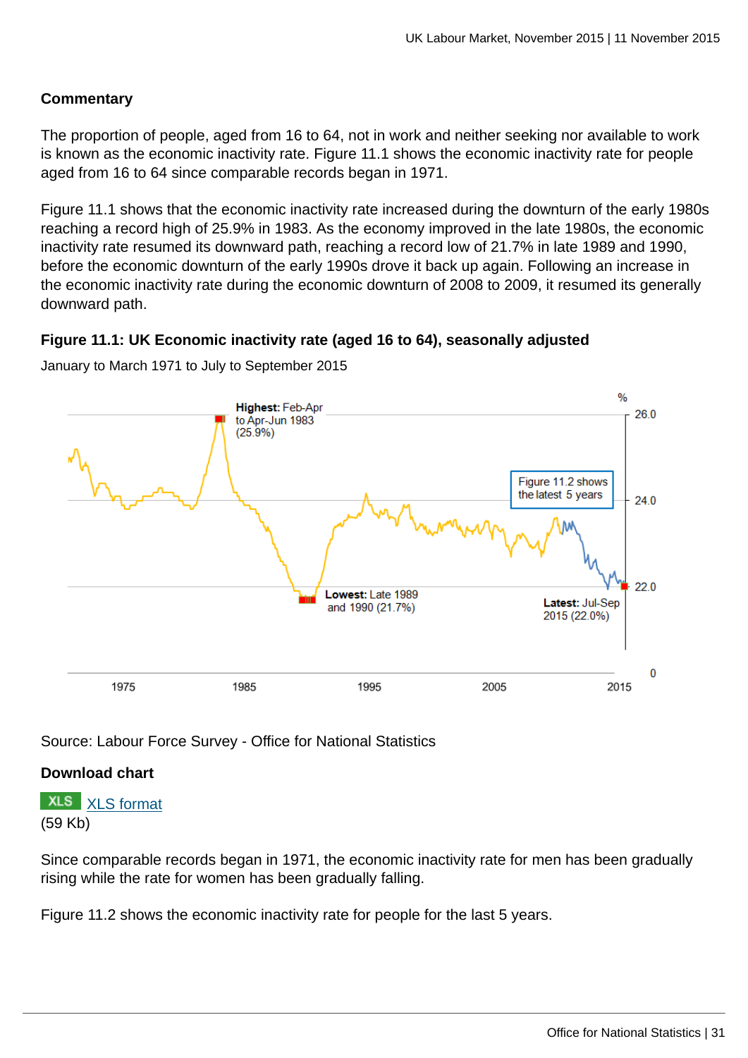## Commentary

The proportion of people, aged from 16 to 64, not in work and neither seeking nor available to work is known as the economic inactivity rate. Figure 11.1 shows the economic inactivity rate for people aged from 16 to 64 since comparable records began in 1971.

Figure 11.1 shows that the economic inactivity rate increased during the downturn of the early 1980s reaching a record high of 25.9% in 1983. As the economy improved in the late 1980s, the economic inactivity rate resumed its downward path, reaching a record low of 21.7% in late 1989 and 1990, before the economic downturn of the early 1990s drove it back up again. Following an increase in the economic inactivity rate during the economic downturn of 2008 to 2009, it resumed its generally downward path.

### Figure 11.1: UK Economic inactivity rate (aged 16 to 64), seasonally adjusted

January to March 1971 to July to September 2015

**Highest:** Feb-Apr to Apr-Jun 1983 (25.9%)

**Lowest:** Late 1989 and 1990 (21.7%)

**Latest:** Jul-Sep 2015 (22.0%)

Figure 11.2 shows the latest 5 years

Source: Labour Force Survey - Office for National Statistics

**Download chart**

XLS [XLS format](XLS format)
(59 Kb)

Since comparable records began in 1971, the economic inactivity rate for men has been gradually rising while the rate for women has been gradually falling.

Figure 11.2 shows the economic inactivity rate for people for the last 5 years.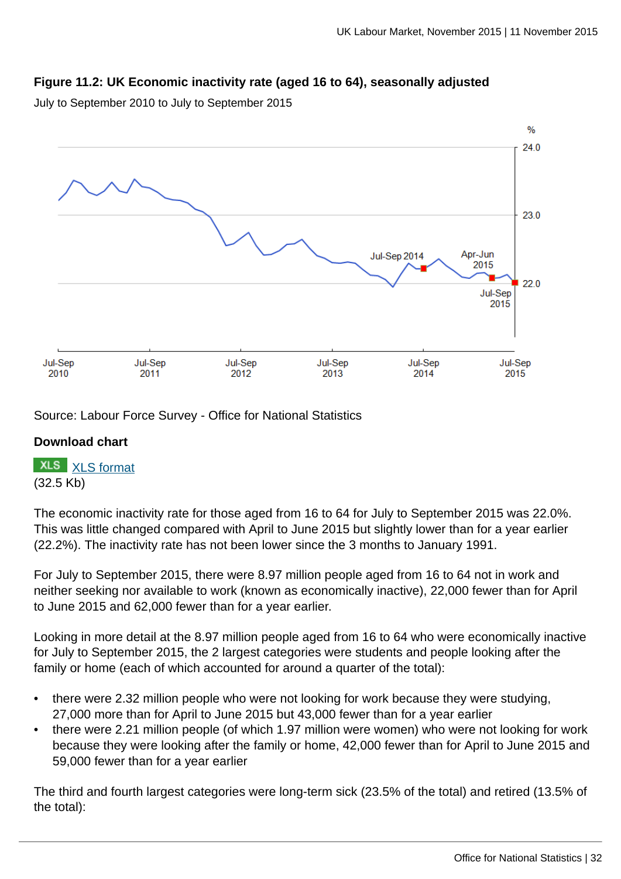**Figure 11.2: UK Economic inactivity rate (aged 16 to 64), seasonally adjusted**

July to September 2010 to July to September 2015

Source: Labour Force Survey - Office for National Statistics

**Download chart**

XLS [XLS format](#)
(32.5 Kb)

The economic inactivity rate for those aged from 16 to 64 for July to September 2015 was 22.0%. This was little changed compared with April to June 2015 but slightly lower than for a year earlier (22.2%). The inactivity rate has not been lower since the 3 months to January 1991.

For July to September 2015, there were 8.97 million people aged from 16 to 64 not in work and neither seeking nor available to work (known as economically inactive), 22,000 fewer than for April to June 2015 and 62,000 fewer than for a year earlier.

Looking in more detail at the 8.97 million people aged from 16 to 64 who were economically inactive for July to September 2015, the 2 largest categories were students and people looking after the family or home (each of which accounted for around a quarter of the total):

- there were 2.32 million people who were not looking for work because they were studying, 27,000 more than for April to June 2015 but 43,000 fewer than for a year earlier
- there were 2.21 million people (of which 1.97 million were women) who were not looking for work because they were looking after the family or home, 42,000 fewer than for April to June 2015 and 59,000 fewer than for a year earlier

The third and fourth largest categories were long-term sick (23.5% of the total) and retired (13.5% of the total):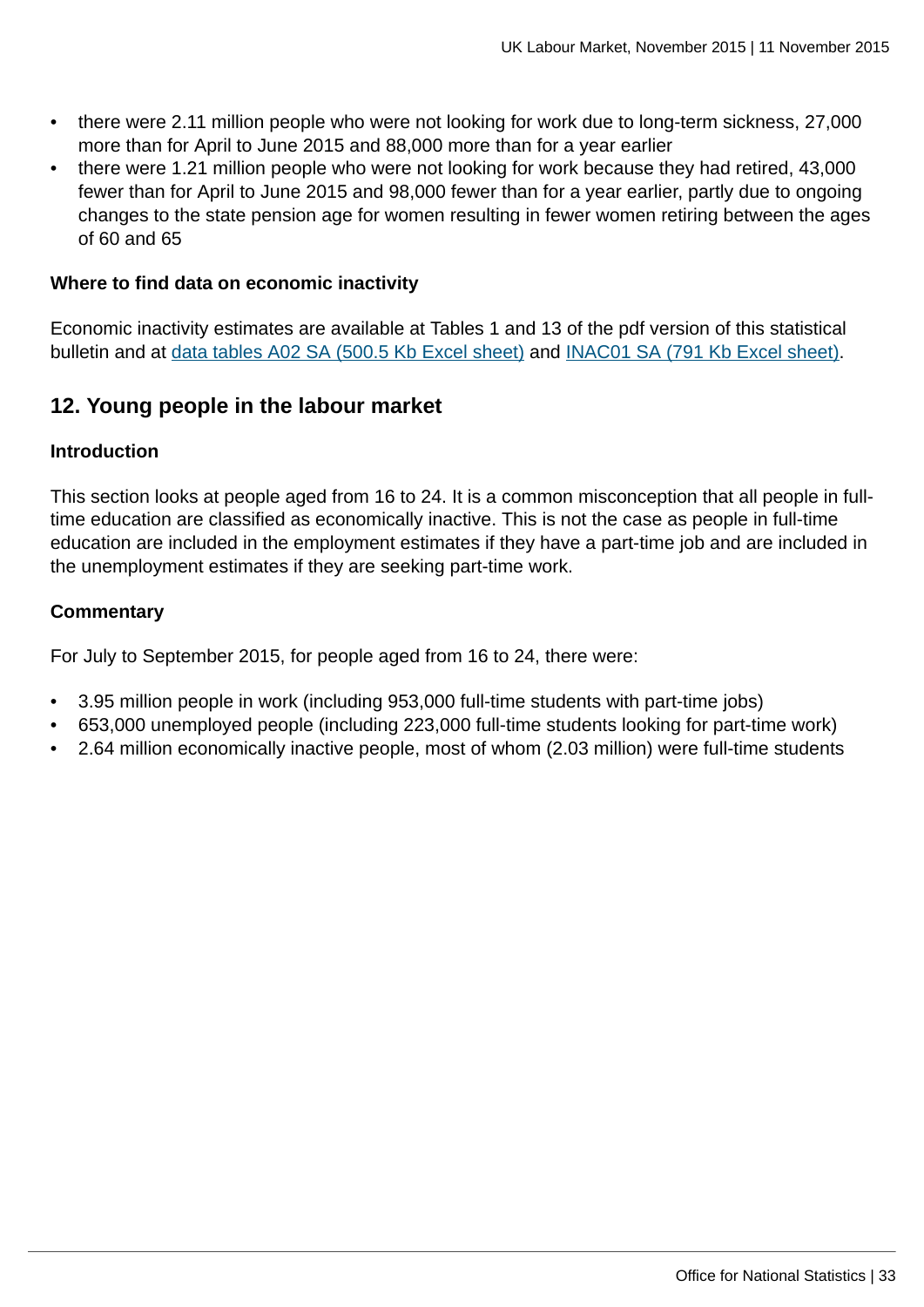- there were 2.11 million people who were not looking for work due to long-term sickness, 27,000 more than for April to June 2015 and 88,000 more than for a year earlier
- there were 1.21 million people who were not looking for work because they had retired, 43,000 fewer than for April to June 2015 and 98,000 fewer than for a year earlier, partly due to ongoing changes to the state pension age for women resulting in fewer women retiring between the ages of 60 and 65

**Where to find data on economic inactivity**

Economic inactivity estimates are available at Tables 1 and 13 of the pdf version of this statistical bulletin and at data tables A02 SA (500.5 Kb Excel sheet) and INAC01 SA (791 Kb Excel sheet).

## 12. Young people in the labour market

**Introduction**

This section looks at people aged from 16 to 24. It is a common misconception that all people in full-time education are classified as economically inactive. This is not the case as people in full-time education are included in the employment estimates if they have a part-time job and are included in the unemployment estimates if they are seeking part-time work.

**Commentary**

For July to September 2015, for people aged from 16 to 24, there were:

- 3.95 million people in work (including 953,000 full-time students with part-time jobs)
- 653,000 unemployed people (including 223,000 full-time students looking for part-time work)
- 2.64 million economically inactive people, most of whom (2.03 million) were full-time students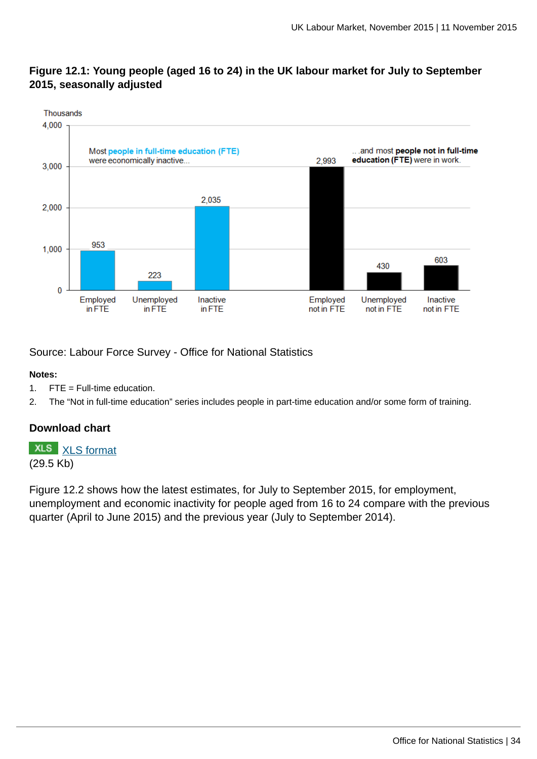### Figure 12.1: Young people (aged 16 to 24) in the UK labour market for July to September 2015, seasonally adjusted

Thousands

| | Employed in FTE | Unemployed in FTE | Inactive in FTE | Employed not in FTE | Unemployed not in FTE | Inactive not in FTE |
|---|---|---|---|---|---|---|
| Thousands | 953 | 223 | 2,035 | 2,993 | 430 | 603 |

Most **people in full-time education (FTE)** were economically inactive...

.. .and most **people not in full-time education (FTE)** were in work.

Source: Labour Force Survey - Office for National Statistics

**Notes:**

1. FTE = Full-time education.
2. The "Not in full-time education" series includes people in part-time education and/or some form of training.

#### Download chart

XLS [XLS format](XLS format)
(29.5 Kb)

Figure 12.2 shows how the latest estimates, for July to September 2015, for employment, unemployment and economic inactivity for people aged from 16 to 24 compare with the previous quarter (April to June 2015) and the previous year (July to September 2014).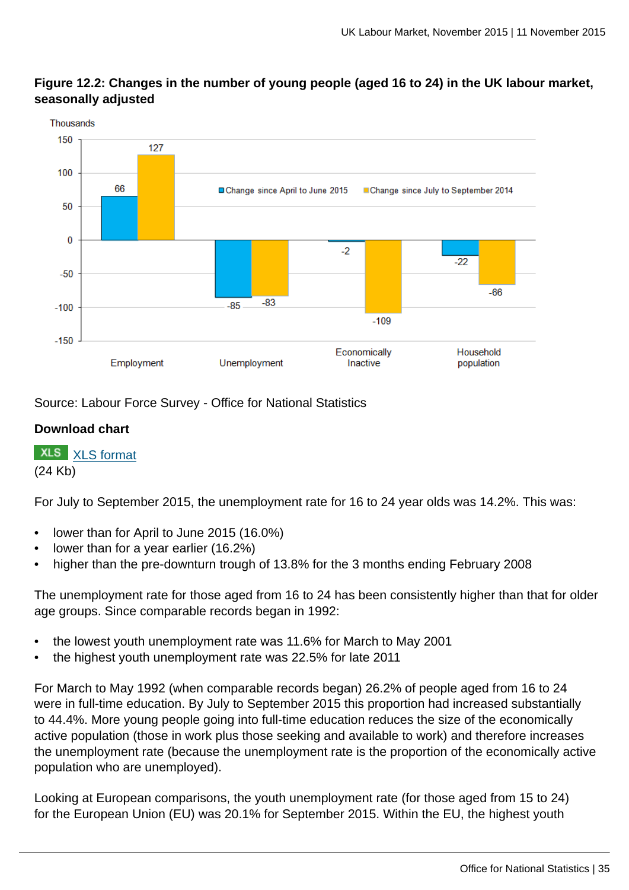**Figure 12.2: Changes in the number of young people (aged 16 to 24) in the UK labour market, seasonally adjusted**

Source: Labour Force Survey - Office for National Statistics

**Download chart**

XLS XLS format
(24 Kb)

For July to September 2015, the unemployment rate for 16 to 24 year olds was 14.2%. This was:

- lower than for April to June 2015 (16.0%)
- lower than for a year earlier (16.2%)
- higher than the pre-downturn trough of 13.8% for the 3 months ending February 2008

The unemployment rate for those aged from 16 to 24 has been consistently higher than that for older age groups. Since comparable records began in 1992:

- the lowest youth unemployment rate was 11.6% for March to May 2001
- the highest youth unemployment rate was 22.5% for late 2011

For March to May 1992 (when comparable records began) 26.2% of people aged from 16 to 24 were in full-time education. By July to September 2015 this proportion had increased substantially to 44.4%. More young people going into full-time education reduces the size of the economically active population (those in work plus those seeking and available to work) and therefore increases the unemployment rate (because the unemployment rate is the proportion of the economically active population who are unemployed).

Looking at European comparisons, the youth unemployment rate (for those aged from 15 to 24) for the European Union (EU) was 20.1% for September 2015. Within the EU, the highest youth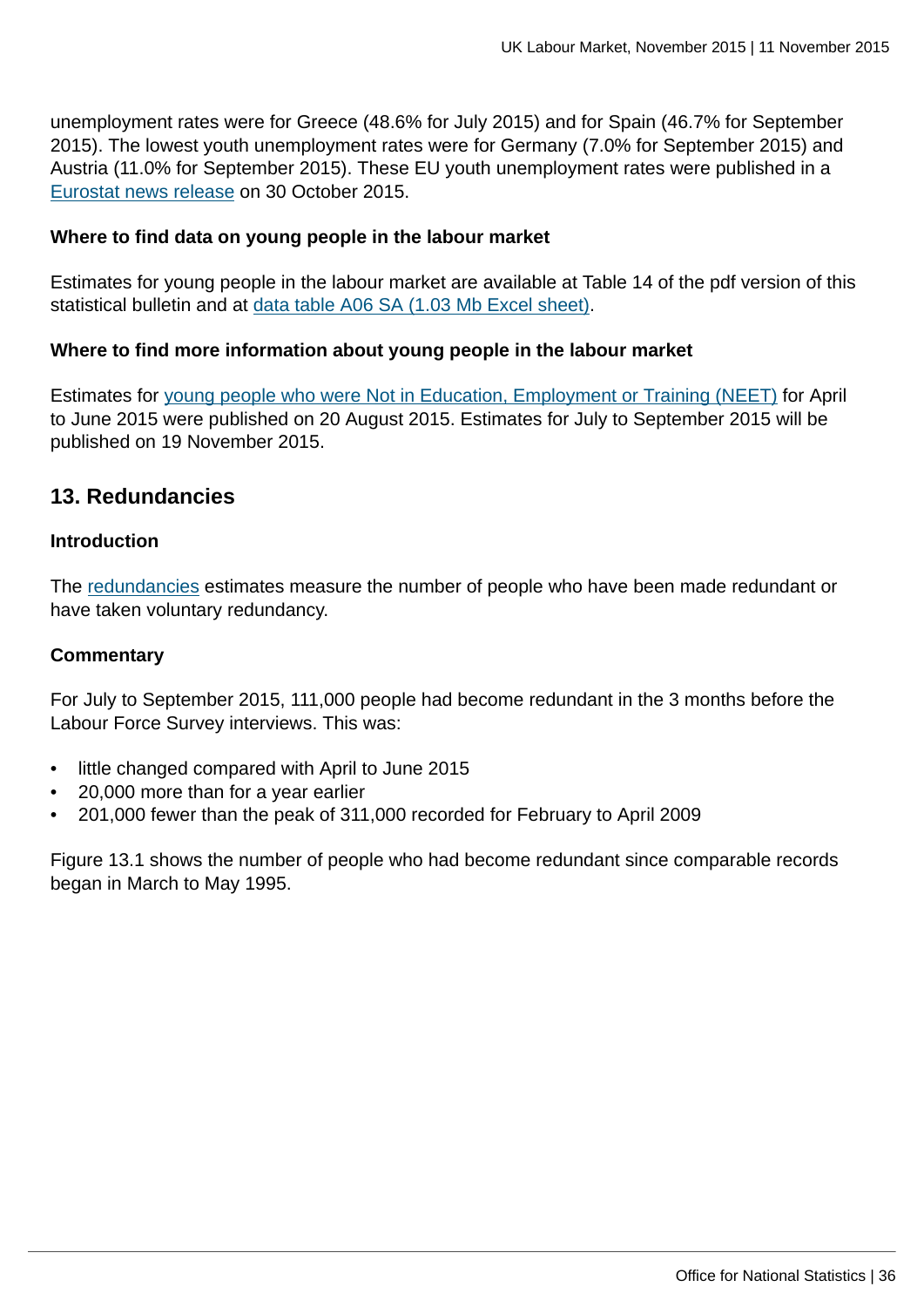unemployment rates were for Greece (48.6% for July 2015) and for Spain (46.7% for September 2015). The lowest youth unemployment rates were for Germany (7.0% for September 2015) and Austria (11.0% for September 2015). These EU youth unemployment rates were published in a Eurostat news release on 30 October 2015.

**Where to find data on young people in the labour market**

Estimates for young people in the labour market are available at Table 14 of the pdf version of this statistical bulletin and at data table A06 SA (1.03 Mb Excel sheet).

**Where to find more information about young people in the labour market**

Estimates for young people who were Not in Education, Employment or Training (NEET) for April to June 2015 were published on 20 August 2015. Estimates for July to September 2015 will be published on 19 November 2015.

## 13. Redundancies

**Introduction**

The redundancies estimates measure the number of people who have been made redundant or have taken voluntary redundancy.

**Commentary**

For July to September 2015, 111,000 people had become redundant in the 3 months before the Labour Force Survey interviews. This was:

- little changed compared with April to June 2015
- 20,000 more than for a year earlier
- 201,000 fewer than the peak of 311,000 recorded for February to April 2009

Figure 13.1 shows the number of people who had become redundant since comparable records began in March to May 1995.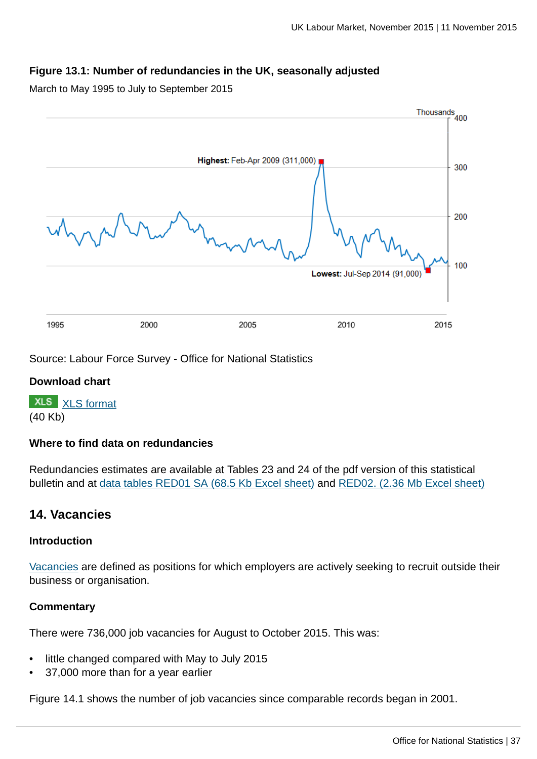### Figure 13.1: Number of redundancies in the UK, seasonally adjusted

March to May 1995 to July to September 2015

Source: Labour Force Survey - Office for National Statistics

#### Download chart

XLS [XLS format](#)
(40 Kb)

#### Where to find data on redundancies

Redundancies estimates are available at Tables 23 and 24 of the pdf version of this statistical bulletin and at [data tables RED01 SA (68.5 Kb Excel sheet)](#) and [RED02. (2.36 Mb Excel sheet)](#)

## 14. Vacancies

#### Introduction

[Vacancies](#) are defined as positions for which employers are actively seeking to recruit outside their business or organisation.

#### Commentary

There were 736,000 job vacancies for August to October 2015. This was:

- little changed compared with May to July 2015
- 37,000 more than for a year earlier

Figure 14.1 shows the number of job vacancies since comparable records began in 2001.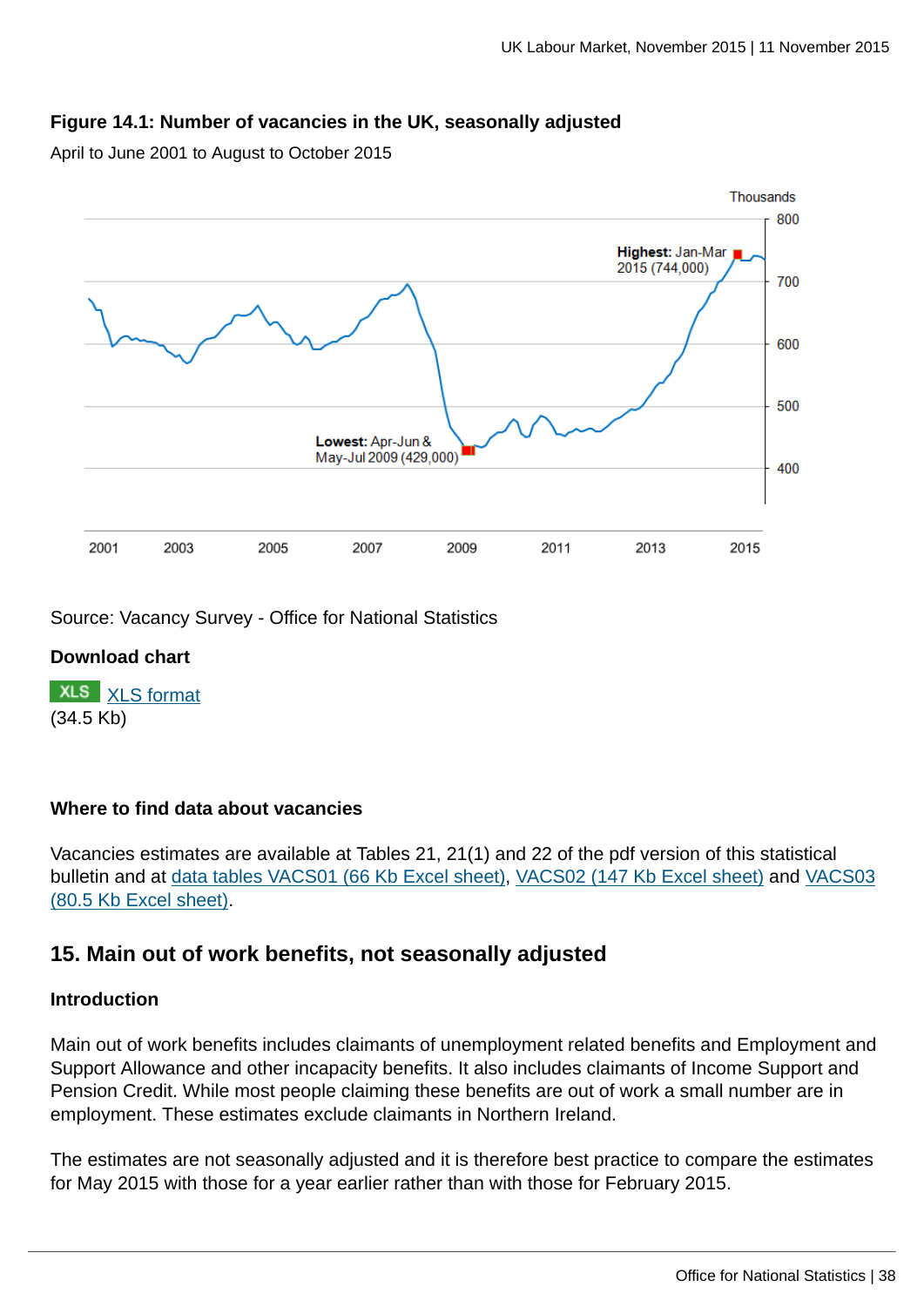**Figure 14.1: Number of vacancies in the UK, seasonally adjusted**

April to June 2001 to August to October 2015

Source: Vacancy Survey - Office for National Statistics

**Download chart**

XLS [XLS format](#) (34.5 Kb)

**Where to find data about vacancies**

Vacancies estimates are available at Tables 21, 21(1) and 22 of the pdf version of this statistical bulletin and at [data tables VACS01 (66 Kb Excel sheet)](#), [VACS02 (147 Kb Excel sheet)](#) and [VACS03 (80.5 Kb Excel sheet)](#).

## 15. Main out of work benefits, not seasonally adjusted

**Introduction**

Main out of work benefits includes claimants of unemployment related benefits and Employment and Support Allowance and other incapacity benefits. It also includes claimants of Income Support and Pension Credit. While most people claiming these benefits are out of work a small number are in employment. These estimates exclude claimants in Northern Ireland.

The estimates are not seasonally adjusted and it is therefore best practice to compare the estimates for May 2015 with those for a year earlier rather than with those for February 2015.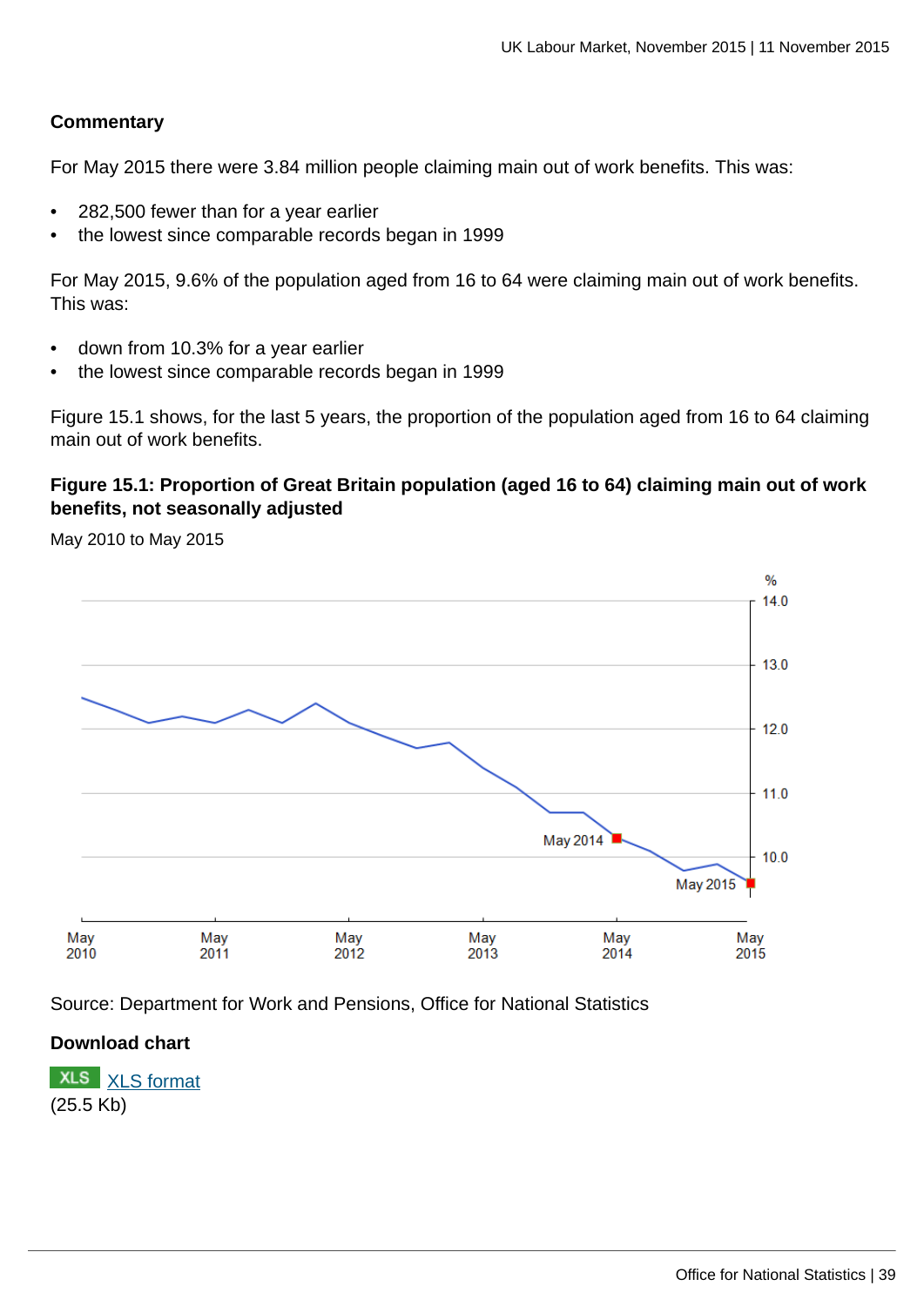## Commentary

For May 2015 there were 3.84 million people claiming main out of work benefits. This was:

- 282,500 fewer than for a year earlier
- the lowest since comparable records began in 1999

For May 2015, 9.6% of the population aged from 16 to 64 were claiming main out of work benefits. This was:

- down from 10.3% for a year earlier
- the lowest since comparable records began in 1999

Figure 15.1 shows, for the last 5 years, the proportion of the population aged from 16 to 64 claiming main out of work benefits.

**Figure 15.1: Proportion of Great Britain population (aged 16 to 64) claiming main out of work benefits, not seasonally adjusted**

May 2010 to May 2015

Source: Department for Work and Pensions, Office for National Statistics

**Download chart**

XLS [XLS format](#)
(25.5 Kb)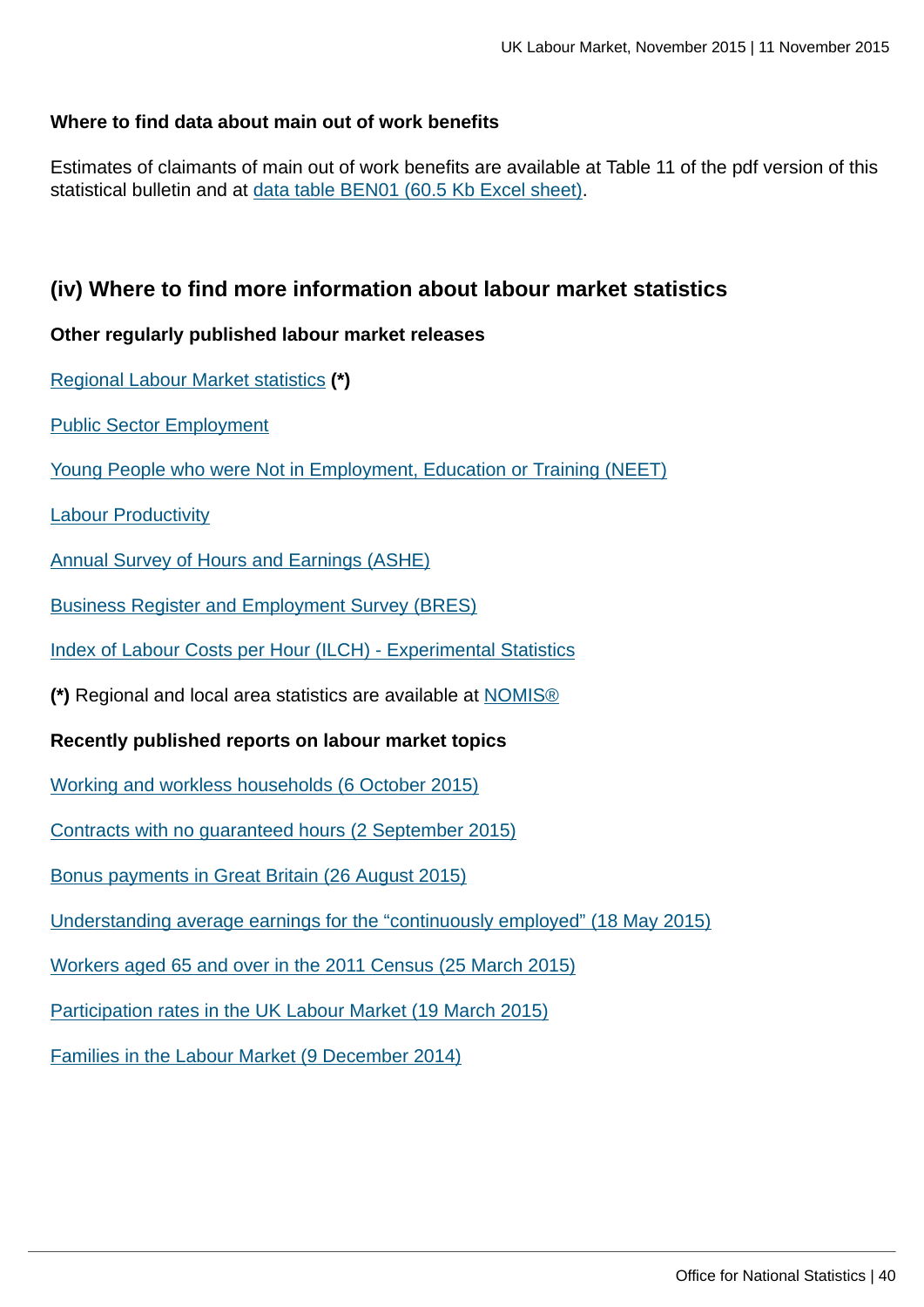### Where to find data about main out of work benefits

Estimates of claimants of main out of work benefits are available at Table 11 of the pdf version of this statistical bulletin and at data table BEN01 (60.5 Kb Excel sheet).

## (iv) Where to find more information about labour market statistics

### Other regularly published labour market releases

Regional Labour Market statistics **(*)**

Public Sector Employment

Young People who were Not in Employment, Education or Training (NEET)

Labour Productivity

Annual Survey of Hours and Earnings (ASHE)

Business Register and Employment Survey (BRES)

Index of Labour Costs per Hour (ILCH) - Experimental Statistics

**(*)** Regional and local area statistics are available at NOMIS®

### Recently published reports on labour market topics

Working and workless households (6 October 2015)

Contracts with no guaranteed hours (2 September 2015)

Bonus payments in Great Britain (26 August 2015)

Understanding average earnings for the “continuously employed” (18 May 2015)

Workers aged 65 and over in the 2011 Census (25 March 2015)

Participation rates in the UK Labour Market (19 March 2015)

Families in the Labour Market (9 December 2014)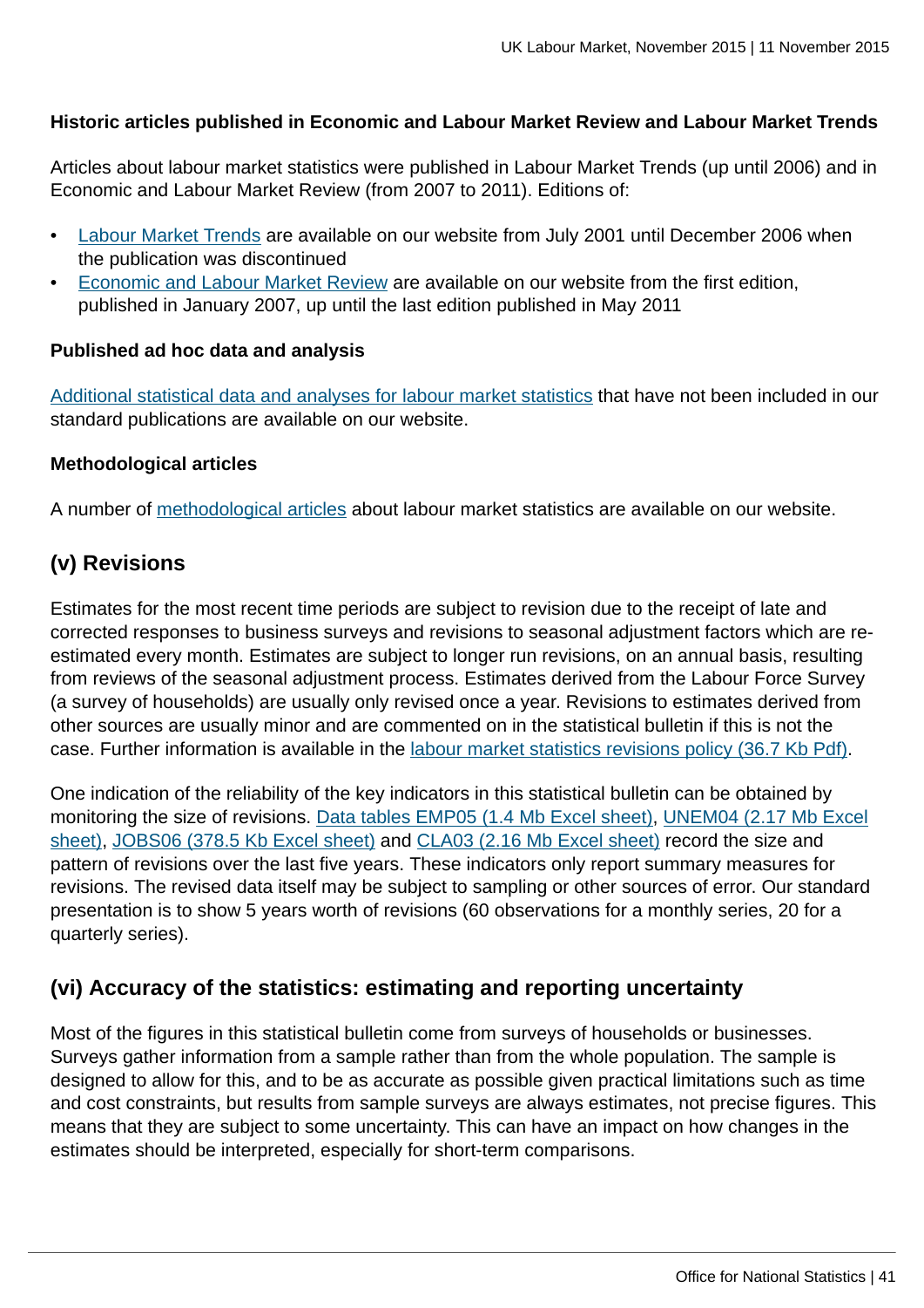**Historic articles published in Economic and Labour Market Review and Labour Market Trends**

Articles about labour market statistics were published in Labour Market Trends (up until 2006) and in Economic and Labour Market Review (from 2007 to 2011). Editions of:

- Labour Market Trends are available on our website from July 2001 until December 2006 when the publication was discontinued
- Economic and Labour Market Review are available on our website from the first edition, published in January 2007, up until the last edition published in May 2011

**Published ad hoc data and analysis**

Additional statistical data and analyses for labour market statistics that have not been included in our standard publications are available on our website.

**Methodological articles**

A number of methodological articles about labour market statistics are available on our website.

## (v) Revisions

Estimates for the most recent time periods are subject to revision due to the receipt of late and corrected responses to business surveys and revisions to seasonal adjustment factors which are re-estimated every month. Estimates are subject to longer run revisions, on an annual basis, resulting from reviews of the seasonal adjustment process. Estimates derived from the Labour Force Survey (a survey of households) are usually only revised once a year. Revisions to estimates derived from other sources are usually minor and are commented on in the statistical bulletin if this is not the case. Further information is available in the labour market statistics revisions policy (36.7 Kb Pdf).

One indication of the reliability of the key indicators in this statistical bulletin can be obtained by monitoring the size of revisions. Data tables EMP05 (1.4 Mb Excel sheet), UNEM04 (2.17 Mb Excel sheet), JOBS06 (378.5 Kb Excel sheet) and CLA03 (2.16 Mb Excel sheet) record the size and pattern of revisions over the last five years. These indicators only report summary measures for revisions. The revised data itself may be subject to sampling or other sources of error. Our standard presentation is to show 5 years worth of revisions (60 observations for a monthly series, 20 for a quarterly series).

## (vi) Accuracy of the statistics: estimating and reporting uncertainty

Most of the figures in this statistical bulletin come from surveys of households or businesses. Surveys gather information from a sample rather than from the whole population. The sample is designed to allow for this, and to be as accurate as possible given practical limitations such as time and cost constraints, but results from sample surveys are always estimates, not precise figures. This means that they are subject to some uncertainty. This can have an impact on how changes in the estimates should be interpreted, especially for short-term comparisons.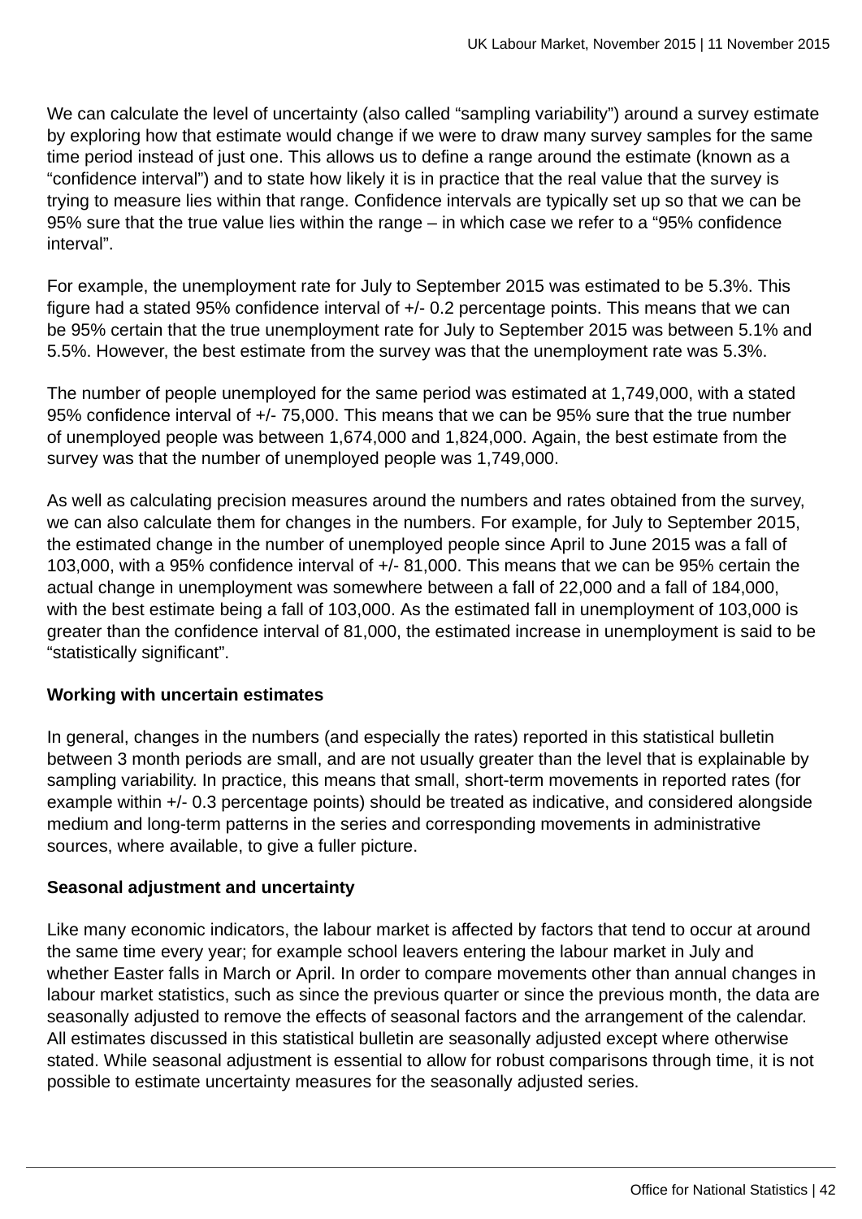We can calculate the level of uncertainty (also called “sampling variability”) around a survey estimate by exploring how that estimate would change if we were to draw many survey samples for the same time period instead of just one. This allows us to define a range around the estimate (known as a “confidence interval”) and to state how likely it is in practice that the real value that the survey is trying to measure lies within that range. Confidence intervals are typically set up so that we can be 95% sure that the true value lies within the range – in which case we refer to a “95% confidence interval”.

For example, the unemployment rate for July to September 2015 was estimated to be 5.3%. This figure had a stated 95% confidence interval of +/- 0.2 percentage points. This means that we can be 95% certain that the true unemployment rate for July to September 2015 was between 5.1% and 5.5%. However, the best estimate from the survey was that the unemployment rate was 5.3%.

The number of people unemployed for the same period was estimated at 1,749,000, with a stated 95% confidence interval of +/- 75,000. This means that we can be 95% sure that the true number of unemployed people was between 1,674,000 and 1,824,000. Again, the best estimate from the survey was that the number of unemployed people was 1,749,000.

As well as calculating precision measures around the numbers and rates obtained from the survey, we can also calculate them for changes in the numbers. For example, for July to September 2015, the estimated change in the number of unemployed people since April to June 2015 was a fall of 103,000, with a 95% confidence interval of +/- 81,000. This means that we can be 95% certain the actual change in unemployment was somewhere between a fall of 22,000 and a fall of 184,000, with the best estimate being a fall of 103,000. As the estimated fall in unemployment of 103,000 is greater than the confidence interval of 81,000, the estimated increase in unemployment is said to be “statistically significant”.

**Working with uncertain estimates**

In general, changes in the numbers (and especially the rates) reported in this statistical bulletin between 3 month periods are small, and are not usually greater than the level that is explainable by sampling variability. In practice, this means that small, short-term movements in reported rates (for example within +/- 0.3 percentage points) should be treated as indicative, and considered alongside medium and long-term patterns in the series and corresponding movements in administrative sources, where available, to give a fuller picture.

**Seasonal adjustment and uncertainty**

Like many economic indicators, the labour market is affected by factors that tend to occur at around the same time every year; for example school leavers entering the labour market in July and whether Easter falls in March or April. In order to compare movements other than annual changes in labour market statistics, such as since the previous quarter or since the previous month, the data are seasonally adjusted to remove the effects of seasonal factors and the arrangement of the calendar. All estimates discussed in this statistical bulletin are seasonally adjusted except where otherwise stated. While seasonal adjustment is essential to allow for robust comparisons through time, it is not possible to estimate uncertainty measures for the seasonally adjusted series.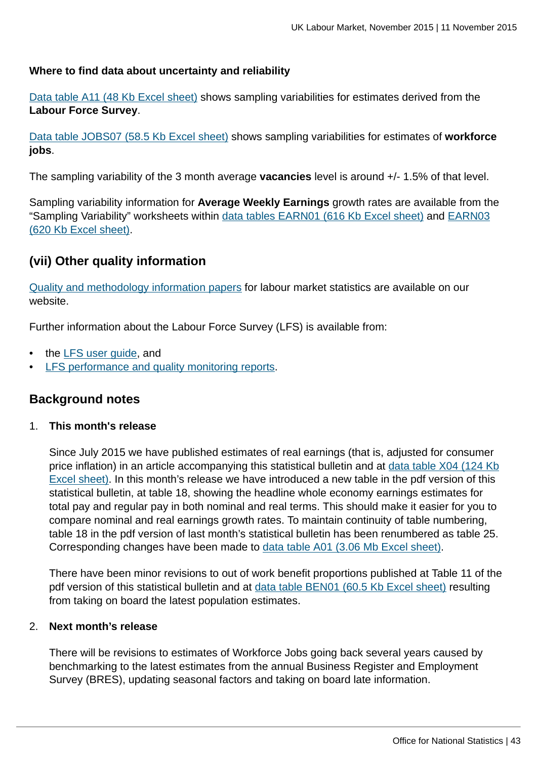**Where to find data about uncertainty and reliability**

Data table A11 (48 Kb Excel sheet) shows sampling variabilities for estimates derived from the **Labour Force Survey**.

Data table JOBS07 (58.5 Kb Excel sheet) shows sampling variabilities for estimates of **workforce jobs**.

The sampling variability of the 3 month average **vacancies** level is around +/- 1.5% of that level.

Sampling variability information for **Average Weekly Earnings** growth rates are available from the "Sampling Variability" worksheets within data tables EARN01 (616 Kb Excel sheet) and EARN03 (620 Kb Excel sheet).

## (vii) Other quality information

Quality and methodology information papers for labour market statistics are available on our website.

Further information about the Labour Force Survey (LFS) is available from:

- the LFS user guide, and
- LFS performance and quality monitoring reports.

## Background notes

1. **This month's release**

   Since July 2015 we have published estimates of real earnings (that is, adjusted for consumer price inflation) in an article accompanying this statistical bulletin and at data table X04 (124 Kb Excel sheet). In this month's release we have introduced a new table in the pdf version of this statistical bulletin, at table 18, showing the headline whole economy earnings estimates for total pay and regular pay in both nominal and real terms. This should make it easier for you to compare nominal and real earnings growth rates. To maintain continuity of table numbering, table 18 in the pdf version of last month's statistical bulletin has been renumbered as table 25. Corresponding changes have been made to data table A01 (3.06 Mb Excel sheet).

   There have been minor revisions to out of work benefit proportions published at Table 11 of the pdf version of this statistical bulletin and at data table BEN01 (60.5 Kb Excel sheet) resulting from taking on board the latest population estimates.

2. **Next month's release**

   There will be revisions to estimates of Workforce Jobs going back several years caused by benchmarking to the latest estimates from the annual Business Register and Employment Survey (BRES), updating seasonal factors and taking on board late information.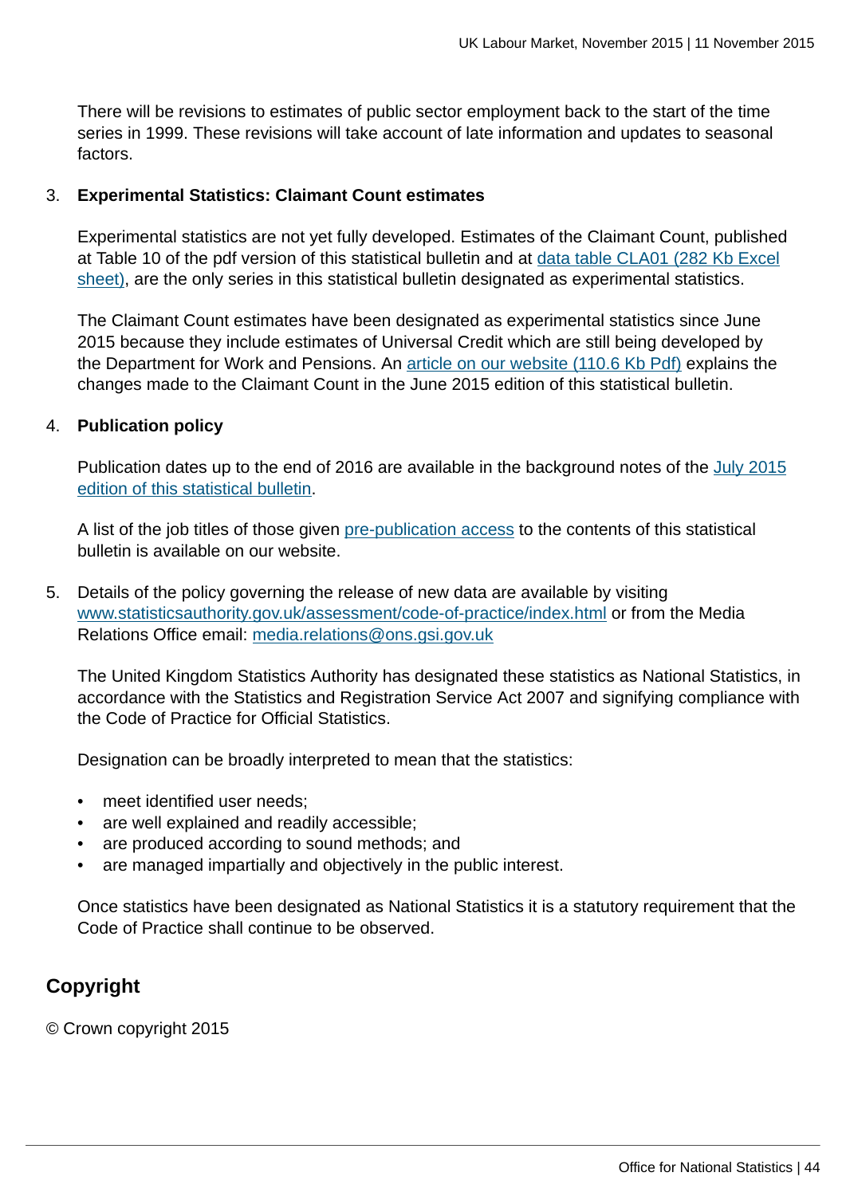There will be revisions to estimates of public sector employment back to the start of the time series in 1999. These revisions will take account of late information and updates to seasonal factors.

3. **Experimental Statistics: Claimant Count estimates**

   Experimental statistics are not yet fully developed. Estimates of the Claimant Count, published at Table 10 of the pdf version of this statistical bulletin and at data table CLA01 (282 Kb Excel sheet), are the only series in this statistical bulletin designated as experimental statistics.

   The Claimant Count estimates have been designated as experimental statistics since June 2015 because they include estimates of Universal Credit which are still being developed by the Department for Work and Pensions. An article on our website (110.6 Kb Pdf) explains the changes made to the Claimant Count in the June 2015 edition of this statistical bulletin.

4. **Publication policy**

   Publication dates up to the end of 2016 are available in the background notes of the July 2015 edition of this statistical bulletin.

   A list of the job titles of those given pre-publication access to the contents of this statistical bulletin is available on our website.

5. Details of the policy governing the release of new data are available by visiting www.statisticsauthority.gov.uk/assessment/code-of-practice/index.html or from the Media Relations Office email: media.relations@ons.gsi.gov.uk

   The United Kingdom Statistics Authority has designated these statistics as National Statistics, in accordance with the Statistics and Registration Service Act 2007 and signifying compliance with the Code of Practice for Official Statistics.

   Designation can be broadly interpreted to mean that the statistics:

   - meet identified user needs;
   - are well explained and readily accessible;
   - are produced according to sound methods; and
   - are managed impartially and objectively in the public interest.

   Once statistics have been designated as National Statistics it is a statutory requirement that the Code of Practice shall continue to be observed.

## Copyright

© Crown copyright 2015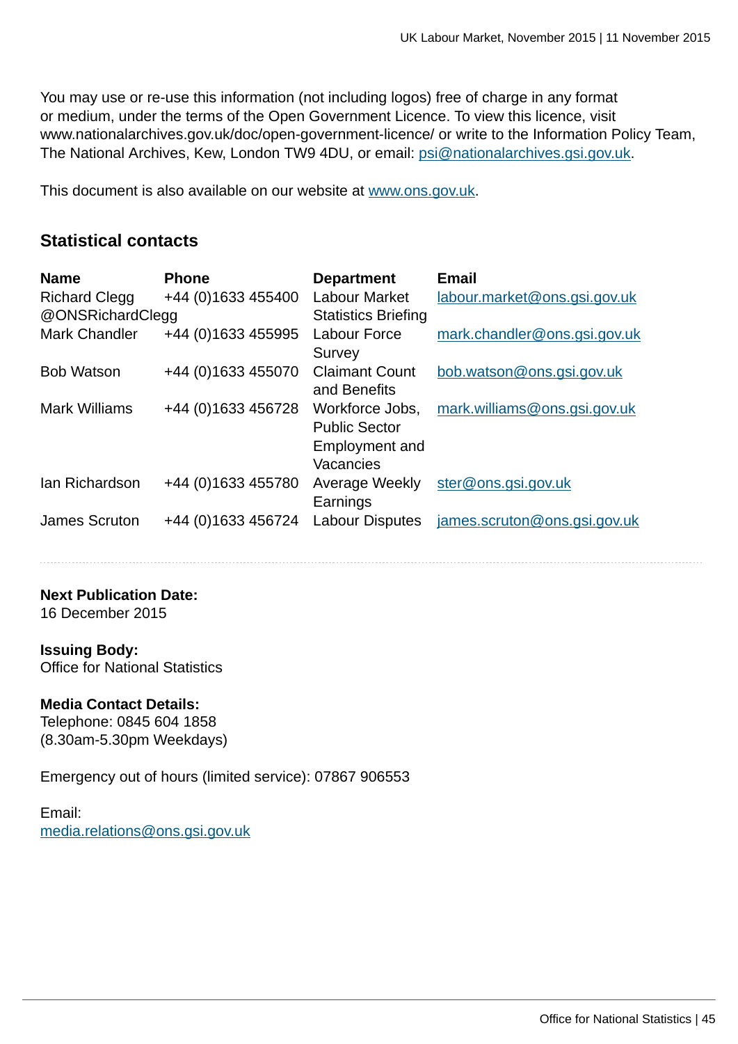You may use or re-use this information (not including logos) free of charge in any format or medium, under the terms of the Open Government Licence. To view this licence, visit www.nationalarchives.gov.uk/doc/open-government-licence/ or write to the Information Policy Team, The National Archives, Kew, London TW9 4DU, or email: psi@nationalarchives.gsi.gov.uk.

This document is also available on our website at www.ons.gov.uk.

## Statistical contacts

| Name | Phone | Department | Email |
|---|---|---|---|
| Richard Clegg @ONSRichardClegg | +44 (0)1633 455400 | Labour Market Statistics Briefing | labour.market@ons.gsi.gov.uk |
| Mark Chandler | +44 (0)1633 455995 | Labour Force Survey | mark.chandler@ons.gsi.gov.uk |
| Bob Watson | +44 (0)1633 455070 | Claimant Count and Benefits | bob.watson@ons.gsi.gov.uk |
| Mark Williams | +44 (0)1633 456728 | Workforce Jobs, Public Sector Employment and Vacancies | mark.williams@ons.gsi.gov.uk |
| Ian Richardson | +44 (0)1633 455780 | Average Weekly Earnings | ster@ons.gsi.gov.uk |
| James Scruton | +44 (0)1633 456724 | Labour Disputes | james.scruton@ons.gsi.gov.uk |

**Next Publication Date:**
16 December 2015

**Issuing Body:**
Office for National Statistics

**Media Contact Details:**
Telephone: 0845 604 1858
(8.30am-5.30pm Weekdays)

Emergency out of hours (limited service): 07867 906553

Email:
media.relations@ons.gsi.gov.uk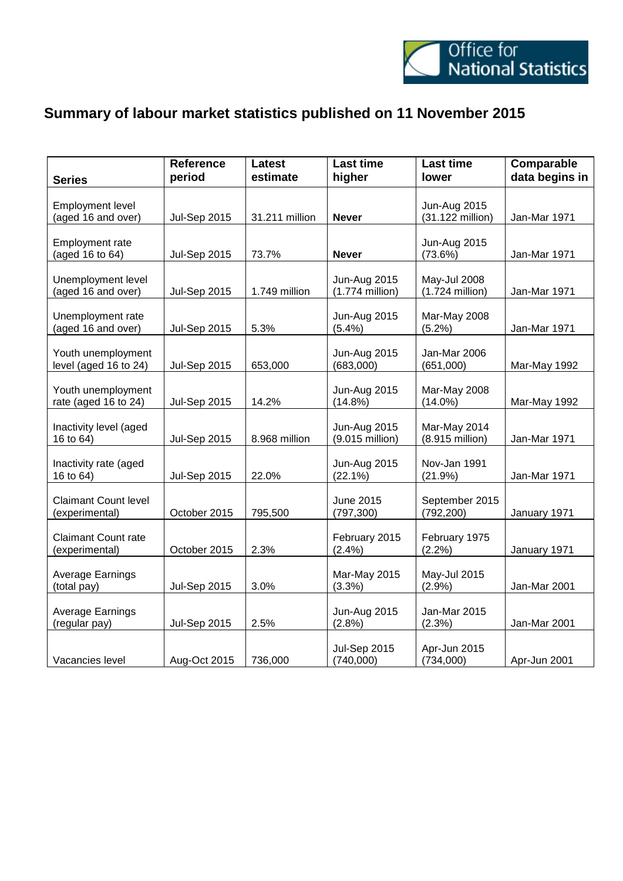# Summary of labour market statistics published on 11 November 2015

| Series | Reference period | Latest estimate | Last time higher | Last time lower | Comparable data begins in |
|---|---|---|---|---|---|
| Employment level (aged 16 and over) | Jul-Sep 2015 | 31.211 million | **Never** | Jun-Aug 2015 (31.122 million) | Jan-Mar 1971 |
| Employment rate (aged 16 to 64) | Jul-Sep 2015 | 73.7% | **Never** | Jun-Aug 2015 (73.6%) | Jan-Mar 1971 |
| Unemployment level (aged 16 and over) | Jul-Sep 2015 | 1.749 million | Jun-Aug 2015 (1.774 million) | May-Jul 2008 (1.724 million) | Jan-Mar 1971 |
| Unemployment rate (aged 16 and over) | Jul-Sep 2015 | 5.3% | Jun-Aug 2015 (5.4%) | Mar-May 2008 (5.2%) | Jan-Mar 1971 |
| Youth unemployment level (aged 16 to 24) | Jul-Sep 2015 | 653,000 | Jun-Aug 2015 (683,000) | Jan-Mar 2006 (651,000) | Mar-May 1992 |
| Youth unemployment rate (aged 16 to 24) | Jul-Sep 2015 | 14.2% | Jun-Aug 2015 (14.8%) | Mar-May 2008 (14.0%) | Mar-May 1992 |
| Inactivity level (aged 16 to 64) | Jul-Sep 2015 | 8.968 million | Jun-Aug 2015 (9.015 million) | Mar-May 2014 (8.915 million) | Jan-Mar 1971 |
| Inactivity rate (aged 16 to 64) | Jul-Sep 2015 | 22.0% | Jun-Aug 2015 (22.1%) | Nov-Jan 1991 (21.9%) | Jan-Mar 1971 |
| Claimant Count level (experimental) | October 2015 | 795,500 | June 2015 (797,300) | September 2015 (792,200) | January 1971 |
| Claimant Count rate (experimental) | October 2015 | 2.3% | February 2015 (2.4%) | February 1975 (2.2%) | January 1971 |
| Average Earnings (total pay) | Jul-Sep 2015 | 3.0% | Mar-May 2015 (3.3%) | May-Jul 2015 (2.9%) | Jan-Mar 2001 |
| Average Earnings (regular pay) | Jul-Sep 2015 | 2.5% | Jun-Aug 2015 (2.8%) | Jan-Mar 2015 (2.3%) | Jan-Mar 2001 |
| Vacancies level | Aug-Oct 2015 | 736,000 | Jul-Sep 2015 (740,000) | Apr-Jun 2015 (734,000) | Apr-Jun 2001 |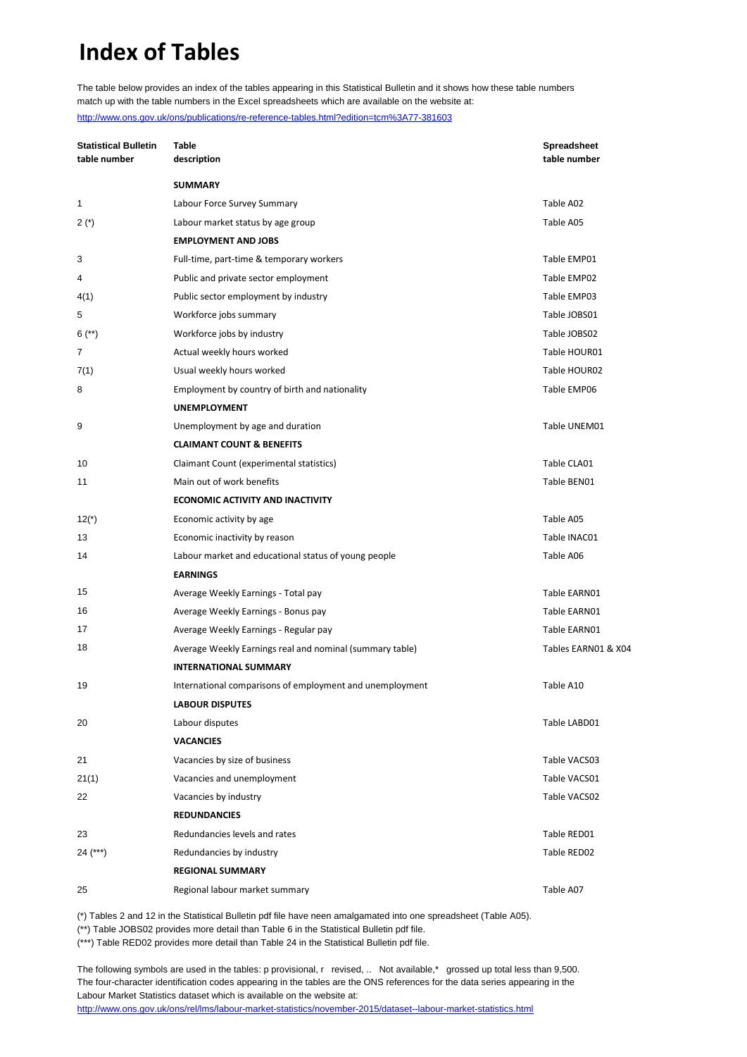# Index of Tables

The table below provides an index of the tables appearing in this Statistical Bulletin and it shows how these table numbers match up with the table numbers in the Excel spreadsheets which are available on the website at:

http://www.ons.gov.uk/ons/publications/re-reference-tables.html?edition=tcm%3A77-381603

| Statistical Bulletin table number | Table description | Spreadsheet table number |
|---|---|---|
| | **SUMMARY** | |
| 1 | Labour Force Survey Summary | Table A02 |
| 2 (*) | Labour market status by age group | Table A05 |
| | **EMPLOYMENT AND JOBS** | |
| 3 | Full-time, part-time & temporary workers | Table EMP01 |
| 4 | Public and private sector employment | Table EMP02 |
| 4(1) | Public sector employment by industry | Table EMP03 |
| 5 | Workforce jobs summary | Table JOBS01 |
| 6 (**) | Workforce jobs by industry | Table JOBS02 |
| 7 | Actual weekly hours worked | Table HOUR01 |
| 7(1) | Usual weekly hours worked | Table HOUR02 |
| 8 | Employment by country of birth and nationality | Table EMP06 |
| | **UNEMPLOYMENT** | |
| 9 | Unemployment by age and duration | Table UNEM01 |
| | **CLAIMANT COUNT & BENEFITS** | |
| 10 | Claimant Count (experimental statistics) | Table CLA01 |
| 11 | Main out of work benefits | Table BEN01 |
| | **ECONOMIC ACTIVITY AND INACTIVITY** | |
| 12(*) | Economic activity by age | Table A05 |
| 13 | Economic inactivity by reason | Table INAC01 |
| 14 | Labour market and educational status of young people | Table A06 |
| | **EARNINGS** | |
| 15 | Average Weekly Earnings - Total pay | Table EARN01 |
| 16 | Average Weekly Earnings - Bonus pay | Table EARN01 |
| 17 | Average Weekly Earnings - Regular pay | Table EARN01 |
| 18 | Average Weekly Earnings real and nominal (summary table) | Tables EARN01 & X04 |
| | **INTERNATIONAL SUMMARY** | |
| 19 | International comparisons of employment and unemployment | Table A10 |
| | **LABOUR DISPUTES** | |
| 20 | Labour disputes | Table LABD01 |
| | **VACANCIES** | |
| 21 | Vacancies by size of business | Table VACS03 |
| 21(1) | Vacancies and unemployment | Table VACS01 |
| 22 | Vacancies by industry | Table VACS02 |
| | **REDUNDANCIES** | |
| 23 | Redundancies levels and rates | Table RED01 |
| 24 (***) | Redundancies by industry | Table RED02 |
| | **REGIONAL SUMMARY** | |
| 25 | Regional labour market summary | Table A07 |

(*) Tables 2 and 12 in the Statistical Bulletin pdf file have neen amalgamated into one spreadsheet (Table A05).
(**) Table JOBS02 provides more detail than Table 6 in the Statistical Bulletin pdf file.
(***) Table RED02 provides more detail than Table 24 in the Statistical Bulletin pdf file.

The following symbols are used in the tables: p provisional, r revised, .. Not available,* grossed up total less than 9,500.
The four-character identification codes appearing in the tables are the ONS references for the data series appearing in the Labour Market Statistics dataset which is available on the website at:
http://www.ons.gov.uk/ons/rel/lms/labour-market-statistics/november-2015/dataset--labour-market-statistics.html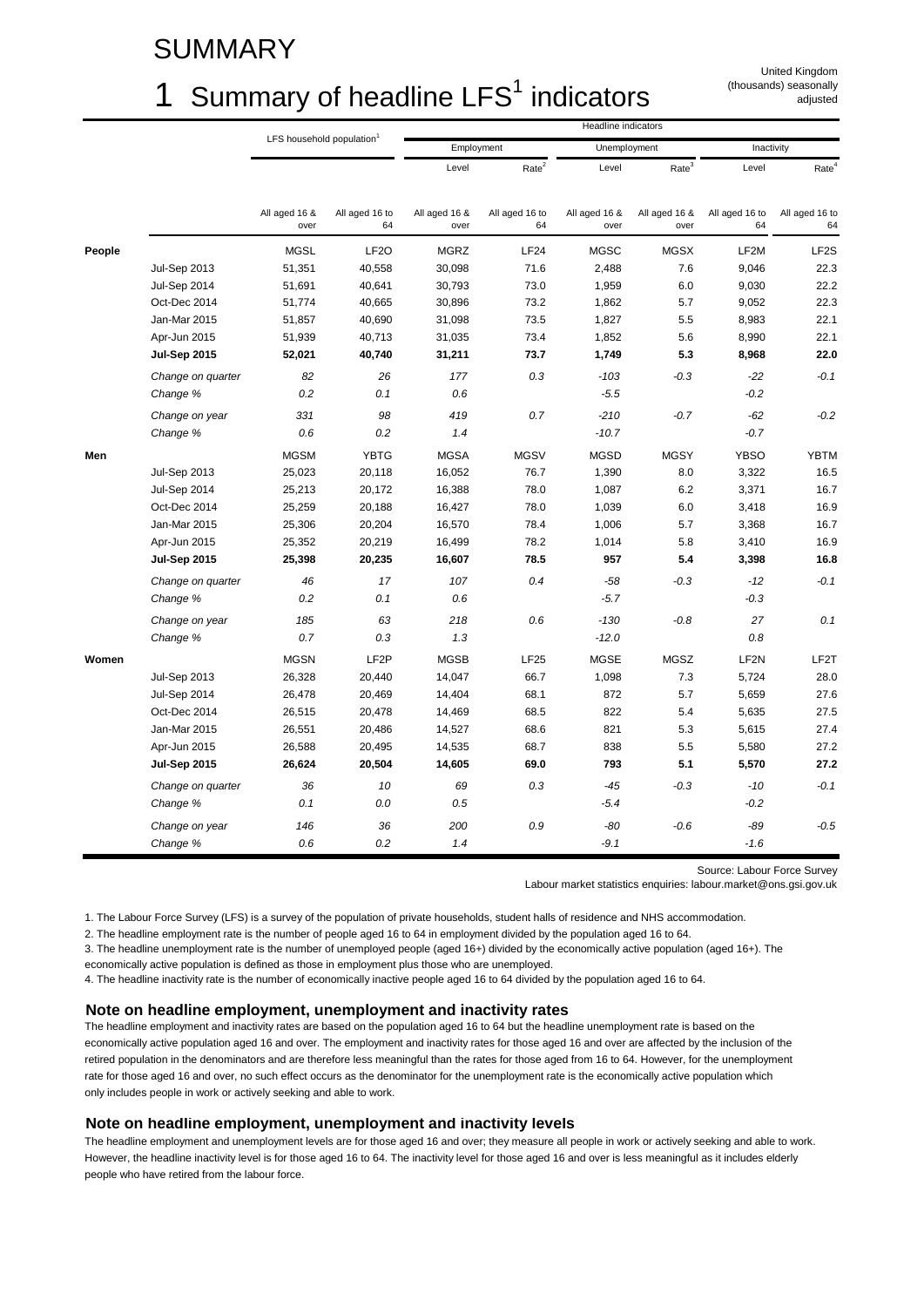# SUMMARY

# 1 Summary of headline LFS[1] indicators

United Kingdom (thousands) seasonally adjusted

| | | LFS household population[1] | | Headline indicators | | | | | |
|---|---|---|---|---|---|---|---|---|---|
| | | | | Employment | | Unemployment | | Inactivity | |
| | | | | Level | Rate[2] | Level | Rate[3] | Level | Rate[4] |
| | | All aged 16 & over | All aged 16 to 64 | All aged 16 & over | All aged 16 to 64 | All aged 16 & over | All aged 16 & over | All aged 16 to 64 | All aged 16 to 64 |
| **People** | | MGSL | LF2O | MGRZ | LF24 | MGSC | MGSX | LF2M | LF2S |
| | Jul-Sep 2013 | 51,351 | 40,558 | 30,098 | 71.6 | 2,488 | 7.6 | 9,046 | 22.3 |
| | Jul-Sep 2014 | 51,691 | 40,641 | 30,793 | 73.0 | 1,959 | 6.0 | 9,030 | 22.2 |
| | Oct-Dec 2014 | 51,774 | 40,665 | 30,896 | 73.2 | 1,862 | 5.7 | 9,052 | 22.3 |
| | Jan-Mar 2015 | 51,857 | 40,690 | 31,098 | 73.5 | 1,827 | 5.5 | 8,983 | 22.1 |
| | Apr-Jun 2015 | 51,939 | 40,713 | 31,035 | 73.4 | 1,852 | 5.6 | 8,990 | 22.1 |
| | **Jul-Sep 2015** | **52,021** | **40,740** | **31,211** | **73.7** | **1,749** | **5.3** | **8,968** | **22.0** |
| | *Change on quarter* | *82* | *26* | *177* | *0.3* | *-103* | *-0.3* | *-22* | *-0.1* |
| | *Change %* | *0.2* | *0.1* | *0.6* | | *-5.5* | | *-0.2* | |
| | *Change on year* | *331* | *98* | *419* | *0.7* | *-210* | *-0.7* | *-62* | *-0.2* |
| | *Change %* | *0.6* | *0.2* | *1.4* | | *-10.7* | | *-0.7* | |
| **Men** | | MGSM | YBTG | MGSA | MGSV | MGSD | MGSY | YBSO | YBTM |
| | Jul-Sep 2013 | 25,023 | 20,118 | 16,052 | 76.7 | 1,390 | 8.0 | 3,322 | 16.5 |
| | Jul-Sep 2014 | 25,213 | 20,172 | 16,388 | 78.0 | 1,087 | 6.2 | 3,371 | 16.7 |
| | Oct-Dec 2014 | 25,259 | 20,188 | 16,427 | 78.0 | 1,039 | 6.0 | 3,418 | 16.9 |
| | Jan-Mar 2015 | 25,306 | 20,204 | 16,570 | 78.4 | 1,006 | 5.7 | 3,368 | 16.7 |
| | Apr-Jun 2015 | 25,352 | 20,219 | 16,499 | 78.2 | 1,014 | 5.8 | 3,410 | 16.9 |
| | **Jul-Sep 2015** | **25,398** | **20,235** | **16,607** | **78.5** | **957** | **5.4** | **3,398** | **16.8** |
| | *Change on quarter* | *46* | *17* | *107* | *0.4* | *-58* | *-0.3* | *-12* | *-0.1* |
| | *Change %* | *0.2* | *0.1* | *0.6* | | *-5.7* | | *-0.3* | |
| | *Change on year* | *185* | *63* | *218* | *0.6* | *-130* | *-0.8* | *27* | *0.1* |
| | *Change %* | *0.7* | *0.3* | *1.3* | | *-12.0* | | *0.8* | |
| **Women** | | MGSN | LF2P | MGSB | LF25 | MGSE | MGSZ | LF2N | LF2T |
| | Jul-Sep 2013 | 26,328 | 20,440 | 14,047 | 66.7 | 1,098 | 7.3 | 5,724 | 28.0 |
| | Jul-Sep 2014 | 26,478 | 20,469 | 14,404 | 68.1 | 872 | 5.7 | 5,659 | 27.6 |
| | Oct-Dec 2014 | 26,515 | 20,478 | 14,469 | 68.5 | 822 | 5.4 | 5,635 | 27.5 |
| | Jan-Mar 2015 | 26,551 | 20,486 | 14,527 | 68.6 | 821 | 5.3 | 5,615 | 27.4 |
| | Apr-Jun 2015 | 26,588 | 20,495 | 14,535 | 68.7 | 838 | 5.5 | 5,580 | 27.2 |
| | **Jul-Sep 2015** | **26,624** | **20,504** | **14,605** | **69.0** | **793** | **5.1** | **5,570** | **27.2** |
| | *Change on quarter* | *36* | *10* | *69* | *0.3* | *-45* | *-0.3* | *-10* | *-0.1* |
| | *Change %* | *0.1* | *0.0* | *0.5* | | *-5.4* | | *-0.2* | |
| | *Change on year* | *146* | *36* | *200* | *0.9* | *-80* | *-0.6* | *-89* | *-0.5* |
| | *Change %* | *0.6* | *0.2* | *1.4* | | *-9.1* | | *-1.6* | |

Source: Labour Force Survey

Labour market statistics enquiries: labour.market@ons.gsi.gov.uk

1. The Labour Force Survey (LFS) is a survey of the population of private households, student halls of residence and NHS accommodation.
2. The headline employment rate is the number of people aged 16 to 64 in employment divided by the population aged 16 to 64.
3. The headline unemployment rate is the number of unemployed people (aged 16+) divided by the economically active population (aged 16+). The economically active population is defined as those in employment plus those who are unemployed.
4. The headline inactivity rate is the number of economically inactive people aged 16 to 64 divided by the population aged 16 to 64.

### Note on headline employment, unemployment and inactivity rates

The headline employment and inactivity rates are based on the population aged 16 to 64 but the headline unemployment rate is based on the economically active population aged 16 and over. The employment and inactivity rates for those aged 16 and over are affected by the inclusion of the retired population in the denominators and are therefore less meaningful than the rates for those aged from 16 to 64. However, for the unemployment rate for those aged 16 and over, no such effect occurs as the denominator for the unemployment rate is the economically active population which only includes people in work or actively seeking and able to work.

### Note on headline employment, unemployment and inactivity levels

The headline employment and unemployment levels are for those aged 16 and over; they measure all people in work or actively seeking and able to work. However, the headline inactivity level is for those aged 16 to 64. The inactivity level for those aged 16 and over is less meaningful as it includes elderly people who have retired from the labour force.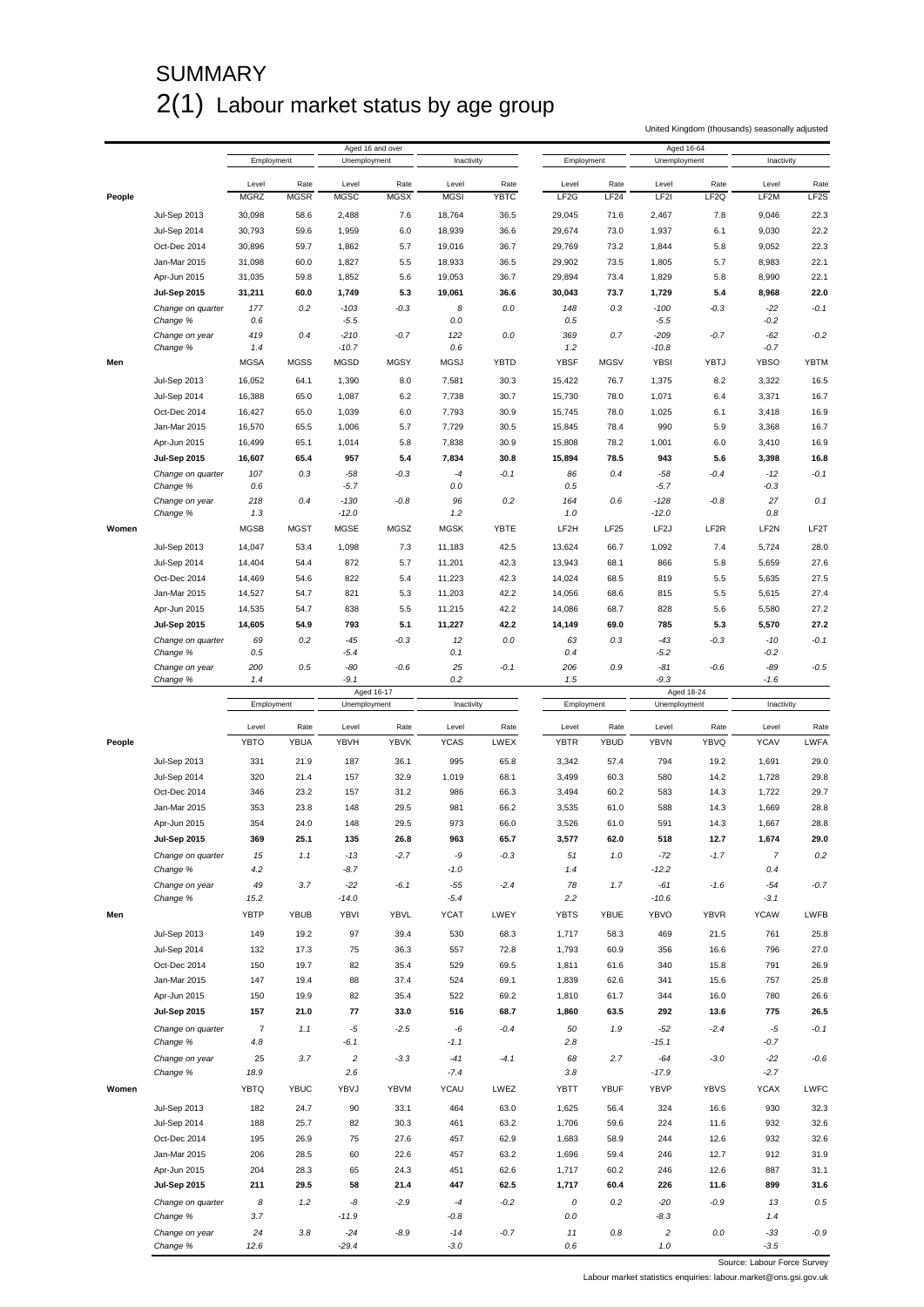# SUMMARY

## 2(1) Labour market status by age group

United Kingdom (thousands) seasonally adjusted

| | | Aged 16 and over | | | | | | Aged 16-64 | | | | | |
|---|---|---|---|---|---|---|---|---|---|---|---|---|---|
| | | Employment | | Unemployment | | Inactivity | | Employment | | Unemployment | | Inactivity | |
| | | Level | Rate | Level | Rate | Level | Rate | Level | Rate | Level | Rate | Level | Rate |
| **People** | | MGRZ | MGSR | MGSC | MGSX | MGSI | YBTC | LF2G | LF24 | LF2I | LF2Q | LF2M | LF2S |
| | Jul-Sep 2013 | 30,098 | 58.6 | 2,488 | 7.6 | 18,764 | 36.5 | 29,045 | 71.6 | 2,467 | 7.8 | 9,046 | 22.3 |
| | Jul-Sep 2014 | 30,793 | 59.6 | 1,959 | 6.0 | 18,939 | 36.6 | 29,674 | 73.0 | 1,937 | 6.1 | 9,030 | 22.2 |
| | Oct-Dec 2014 | 30,896 | 59.7 | 1,862 | 5.7 | 19,016 | 36.7 | 29,769 | 73.2 | 1,844 | 5.8 | 9,052 | 22.3 |
| | Jan-Mar 2015 | 31,098 | 60.0 | 1,827 | 5.5 | 18,933 | 36.5 | 29,902 | 73.5 | 1,805 | 5.7 | 8,983 | 22.1 |
| | Apr-Jun 2015 | 31,035 | 59.8 | 1,852 | 5.6 | 19,053 | 36.7 | 29,894 | 73.4 | 1,829 | 5.8 | 8,990 | 22.1 |
| | **Jul-Sep 2015** | **31,211** | **60.0** | **1,749** | **5.3** | **19,061** | **36.6** | **30,043** | **73.7** | **1,729** | **5.4** | **8,968** | **22.0** |
| | *Change on quarter* | *177* | *0.2* | *-103* | *-0.3* | *8* | *0.0* | *148* | *0.3* | *-100* | *-0.3* | *-22* | *-0.1* |
| | *Change %* | *0.6* | | *-5.5* | | *0.0* | | *0.5* | | *-5.5* | | *-0.2* | |
| | *Change on year* | *419* | *0.4* | *-210* | *-0.7* | *122* | *0.0* | *369* | *0.7* | *-209* | *-0.7* | *-62* | *-0.2* |
| | *Change %* | *1.4* | | *-10.7* | | *0.6* | | *1.2* | | *-10.8* | | *-0.7* | |
| **Men** | | MGSA | MGSS | MGSD | MGSY | MGSJ | YBTD | YBSF | MGSV | YBSI | YBTJ | YBSO | YBTM |
| | Jul-Sep 2013 | 16,052 | 64.1 | 1,390 | 8.0 | 7,581 | 30.3 | 15,422 | 76.7 | 1,375 | 8.2 | 3,322 | 16.5 |
| | Jul-Sep 2014 | 16,388 | 65.0 | 1,087 | 6.2 | 7,738 | 30.7 | 15,730 | 78.0 | 1,071 | 6.4 | 3,371 | 16.7 |
| | Oct-Dec 2014 | 16,427 | 65.0 | 1,039 | 6.0 | 7,793 | 30.9 | 15,745 | 78.0 | 1,025 | 6.1 | 3,418 | 16.9 |
| | Jan-Mar 2015 | 16,570 | 65.5 | 1,006 | 5.7 | 7,729 | 30.5 | 15,845 | 78.4 | 990 | 5.9 | 3,368 | 16.7 |
| | Apr-Jun 2015 | 16,499 | 65.1 | 1,014 | 5.8 | 7,838 | 30.9 | 15,808 | 78.2 | 1,001 | 6.0 | 3,410 | 16.9 |
| | **Jul-Sep 2015** | **16,607** | **65.4** | **957** | **5.4** | **7,834** | **30.8** | **15,894** | **78.5** | **943** | **5.6** | **3,398** | **16.8** |
| | *Change on quarter* | *107* | *0.3* | *-58* | *-0.3* | *-4* | *-0.1* | *86* | *0.4* | *-58* | *-0.4* | *-12* | *-0.1* |
| | *Change %* | *0.6* | | *-5.7* | | *0.0* | | *0.5* | | *-5.7* | | *-0.3* | |
| | *Change on year* | *218* | *0.4* | *-130* | *-0.8* | *96* | *0.2* | *164* | *0.6* | *-128* | *-0.8* | *27* | *0.1* |
| | *Change %* | *1.3* | | *-12.0* | | *1.2* | | *1.0* | | *-12.0* | | *0.8* | |
| **Women** | | MGSB | MGST | MGSE | MGSZ | MGSK | YBTE | LF2H | LF25 | LF2J | LF2R | LF2N | LF2T |
| | Jul-Sep 2013 | 14,047 | 53.4 | 1,098 | 7.3 | 11,183 | 42.5 | 13,624 | 66.7 | 1,092 | 7.4 | 5,724 | 28.0 |
| | Jul-Sep 2014 | 14,404 | 54.4 | 872 | 5.7 | 11,201 | 42.3 | 13,943 | 68.1 | 866 | 5.8 | 5,659 | 27.6 |
| | Oct-Dec 2014 | 14,469 | 54.6 | 822 | 5.4 | 11,223 | 42.3 | 14,024 | 68.5 | 819 | 5.5 | 5,635 | 27.5 |
| | Jan-Mar 2015 | 14,527 | 54.7 | 821 | 5.3 | 11,203 | 42.2 | 14,056 | 68.6 | 815 | 5.5 | 5,615 | 27.4 |
| | Apr-Jun 2015 | 14,535 | 54.7 | 838 | 5.5 | 11,215 | 42.2 | 14,086 | 68.7 | 828 | 5.6 | 5,580 | 27.2 |
| | **Jul-Sep 2015** | **14,605** | **54.9** | **793** | **5.1** | **11,227** | **42.2** | **14,149** | **69.0** | **785** | **5.3** | **5,570** | **27.2** |
| | *Change on quarter* | *69* | *0.2* | *-45* | *-0.3* | *12* | *0.0* | *63* | *0.3* | *-43* | *-0.3* | *-10* | *-0.1* |
| | *Change %* | *0.5* | | *-5.4* | | *0.1* | | *0.4* | | *-5.2* | | *-0.2* | |
| | *Change on year* | *200* | *0.5* | *-80* | *-0.6* | *25* | *-0.1* | *206* | *0.9* | *-81* | *-0.6* | *-89* | *-0.5* |
| | *Change %* | *1.4* | | *-9.1* | | *0.2* | | *1.5* | | *-9.3* | | *-1.6* | |

| | | Aged 16-17 | | | | | | Aged 18-24 | | | | | |
|---|---|---|---|---|---|---|---|---|---|---|---|---|---|
| | | Employment | | Unemployment | | Inactivity | | Employment | | Unemployment | | Inactivity | |
| | | Level | Rate | Level | Rate | Level | Rate | Level | Rate | Level | Rate | Level | Rate |
| **People** | | YBTO | YBUA | YBVH | YBVK | YCAS | LWEX | YBTR | YBUD | YBVN | YBVQ | YCAV | LWFA |
| | Jul-Sep 2013 | 331 | 21.9 | 187 | 36.1 | 995 | 65.8 | 3,342 | 57.4 | 794 | 19.2 | 1,691 | 29.0 |
| | Jul-Sep 2014 | 320 | 21.4 | 157 | 32.9 | 1,019 | 68.1 | 3,499 | 60.3 | 580 | 14.2 | 1,728 | 29.8 |
| | Oct-Dec 2014 | 346 | 23.2 | 157 | 31.2 | 986 | 66.3 | 3,494 | 60.2 | 583 | 14.3 | 1,722 | 29.7 |
| | Jan-Mar 2015 | 353 | 23.8 | 148 | 29.5 | 981 | 66.2 | 3,535 | 61.0 | 588 | 14.3 | 1,669 | 28.8 |
| | Apr-Jun 2015 | 354 | 24.0 | 148 | 29.5 | 973 | 66.0 | 3,526 | 61.0 | 591 | 14.3 | 1,667 | 28.8 |
| | **Jul-Sep 2015** | **369** | **25.1** | **135** | **26.8** | **963** | **65.7** | **3,577** | **62.0** | **518** | **12.7** | **1,674** | **29.0** |
| | *Change on quarter* | *15* | *1.1* | *-13* | *-2.7* | *-9* | *-0.3* | *51* | *1.0* | *-72* | *-1.7* | *7* | *0.2* |
| | *Change %* | *4.2* | | *-8.7* | | *-1.0* | | *1.4* | | *-12.2* | | *0.4* | |
| | *Change on year* | *49* | *3.7* | *-22* | *-6.1* | *-55* | *-2.4* | *78* | *1.7* | *-61* | *-1.6* | *-54* | *-0.7* |
| | *Change %* | *15.2* | | *-14.0* | | *-5.4* | | *2.2* | | *-10.6* | | *-3.1* | |
| **Men** | | YBTP | YBUB | YBVI | YBVL | YCAT | LWEY | YBTS | YBUE | YBVO | YBVR | YCAW | LWFB |
| | Jul-Sep 2013 | 149 | 19.2 | 97 | 39.4 | 530 | 68.3 | 1,717 | 58.3 | 469 | 21.5 | 761 | 25.8 |
| | Jul-Sep 2014 | 132 | 17.3 | 75 | 36.3 | 557 | 72.8 | 1,793 | 60.9 | 356 | 16.6 | 796 | 27.0 |
| | Oct-Dec 2014 | 150 | 19.7 | 82 | 35.4 | 529 | 69.5 | 1,811 | 61.6 | 340 | 15.8 | 791 | 26.9 |
| | Jan-Mar 2015 | 147 | 19.4 | 88 | 37.4 | 524 | 69.1 | 1,839 | 62.6 | 341 | 15.6 | 757 | 25.8 |
| | Apr-Jun 2015 | 150 | 19.9 | 82 | 35.4 | 522 | 69.2 | 1,810 | 61.7 | 344 | 16.0 | 780 | 26.6 |
| | **Jul-Sep 2015** | **157** | **21.0** | **77** | **33.0** | **516** | **68.7** | **1,860** | **63.5** | **292** | **13.6** | **775** | **26.5** |
| | *Change on quarter* | *7* | *1.1* | *-5* | *-2.5* | *-6* | *-0.4* | *50* | *1.9* | *-52* | *-2.4* | *-5* | *-0.1* |
| | *Change %* | *4.8* | | *-6.1* | | *-1.1* | | *2.8* | | *-15.1* | | *-0.7* | |
| | *Change on year* | *25* | *3.7* | *2* | *-3.3* | *-41* | *-4.1* | *68* | *2.7* | *-64* | *-3.0* | *-22* | *-0.6* |
| | *Change %* | *18.9* | | *2.6* | | *-7.4* | | *3.8* | | *-17.9* | | *-2.7* | |
| **Women** | | YBTQ | YBUC | YBVJ | YBVM | YCAU | LWEZ | YBTT | YBUF | YBVP | YBVS | YCAX | LWFC |
| | Jul-Sep 2013 | 182 | 24.7 | 90 | 33.1 | 464 | 63.0 | 1,625 | 56.4 | 324 | 16.6 | 930 | 32.3 |
| | Jul-Sep 2014 | 188 | 25.7 | 82 | 30.3 | 461 | 63.2 | 1,706 | 59.6 | 224 | 11.6 | 932 | 32.6 |
| | Oct-Dec 2014 | 195 | 26.9 | 75 | 27.6 | 457 | 62.9 | 1,683 | 58.9 | 244 | 12.6 | 932 | 32.6 |
| | Jan-Mar 2015 | 206 | 28.5 | 60 | 22.6 | 457 | 63.2 | 1,696 | 59.4 | 246 | 12.7 | 912 | 31.9 |
| | Apr-Jun 2015 | 204 | 28.3 | 65 | 24.3 | 451 | 62.6 | 1,717 | 60.2 | 246 | 12.6 | 887 | 31.1 |
| | **Jul-Sep 2015** | **211** | **29.5** | **58** | **21.4** | **447** | **62.5** | **1,717** | **60.4** | **226** | **11.6** | **899** | **31.6** |
| | *Change on quarter* | *8* | *1.2* | *-8* | *-2.9* | *-4* | *-0.2* | *0* | *0.2* | *-20* | *-0.9* | *13* | *0.5* |
| | *Change %* | *3.7* | | *-11.9* | | *-0.8* | | *0.0* | | *-8.3* | | *1.4* | |
| | *Change on year* | *24* | *3.8* | *-24* | *-8.9* | *-14* | *-0.7* | *11* | *0.8* | *2* | *0.0* | *-33* | *-0.9* |
| | *Change %* | *12.6* | | *-29.4* | | *-3.0* | | *0.6* | | *1.0* | | *-3.5* | |

Source: Labour Force Survey

Labour market statistics enquiries: labour.market@ons.gsi.gov.uk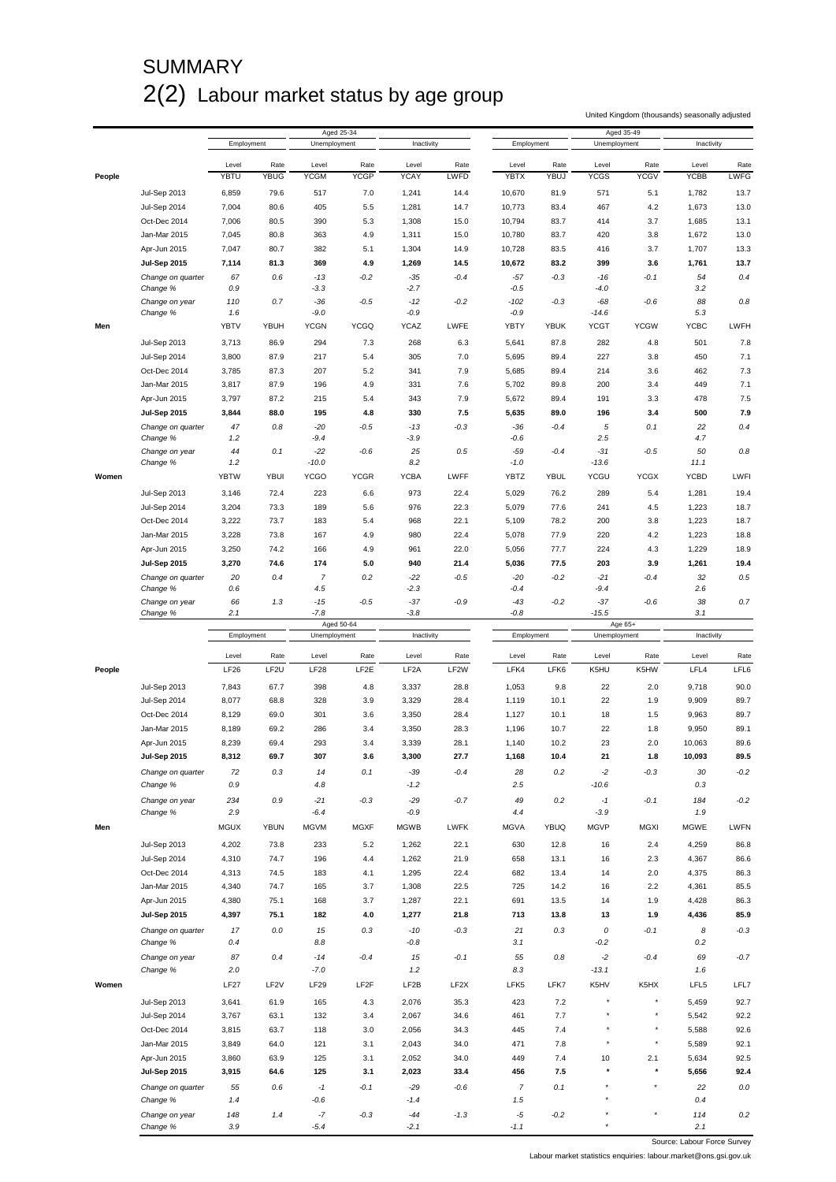# SUMMARY

## 2(2) Labour market status by age group

United Kingdom (thousands) seasonally adjusted

| | | Aged 25-34 | | | | | | Aged 35-49 | | | | | |
|---|---|---|---|---|---|---|---|---|---|---|---|---|---|
| | | Employment | | Unemployment | | Inactivity | | Employment | | Unemployment | | Inactivity | |
| | | Level | Rate | Level | Rate | Level | Rate | Level | Rate | Level | Rate | Level | Rate |
| **People** | | YBTU | YBUG | YCGM | YCGP | YCAY | LWFD | YBTX | YBUJ | YCGS | YCGV | YCBB | LWFG |
| | Jul-Sep 2013 | 6,859 | 79.6 | 517 | 7.0 | 1,241 | 14.4 | 10,670 | 81.9 | 571 | 5.1 | 1,782 | 13.7 |
| | Jul-Sep 2014 | 7,004 | 80.6 | 405 | 5.5 | 1,281 | 14.7 | 10,773 | 83.4 | 467 | 4.2 | 1,673 | 13.0 |
| | Oct-Dec 2014 | 7,006 | 80.5 | 390 | 5.3 | 1,308 | 15.0 | 10,794 | 83.7 | 414 | 3.7 | 1,685 | 13.1 |
| | Jan-Mar 2015 | 7,045 | 80.8 | 363 | 4.9 | 1,311 | 15.0 | 10,780 | 83.7 | 420 | 3.8 | 1,672 | 13.0 |
| | Apr-Jun 2015 | 7,047 | 80.7 | 382 | 5.1 | 1,304 | 14.9 | 10,728 | 83.5 | 416 | 3.7 | 1,707 | 13.3 |
| | **Jul-Sep 2015** | **7,114** | **81.3** | **369** | **4.9** | **1,269** | **14.5** | **10,672** | **83.2** | **399** | **3.6** | **1,761** | **13.7** |
| | *Change on quarter* | *67* | *0.6* | *-13* | *-0.2* | *-35* | *-0.4* | *-57* | *-0.3* | *-16* | *-0.1* | *54* | *0.4* |
| | *Change %* | *0.9* | | *-3.3* | | *-2.7* | | *-0.5* | | *-4.0* | | *3.2* | |
| | *Change on year* | *110* | *0.7* | *-36* | *-0.5* | *-12* | *-0.2* | *-102* | *-0.3* | *-68* | *-0.6* | *88* | *0.8* |
| | *Change %* | *1.6* | | *-9.0* | | *-0.9* | | *-0.9* | | *-14.6* | | *5.3* | |
| **Men** | | YBTV | YBUH | YCGN | YCGQ | YCAZ | LWFE | YBTY | YBUK | YCGT | YCGW | YCBC | LWFH |
| | Jul-Sep 2013 | 3,713 | 86.9 | 294 | 7.3 | 268 | 6.3 | 5,641 | 87.8 | 282 | 4.8 | 501 | 7.8 |
| | Jul-Sep 2014 | 3,800 | 87.9 | 217 | 5.4 | 305 | 7.0 | 5,695 | 89.4 | 227 | 3.8 | 450 | 7.1 |
| | Oct-Dec 2014 | 3,785 | 87.3 | 207 | 5.2 | 341 | 7.9 | 5,685 | 89.4 | 214 | 3.6 | 462 | 7.3 |
| | Jan-Mar 2015 | 3,817 | 87.9 | 196 | 4.9 | 331 | 7.6 | 5,702 | 89.8 | 200 | 3.4 | 449 | 7.1 |
| | Apr-Jun 2015 | 3,797 | 87.2 | 215 | 5.4 | 343 | 7.9 | 5,672 | 89.4 | 191 | 3.3 | 478 | 7.5 |
| | **Jul-Sep 2015** | **3,844** | **88.0** | **195** | **4.8** | **330** | **7.5** | **5,635** | **89.0** | **196** | **3.4** | **500** | **7.9** |
| | *Change on quarter* | *47* | *0.8* | *-20* | *-0.5* | *-13* | *-0.3* | *-36* | *-0.4* | *5* | *0.1* | *22* | *0.4* |
| | *Change %* | *1.2* | | *-9.4* | | *-3.9* | | *-0.6* | | *2.5* | | *4.7* | |
| | *Change on year* | *44* | *0.1* | *-22* | *-0.6* | *25* | *0.5* | *-59* | *-0.4* | *-31* | *-0.5* | *50* | *0.8* |
| | *Change %* | *1.2* | | *-10.0* | | *8.2* | | *-1.0* | | *-13.6* | | *11.1* | |
| **Women** | | YBTW | YBUI | YCGO | YCGR | YCBA | LWFF | YBTZ | YBUL | YCGU | YCGX | YCBD | LWFI |
| | Jul-Sep 2013 | 3,146 | 72.4 | 223 | 6.6 | 973 | 22.4 | 5,029 | 76.2 | 289 | 5.4 | 1,281 | 19.4 |
| | Jul-Sep 2014 | 3,204 | 73.3 | 189 | 5.6 | 976 | 22.3 | 5,079 | 77.6 | 241 | 4.5 | 1,223 | 18.7 |
| | Oct-Dec 2014 | 3,222 | 73.7 | 183 | 5.4 | 968 | 22.1 | 5,109 | 78.2 | 200 | 3.8 | 1,223 | 18.7 |
| | Jan-Mar 2015 | 3,228 | 73.8 | 167 | 4.9 | 980 | 22.4 | 5,078 | 77.9 | 220 | 4.2 | 1,223 | 18.8 |
| | Apr-Jun 2015 | 3,250 | 74.2 | 166 | 4.9 | 961 | 22.0 | 5,056 | 77.7 | 224 | 4.3 | 1,229 | 18.9 |
| | **Jul-Sep 2015** | **3,270** | **74.6** | **174** | **5.0** | **940** | **21.4** | **5,036** | **77.5** | **203** | **3.9** | **1,261** | **19.4** |
| | *Change on quarter* | *20* | *0.4* | *7* | *0.2* | *-22* | *-0.5* | *-20* | *-0.2* | *-21* | *-0.4* | *32* | *0.5* |
| | *Change %* | *0.6* | | *4.5* | | *-2.3* | | *-0.4* | | *-9.4* | | *2.6* | |
| | *Change on year* | *66* | *1.3* | *-15* | *-0.5* | *-37* | *-0.9* | *-43* | *-0.2* | *-37* | *-0.6* | *38* | *0.7* |
| | *Change %* | *2.1* | | *-7.8* | | *-3.8* | | *-0.8* | | *-15.5* | | *3.1* | |

| | | Aged 50-64 | | | | | | Age 65+ | | | | | |
|---|---|---|---|---|---|---|---|---|---|---|---|---|---|
| | | Employment | | Unemployment | | Inactivity | | Employment | | Unemployment | | Inactivity | |
| | | Level | Rate | Level | Rate | Level | Rate | Level | Rate | Level | Rate | Level | Rate |
| **People** | | LF26 | LF2U | LF28 | LF2E | LF2A | LF2W | LFK4 | LFK6 | K5HU | K5HW | LFL4 | LFL6 |
| | Jul-Sep 2013 | 7,843 | 67.7 | 398 | 4.8 | 3,337 | 28.8 | 1,053 | 9.8 | 22 | 2.0 | 9,718 | 90.0 |
| | Jul-Sep 2014 | 8,077 | 68.8 | 328 | 3.9 | 3,329 | 28.4 | 1,119 | 10.1 | 22 | 1.9 | 9,909 | 89.7 |
| | Oct-Dec 2014 | 8,129 | 69.0 | 301 | 3.6 | 3,350 | 28.4 | 1,127 | 10.1 | 18 | 1.5 | 9,963 | 89.7 |
| | Jan-Mar 2015 | 8,189 | 69.2 | 286 | 3.4 | 3,350 | 28.3 | 1,196 | 10.7 | 22 | 1.8 | 9,950 | 89.1 |
| | Apr-Jun 2015 | 8,239 | 69.4 | 293 | 3.4 | 3,339 | 28.1 | 1,140 | 10.2 | 23 | 2.0 | 10,063 | 89.6 |
| | **Jul-Sep 2015** | **8,312** | **69.7** | **307** | **3.6** | **3,300** | **27.7** | **1,168** | **10.4** | **21** | **1.8** | **10,093** | **89.5** |
| | *Change on quarter* | *72* | *0.3* | *14* | *0.1* | *-39* | *-0.4* | *28* | *0.2* | *-2* | *-0.3* | *30* | *-0.2* |
| | *Change %* | *0.9* | | *4.8* | | *-1.2* | | *2.5* | | *-10.6* | | *0.3* | |
| | *Change on year* | *234* | *0.9* | *-21* | *-0.3* | *-29* | *-0.7* | *49* | *0.2* | *-1* | *-0.1* | *184* | *-0.2* |
| | *Change %* | *2.9* | | *-6.4* | | *-0.9* | | *4.4* | | *-3.9* | | *1.9* | |
| **Men** | | MGUX | YBUN | MGVM | MGXF | MGWB | LWFK | MGVA | YBUQ | MGVP | MGXI | MGWE | LWFN |
| | Jul-Sep 2013 | 4,202 | 73.8 | 233 | 5.2 | 1,262 | 22.1 | 630 | 12.8 | 16 | 2.4 | 4,259 | 86.8 |
| | Jul-Sep 2014 | 4,310 | 74.7 | 196 | 4.4 | 1,262 | 21.9 | 658 | 13.1 | 16 | 2.3 | 4,367 | 86.6 |
| | Oct-Dec 2014 | 4,313 | 74.5 | 183 | 4.1 | 1,295 | 22.4 | 682 | 13.4 | 14 | 2.0 | 4,375 | 86.3 |
| | Jan-Mar 2015 | 4,340 | 74.7 | 165 | 3.7 | 1,308 | 22.5 | 725 | 14.2 | 16 | 2.2 | 4,361 | 85.5 |
| | Apr-Jun 2015 | 4,380 | 75.1 | 168 | 3.7 | 1,287 | 22.1 | 691 | 13.5 | 14 | 1.9 | 4,428 | 86.3 |
| | **Jul-Sep 2015** | **4,397** | **75.1** | **182** | **4.0** | **1,277** | **21.8** | **713** | **13.8** | **13** | **1.9** | **4,436** | **85.9** |
| | *Change on quarter* | *17* | *0.0* | *15* | *0.3* | *-10* | *-0.3* | *21* | *0.3* | *0* | *-0.1* | *8* | *-0.3* |
| | *Change %* | *0.4* | | *8.8* | | *-0.8* | | *3.1* | | *-0.2* | | *0.2* | |
| | *Change on year* | *87* | *0.4* | *-14* | *-0.4* | *15* | *-0.1* | *55* | *0.8* | *-2* | *-0.4* | *69* | *-0.7* |
| | *Change %* | *2.0* | | *-7.0* | | *1.2* | | *8.3* | | *-13.1* | | *1.6* | |
| **Women** | | LF27 | LF2V | LF29 | LF2F | LF2B | LF2X | LFK5 | LFK7 | K5HV | K5HX | LFL5 | LFL7 |
| | Jul-Sep 2013 | 3,641 | 61.9 | 165 | 4.3 | 2,076 | 35.3 | 423 | 7.2 | * | * | 5,459 | 92.7 |
| | Jul-Sep 2014 | 3,767 | 63.1 | 132 | 3.4 | 2,067 | 34.6 | 461 | 7.7 | * | * | 5,542 | 92.2 |
| | Oct-Dec 2014 | 3,815 | 63.7 | 118 | 3.0 | 2,056 | 34.3 | 445 | 7.4 | * | * | 5,588 | 92.6 |
| | Jan-Mar 2015 | 3,849 | 64.0 | 121 | 3.1 | 2,043 | 34.0 | 471 | 7.8 | * | * | 5,589 | 92.1 |
| | Apr-Jun 2015 | 3,860 | 63.9 | 125 | 3.1 | 2,052 | 34.0 | 449 | 7.4 | 10 | 2.1 | 5,634 | 92.5 |
| | **Jul-Sep 2015** | **3,915** | **64.6** | **125** | **3.1** | **2,023** | **33.4** | **456** | **7.5** | ***** | ***** | **5,656** | **92.4** |
| | *Change on quarter* | *55* | *0.6* | *-1* | *-0.1* | *-29* | *-0.6* | *7* | *0.1* | * | * | *22* | *0.0* |
| | *Change %* | *1.4* | | *-0.6* | | *-1.4* | | *1.5* | | * | | *0.4* | |
| | *Change on year* | *148* | *1.4* | *-7* | *-0.3* | *-44* | *-1.3* | *-5* | *-0.2* | * | * | *114* | *0.2* |
| | *Change %* | *3.9* | | *-5.4* | | *-2.1* | | *-1.1* | | * | | *2.1* | |

Source: Labour Force Survey

Labour market statistics enquiries: labour.market@ons.gsi.gov.uk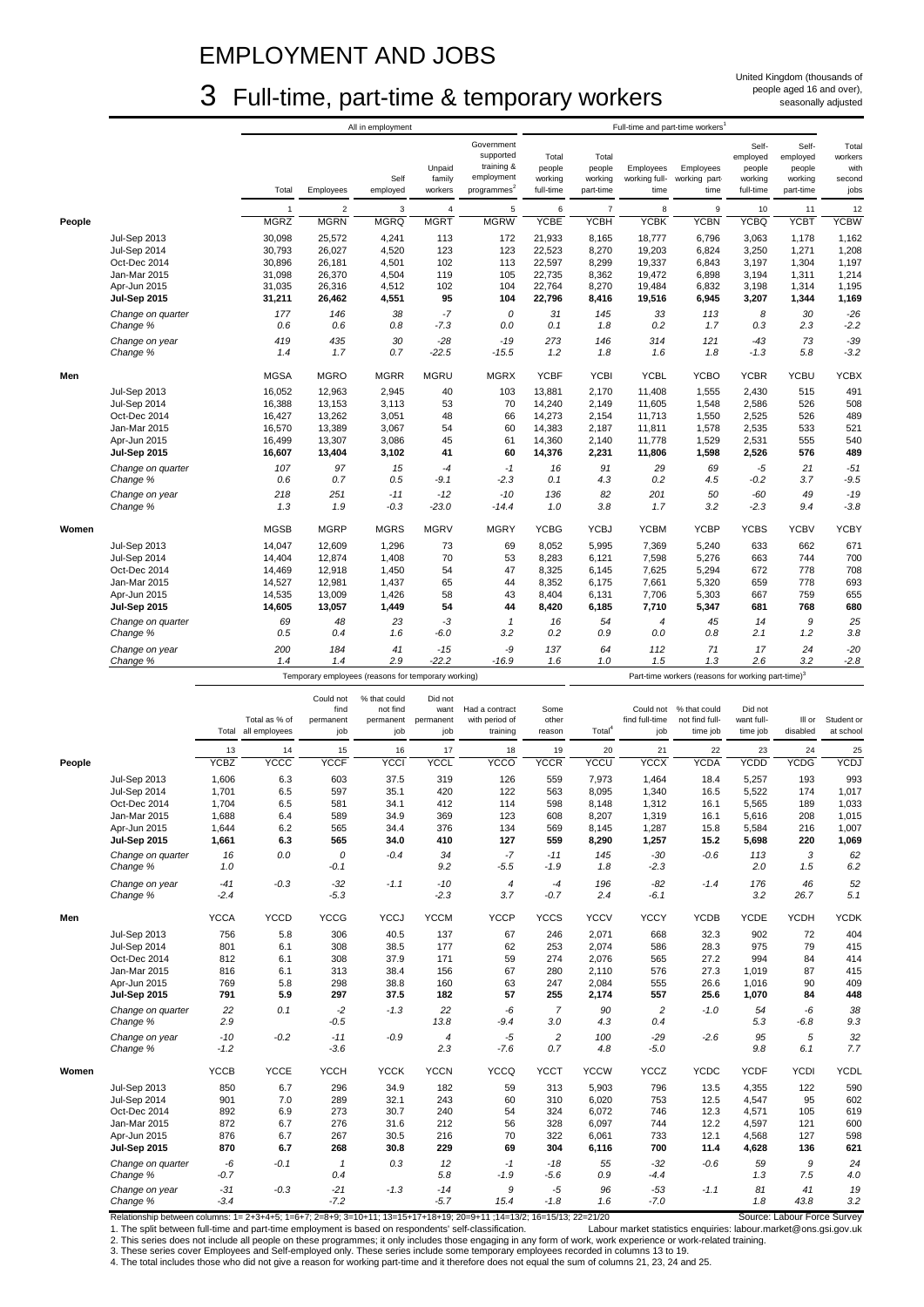# EMPLOYMENT AND JOBS

## 3 Full-time, part-time & temporary workers

United Kingdom (thousands of people aged 16 and over), seasonally adjusted

| | | All in employment | | | | | Full-time and part-time workers[1] | | | | | | | |
|---|---|---|---|---|---|---|---|---|---|---|---|---|---|
| | | Total | Employees | Self employed | Unpaid family workers | Government supported training & employment programmes[2] | Total people working full-time | Total people working part-time | Employees working full-time | Employees working part-time | Self-employed people working full-time | Self-employed people working part-time | Total workers with second jobs |
| | | 1 | 2 | 3 | 4 | 5 | 6 | 7 | 8 | 9 | 10 | 11 | 12 |
| **People** | | MGRZ | MGRN | MGRQ | MGRT | MGRW | YCBE | YCBH | YCBK | YCBN | YCBQ | YCBT | YCBW |
| | Jul-Sep 2013 | 30,098 | 25,572 | 4,241 | 113 | 172 | 21,933 | 8,165 | 18,777 | 6,796 | 3,063 | 1,178 | 1,162 |
| | Jul-Sep 2014 | 30,793 | 26,027 | 4,520 | 123 | 123 | 22,523 | 8,270 | 19,203 | 6,824 | 3,250 | 1,271 | 1,208 |
| | Oct-Dec 2014 | 30,896 | 26,181 | 4,501 | 102 | 113 | 22,597 | 8,299 | 19,337 | 6,843 | 3,197 | 1,304 | 1,197 |
| | Jan-Mar 2015 | 31,098 | 26,370 | 4,504 | 119 | 105 | 22,735 | 8,362 | 19,472 | 6,898 | 3,194 | 1,311 | 1,214 |
| | Apr-Jun 2015 | 31,035 | 26,316 | 4,512 | 102 | 104 | 22,764 | 8,270 | 19,484 | 6,832 | 3,198 | 1,314 | 1,195 |
| | **Jul-Sep 2015** | **31,211** | **26,462** | **4,551** | **95** | **104** | **22,796** | **8,416** | **19,516** | **6,945** | **3,207** | **1,344** | **1,169** |
| | *Change on quarter* | *177* | *146* | *38* | *-7* | *0* | *31* | *145* | *33* | *113* | *8* | *30* | *-26* |
| | *Change %* | *0.6* | *0.6* | *0.8* | *-7.3* | *0.0* | *0.1* | *1.8* | *0.2* | *1.7* | *0.3* | *2.3* | *-2.2* |
| | *Change on year* | *419* | *435* | *30* | *-28* | *-19* | *273* | *146* | *314* | *121* | *-43* | *73* | *-39* |
| | *Change %* | *1.4* | *1.7* | *0.7* | *-22.5* | *-15.5* | *1.2* | *1.8* | *1.6* | *1.8* | *-1.3* | *5.8* | *-3.2* |
| **Men** | | MGSA | MGRO | MGRR | MGRU | MGRX | YCBF | YCBI | YCBL | YCBO | YCBR | YCBU | YCBX |
| | Jul-Sep 2013 | 16,052 | 12,963 | 2,945 | 40 | 103 | 13,881 | 2,170 | 11,408 | 1,555 | 2,430 | 515 | 491 |
| | Jul-Sep 2014 | 16,388 | 13,153 | 3,113 | 53 | 70 | 14,240 | 2,149 | 11,605 | 1,548 | 2,586 | 526 | 508 |
| | Oct-Dec 2014 | 16,427 | 13,262 | 3,051 | 48 | 66 | 14,273 | 2,154 | 11,713 | 1,550 | 2,525 | 526 | 489 |
| | Jan-Mar 2015 | 16,570 | 13,389 | 3,067 | 54 | 60 | 14,383 | 2,187 | 11,811 | 1,578 | 2,535 | 533 | 521 |
| | Apr-Jun 2015 | 16,499 | 13,307 | 3,086 | 45 | 61 | 14,360 | 2,140 | 11,778 | 1,529 | 2,531 | 555 | 540 |
| | **Jul-Sep 2015** | **16,607** | **13,404** | **3,102** | **41** | **60** | **14,376** | **2,231** | **11,806** | **1,598** | **2,526** | **576** | **489** |
| | *Change on quarter* | *107* | *97* | *15* | *-4* | *-1* | *16* | *91* | *29* | *69* | *-5* | *21* | *-51* |
| | *Change %* | *0.6* | *0.7* | *0.5* | *-9.1* | *-2.3* | *0.1* | *4.3* | *0.2* | *4.5* | *-0.2* | *3.7* | *-9.5* |
| | *Change on year* | *218* | *251* | *-11* | *-12* | *-10* | *136* | *82* | *201* | *50* | *-60* | *49* | *-19* |
| | *Change %* | *1.3* | *1.9* | *-0.3* | *-23.0* | *-14.4* | *1.0* | *3.8* | *1.7* | *3.2* | *-2.3* | *9.4* | *-3.8* |
| **Women** | | MGSB | MGRP | MGRS | MGRV | MGRY | YCBG | YCBJ | YCBM | YCBP | YCBS | YCBV | YCBY |
| | Jul-Sep 2013 | 14,047 | 12,609 | 1,296 | 73 | 69 | 8,052 | 5,995 | 7,369 | 5,240 | 633 | 662 | 671 |
| | Jul-Sep 2014 | 14,404 | 12,874 | 1,408 | 70 | 53 | 8,283 | 6,121 | 7,598 | 5,276 | 663 | 744 | 700 |
| | Oct-Dec 2014 | 14,469 | 12,918 | 1,450 | 54 | 47 | 8,325 | 6,145 | 7,625 | 5,294 | 672 | 778 | 708 |
| | Jan-Mar 2015 | 14,527 | 12,981 | 1,437 | 65 | 44 | 8,352 | 6,175 | 7,661 | 5,320 | 659 | 778 | 693 |
| | Apr-Jun 2015 | 14,535 | 13,009 | 1,426 | 58 | 43 | 8,404 | 6,131 | 7,706 | 5,303 | 667 | 759 | 655 |
| | **Jul-Sep 2015** | **14,605** | **13,057** | **1,449** | **54** | **44** | **8,420** | **6,185** | **7,710** | **5,347** | **681** | **768** | **680** |
| | *Change on quarter* | *69* | *48* | *23* | *-3* | *1* | *16* | *54* | *4* | *45* | *14* | *9* | *25* |
| | *Change %* | *0.5* | *0.4* | *1.6* | *-6.0* | *3.2* | *0.2* | *0.9* | *0.0* | *0.8* | *2.1* | *1.2* | *3.8* |
| | *Change on year* | *200* | *184* | *41* | *-15* | *-9* | *137* | *64* | *112* | *71* | *17* | *24* | *-20* |
| | *Change %* | *1.4* | *1.4* | *2.9* | *-22.2* | *-16.9* | *1.6* | *1.0* | *1.5* | *1.3* | *2.6* | *3.2* | *-2.8* |

| | | Temporary employees (reasons for temporary working) | | | | | | | Part-time workers (reasons for working part-time)[3] | | | | | |
|---|---|---|---|---|---|---|---|---|---|---|---|---|---|---|
| | | Total | Total as % of all employees | Could not find permanent job | % that could not find permanent job | Did not want permanent job | Had a contract with period of training | Some other reason | Total[4] | Could not find full-time job | % that could not find full-time job | Did not want full-time job | Ill or disabled | Student or at school |
| | | 13 | 14 | 15 | 16 | 17 | 18 | 19 | 20 | 21 | 22 | 23 | 24 | 25 |
| **People** | | YCBZ | YCCC | YCCF | YCCI | YCCL | YCCO | YCCR | YCCU | YCCX | YCDA | YCDD | YCDG | YCDJ |
| | Jul-Sep 2013 | 1,606 | 6.3 | 603 | 37.5 | 319 | 126 | 559 | 7,973 | 1,464 | 18.4 | 5,257 | 193 | 993 |
| | Jul-Sep 2014 | 1,701 | 6.5 | 597 | 35.1 | 420 | 122 | 563 | 8,095 | 1,340 | 16.5 | 5,522 | 174 | 1,017 |
| | Oct-Dec 2014 | 1,704 | 6.5 | 581 | 34.1 | 412 | 114 | 598 | 8,148 | 1,312 | 16.1 | 5,565 | 189 | 1,033 |
| | Jan-Mar 2015 | 1,688 | 6.4 | 589 | 34.9 | 369 | 123 | 608 | 8,207 | 1,319 | 16.1 | 5,616 | 208 | 1,015 |
| | Apr-Jun 2015 | 1,644 | 6.2 | 565 | 34.4 | 376 | 134 | 569 | 8,145 | 1,287 | 15.8 | 5,584 | 216 | 1,007 |
| | **Jul-Sep 2015** | **1,661** | **6.3** | **565** | **34.0** | **410** | **127** | **559** | **8,290** | **1,257** | **15.2** | **5,698** | **220** | **1,069** |
| | *Change on quarter* | *16* | *0.0* | *0* | *-0.4* | *34* | *-7* | *-11* | *145* | *-30* | *-0.6* | *113* | *3* | *62* |
| | *Change %* | *1.0* | | *-0.1* | | *9.2* | *-5.5* | *-1.9* | *1.8* | *-2.3* | | *2.0* | *1.5* | *6.2* |
| | *Change on year* | *-41* | *-0.3* | *-32* | *-1.1* | *-10* | *4* | *-4* | *196* | *-82* | *-1.4* | *176* | *46* | *52* |
| | *Change %* | *-2.4* | | *-5.3* | | *-2.3* | *3.7* | *-0.7* | *2.4* | *-6.1* | | *3.2* | *26.7* | *5.1* |
| **Men** | | YCCA | YCCD | YCCG | YCCJ | YCCM | YCCP | YCCS | YCCV | YCCY | YCDB | YCDE | YCDH | YCDK |
| | Jul-Sep 2013 | 756 | 5.8 | 306 | 40.5 | 137 | 67 | 246 | 2,071 | 668 | 32.3 | 902 | 72 | 404 |
| | Jul-Sep 2014 | 801 | 6.1 | 308 | 38.5 | 177 | 62 | 253 | 2,074 | 586 | 28.3 | 975 | 79 | 415 |
| | Oct-Dec 2014 | 812 | 6.1 | 308 | 37.9 | 171 | 59 | 274 | 2,076 | 565 | 27.2 | 994 | 84 | 414 |
| | Jan-Mar 2015 | 816 | 6.1 | 313 | 38.4 | 156 | 67 | 280 | 2,110 | 576 | 27.3 | 1,019 | 87 | 415 |
| | Apr-Jun 2015 | 769 | 5.8 | 298 | 38.8 | 160 | 63 | 247 | 2,084 | 555 | 26.6 | 1,016 | 90 | 409 |
| | **Jul-Sep 2015** | **791** | **5.9** | **297** | **37.5** | **182** | **57** | **255** | **2,174** | **557** | **25.6** | **1,070** | **84** | **448** |
| | *Change on quarter* | *22* | *0.1* | *-2* | *-1.3* | *22* | *-6* | *7* | *90* | *2* | *-1.0* | *54* | *-6* | *38* |
| | *Change %* | *2.9* | | *-0.5* | | *13.8* | *-9.4* | *3.0* | *4.3* | *0.4* | | *5.3* | *-6.8* | *9.3* |
| | *Change on year* | *-10* | *-0.2* | *-11* | *-0.9* | *4* | *-5* | *2* | *100* | *-29* | *-2.6* | *95* | *5* | *32* |
| | *Change %* | *-1.2* | | *-3.6* | | *2.3* | *-7.6* | *0.7* | *4.8* | *-5.0* | | *9.8* | *6.1* | *7.7* |
| **Women** | | YCCB | YCCE | YCCH | YCCK | YCCN | YCCQ | YCCT | YCCW | YCCZ | YCDC | YCDF | YCDI | YCDL |
| | Jul-Sep 2013 | 850 | 6.7 | 296 | 34.9 | 182 | 59 | 313 | 5,903 | 796 | 13.5 | 4,355 | 122 | 590 |
| | Jul-Sep 2014 | 901 | 7.0 | 289 | 32.1 | 243 | 60 | 310 | 6,020 | 753 | 12.5 | 4,547 | 95 | 602 |
| | Oct-Dec 2014 | 892 | 6.9 | 273 | 30.7 | 240 | 54 | 324 | 6,072 | 746 | 12.3 | 4,571 | 105 | 619 |
| | Jan-Mar 2015 | 872 | 6.7 | 276 | 31.6 | 212 | 56 | 328 | 6,097 | 744 | 12.2 | 4,597 | 121 | 600 |
| | Apr-Jun 2015 | 876 | 6.7 | 267 | 30.5 | 216 | 70 | 322 | 6,061 | 733 | 12.1 | 4,568 | 127 | 598 |
| | **Jul-Sep 2015** | **870** | **6.7** | **268** | **30.8** | **229** | **69** | **304** | **6,116** | **700** | **11.4** | **4,628** | **136** | **621** |
| | *Change on quarter* | *-6* | *-0.1* | *1* | *0.3* | *12* | *-1* | *-18* | *55* | *-32* | *-0.6* | *59* | *9* | *24* |
| | *Change %* | *-0.7* | | *0.4* | | *5.8* | *-1.9* | *-5.6* | *0.9* | *-4.4* | | *1.3* | *7.5* | *4.0* |
| | *Change on year* | *-31* | *-0.3* | *-21* | *-1.3* | *-14* | *9* | *-5* | *96* | *-53* | *-1.1* | *81* | *41* | *19* |
| | *Change %* | *-3.4* | | *-7.2* | | *-5.7* | *15.4* | *-1.8* | *1.6* | *-7.0* | | *1.8* | *43.8* | *3.2* |

Relationship between columns: 1= 2+3+4+5; 1=6+7; 2=8+9; 3=10+11; 13=15+17+18+19; 20=9+11 ;14=13/2; 16=15/13; 22=21/20

Source: Labour Force Survey

1. The split between full-time and part-time employment is based on respondents' self-classification.

Labour market statistics enquiries: labour.market@ons.gsi.gov.uk

2. This series does not include all people on these programmes; it only includes those engaging in any form of work, work experience or work-related training.
3. These series cover Employees and Self-employed only. These series include some temporary employees recorded in columns 13 to 19.
4. The total includes those who did not give a reason for working part-time and it therefore does not equal the sum of columns 21, 23, 24 and 25.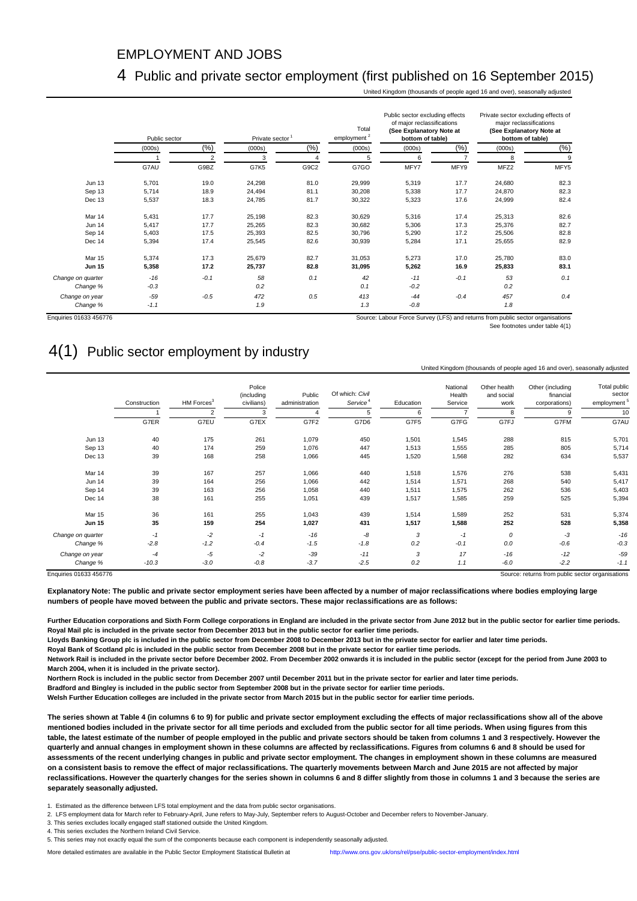## EMPLOYMENT AND JOBS

# 4 Public and private sector employment (first published on 16 September 2015)

United Kingdom (thousands of people aged 16 and over), seasonally adjusted

| | Public sector | | Private sector[1] | | Total employment[2] | Public sector excluding effects of major reclassifications (See Explanatory Note at bottom of table) | | Private sector excluding effects of major reclassifications (See Explanatory Note at bottom of table) | |
|---|---|---|---|---|---|---|---|---|---|
| | (000s) | (%) | (000s) | (%) | (000s) | (000s) | (%) | (000s) | (%) |
| | 1 | 2 | 3 | 4 | 5 | 6 | 7 | 8 | 9 |
| | G7AU | G9BZ | G7K5 | G9C2 | G7GO | MFY7 | MFY9 | MFZ2 | MFY5 |
| Jun 13 | 5,701 | 19.0 | 24,298 | 81.0 | 29,999 | 5,319 | 17.7 | 24,680 | 82.3 |
| Sep 13 | 5,714 | 18.9 | 24,494 | 81.1 | 30,208 | 5,338 | 17.7 | 24,870 | 82.3 |
| Dec 13 | 5,537 | 18.3 | 24,785 | 81.7 | 30,322 | 5,323 | 17.6 | 24,999 | 82.4 |
| Mar 14 | 5,431 | 17.7 | 25,198 | 82.3 | 30,629 | 5,316 | 17.4 | 25,313 | 82.6 |
| Jun 14 | 5,417 | 17.7 | 25,265 | 82.3 | 30,682 | 5,306 | 17.3 | 25,376 | 82.7 |
| Sep 14 | 5,403 | 17.5 | 25,393 | 82.5 | 30,796 | 5,290 | 17.2 | 25,506 | 82.8 |
| Dec 14 | 5,394 | 17.4 | 25,545 | 82.6 | 30,939 | 5,284 | 17.1 | 25,655 | 82.9 |
| Mar 15 | 5,374 | 17.3 | 25,679 | 82.7 | 31,053 | 5,273 | 17.0 | 25,780 | 83.0 |
| **Jun 15** | **5,358** | **17.2** | **25,737** | **82.8** | **31,095** | **5,262** | **16.9** | **25,833** | **83.1** |
| *Change on quarter* | *-16* | *-0.1* | *58* | *0.1* | *42* | *-11* | *-0.1* | *53* | *0.1* |
| *Change %* | *-0.3* | | *0.2* | | *0.1* | *-0.2* | | *0.2* | |
| *Change on year* | *-59* | *-0.5* | *472* | *0.5* | *413* | *-44* | *-0.4* | *457* | *0.4* |
| *Change %* | *-1.1* | | *1.9* | | *1.3* | *-0.8* | | *1.8* | |

Enquiries 01633 456776

Source: Labour Force Survey (LFS) and returns from public sector organisations

See footnotes under table 4(1)

# 4(1) Public sector employment by industry

United Kingdom (thousands of people aged 16 and over), seasonally adjusted

| | Construction | HM Forces[3] | Police (including civilians) | Public administration | Of which: *Civil Service*[4] | Education | National Health Service | Other health and social work | Other (including financial corporations) | Total public sector employment[5] |
|---|---|---|---|---|---|---|---|---|---|---|
| | 1 | 2 | 3 | 4 | 5 | 6 | 7 | 8 | 9 | 10 |
| | G7ER | G7EU | G7EX | G7F2 | G7D6 | G7F5 | G7FG | G7FJ | G7FM | G7AU |
| Jun 13 | 40 | 175 | 261 | 1,079 | 450 | 1,501 | 1,545 | 288 | 815 | 5,701 |
| Sep 13 | 40 | 174 | 259 | 1,076 | 447 | 1,513 | 1,555 | 285 | 805 | 5,714 |
| Dec 13 | 39 | 168 | 258 | 1,066 | 445 | 1,520 | 1,568 | 282 | 634 | 5,537 |
| Mar 14 | 39 | 167 | 257 | 1,066 | 440 | 1,518 | 1,576 | 276 | 538 | 5,431 |
| Jun 14 | 39 | 164 | 256 | 1,066 | 442 | 1,514 | 1,571 | 268 | 540 | 5,417 |
| Sep 14 | 39 | 163 | 256 | 1,058 | 440 | 1,511 | 1,575 | 262 | 536 | 5,403 |
| Dec 14 | 38 | 161 | 255 | 1,051 | 439 | 1,517 | 1,585 | 259 | 525 | 5,394 |
| Mar 15 | 36 | 161 | 255 | 1,043 | 439 | 1,514 | 1,589 | 252 | 531 | 5,374 |
| **Jun 15** | **35** | **159** | **254** | **1,027** | **431** | **1,517** | **1,588** | **252** | **528** | **5,358** |
| *Change on quarter* | *-1* | *-2* | *-1* | *-16* | *-8* | *3* | *-1* | *0* | *-3* | *-16* |
| *Change %* | *-2.8* | *-1.2* | *-0.4* | *-1.5* | *-1.8* | *0.2* | *-0.1* | *0.0* | *-0.6* | *-0.3* |
| *Change on year* | *-4* | *-5* | *-2* | *-39* | *-11* | *3* | *17* | *-16* | *-12* | *-59* |
| *Change %* | *-10.3* | *-3.0* | *-0.8* | *-3.7* | *-2.5* | *0.2* | *1.1* | *-6.0* | *-2.2* | *-1.1* |

Enquiries 01633 456776

Source: returns from public sector organisations

**Explanatory Note: The public and private sector employment series have been affected by a number of major reclassifications where bodies employing large numbers of people have moved between the public and private sectors. These major reclassifications are as follows:**

**Further Education corporations and Sixth Form College corporations in England are included in the private sector from June 2012 but in the public sector for earlier time periods.**
**Royal Mail plc is included in the private sector from December 2013 but in the public sector for earlier time periods.**
**Lloyds Banking Group plc is included in the public sector from December 2008 to December 2013 but in the private sector for earlier and later time periods.**
**Royal Bank of Scotland plc is included in the public sector from December 2008 but in the private sector for earlier time periods.**
**Network Rail is included in the private sector before December 2002. From December 2002 onwards it is included in the public sector (except for the period from June 2003 to March 2004, when it is included in the private sector).**
**Northern Rock is included in the public sector from December 2007 until December 2011 but in the private sector for earlier and later time periods.**
**Bradford and Bingley is included in the public sector from September 2008 but in the private sector for earlier time periods.**
**Welsh Further Education colleges are included in the private sector from March 2015 but in the public sector for earlier time periods.**

**The series shown at Table 4 (in columns 6 to 9) for public and private sector employment excluding the effects of major reclassifications show all of the above mentioned bodies included in the private sector for all time periods and excluded from the public sector for all time periods. When using figures from this table, the latest estimate of the number of people employed in the public and private sectors should be taken from columns 1 and 3 respectively. However the quarterly and annual changes in employment shown in these columns are affected by reclassifications. Figures from columns 6 and 8 should be used for assessments of the recent underlying changes in public and private sector employment. The changes in employment shown in these columns are measured on a consistent basis to remove the effect of major reclassifications. The quarterly movements between March and June 2015 are not affected by major reclassifications. However the quarterly changes for the series shown in columns 6 and 8 differ slightly from those in columns 1 and 3 because the series are separately seasonally adjusted.**

1. Estimated as the difference between LFS total employment and the data from public sector organisations.
2. LFS employment data for March refer to February-April, June refers to May-July, September refers to August-October and December refers to November-January.
3. This series excludes locally engaged staff stationed outside the United Kingdom.
4. This series excludes the Northern Ireland Civil Service.
5. This series may not exactly equal the sum of the components because each component is independently seasonally adjusted.

More detailed estimates are available in the Public Sector Employment Statistical Bulletin at http://www.ons.gov.uk/ons/rel/pse/public-sector-employment/index.html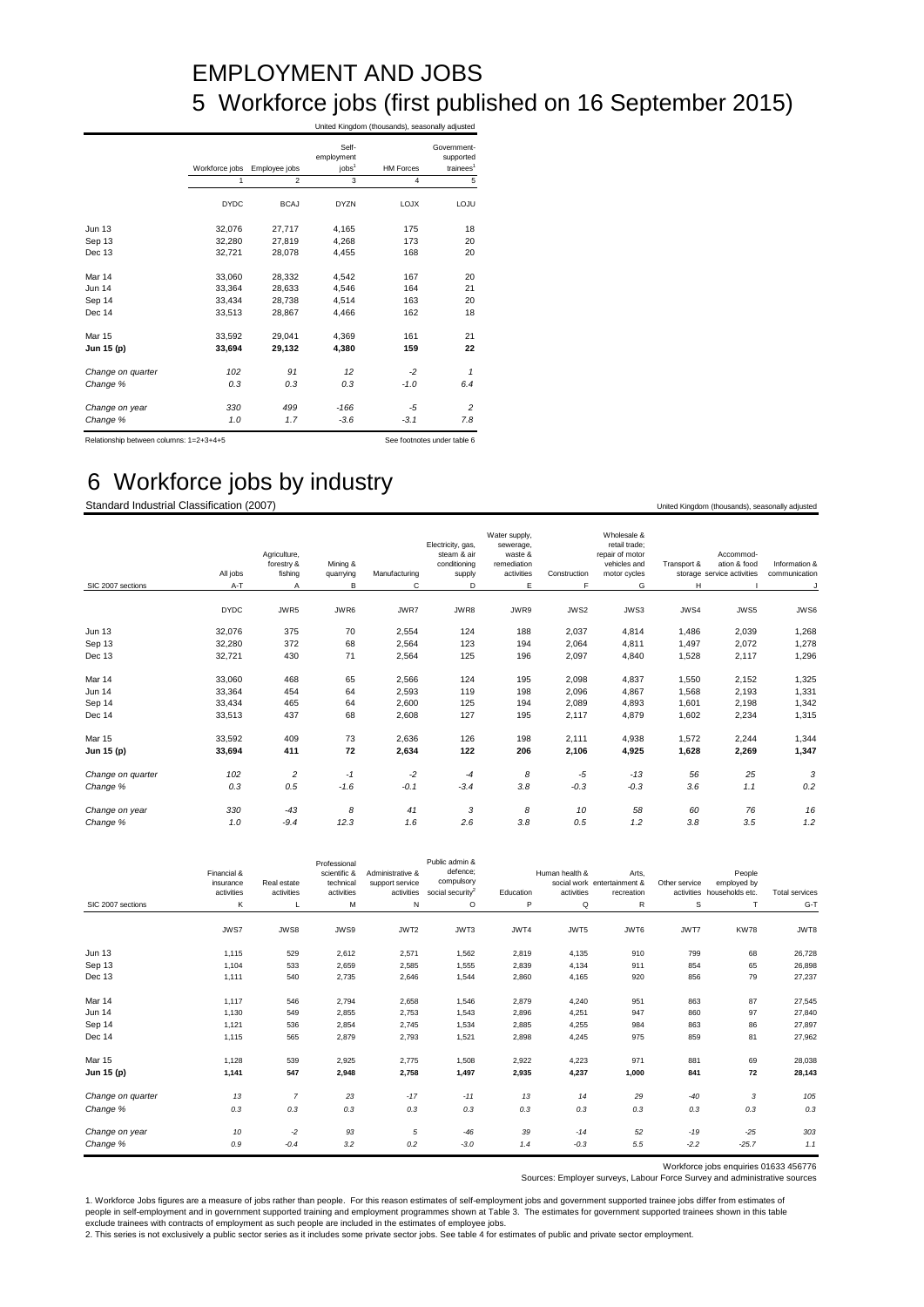# EMPLOYMENT AND JOBS

## 5 Workforce jobs (first published on 16 September 2015)

United Kingdom (thousands), seasonally adjusted

| | Workforce jobs | Employee jobs | Self-employment jobs[1] | HM Forces | Government-supported trainees[1] |
|---|---|---|---|---|---|
| | 1 | 2 | 3 | 4 | 5 |
| | DYDC | BCAJ | DYZN | LOJX | LOJU |
| Jun 13 | 32,076 | 27,717 | 4,165 | 175 | 18 |
| Sep 13 | 32,280 | 27,819 | 4,268 | 173 | 20 |
| Dec 13 | 32,721 | 28,078 | 4,455 | 168 | 20 |
| Mar 14 | 33,060 | 28,332 | 4,542 | 167 | 20 |
| Jun 14 | 33,364 | 28,633 | 4,546 | 164 | 21 |
| Sep 14 | 33,434 | 28,738 | 4,514 | 163 | 20 |
| Dec 14 | 33,513 | 28,867 | 4,466 | 162 | 18 |
| Mar 15 | 33,592 | 29,041 | 4,369 | 161 | 21 |
| **Jun 15 (p)** | **33,694** | **29,132** | **4,380** | **159** | **22** |
| *Change on quarter* | *102* | *91* | *12* | *-2* | *1* |
| *Change %* | *0.3* | *0.3* | *0.3* | *-1.0* | *6.4* |
| *Change on year* | *330* | *499* | *-166* | *-5* | *2* |
| *Change %* | *1.0* | *1.7* | *-3.6* | *-3.1* | *7.8* |

Relationship between columns: 1=2+3+4+5

See footnotes under table 6

## 6 Workforce jobs by industry

Standard Industrial Classification (2007)

United Kingdom (thousands), seasonally adjusted

| SIC 2007 sections | All jobs | Agriculture, forestry & fishing | Mining & quarrying | Manufacturing | Electricity, gas, steam & air conditioning supply | Water supply, sewerage, waste & remediation activities | Construction | Wholesale & retail trade; repair of motor vehicles and motor cycles | Transport & storage | Accommodation & food service activities | Information & communication |
|---|---|---|---|---|---|---|---|---|---|---|---|
| | A-T | A | B | C | D | E | F | G | H | I | J |
| | DYDC | JWR5 | JWR6 | JWR7 | JWR8 | JWR9 | JWS2 | JWS3 | JWS4 | JWS5 | JWS6 |
| Jun 13 | 32,076 | 375 | 70 | 2,554 | 124 | 188 | 2,037 | 4,814 | 1,486 | 2,039 | 1,268 |
| Sep 13 | 32,280 | 372 | 68 | 2,564 | 123 | 194 | 2,064 | 4,811 | 1,497 | 2,072 | 1,278 |
| Dec 13 | 32,721 | 430 | 71 | 2,564 | 125 | 196 | 2,097 | 4,840 | 1,528 | 2,117 | 1,296 |
| Mar 14 | 33,060 | 468 | 65 | 2,566 | 124 | 195 | 2,098 | 4,837 | 1,550 | 2,152 | 1,325 |
| Jun 14 | 33,364 | 454 | 64 | 2,593 | 119 | 198 | 2,096 | 4,867 | 1,568 | 2,193 | 1,331 |
| Sep 14 | 33,434 | 465 | 64 | 2,600 | 125 | 194 | 2,089 | 4,893 | 1,601 | 2,198 | 1,342 |
| Dec 14 | 33,513 | 437 | 68 | 2,608 | 127 | 195 | 2,117 | 4,879 | 1,602 | 2,234 | 1,315 |
| Mar 15 | 33,592 | 409 | 73 | 2,636 | 126 | 198 | 2,111 | 4,938 | 1,572 | 2,244 | 1,344 |
| **Jun 15 (p)** | **33,694** | **411** | **72** | **2,634** | **122** | **206** | **2,106** | **4,925** | **1,628** | **2,269** | **1,347** |
| *Change on quarter* | *102* | *2* | *-1* | *-2* | *-4* | *8* | *-5* | *-13* | *56* | *25* | *3* |
| *Change %* | *0.3* | *0.5* | *-1.6* | *-0.1* | *-3.4* | *3.8* | *-0.3* | *-0.3* | *3.6* | *1.1* | *0.2* |
| *Change on year* | *330* | *-43* | *8* | *41* | *3* | *8* | *10* | *58* | *60* | *76* | *16* |
| *Change %* | *1.0* | *-9.4* | *12.3* | *1.6* | *2.6* | *3.8* | *0.5* | *1.2* | *3.8* | *3.5* | *1.2* |

| SIC 2007 sections | Financial & insurance activities | Real estate activities | Professional scientific & technical activities | Administrative & support service activities | Public admin & defence; compulsory social security[2] | Education | Human health & social work activities | Arts, entertainment & recreation | Other service activities | People employed by households etc. | Total services |
|---|---|---|---|---|---|---|---|---|---|---|---|
| | K | L | M | N | O | P | Q | R | S | T | G-T |
| | JWS7 | JWS8 | JWS9 | JWT2 | JWT3 | JWT4 | JWT5 | JWT6 | JWT7 | KW78 | JWT8 |
| Jun 13 | 1,115 | 529 | 2,612 | 2,571 | 1,562 | 2,819 | 4,135 | 910 | 799 | 68 | 26,728 |
| Sep 13 | 1,104 | 533 | 2,659 | 2,585 | 1,555 | 2,839 | 4,134 | 911 | 854 | 65 | 26,898 |
| Dec 13 | 1,111 | 540 | 2,735 | 2,646 | 1,544 | 2,860 | 4,165 | 920 | 856 | 79 | 27,237 |
| Mar 14 | 1,117 | 546 | 2,794 | 2,658 | 1,546 | 2,879 | 4,240 | 951 | 863 | 87 | 27,545 |
| Jun 14 | 1,130 | 549 | 2,855 | 2,753 | 1,543 | 2,896 | 4,251 | 947 | 860 | 97 | 27,840 |
| Sep 14 | 1,121 | 536 | 2,854 | 2,745 | 1,534 | 2,885 | 4,255 | 984 | 863 | 86 | 27,897 |
| Dec 14 | 1,115 | 565 | 2,879 | 2,793 | 1,521 | 2,898 | 4,245 | 975 | 859 | 81 | 27,962 |
| Mar 15 | 1,128 | 539 | 2,925 | 2,775 | 1,508 | 2,922 | 4,223 | 971 | 881 | 69 | 28,038 |
| **Jun 15 (p)** | **1,141** | **547** | **2,948** | **2,758** | **1,497** | **2,935** | **4,237** | **1,000** | **841** | **72** | **28,143** |
| *Change on quarter* | *13* | *7* | *23* | *-17* | *-11* | *13* | *14* | *29* | *-40* | *3* | *105* |
| *Change %* | *0.3* | *0.3* | *0.3* | *0.3* | *0.3* | *0.3* | *0.3* | *0.3* | *0.3* | *0.3* | *0.3* |
| *Change on year* | *10* | *-2* | *93* | *5* | *-46* | *39* | *-14* | *52* | *-19* | *-25* | *303* |
| *Change %* | *0.9* | *-0.4* | *3.2* | *0.2* | *-3.0* | *1.4* | *-0.3* | *5.5* | *-2.2* | *-25.7* | *1.1* |

Workforce jobs enquiries 01633 456776

Sources: Employer surveys, Labour Force Survey and administrative sources

1. Workforce Jobs figures are a measure of jobs rather than people. For this reason estimates of self-employment jobs and government supported trainee jobs differ from estimates of people in self-employment and in government supported training and employment programmes shown at Table 3. The estimates for government supported trainees shown in this table exclude trainees with contracts of employment as such people are included in the estimates of employee jobs.

2. This series is not exclusively a public sector series as it includes some private sector jobs. See table 4 for estimates of public and private sector employment.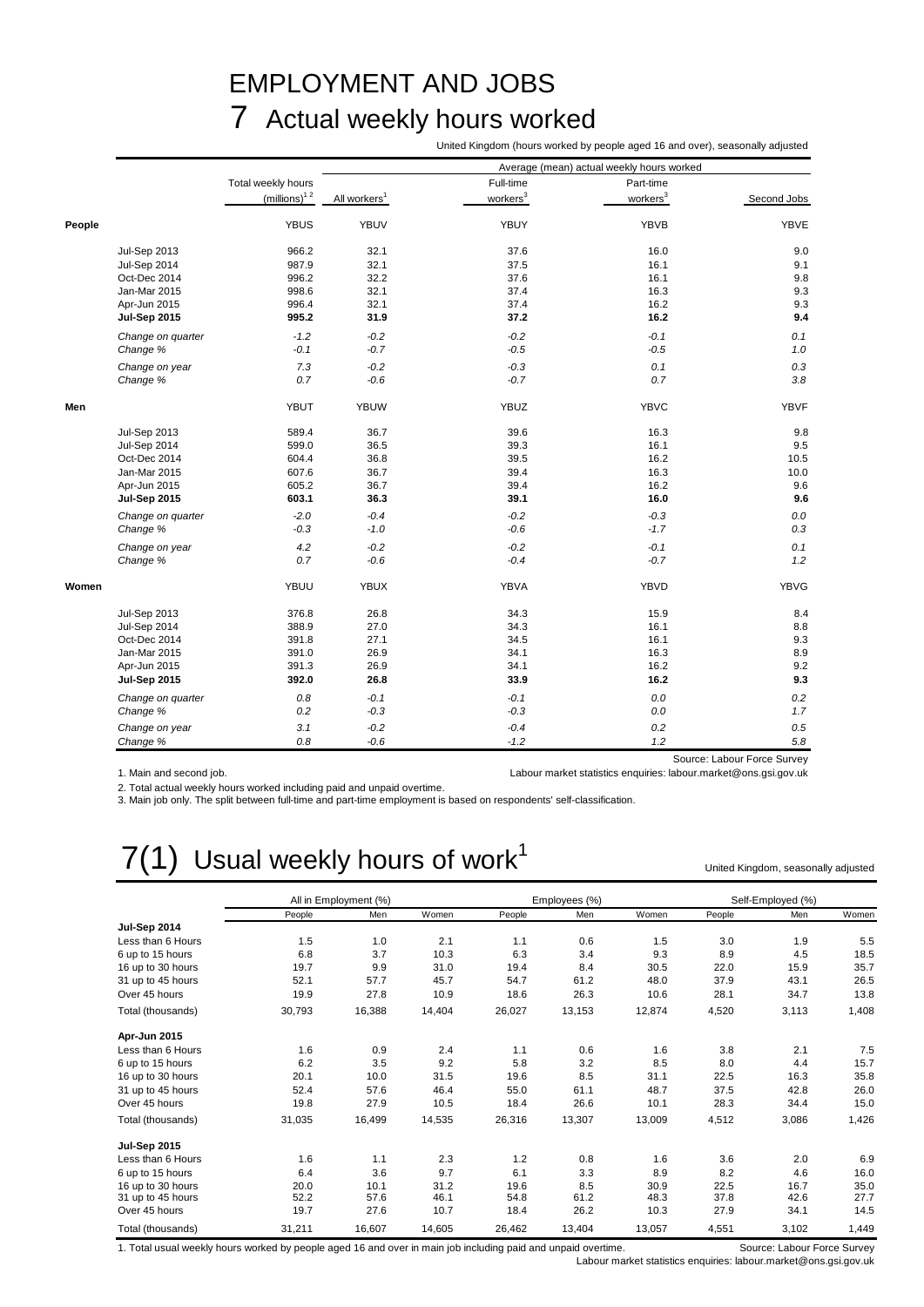# EMPLOYMENT AND JOBS

## 7 Actual weekly hours worked

United Kingdom (hours worked by people aged 16 and over), seasonally adjusted

| | | Total weekly hours (millions)[1 2] | Average (mean) actual weekly hours worked | | | |
|---|---|---|---|---|---|---|
| | | | All workers[1] | Full-time workers[3] | Part-time workers[3] | Second Jobs |
| **People** | | YBUS | YBUV | YBUY | YBVB | YBVE |
| | Jul-Sep 2013 | 966.2 | 32.1 | 37.6 | 16.0 | 9.0 |
| | Jul-Sep 2014 | 987.9 | 32.1 | 37.5 | 16.1 | 9.1 |
| | Oct-Dec 2014 | 996.2 | 32.2 | 37.6 | 16.1 | 9.8 |
| | Jan-Mar 2015 | 998.6 | 32.1 | 37.4 | 16.3 | 9.3 |
| | Apr-Jun 2015 | 996.4 | 32.1 | 37.4 | 16.2 | 9.3 |
| | **Jul-Sep 2015** | **995.2** | **31.9** | **37.2** | **16.2** | **9.4** |
| | *Change on quarter* | *-1.2* | *-0.2* | *-0.2* | *-0.1* | *0.1* |
| | *Change %* | *-0.1* | *-0.7* | *-0.5* | *-0.5* | *1.0* |
| | *Change on year* | *7.3* | *-0.2* | *-0.3* | *0.1* | *0.3* |
| | *Change %* | *0.7* | *-0.6* | *-0.7* | *0.7* | *3.8* |
| **Men** | | YBUT | YBUW | YBUZ | YBVC | YBVF |
| | Jul-Sep 2013 | 589.4 | 36.7 | 39.6 | 16.3 | 9.8 |
| | Jul-Sep 2014 | 599.0 | 36.5 | 39.3 | 16.1 | 9.5 |
| | Oct-Dec 2014 | 604.4 | 36.8 | 39.5 | 16.2 | 10.5 |
| | Jan-Mar 2015 | 607.6 | 36.7 | 39.4 | 16.3 | 10.0 |
| | Apr-Jun 2015 | 605.2 | 36.7 | 39.4 | 16.2 | 9.6 |
| | **Jul-Sep 2015** | **603.1** | **36.3** | **39.1** | **16.0** | **9.6** |
| | *Change on quarter* | *-2.0* | *-0.4* | *-0.2* | *-0.3* | *0.0* |
| | *Change %* | *-0.3* | *-1.0* | *-0.6* | *-1.7* | *0.3* |
| | *Change on year* | *4.2* | *-0.2* | *-0.2* | *-0.1* | *0.1* |
| | *Change %* | *0.7* | *-0.6* | *-0.4* | *-0.7* | *1.2* |
| **Women** | | YBUU | YBUX | YBVA | YBVD | YBVG |
| | Jul-Sep 2013 | 376.8 | 26.8 | 34.3 | 15.9 | 8.4 |
| | Jul-Sep 2014 | 388.9 | 27.0 | 34.3 | 16.1 | 8.8 |
| | Oct-Dec 2014 | 391.8 | 27.1 | 34.5 | 16.1 | 9.3 |
| | Jan-Mar 2015 | 391.0 | 26.9 | 34.1 | 16.3 | 8.9 |
| | Apr-Jun 2015 | 391.3 | 26.9 | 34.1 | 16.2 | 9.2 |
| | **Jul-Sep 2015** | **392.0** | **26.8** | **33.9** | **16.2** | **9.3** |
| | *Change on quarter* | *0.8* | *-0.1* | *-0.1* | *0.0* | *0.2* |
| | *Change %* | *0.2* | *-0.3* | *-0.3* | *0.0* | *1.7* |
| | *Change on year* | *3.1* | *-0.2* | *-0.4* | *0.2* | *0.5* |
| | *Change %* | *0.8* | *-0.6* | *-1.2* | *1.2* | *5.8* |

Source: Labour Force Survey

1. Main and second job.
2. Total actual weekly hours worked including paid and unpaid overtime.
3. Main job only. The split between full-time and part-time employment is based on respondents' self-classification.

Labour market statistics enquiries: labour.market@ons.gsi.gov.uk

## 7(1) Usual weekly hours of work[1]

United Kingdom, seasonally adjusted

| | All in Employment (%) | | | Employees (%) | | | Self-Employed (%) | | |
|---|---|---|---|---|---|---|---|---|---|
| | People | Men | Women | People | Men | Women | People | Men | Women |
| **Jul-Sep 2014** | | | | | | | | | |
| Less than 6 Hours | 1.5 | 1.0 | 2.1 | 1.1 | 0.6 | 1.5 | 3.0 | 1.9 | 5.5 |
| 6 up to 15 hours | 6.8 | 3.7 | 10.3 | 6.3 | 3.4 | 9.3 | 8.9 | 4.5 | 18.5 |
| 16 up to 30 hours | 19.7 | 9.9 | 31.0 | 19.4 | 8.4 | 30.5 | 22.0 | 15.9 | 35.7 |
| 31 up to 45 hours | 52.1 | 57.7 | 45.7 | 54.7 | 61.2 | 48.0 | 37.9 | 43.1 | 26.5 |
| Over 45 hours | 19.9 | 27.8 | 10.9 | 18.6 | 26.3 | 10.6 | 28.1 | 34.7 | 13.8 |
| Total (thousands) | 30,793 | 16,388 | 14,404 | 26,027 | 13,153 | 12,874 | 4,520 | 3,113 | 1,408 |
| **Apr-Jun 2015** | | | | | | | | | |
| Less than 6 Hours | 1.6 | 0.9 | 2.4 | 1.1 | 0.6 | 1.6 | 3.8 | 2.1 | 7.5 |
| 6 up to 15 hours | 6.2 | 3.5 | 9.2 | 5.8 | 3.2 | 8.5 | 8.0 | 4.4 | 15.7 |
| 16 up to 30 hours | 20.1 | 10.0 | 31.5 | 19.6 | 8.5 | 31.1 | 22.5 | 16.3 | 35.8 |
| 31 up to 45 hours | 52.4 | 57.6 | 46.4 | 55.0 | 61.1 | 48.7 | 37.5 | 42.8 | 26.0 |
| Over 45 hours | 19.8 | 27.9 | 10.5 | 18.4 | 26.6 | 10.1 | 28.3 | 34.4 | 15.0 |
| Total (thousands) | 31,035 | 16,499 | 14,535 | 26,316 | 13,307 | 13,009 | 4,512 | 3,086 | 1,426 |
| **Jul-Sep 2015** | | | | | | | | | |
| Less than 6 Hours | 1.6 | 1.1 | 2.3 | 1.2 | 0.8 | 1.6 | 3.6 | 2.0 | 6.9 |
| 6 up to 15 hours | 6.4 | 3.6 | 9.7 | 6.1 | 3.3 | 8.9 | 8.2 | 4.6 | 16.0 |
| 16 up to 30 hours | 20.0 | 10.1 | 31.2 | 19.6 | 8.5 | 30.9 | 22.5 | 16.7 | 35.0 |
| 31 up to 45 hours | 52.2 | 57.6 | 46.1 | 54.8 | 61.2 | 48.3 | 37.8 | 42.6 | 27.7 |
| Over 45 hours | 19.7 | 27.6 | 10.7 | 18.4 | 26.2 | 10.3 | 27.9 | 34.1 | 14.5 |
| Total (thousands) | 31,211 | 16,607 | 14,605 | 26,462 | 13,404 | 13,057 | 4,551 | 3,102 | 1,449 |

1. Total usual weekly hours worked by people aged 16 and over in main job including paid and unpaid overtime.

Source: Labour Force Survey

Labour market statistics enquiries: labour.market@ons.gsi.gov.uk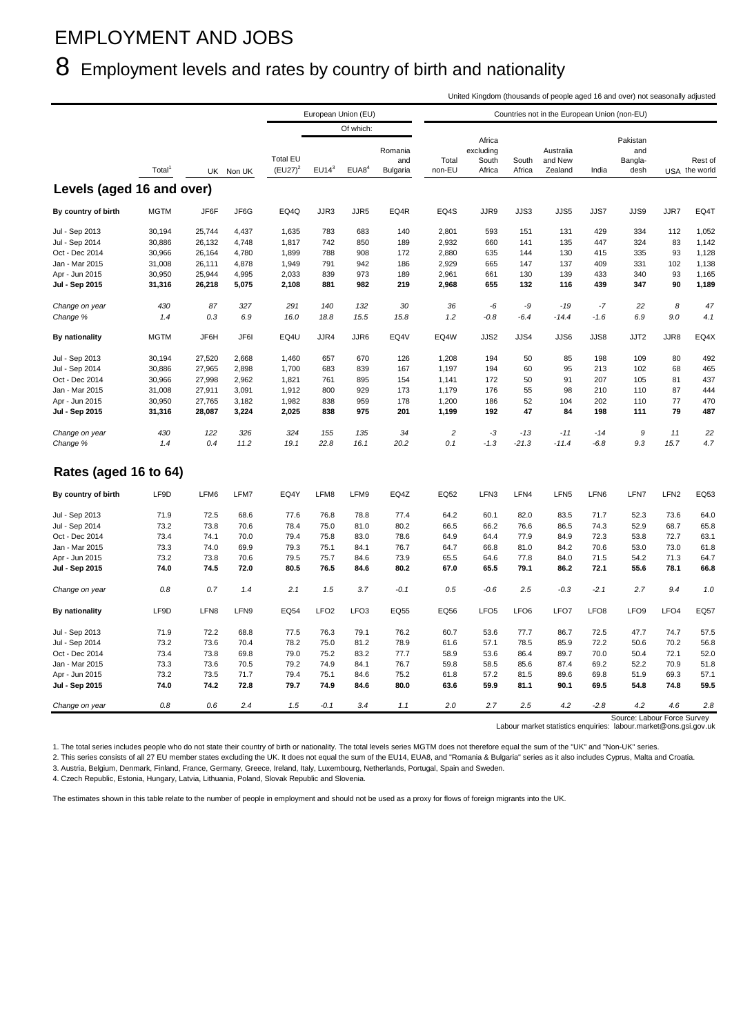# EMPLOYMENT AND JOBS

## 8 Employment levels and rates by country of birth and nationality

United Kingdom (thousands of people aged 16 and over) not seasonally adjusted

| | | | | European Union (EU) | | | | Countries not in the European Union (non-EU) | | | | | | | |
|---|---|---|---|---|---|---|---|---|---|---|---|---|---|---|---|
| | | | | | Of which: | | | | | | | | | | |
| | Total[1] | UK | Non UK | Total EU (EU27)[2] | EU14[3] | EUA8[4] | Romania and Bulgaria | Total non-EU | Africa excluding South Africa | South Africa | Australia and New Zealand | India | Pakistan and Bangla-desh | USA | Rest of the world |
| **Levels (aged 16 and over)** | | | | | | | | | | | | | | | |
| **By country of birth** | MGTM | JF6F | JF6G | EQ4Q | JJR3 | JJR5 | EQ4R | EQ4S | JJR9 | JJS3 | JJS5 | JJS7 | JJS9 | JJR7 | EQ4T |
| Jul - Sep 2013 | 30,194 | 25,744 | 4,437 | 1,635 | 783 | 683 | 140 | 2,801 | 593 | 151 | 131 | 429 | 334 | 112 | 1,052 |
| Jul - Sep 2014 | 30,886 | 26,132 | 4,748 | 1,817 | 742 | 850 | 189 | 2,932 | 660 | 141 | 135 | 447 | 324 | 83 | 1,142 |
| Oct - Dec 2014 | 30,966 | 26,164 | 4,780 | 1,899 | 788 | 908 | 172 | 2,880 | 635 | 144 | 130 | 415 | 335 | 93 | 1,128 |
| Jan - Mar 2015 | 31,008 | 26,111 | 4,878 | 1,949 | 791 | 942 | 186 | 2,929 | 665 | 147 | 137 | 409 | 331 | 102 | 1,138 |
| Apr - Jun 2015 | 30,950 | 25,944 | 4,995 | 2,033 | 839 | 973 | 189 | 2,961 | 661 | 130 | 139 | 433 | 340 | 93 | 1,165 |
| **Jul - Sep 2015** | **31,316** | **26,218** | **5,075** | **2,108** | **881** | **982** | **219** | **2,968** | **655** | **132** | **116** | **439** | **347** | **90** | **1,189** |
| *Change on year* | *430* | *87* | *327* | *291* | *140* | *132* | *30* | *36* | *-6* | *-9* | *-19* | *-7* | *22* | *8* | *47* |
| *Change %* | *1.4* | *0.3* | *6.9* | *16.0* | *18.8* | *15.5* | *15.8* | *1.2* | *-0.8* | *-6.4* | *-14.4* | *-1.6* | *6.9* | *9.0* | *4.1* |
| **By nationality** | MGTM | JF6H | JF6I | EQ4U | JJR4 | JJR6 | EQ4V | EQ4W | JJS2 | JJS4 | JJS6 | JJS8 | JJT2 | JJR8 | EQ4X |
| Jul - Sep 2013 | 30,194 | 27,520 | 2,668 | 1,460 | 657 | 670 | 126 | 1,208 | 194 | 50 | 85 | 198 | 109 | 80 | 492 |
| Jul - Sep 2014 | 30,886 | 27,965 | 2,898 | 1,700 | 683 | 839 | 167 | 1,197 | 194 | 60 | 95 | 213 | 102 | 68 | 465 |
| Oct - Dec 2014 | 30,966 | 27,998 | 2,962 | 1,821 | 761 | 895 | 154 | 1,141 | 172 | 50 | 91 | 207 | 105 | 81 | 437 |
| Jan - Mar 2015 | 31,008 | 27,911 | 3,091 | 1,912 | 800 | 929 | 173 | 1,179 | 176 | 55 | 98 | 210 | 110 | 87 | 444 |
| Apr - Jun 2015 | 30,950 | 27,765 | 3,182 | 1,982 | 838 | 959 | 178 | 1,200 | 186 | 52 | 104 | 202 | 110 | 77 | 470 |
| **Jul - Sep 2015** | **31,316** | **28,087** | **3,224** | **2,025** | **838** | **975** | **201** | **1,199** | **192** | **47** | **84** | **198** | **111** | **79** | **487** |
| *Change on year* | *430* | *122* | *326* | *324* | *155* | *135* | *34* | *2* | *-3* | *-13* | *-11* | *-14* | *9* | *11* | *22* |
| *Change %* | *1.4* | *0.4* | *11.2* | *19.1* | *22.8* | *16.1* | *20.2* | *0.1* | *-1.3* | *-21.3* | *-11.4* | *-6.8* | *9.3* | *15.7* | *4.7* |
| **Rates (aged 16 to 64)** | | | | | | | | | | | | | | | |
| **By country of birth** | LF9D | LFM6 | LFM7 | EQ4Y | LFM8 | LFM9 | EQ4Z | EQ52 | LFN3 | LFN4 | LFN5 | LFN6 | LFN7 | LFN2 | EQ53 |
| Jul - Sep 2013 | 71.9 | 72.5 | 68.6 | 77.6 | 76.8 | 78.8 | 77.4 | 64.2 | 60.1 | 82.0 | 83.5 | 71.7 | 52.3 | 73.6 | 64.0 |
| Jul - Sep 2014 | 73.2 | 73.8 | 70.6 | 78.4 | 75.0 | 81.0 | 80.2 | 66.5 | 66.2 | 76.6 | 86.5 | 74.3 | 52.9 | 68.7 | 65.8 |
| Oct - Dec 2014 | 73.4 | 74.1 | 70.0 | 79.4 | 75.8 | 83.0 | 78.6 | 64.9 | 64.4 | 77.9 | 84.9 | 72.3 | 53.8 | 72.7 | 63.1 |
| Jan - Mar 2015 | 73.3 | 74.0 | 69.9 | 79.3 | 75.1 | 84.1 | 76.7 | 64.7 | 66.8 | 81.0 | 84.2 | 70.6 | 53.0 | 73.0 | 61.8 |
| Apr - Jun 2015 | 73.2 | 73.8 | 70.6 | 79.5 | 75.7 | 84.6 | 73.9 | 65.5 | 64.6 | 77.8 | 84.0 | 71.5 | 54.2 | 71.3 | 64.7 |
| **Jul - Sep 2015** | **74.0** | **74.5** | **72.0** | **80.5** | **76.5** | **84.6** | **80.2** | **67.0** | **65.5** | **79.1** | **86.2** | **72.1** | **55.6** | **78.1** | **66.8** |
| *Change on year* | *0.8* | *0.7* | *1.4* | *2.1* | *1.5* | *3.7* | *-0.1* | *0.5* | *-0.6* | *2.5* | *-0.3* | *-2.1* | *2.7* | *9.4* | *1.0* |
| **By nationality** | LF9D | LFN8 | LFN9 | EQ54 | LFO2 | LFO3 | EQ55 | EQ56 | LFO5 | LFO6 | LFO7 | LFO8 | LFO9 | LFO4 | EQ57 |
| Jul - Sep 2013 | 71.9 | 72.2 | 68.8 | 77.5 | 76.3 | 79.1 | 76.2 | 60.7 | 53.6 | 77.7 | 86.7 | 72.5 | 47.7 | 74.7 | 57.5 |
| Jul - Sep 2014 | 73.2 | 73.6 | 70.4 | 78.2 | 75.0 | 81.2 | 78.9 | 61.6 | 57.1 | 78.5 | 85.9 | 72.2 | 50.6 | 70.2 | 56.8 |
| Oct - Dec 2014 | 73.4 | 73.8 | 69.8 | 79.0 | 75.2 | 83.2 | 77.7 | 58.9 | 53.6 | 86.4 | 89.7 | 70.0 | 50.4 | 72.1 | 52.0 |
| Jan - Mar 2015 | 73.3 | 73.6 | 70.5 | 79.2 | 74.9 | 84.1 | 76.7 | 59.8 | 58.5 | 85.6 | 87.4 | 69.2 | 52.2 | 70.9 | 51.8 |
| Apr - Jun 2015 | 73.2 | 73.5 | 71.7 | 79.4 | 75.1 | 84.6 | 75.2 | 61.8 | 57.2 | 81.5 | 89.6 | 69.8 | 51.9 | 69.3 | 57.1 |
| **Jul - Sep 2015** | **74.0** | **74.2** | **72.8** | **79.7** | **74.9** | **84.6** | **80.0** | **63.6** | **59.9** | **81.1** | **90.1** | **69.5** | **54.8** | **74.8** | **59.5** |
| *Change on year* | *0.8* | *0.6* | *2.4* | *1.5* | *-0.1* | *3.4* | *1.1* | *2.0* | *2.7* | *2.5* | *4.2* | *-2.8* | *4.2* | *4.6* | *2.8* |

Source: Labour Force Survey

Labour market statistics enquiries: labour.market@ons.gsi.gov.uk

1. The total series includes people who do not state their country of birth or nationality. The total levels series MGTM does not therefore equal the sum of the "UK" and "Non-UK" series.
2. This series consists of all 27 EU member states excluding the UK. It does not equal the sum of the EU14, EUA8, and "Romania & Bulgaria" series as it also includes Cyprus, Malta and Croatia.
3. Austria, Belgium, Denmark, Finland, France, Germany, Greece, Ireland, Italy, Luxembourg, Netherlands, Portugal, Spain and Sweden.
4. Czech Republic, Estonia, Hungary, Latvia, Lithuania, Poland, Slovak Republic and Slovenia.

The estimates shown in this table relate to the number of people in employment and should not be used as a proxy for flows of foreign migrants into the UK.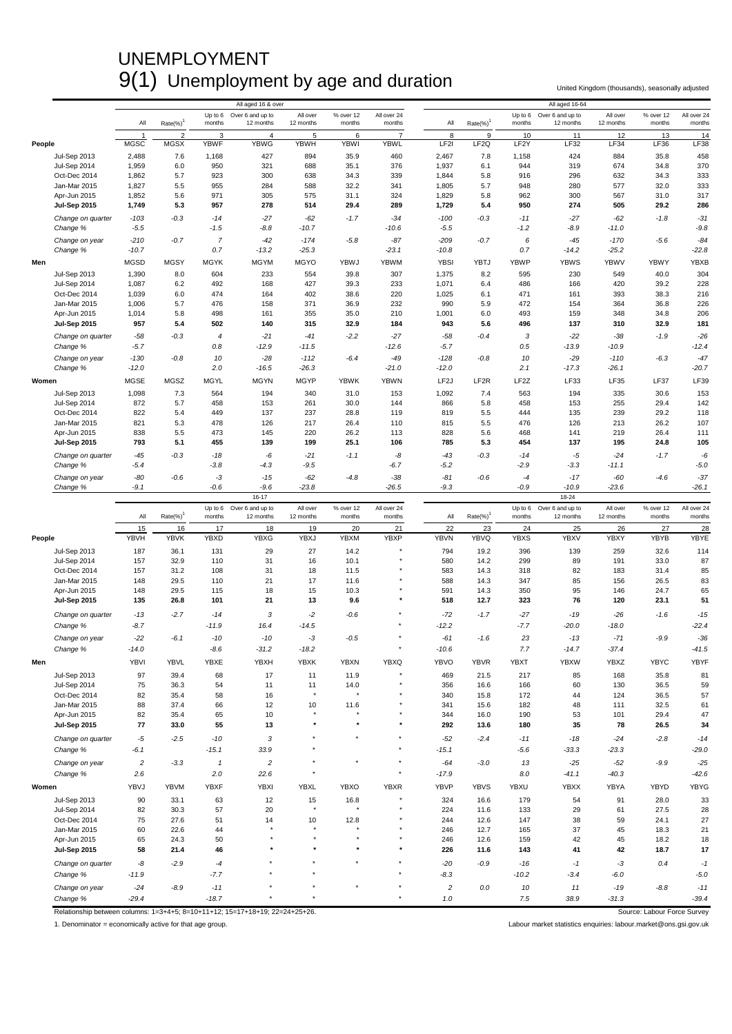# UNEMPLOYMENT

## 9(1) Unemployment by age and duration

United Kingdom (thousands), seasonally adjusted

| | All aged 16 & over | | | | | | | All aged 16-64 | | | | | | |
|---|---|---|---|---|---|---|---|---|---|---|---|---|---|---|
| | All | Rate(%)[1] | Up to 6 months | Over 6 and up to 12 months | All over 12 months | % over 12 months | All over 24 months | All | Rate(%)[1] | Up to 6 months | Over 6 and up to 12 months | All over 12 months | % over 12 months | All over 24 months |
| | 1 | 2 | 3 | 4 | 5 | 6 | 7 | 8 | 9 | 10 | 11 | 12 | 13 | 14 |
| **People** | MGSC | MGSX | YBWF | YBWG | YBWH | YBWI | YBWL | LF2I | LF2Q | LF2Y | LF32 | LF34 | LF36 | LF38 |
| Jul-Sep 2013 | 2,488 | 7.6 | 1,168 | 427 | 894 | 35.9 | 460 | 2,467 | 7.8 | 1,158 | 424 | 884 | 35.8 | 458 |
| Jul-Sep 2014 | 1,959 | 6.0 | 950 | 321 | 688 | 35.1 | 376 | 1,937 | 6.1 | 944 | 319 | 674 | 34.8 | 370 |
| Oct-Dec 2014 | 1,862 | 5.7 | 923 | 300 | 638 | 34.3 | 339 | 1,844 | 5.8 | 916 | 296 | 632 | 34.3 | 333 |
| Jan-Mar 2015 | 1,827 | 5.5 | 955 | 284 | 588 | 32.2 | 341 | 1,805 | 5.7 | 948 | 280 | 577 | 32.0 | 333 |
| Apr-Jun 2015 | 1,852 | 5.6 | 971 | 305 | 575 | 31.1 | 324 | 1,829 | 5.8 | 962 | 300 | 567 | 31.0 | 317 |
| **Jul-Sep 2015** | **1,749** | **5.3** | **957** | **278** | **514** | **29.4** | **289** | **1,729** | **5.4** | **950** | **274** | **505** | **29.2** | **286** |
| *Change on quarter* | *-103* | *-0.3* | *-14* | *-27* | *-62* | *-1.7* | *-34* | *-100* | *-0.3* | *-11* | *-27* | *-62* | *-1.8* | *-31* |
| *Change %* | *-5.5* | | *-1.5* | *-8.8* | *-10.7* | | *-10.6* | *-5.5* | | *-1.2* | *-8.9* | *-11.0* | | *-9.8* |
| *Change on year* | *-210* | *-0.7* | *7* | *-42* | *-174* | *-5.8* | *-87* | *-209* | *-0.7* | *6* | *-45* | *-170* | *-5.6* | *-84* |
| *Change %* | *-10.7* | | *0.7* | *-13.2* | *-25.3* | | *-23.1* | *-10.8* | | *0.7* | *-14.2* | *-25.2* | | *-22.8* |
| **Men** | MGSD | MGSY | MGYK | MGYM | MGYO | YBWJ | YBWM | YBSI | YBTJ | YBWP | YBWS | YBWV | YBWY | YBXB |
| Jul-Sep 2013 | 1,390 | 8.0 | 604 | 233 | 554 | 39.8 | 307 | 1,375 | 8.2 | 595 | 230 | 549 | 40.0 | 304 |
| Jul-Sep 2014 | 1,087 | 6.2 | 492 | 168 | 427 | 39.3 | 233 | 1,071 | 6.4 | 486 | 166 | 420 | 39.2 | 228 |
| Oct-Dec 2014 | 1,039 | 6.0 | 474 | 164 | 402 | 38.6 | 220 | 1,025 | 6.1 | 471 | 161 | 393 | 38.3 | 216 |
| Jan-Mar 2015 | 1,006 | 5.7 | 476 | 158 | 371 | 36.9 | 232 | 990 | 5.9 | 472 | 154 | 364 | 36.8 | 226 |
| Apr-Jun 2015 | 1,014 | 5.8 | 498 | 161 | 355 | 35.0 | 210 | 1,001 | 6.0 | 493 | 159 | 348 | 34.8 | 206 |
| **Jul-Sep 2015** | **957** | **5.4** | **502** | **140** | **315** | **32.9** | **184** | **943** | **5.6** | **496** | **137** | **310** | **32.9** | **181** |
| *Change on quarter* | *-58* | *-0.3* | *4* | *-21* | *-41* | *-2.2* | *-27* | *-58* | *-0.4* | *3* | *-22* | *-38* | *-1.9* | *-26* |
| *Change %* | *-5.7* | | *0.8* | *-12.9* | *-11.5* | | *-12.6* | *-5.7* | | *0.5* | *-13.9* | *-10.9* | | *-12.4* |
| *Change on year* | *-130* | *-0.8* | *10* | *-28* | *-112* | *-6.4* | *-49* | *-128* | *-0.8* | *10* | *-29* | *-110* | *-6.3* | *-47* |
| *Change %* | *-12.0* | | *2.0* | *-16.5* | *-26.3* | | *-21.0* | *-12.0* | | *2.1* | *-17.3* | *-26.1* | | *-20.7* |
| **Women** | MGSE | MGSZ | MGYL | MGYN | MGYP | YBWK | YBWN | LF2J | LF2R | LF2Z | LF33 | LF35 | LF37 | LF39 |
| Jul-Sep 2013 | 1,098 | 7.3 | 564 | 194 | 340 | 31.0 | 153 | 1,092 | 7.4 | 563 | 194 | 335 | 30.6 | 153 |
| Jul-Sep 2014 | 872 | 5.7 | 458 | 153 | 261 | 30.0 | 144 | 866 | 5.8 | 458 | 153 | 255 | 29.4 | 142 |
| Oct-Dec 2014 | 822 | 5.4 | 449 | 137 | 237 | 28.8 | 119 | 819 | 5.5 | 444 | 135 | 239 | 29.2 | 118 |
| Jan-Mar 2015 | 821 | 5.3 | 478 | 126 | 217 | 26.4 | 110 | 815 | 5.5 | 476 | 126 | 213 | 26.2 | 107 |
| Apr-Jun 2015 | 838 | 5.5 | 473 | 145 | 220 | 26.2 | 113 | 828 | 5.6 | 468 | 141 | 219 | 26.4 | 111 |
| **Jul-Sep 2015** | **793** | **5.1** | **455** | **139** | **199** | **25.1** | **106** | **785** | **5.3** | **454** | **137** | **195** | **24.8** | **105** |
| *Change on quarter* | *-45* | *-0.3* | *-18* | *-6* | *-21* | *-1.1* | *-8* | *-43* | *-0.3* | *-14* | *-5* | *-24* | *-1.7* | *-6* |
| *Change %* | *-5.4* | | *-3.8* | *-4.3* | *-9.5* | | *-6.7* | *-5.2* | | *-2.9* | *-3.3* | *-11.1* | | *-5.0* |
| *Change on year* | *-80* | *-0.6* | *-3* | *-15* | *-62* | *-4.8* | *-38* | *-81* | *-0.6* | *-4* | *-17* | *-60* | *-4.6* | *-37* |
| *Change %* | *-9.1* | | *-0.6* | *-9.6* | *-23.8* | | *-26.5* | *-9.3* | | *-0.9* | *-10.9* | *-23.6* | | *-26.1* |

| | 16-17 | | | | | | | 18-24 | | | | | | |
|---|---|---|---|---|---|---|---|---|---|---|---|---|---|---|
| | All | Rate(%)[1] | Up to 6 months | Over 6 and up to 12 months | All over 12 months | % over 12 months | All over 24 months | All | Rate(%)[1] | Up to 6 months | Over 6 and up to 12 months | All over 12 months | % over 12 months | All over 24 months |
| | 15 | 16 | 17 | 18 | 19 | 20 | 21 | 22 | 23 | 24 | 25 | 26 | 27 | 28 |
| **People** | YBVH | YBVK | YBXD | YBXG | YBXJ | YBXM | YBXP | YBVN | YBVQ | YBXS | YBXV | YBXY | YBYB | YBYE |
| Jul-Sep 2013 | 187 | 36.1 | 131 | 29 | 27 | 14.2 | * | 794 | 19.2 | 396 | 139 | 259 | 32.6 | 114 |
| Jul-Sep 2014 | 157 | 32.9 | 110 | 31 | 16 | 10.1 | * | 580 | 14.2 | 299 | 89 | 191 | 33.0 | 87 |
| Oct-Dec 2014 | 157 | 31.2 | 108 | 31 | 18 | 11.5 | * | 583 | 14.3 | 318 | 82 | 183 | 31.4 | 85 |
| Jan-Mar 2015 | 148 | 29.5 | 110 | 21 | 17 | 11.6 | * | 588 | 14.3 | 347 | 85 | 156 | 26.5 | 83 |
| Apr-Jun 2015 | 148 | 29.5 | 115 | 18 | 15 | 10.3 | * | 591 | 14.3 | 350 | 95 | 146 | 24.7 | 65 |
| **Jul-Sep 2015** | **135** | **26.8** | **101** | **21** | **13** | **9.6** | ***** | **518** | **12.7** | **323** | **76** | **120** | **23.1** | **51** |
| *Change on quarter* | *-13* | *-2.7* | *-14* | *3* | *-2* | *-0.6* | * | *-72* | *-1.7* | *-27* | *-19* | *-26* | *-1.6* | *-15* |
| *Change %* | *-8.7* | | *-11.9* | *16.4* | *-14.5* | | * | *-12.2* | | *-7.7* | *-20.0* | *-18.0* | | *-22.4* |
| *Change on year* | *-22* | *-6.1* | *-10* | *-10* | *-3* | *-0.5* | * | *-61* | *-1.6* | *23* | *-13* | *-71* | *-9.9* | *-36* |
| *Change %* | *-14.0* | | *-8.6* | *-31.2* | *-18.2* | | * | *-10.6* | | *7.7* | *-14.7* | *-37.4* | | *-41.5* |
| **Men** | YBVI | YBVL | YBXE | YBXH | YBXK | YBXN | YBXQ | YBVO | YBVR | YBXT | YBXW | YBXZ | YBYC | YBYF |
| Jul-Sep 2013 | 97 | 39.4 | 68 | 17 | 11 | 11.9 | * | 469 | 21.5 | 217 | 85 | 168 | 35.8 | 81 |
| Jul-Sep 2014 | 75 | 36.3 | 54 | 11 | 11 | 14.0 | * | 356 | 16.6 | 166 | 60 | 130 | 36.5 | 59 |
| Oct-Dec 2014 | 82 | 35.4 | 58 | 16 | * | * | * | 340 | 15.8 | 172 | 44 | 124 | 36.5 | 57 |
| Jan-Mar 2015 | 88 | 37.4 | 66 | 12 | 10 | 11.6 | * | 341 | 15.6 | 182 | 48 | 111 | 32.5 | 61 |
| Apr-Jun 2015 | 82 | 35.4 | 65 | 10 | * | * | * | 344 | 16.0 | 190 | 53 | 101 | 29.4 | 47 |
| **Jul-Sep 2015** | **77** | **33.0** | **55** | **13** | ***** | ***** | ***** | **292** | **13.6** | **180** | **35** | **78** | **26.5** | **34** |
| *Change on quarter* | *-5* | *-2.5* | *-10* | *3* | * | * | * | *-52* | *-2.4* | *-11* | *-18* | *-24* | *-2.8* | *-14* |
| *Change %* | *-6.1* | | *-15.1* | *33.9* | * | | * | *-15.1* | | *-5.6* | *-33.3* | *-23.3* | | *-29.0* |
| *Change on year* | *2* | *-3.3* | *1* | *2* | * | * | * | *-64* | *-3.0* | *13* | *-25* | *-52* | *-9.9* | *-25* |
| *Change %* | *2.6* | | *2.0* | *22.6* | * | | * | *-17.9* | | *8.0* | *-41.1* | *-40.3* | | *-42.6* |
| **Women** | YBVJ | YBVM | YBXF | YBXI | YBXL | YBXO | YBXR | YBVP | YBVS | YBXU | YBXX | YBYA | YBYD | YBYG |
| Jul-Sep 2013 | 90 | 33.1 | 63 | 12 | 15 | 16.8 | * | 324 | 16.6 | 179 | 54 | 91 | 28.0 | 33 |
| Jul-Sep 2014 | 82 | 30.3 | 57 | 20 | * | * | * | 224 | 11.6 | 133 | 29 | 61 | 27.5 | 28 |
| Oct-Dec 2014 | 75 | 27.6 | 51 | 14 | 10 | 12.8 | * | 244 | 12.6 | 147 | 38 | 59 | 24.1 | 27 |
| Jan-Mar 2015 | 60 | 22.6 | 44 | * | * | * | * | 246 | 12.7 | 165 | 37 | 45 | 18.3 | 21 |
| Apr-Jun 2015 | 65 | 24.3 | 50 | * | * | * | * | 246 | 12.6 | 159 | 42 | 45 | 18.2 | 18 |
| **Jul-Sep 2015** | **58** | **21.4** | **46** | ***** | ***** | ***** | ***** | **226** | **11.6** | **143** | **41** | **42** | **18.7** | **17** |
| *Change on quarter* | *-8* | *-2.9* | *-4* | * | * | * | * | *-20* | *-0.9* | *-16* | *-1* | *-3* | *0.4* | *-1* |
| *Change %* | *-11.9* | | *-7.7* | * | * | | * | *-8.3* | | *-10.2* | *-3.4* | *-6.0* | | *-5.0* |
| *Change on year* | *-24* | *-8.9* | *-11* | * | * | * | * | *2* | *0.0* | *10* | *11* | *-19* | *-8.8* | *-11* |
| *Change %* | *-29.4* | | *-18.7* | * | * | | * | *1.0* | | *7.5* | *38.9* | *-31.3* | | *-39.4* |

Relationship between columns: 1=3+4+5; 8=10+11+12; 15=17+18+19; 22=24+25+26.

Source: Labour Force Survey

1. Denominator = economically active for that age group.

Labour market statistics enquiries: labour.market@ons.gsi.gov.uk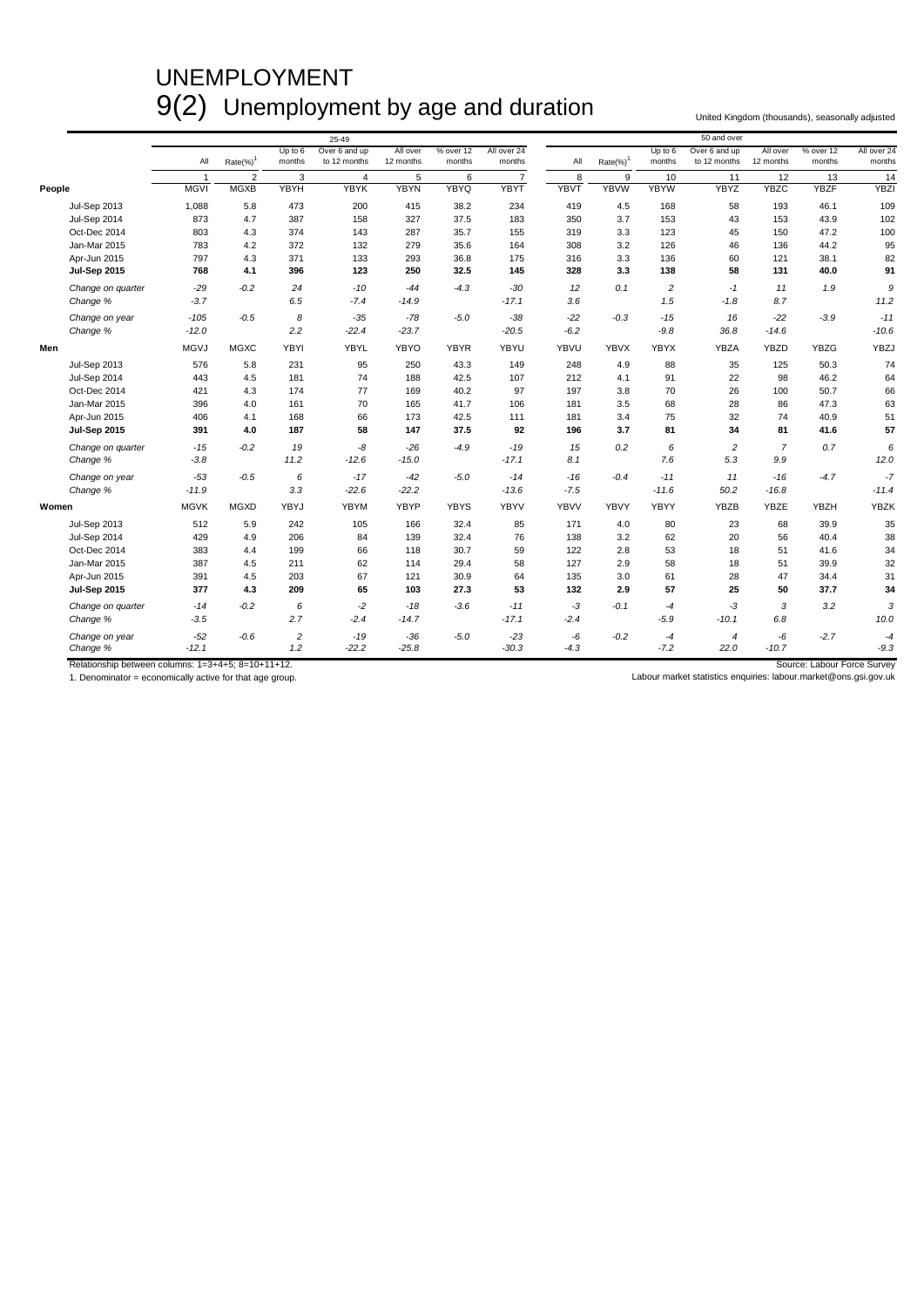# UNEMPLOYMENT

## 9(2) Unemployment by age and duration

United Kingdom (thousands), seasonally adjusted

| | 25-49 | | | | | | | 50 and over | | | | | | |
|---|---|---|---|---|---|---|---|---|---|---|---|---|---|---|
| | All | Rate(%)[1] | Up to 6 months | Over 6 and up to 12 months | All over 12 months | % over 12 months | All over 24 months | All | Rate(%)[1] | Up to 6 months | Over 6 and up to 12 months | All over 12 months | % over 12 months | All over 24 months |
| | 1 | 2 | 3 | 4 | 5 | 6 | 7 | 8 | 9 | 10 | 11 | 12 | 13 | 14 |
| **People** | MGVI | MGXB | YBYH | YBYK | YBYN | YBYQ | YBYT | YBVT | YBVW | YBYW | YBYZ | YBZC | YBZF | YBZI |
| Jul-Sep 2013 | 1,088 | 5.8 | 473 | 200 | 415 | 38.2 | 234 | 419 | 4.5 | 168 | 58 | 193 | 46.1 | 109 |
| Jul-Sep 2014 | 873 | 4.7 | 387 | 158 | 327 | 37.5 | 183 | 350 | 3.7 | 153 | 43 | 153 | 43.9 | 102 |
| Oct-Dec 2014 | 803 | 4.3 | 374 | 143 | 287 | 35.7 | 155 | 319 | 3.3 | 123 | 45 | 150 | 47.2 | 100 |
| Jan-Mar 2015 | 783 | 4.2 | 372 | 132 | 279 | 35.6 | 164 | 308 | 3.2 | 126 | 46 | 136 | 44.2 | 95 |
| Apr-Jun 2015 | 797 | 4.3 | 371 | 133 | 293 | 36.8 | 175 | 316 | 3.3 | 136 | 60 | 121 | 38.1 | 82 |
| **Jul-Sep 2015** | **768** | **4.1** | **396** | **123** | **250** | **32.5** | **145** | **328** | **3.3** | **138** | **58** | **131** | **40.0** | **91** |
| *Change on quarter* | *-29* | *-0.2* | *24* | *-10* | *-44* | *-4.3* | *-30* | *12* | *0.1* | *2* | *-1* | *11* | *1.9* | *9* |
| *Change %* | *-3.7* | | *6.5* | *-7.4* | *-14.9* | | *-17.1* | *3.6* | | *1.5* | *-1.8* | *8.7* | | *11.2* |
| *Change on year* | *-105* | *-0.5* | *8* | *-35* | *-78* | *-5.0* | *-38* | *-22* | *-0.3* | *-15* | *16* | *-22* | *-3.9* | *-11* |
| *Change %* | *-12.0* | | *2.2* | *-22.4* | *-23.7* | | *-20.5* | *-6.2* | | *-9.8* | *36.8* | *-14.6* | | *-10.6* |
| **Men** | MGVJ | MGXC | YBYI | YBYL | YBYO | YBYR | YBYU | YBVU | YBVX | YBYX | YBZA | YBZD | YBZG | YBZJ |
| Jul-Sep 2013 | 576 | 5.8 | 231 | 95 | 250 | 43.3 | 149 | 248 | 4.9 | 88 | 35 | 125 | 50.3 | 74 |
| Jul-Sep 2014 | 443 | 4.5 | 181 | 74 | 188 | 42.5 | 107 | 212 | 4.1 | 91 | 22 | 98 | 46.2 | 64 |
| Oct-Dec 2014 | 421 | 4.3 | 174 | 77 | 169 | 40.2 | 97 | 197 | 3.8 | 70 | 26 | 100 | 50.7 | 66 |
| Jan-Mar 2015 | 396 | 4.0 | 161 | 70 | 165 | 41.7 | 106 | 181 | 3.5 | 68 | 28 | 86 | 47.3 | 63 |
| Apr-Jun 2015 | 406 | 4.1 | 168 | 66 | 173 | 42.5 | 111 | 181 | 3.4 | 75 | 32 | 74 | 40.9 | 51 |
| **Jul-Sep 2015** | **391** | **4.0** | **187** | **58** | **147** | **37.5** | **92** | **196** | **3.7** | **81** | **34** | **81** | **41.6** | **57** |
| *Change on quarter* | *-15* | *-0.2* | *19* | *-8* | *-26* | *-4.9* | *-19* | *15* | *0.2* | *6* | *2* | *7* | *0.7* | *6* |
| *Change %* | *-3.8* | | *11.2* | *-12.6* | *-15.0* | | *-17.1* | *8.1* | | *7.6* | *5.3* | *9.9* | | *12.0* |
| *Change on year* | *-53* | *-0.5* | *6* | *-17* | *-42* | *-5.0* | *-14* | *-16* | *-0.4* | *-11* | *11* | *-16* | *-4.7* | *-7* |
| *Change %* | *-11.9* | | *3.3* | *-22.6* | *-22.2* | | *-13.6* | *-7.5* | | *-11.6* | *50.2* | *-16.8* | | *-11.4* |
| **Women** | MGVK | MGXD | YBYJ | YBYM | YBYP | YBYS | YBYV | YBVV | YBVY | YBYY | YBZB | YBZE | YBZH | YBZK |
| Jul-Sep 2013 | 512 | 5.9 | 242 | 105 | 166 | 32.4 | 85 | 171 | 4.0 | 80 | 23 | 68 | 39.9 | 35 |
| Jul-Sep 2014 | 429 | 4.9 | 206 | 84 | 139 | 32.4 | 76 | 138 | 3.2 | 62 | 20 | 56 | 40.4 | 38 |
| Oct-Dec 2014 | 383 | 4.4 | 199 | 66 | 118 | 30.7 | 59 | 122 | 2.8 | 53 | 18 | 51 | 41.6 | 34 |
| Jan-Mar 2015 | 387 | 4.5 | 211 | 62 | 114 | 29.4 | 58 | 127 | 2.9 | 58 | 18 | 51 | 39.9 | 32 |
| Apr-Jun 2015 | 391 | 4.5 | 203 | 67 | 121 | 30.9 | 64 | 135 | 3.0 | 61 | 28 | 47 | 34.4 | 31 |
| **Jul-Sep 2015** | **377** | **4.3** | **209** | **65** | **103** | **27.3** | **53** | **132** | **2.9** | **57** | **25** | **50** | **37.7** | **34** |
| *Change on quarter* | *-14* | *-0.2* | *6* | *-2* | *-18* | *-3.6* | *-11* | *-3* | *-0.1* | *-4* | *-3* | *3* | *3.2* | *3* |
| *Change %* | *-3.5* | | *2.7* | *-2.4* | *-14.7* | | *-17.1* | *-2.4* | | *-5.9* | *-10.1* | *6.8* | | *10.0* |
| *Change on year* | *-52* | *-0.6* | *2* | *-19* | *-36* | *-5.0* | *-23* | *-6* | *-0.2* | *-4* | *4* | *-6* | *-2.7* | *-4* |
| *Change %* | *-12.1* | | *1.2* | *-22.2* | *-25.8* | | *-30.3* | *-4.3* | | *-7.2* | *22.0* | *-10.7* | | *-9.3* |

Relationship between columns: 1=3+4+5; 8=10+11+12.

1. Denominator = economically active for that age group.

Source: Labour Force Survey

Labour market statistics enquiries: labour.market@ons.gsi.gov.uk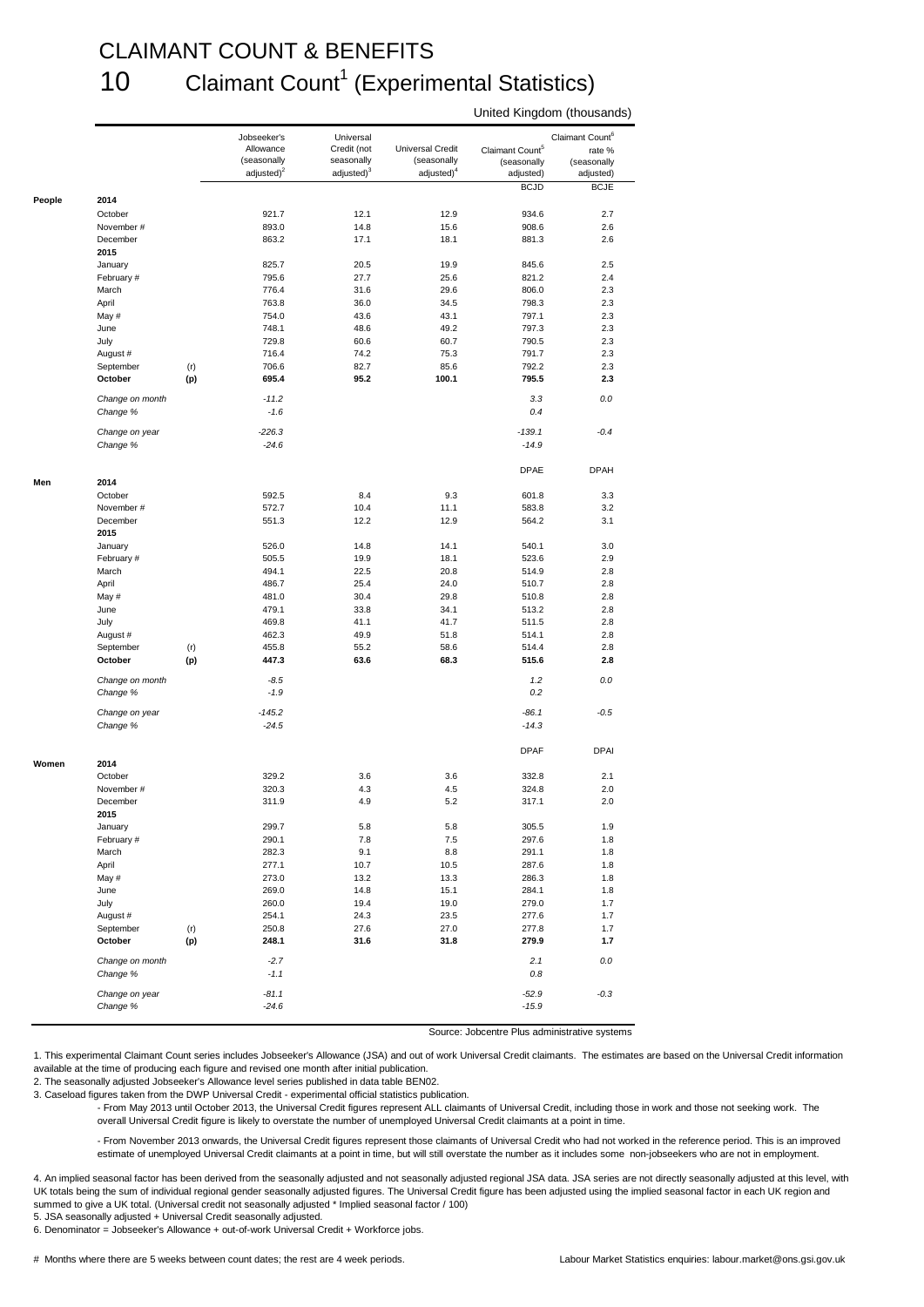# CLAIMANT COUNT & BENEFITS

## 10 Claimant Count[1] (Experimental Statistics)

United Kingdom (thousands)

| | | | Jobseeker's Allowance (seasonally adjusted)[2] | Universal Credit (not seasonally adjusted)[3] | Universal Credit (seasonally adjusted)[4] | Claimant Count[5] (seasonally adjusted) | Claimant Count[6] rate % (seasonally adjusted) |
|---|---|---|---|---|---|---|---|
| | | | | | | BCJD | BCJE |
| **People** | **2014** | | | | | | |
| | October | | 921.7 | 12.1 | 12.9 | 934.6 | 2.7 |
| | November # | | 893.0 | 14.8 | 15.6 | 908.6 | 2.6 |
| | December | | 863.2 | 17.1 | 18.1 | 881.3 | 2.6 |
| | **2015** | | | | | | |
| | January | | 825.7 | 20.5 | 19.9 | 845.6 | 2.5 |
| | February # | | 795.6 | 27.7 | 25.6 | 821.2 | 2.4 |
| | March | | 776.4 | 31.6 | 29.6 | 806.0 | 2.3 |
| | April | | 763.8 | 36.0 | 34.5 | 798.3 | 2.3 |
| | May # | | 754.0 | 43.6 | 43.1 | 797.1 | 2.3 |
| | June | | 748.1 | 48.6 | 49.2 | 797.3 | 2.3 |
| | July | | 729.8 | 60.6 | 60.7 | 790.5 | 2.3 |
| | August # | | 716.4 | 74.2 | 75.3 | 791.7 | 2.3 |
| | September | (r) | 706.6 | 82.7 | 85.6 | 792.2 | 2.3 |
| | **October** | **(p)** | **695.4** | **95.2** | **100.1** | **795.5** | **2.3** |
| | *Change on month* | | *-11.2* | | | *3.3* | *0.0* |
| | *Change %* | | *-1.6* | | | *0.4* | |
| | *Change on year* | | *-226.3* | | | *-139.1* | *-0.4* |
| | *Change %* | | *-24.6* | | | *-14.9* | |
| | | | | | | DPAE | DPAH |
| **Men** | **2014** | | | | | | |
| | October | | 592.5 | 8.4 | 9.3 | 601.8 | 3.3 |
| | November # | | 572.7 | 10.4 | 11.1 | 583.8 | 3.2 |
| | December | | 551.3 | 12.2 | 12.9 | 564.2 | 3.1 |
| | **2015** | | | | | | |
| | January | | 526.0 | 14.8 | 14.1 | 540.1 | 3.0 |
| | February # | | 505.5 | 19.9 | 18.1 | 523.6 | 2.9 |
| | March | | 494.1 | 22.5 | 20.8 | 514.9 | 2.8 |
| | April | | 486.7 | 25.4 | 24.0 | 510.7 | 2.8 |
| | May # | | 481.0 | 30.4 | 29.8 | 510.8 | 2.8 |
| | June | | 479.1 | 33.8 | 34.1 | 513.2 | 2.8 |
| | July | | 469.8 | 41.1 | 41.7 | 511.5 | 2.8 |
| | August # | | 462.3 | 49.9 | 51.8 | 514.1 | 2.8 |
| | September | (r) | 455.8 | 55.2 | 58.6 | 514.4 | 2.8 |
| | **October** | **(p)** | **447.3** | **63.6** | **68.3** | **515.6** | **2.8** |
| | *Change on month* | | *-8.5* | | | *1.2* | *0.0* |
| | *Change %* | | *-1.9* | | | *0.2* | |
| | *Change on year* | | *-145.2* | | | *-86.1* | *-0.5* |
| | *Change %* | | *-24.5* | | | *-14.3* | |
| | | | | | | DPAF | DPAI |
| **Women** | **2014** | | | | | | |
| | October | | 329.2 | 3.6 | 3.6 | 332.8 | 2.1 |
| | November # | | 320.3 | 4.3 | 4.5 | 324.8 | 2.0 |
| | December | | 311.9 | 4.9 | 5.2 | 317.1 | 2.0 |
| | **2015** | | | | | | |
| | January | | 299.7 | 5.8 | 5.8 | 305.5 | 1.9 |
| | February # | | 290.1 | 7.8 | 7.5 | 297.6 | 1.8 |
| | March | | 282.3 | 9.1 | 8.8 | 291.1 | 1.8 |
| | April | | 277.1 | 10.7 | 10.5 | 287.6 | 1.8 |
| | May # | | 273.0 | 13.2 | 13.3 | 286.3 | 1.8 |
| | June | | 269.0 | 14.8 | 15.1 | 284.1 | 1.8 |
| | July | | 260.0 | 19.4 | 19.0 | 279.0 | 1.7 |
| | August # | | 254.1 | 24.3 | 23.5 | 277.6 | 1.7 |
| | September | (r) | 250.8 | 27.6 | 27.0 | 277.8 | 1.7 |
| | **October** | **(p)** | **248.1** | **31.6** | **31.8** | **279.9** | **1.7** |
| | *Change on month* | | *-2.7* | | | *2.1* | *0.0* |
| | *Change %* | | *-1.1* | | | *0.8* | |
| | *Change on year* | | *-81.1* | | | *-52.9* | *-0.3* |
| | *Change %* | | *-24.6* | | | *-15.9* | |

Source: Jobcentre Plus administrative systems

1. This experimental Claimant Count series includes Jobseeker's Allowance (JSA) and out of work Universal Credit claimants. The estimates are based on the Universal Credit information available at the time of producing each figure and revised one month after initial publication.
2. The seasonally adjusted Jobseeker's Allowance level series published in data table BEN02.
3. Caseload figures taken from the DWP Universal Credit - experimental official statistics publication.
   - From May 2013 until October 2013, the Universal Credit figures represent ALL claimants of Universal Credit, including those in work and those not seeking work. The overall Universal Credit figure is likely to overstate the number of unemployed Universal Credit claimants at a point in time.
   - From November 2013 onwards, the Universal Credit figures represent those claimants of Universal Credit who had not worked in the reference period. This is an improved estimate of unemployed Universal Credit claimants at a point in time, but will still overstate the number as it includes some non-jobseekers who are not in employment.
4. An implied seasonal factor has been derived from the seasonally adjusted and not seasonally adjusted regional JSA data. JSA series are not directly seasonally adjusted at this level, with UK totals being the sum of individual regional gender seasonally adjusted figures. The Universal Credit figure has been adjusted using the implied seasonal factor in each UK region and summed to give a UK total. (Universal credit not seasonally adjusted * Implied seasonal factor / 100)
5. JSA seasonally adjusted + Universal Credit seasonally adjusted.
6. Denominator = Jobseeker's Allowance + out-of-work Universal Credit + Workforce jobs.

# Months where there are 5 weeks between count dates; the rest are 4 week periods.

Labour Market Statistics enquiries: labour.market@ons.gsi.gov.uk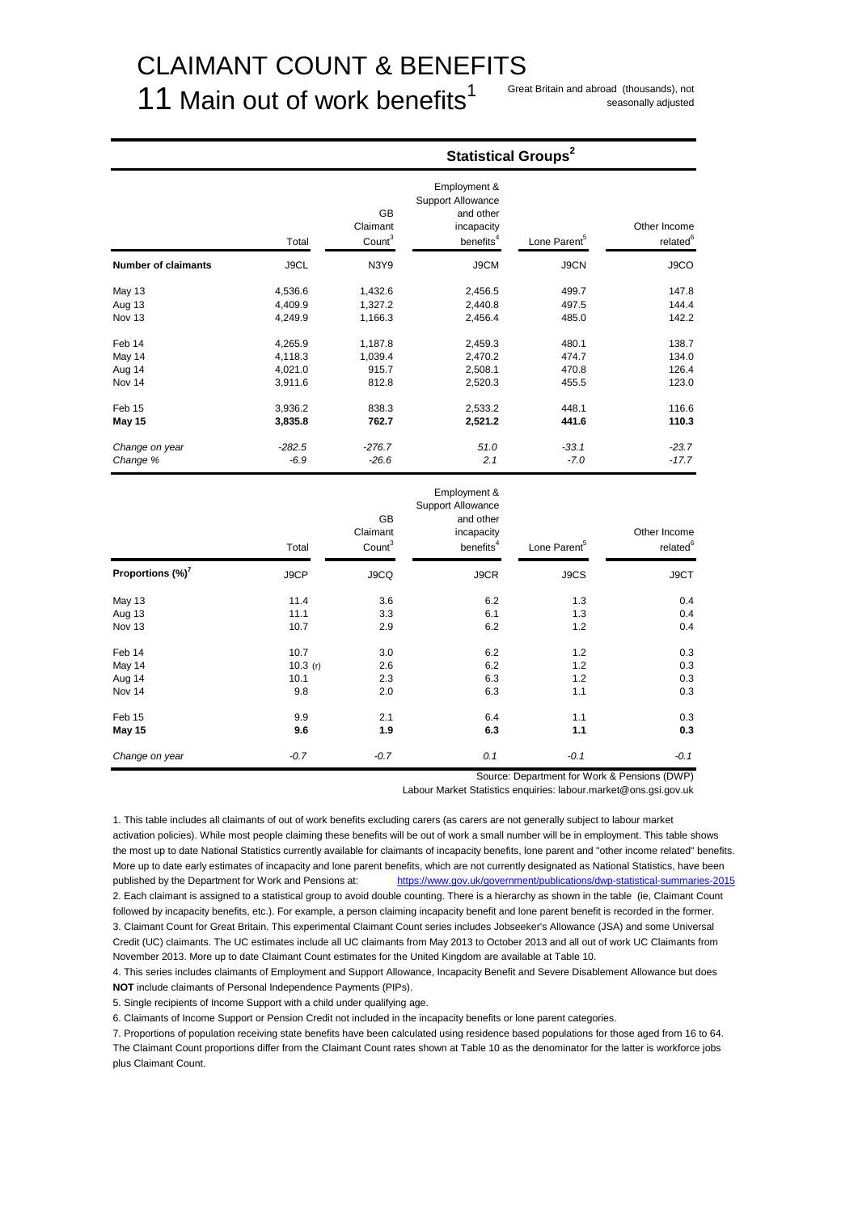# CLAIMANT COUNT & BENEFITS

## 11 Main out of work benefits[1]

Great Britain and abroad (thousands), not seasonally adjusted

| | | Statistical Groups[2] | | | |
|---|---|---|---|---|---|
| | Total | GB Claimant Count[3] | Employment & Support Allowance and other incapacity benefits[4] | Lone Parent[5] | Other Income related[6] |
| **Number of claimants** | J9CL | N3Y9 | J9CM | J9CN | J9CO |
| May 13 | 4,536.6 | 1,432.6 | 2,456.5 | 499.7 | 147.8 |
| Aug 13 | 4,409.9 | 1,327.2 | 2,440.8 | 497.5 | 144.4 |
| Nov 13 | 4,249.9 | 1,166.3 | 2,456.4 | 485.0 | 142.2 |
| Feb 14 | 4,265.9 | 1,187.8 | 2,459.3 | 480.1 | 138.7 |
| May 14 | 4,118.3 | 1,039.4 | 2,470.2 | 474.7 | 134.0 |
| Aug 14 | 4,021.0 | 915.7 | 2,508.1 | 470.8 | 126.4 |
| Nov 14 | 3,911.6 | 812.8 | 2,520.3 | 455.5 | 123.0 |
| Feb 15 | 3,936.2 | 838.3 | 2,533.2 | 448.1 | 116.6 |
| **May 15** | **3,835.8** | **762.7** | **2,521.2** | **441.6** | **110.3** |
| *Change on year* | *-282.5* | *-276.7* | *51.0* | *-33.1* | *-23.7* |
| *Change %* | *-6.9* | *-26.6* | *2.1* | *-7.0* | *-17.7* |

| | Total | GB Claimant Count[3] | Employment & Support Allowance and other incapacity benefits[4] | Lone Parent[5] | Other Income related[6] |
|---|---|---|---|---|---|
| **Proportions (%)[7]** | J9CP | J9CQ | J9CR | J9CS | J9CT |
| May 13 | 11.4 | 3.6 | 6.2 | 1.3 | 0.4 |
| Aug 13 | 11.1 | 3.3 | 6.1 | 1.3 | 0.4 |
| Nov 13 | 10.7 | 2.9 | 6.2 | 1.2 | 0.4 |
| Feb 14 | 10.7 | 3.0 | 6.2 | 1.2 | 0.3 |
| May 14 | 10.3 (r) | 2.6 | 6.2 | 1.2 | 0.3 |
| Aug 14 | 10.1 | 2.3 | 6.3 | 1.2 | 0.3 |
| Nov 14 | 9.8 | 2.0 | 6.3 | 1.1 | 0.3 |
| Feb 15 | 9.9 | 2.1 | 6.4 | 1.1 | 0.3 |
| **May 15** | **9.6** | **1.9** | **6.3** | **1.1** | **0.3** |
| *Change on year* | *-0.7* | *-0.7* | *0.1* | *-0.1* | *-0.1* |

Source: Department for Work & Pensions (DWP)

Labour Market Statistics enquiries: labour.market@ons.gsi.gov.uk

1. This table includes all claimants of out of work benefits excluding carers (as carers are not generally subject to labour market activation policies). While most people claiming these benefits will be out of work a small number will be in employment. This table shows the most up to date National Statistics currently available for claimants of incapacity benefits, lone parent and "other income related" benefits. More up to date early estimates of incapacity and lone parent benefits, which are not currently designated as National Statistics, have been published by the Department for Work and Pensions at: https://www.gov.uk/government/publications/dwp-statistical-summaries-2015
2. Each claimant is assigned to a statistical group to avoid double counting. There is a hierarchy as shown in the table (ie, Claimant Count followed by incapacity benefits, etc.). For example, a person claiming incapacity benefit and lone parent benefit is recorded in the former.
3. Claimant Count for Great Britain. This experimental Claimant Count series includes Jobseeker's Allowance (JSA) and some Universal Credit (UC) claimants. The UC estimates include all UC claimants from May 2013 to October 2013 and all out of work UC Claimants from November 2013. More up to date Claimant Count estimates for the United Kingdom are available at Table 10.
4. This series includes claimants of Employment and Support Allowance, Incapacity Benefit and Severe Disablement Allowance but does **NOT** include claimants of Personal Independence Payments (PIPs).
5. Single recipients of Income Support with a child under qualifying age.
6. Claimants of Income Support or Pension Credit not included in the incapacity benefits or lone parent categories.
7. Proportions of population receiving state benefits have been calculated using residence based populations for those aged from 16 to 64. The Claimant Count proportions differ from the Claimant Count rates shown at Table 10 as the denominator for the latter is workforce jobs plus Claimant Count.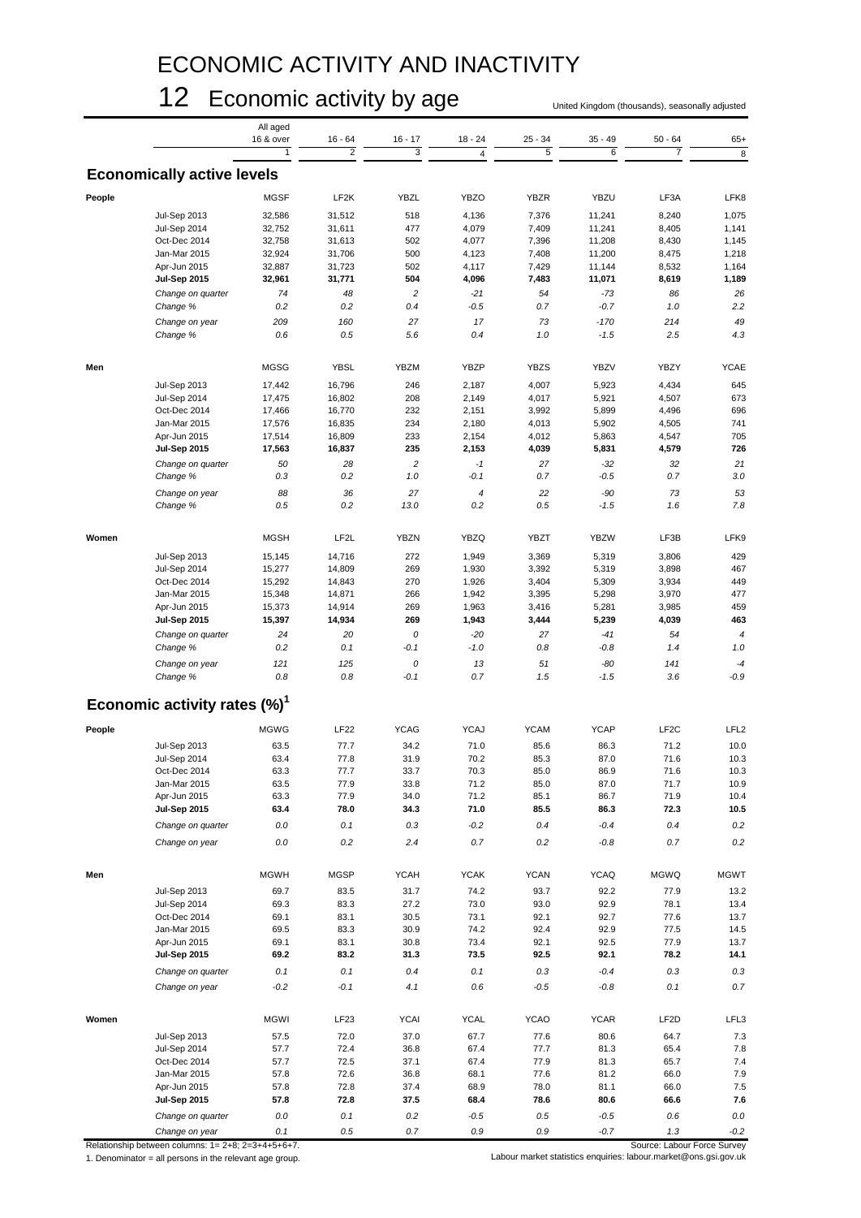# ECONOMIC ACTIVITY AND INACTIVITY

## 12 Economic activity by age

United Kingdom (thousands), seasonally adjusted

| | | All aged 16 & over | 16 - 64 | 16 - 17 | 18 - 24 | 25 - 34 | 35 - 49 | 50 - 64 | 65+ |
|---|---|---|---|---|---|---|---|---|---|
| | | 1 | 2 | 3 | 4 | 5 | 6 | 7 | 8 |
| **Economically active levels** | | | | | | | | | |
| **People** | | MGSF | LF2K | YBZL | YBZO | YBZR | YBZU | LF3A | LFK8 |
| | Jul-Sep 2013 | 32,586 | 31,512 | 518 | 4,136 | 7,376 | 11,241 | 8,240 | 1,075 |
| | Jul-Sep 2014 | 32,752 | 31,611 | 477 | 4,079 | 7,409 | 11,241 | 8,405 | 1,141 |
| | Oct-Dec 2014 | 32,758 | 31,613 | 502 | 4,077 | 7,396 | 11,208 | 8,430 | 1,145 |
| | Jan-Mar 2015 | 32,924 | 31,706 | 500 | 4,123 | 7,408 | 11,200 | 8,475 | 1,218 |
| | Apr-Jun 2015 | 32,887 | 31,723 | 502 | 4,117 | 7,429 | 11,144 | 8,532 | 1,164 |
| | **Jul-Sep 2015** | **32,961** | **31,771** | **504** | **4,096** | **7,483** | **11,071** | **8,619** | **1,189** |
| | *Change on quarter* | *74* | *48* | *2* | *-21* | *54* | *-73* | *86* | *26* |
| | *Change %* | *0.2* | *0.2* | *0.4* | *-0.5* | *0.7* | *-0.7* | *1.0* | *2.2* |
| | *Change on year* | *209* | *160* | *27* | *17* | *73* | *-170* | *214* | *49* |
| | *Change %* | *0.6* | *0.5* | *5.6* | *0.4* | *1.0* | *-1.5* | *2.5* | *4.3* |
| **Men** | | MGSG | YBSL | YBZM | YBZP | YBZS | YBZV | YBZY | YCAE |
| | Jul-Sep 2013 | 17,442 | 16,796 | 246 | 2,187 | 4,007 | 5,923 | 4,434 | 645 |
| | Jul-Sep 2014 | 17,475 | 16,802 | 208 | 2,149 | 4,017 | 5,921 | 4,507 | 673 |
| | Oct-Dec 2014 | 17,466 | 16,770 | 232 | 2,151 | 3,992 | 5,899 | 4,496 | 696 |
| | Jan-Mar 2015 | 17,576 | 16,835 | 234 | 2,180 | 4,013 | 5,902 | 4,505 | 741 |
| | Apr-Jun 2015 | 17,514 | 16,809 | 233 | 2,154 | 4,012 | 5,863 | 4,547 | 705 |
| | **Jul-Sep 2015** | **17,563** | **16,837** | **235** | **2,153** | **4,039** | **5,831** | **4,579** | **726** |
| | *Change on quarter* | *50* | *28* | *2* | *-1* | *27* | *-32* | *32* | *21* |
| | *Change %* | *0.3* | *0.2* | *1.0* | *-0.1* | *0.7* | *-0.5* | *0.7* | *3.0* |
| | *Change on year* | *88* | *36* | *27* | *4* | *22* | *-90* | *73* | *53* |
| | *Change %* | *0.5* | *0.2* | *13.0* | *0.2* | *0.5* | *-1.5* | *1.6* | *7.8* |
| **Women** | | MGSH | LF2L | YBZN | YBZQ | YBZT | YBZW | LF3B | LFK9 |
| | Jul-Sep 2013 | 15,145 | 14,716 | 272 | 1,949 | 3,369 | 5,319 | 3,806 | 429 |
| | Jul-Sep 2014 | 15,277 | 14,809 | 269 | 1,930 | 3,392 | 5,319 | 3,898 | 467 |
| | Oct-Dec 2014 | 15,292 | 14,843 | 270 | 1,926 | 3,404 | 5,309 | 3,934 | 449 |
| | Jan-Mar 2015 | 15,348 | 14,871 | 266 | 1,942 | 3,395 | 5,298 | 3,970 | 477 |
| | Apr-Jun 2015 | 15,373 | 14,914 | 269 | 1,963 | 3,416 | 5,281 | 3,985 | 459 |
| | **Jul-Sep 2015** | **15,397** | **14,934** | **269** | **1,943** | **3,444** | **5,239** | **4,039** | **463** |
| | *Change on quarter* | *24* | *20* | *0* | *-20* | *27* | *-41* | *54* | *4* |
| | *Change %* | *0.2* | *0.1* | *-0.1* | *-1.0* | *0.8* | *-0.8* | *1.4* | *1.0* |
| | *Change on year* | *121* | *125* | *0* | *13* | *51* | *-80* | *141* | *-4* |
| | *Change %* | *0.8* | *0.8* | *-0.1* | *0.7* | *1.5* | *-1.5* | *3.6* | *-0.9* |
| **Economic activity rates (%)[1]** | | | | | | | | | |
| **People** | | MGWG | LF22 | YCAG | YCAJ | YCAM | YCAP | LF2C | LFL2 |
| | Jul-Sep 2013 | 63.5 | 77.7 | 34.2 | 71.0 | 85.6 | 86.3 | 71.2 | 10.0 |
| | Jul-Sep 2014 | 63.4 | 77.8 | 31.9 | 70.2 | 85.3 | 87.0 | 71.6 | 10.3 |
| | Oct-Dec 2014 | 63.3 | 77.7 | 33.7 | 70.3 | 85.0 | 86.9 | 71.6 | 10.3 |
| | Jan-Mar 2015 | 63.5 | 77.9 | 33.8 | 71.2 | 85.0 | 87.0 | 71.7 | 10.9 |
| | Apr-Jun 2015 | 63.3 | 77.9 | 34.0 | 71.2 | 85.1 | 86.7 | 71.9 | 10.4 |
| | **Jul-Sep 2015** | **63.4** | **78.0** | **34.3** | **71.0** | **85.5** | **86.3** | **72.3** | **10.5** |
| | *Change on quarter* | *0.0* | *0.1* | *0.3* | *-0.2* | *0.4* | *-0.4* | *0.4* | *0.2* |
| | *Change on year* | *0.0* | *0.2* | *2.4* | *0.7* | *0.2* | *-0.8* | *0.7* | *0.2* |
| **Men** | | MGWH | MGSP | YCAH | YCAK | YCAN | YCAQ | MGWQ | MGWT |
| | Jul-Sep 2013 | 69.7 | 83.5 | 31.7 | 74.2 | 93.7 | 92.2 | 77.9 | 13.2 |
| | Jul-Sep 2014 | 69.3 | 83.3 | 27.2 | 73.0 | 93.0 | 92.9 | 78.1 | 13.4 |
| | Oct-Dec 2014 | 69.1 | 83.1 | 30.5 | 73.1 | 92.1 | 92.7 | 77.6 | 13.7 |
| | Jan-Mar 2015 | 69.5 | 83.3 | 30.9 | 74.2 | 92.4 | 92.9 | 77.5 | 14.5 |
| | Apr-Jun 2015 | 69.1 | 83.1 | 30.8 | 73.4 | 92.1 | 92.5 | 77.9 | 13.7 |
| | **Jul-Sep 2015** | **69.2** | **83.2** | **31.3** | **73.5** | **92.5** | **92.1** | **78.2** | **14.1** |
| | *Change on quarter* | *0.1* | *0.1* | *0.4* | *0.1* | *0.3* | *-0.4* | *0.3* | *0.3* |
| | *Change on year* | *-0.2* | *-0.1* | *4.1* | *0.6* | *-0.5* | *-0.8* | *0.1* | *0.7* |
| **Women** | | MGWI | LF23 | YCAI | YCAL | YCAO | YCAR | LF2D | LFL3 |
| | Jul-Sep 2013 | 57.5 | 72.0 | 37.0 | 67.7 | 77.6 | 80.6 | 64.7 | 7.3 |
| | Jul-Sep 2014 | 57.7 | 72.4 | 36.8 | 67.4 | 77.7 | 81.3 | 65.4 | 7.8 |
| | Oct-Dec 2014 | 57.7 | 72.5 | 37.1 | 67.4 | 77.9 | 81.3 | 65.7 | 7.4 |
| | Jan-Mar 2015 | 57.8 | 72.6 | 36.8 | 68.1 | 77.6 | 81.2 | 66.0 | 7.9 |
| | Apr-Jun 2015 | 57.8 | 72.8 | 37.4 | 68.9 | 78.0 | 81.1 | 66.0 | 7.5 |
| | **Jul-Sep 2015** | **57.8** | **72.8** | **37.5** | **68.4** | **78.6** | **80.6** | **66.6** | **7.6** |
| | *Change on quarter* | *0.0* | *0.1* | *0.2* | *-0.5* | *0.5* | *-0.5* | *0.6* | *0.0* |
| | *Change on year* | *0.1* | *0.5* | *0.7* | *0.9* | *0.9* | *-0.7* | *1.3* | *-0.2* |

Relationship between columns: 1= 2+8; 2=3+4+5+6+7.

1. Denominator = all persons in the relevant age group.

Source: Labour Force Survey

Labour market statistics enquiries: labour.market@ons.gsi.gov.uk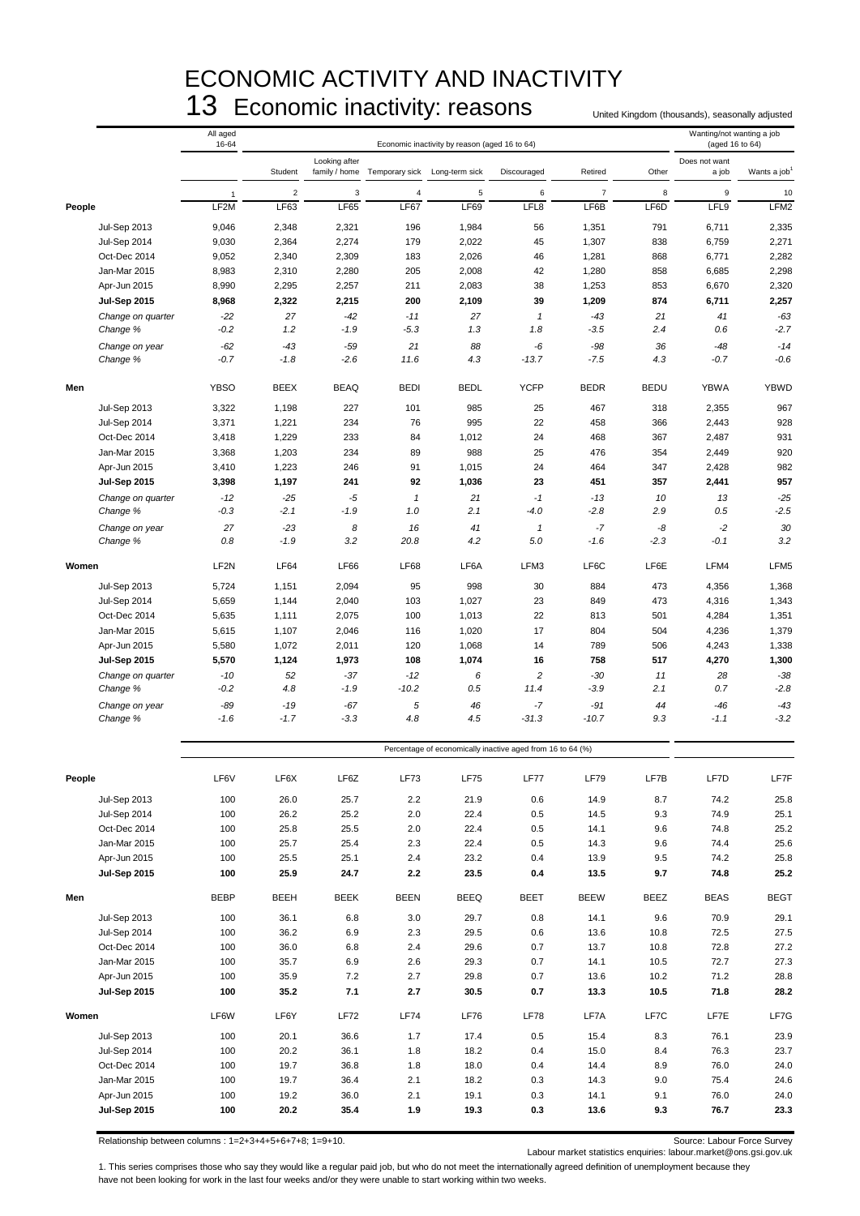# ECONOMIC ACTIVITY AND INACTIVITY

## 13 Economic inactivity: reasons

United Kingdom (thousands), seasonally adjusted

| | All aged 16-64 | Economic inactivity by reason (aged 16 to 64) | | | | | | | Wanting/not wanting a job (aged 16 to 64) | |
|---|---|---|---|---|---|---|---|---|---|---|
| | | Student | Looking after family / home | Temporary sick | Long-term sick | Discouraged | Retired | Other | Does not want a job | Wants a job[1] |
| | 1 | 2 | 3 | 4 | 5 | 6 | 7 | 8 | 9 | 10 |
| **People** | LF2M | LF63 | LF65 | LF67 | LF69 | LFL8 | LF6B | LF6D | LFL9 | LFM2 |
| Jul-Sep 2013 | 9,046 | 2,348 | 2,321 | 196 | 1,984 | 56 | 1,351 | 791 | 6,711 | 2,335 |
| Jul-Sep 2014 | 9,030 | 2,364 | 2,274 | 179 | 2,022 | 45 | 1,307 | 838 | 6,759 | 2,271 |
| Oct-Dec 2014 | 9,052 | 2,340 | 2,309 | 183 | 2,026 | 46 | 1,281 | 868 | 6,771 | 2,282 |
| Jan-Mar 2015 | 8,983 | 2,310 | 2,280 | 205 | 2,008 | 42 | 1,280 | 858 | 6,685 | 2,298 |
| Apr-Jun 2015 | 8,990 | 2,295 | 2,257 | 211 | 2,083 | 38 | 1,253 | 853 | 6,670 | 2,320 |
| **Jul-Sep 2015** | **8,968** | **2,322** | **2,215** | **200** | **2,109** | **39** | **1,209** | **874** | **6,711** | **2,257** |
| *Change on quarter* | *-22* | *27* | *-42* | *-11* | *27* | *1* | *-43* | *21* | *41* | *-63* |
| *Change %* | *-0.2* | *1.2* | *-1.9* | *-5.3* | *1.3* | *1.8* | *-3.5* | *2.4* | *0.6* | *-2.7* |
| *Change on year* | *-62* | *-43* | *-59* | *21* | *88* | *-6* | *-98* | *36* | *-48* | *-14* |
| *Change %* | *-0.7* | *-1.8* | *-2.6* | *11.6* | *4.3* | *-13.7* | *-7.5* | *4.3* | *-0.7* | *-0.6* |
| **Men** | YBSO | BEEX | BEAQ | BEDI | BEDL | YCFP | BEDR | BEDU | YBWA | YBWD |
| Jul-Sep 2013 | 3,322 | 1,198 | 227 | 101 | 985 | 25 | 467 | 318 | 2,355 | 967 |
| Jul-Sep 2014 | 3,371 | 1,221 | 234 | 76 | 995 | 22 | 458 | 366 | 2,443 | 928 |
| Oct-Dec 2014 | 3,418 | 1,229 | 233 | 84 | 1,012 | 24 | 468 | 367 | 2,487 | 931 |
| Jan-Mar 2015 | 3,368 | 1,203 | 234 | 89 | 988 | 25 | 476 | 354 | 2,449 | 920 |
| Apr-Jun 2015 | 3,410 | 1,223 | 246 | 91 | 1,015 | 24 | 464 | 347 | 2,428 | 982 |
| **Jul-Sep 2015** | **3,398** | **1,197** | **241** | **92** | **1,036** | **23** | **451** | **357** | **2,441** | **957** |
| *Change on quarter* | *-12* | *-25* | *-5* | *1* | *21* | *-1* | *-13* | *10* | *13* | *-25* |
| *Change %* | *-0.3* | *-2.1* | *-1.9* | *1.0* | *2.1* | *-4.0* | *-2.8* | *2.9* | *0.5* | *-2.5* |
| *Change on year* | *27* | *-23* | *8* | *16* | *41* | *1* | *-7* | *-8* | *-2* | *30* |
| *Change %* | *0.8* | *-1.9* | *3.2* | *20.8* | *4.2* | *5.0* | *-1.6* | *-2.3* | *-0.1* | *3.2* |
| **Women** | LF2N | LF64 | LF66 | LF68 | LF6A | LFM3 | LF6C | LF6E | LFM4 | LFM5 |
| Jul-Sep 2013 | 5,724 | 1,151 | 2,094 | 95 | 998 | 30 | 884 | 473 | 4,356 | 1,368 |
| Jul-Sep 2014 | 5,659 | 1,144 | 2,040 | 103 | 1,027 | 23 | 849 | 473 | 4,316 | 1,343 |
| Oct-Dec 2014 | 5,635 | 1,111 | 2,075 | 100 | 1,013 | 22 | 813 | 501 | 4,284 | 1,351 |
| Jan-Mar 2015 | 5,615 | 1,107 | 2,046 | 116 | 1,020 | 17 | 804 | 504 | 4,236 | 1,379 |
| Apr-Jun 2015 | 5,580 | 1,072 | 2,011 | 120 | 1,068 | 14 | 789 | 506 | 4,243 | 1,338 |
| **Jul-Sep 2015** | **5,570** | **1,124** | **1,973** | **108** | **1,074** | **16** | **758** | **517** | **4,270** | **1,300** |
| *Change on quarter* | *-10* | *52* | *-37* | *-12* | *6* | *2* | *-30* | *11* | *28* | *-38* |
| *Change %* | *-0.2* | *4.8* | *-1.9* | *-10.2* | *0.5* | *11.4* | *-3.9* | *2.1* | *0.7* | *-2.8* |
| *Change on year* | *-89* | *-19* | *-67* | *5* | *46* | *-7* | *-91* | *44* | *-46* | *-43* |
| *Change %* | *-1.6* | *-1.7* | *-3.3* | *4.8* | *4.5* | *-31.3* | *-10.7* | *9.3* | *-1.1* | *-3.2* |
| | Percentage of economically inactive aged from 16 to 64 (%) | | | | | | | | | |
| **People** | LF6V | LF6X | LF6Z | LF73 | LF75 | LF77 | LF79 | LF7B | LF7D | LF7F |
| Jul-Sep 2013 | 100 | 26.0 | 25.7 | 2.2 | 21.9 | 0.6 | 14.9 | 8.7 | 74.2 | 25.8 |
| Jul-Sep 2014 | 100 | 26.2 | 25.2 | 2.0 | 22.4 | 0.5 | 14.5 | 9.3 | 74.9 | 25.1 |
| Oct-Dec 2014 | 100 | 25.8 | 25.5 | 2.0 | 22.4 | 0.5 | 14.1 | 9.6 | 74.8 | 25.2 |
| Jan-Mar 2015 | 100 | 25.7 | 25.4 | 2.3 | 22.4 | 0.5 | 14.3 | 9.6 | 74.4 | 25.6 |
| Apr-Jun 2015 | 100 | 25.5 | 25.1 | 2.4 | 23.2 | 0.4 | 13.9 | 9.5 | 74.2 | 25.8 |
| **Jul-Sep 2015** | **100** | **25.9** | **24.7** | **2.2** | **23.5** | **0.4** | **13.5** | **9.7** | **74.8** | **25.2** |
| **Men** | BEBP | BEEH | BEEK | BEEN | BEEQ | BEET | BEEW | BEEZ | BEAS | BEGT |
| Jul-Sep 2013 | 100 | 36.1 | 6.8 | 3.0 | 29.7 | 0.8 | 14.1 | 9.6 | 70.9 | 29.1 |
| Jul-Sep 2014 | 100 | 36.2 | 6.9 | 2.3 | 29.5 | 0.6 | 13.6 | 10.8 | 72.5 | 27.5 |
| Oct-Dec 2014 | 100 | 36.0 | 6.8 | 2.4 | 29.6 | 0.7 | 13.7 | 10.8 | 72.8 | 27.2 |
| Jan-Mar 2015 | 100 | 35.7 | 6.9 | 2.6 | 29.3 | 0.7 | 14.1 | 10.5 | 72.7 | 27.3 |
| Apr-Jun 2015 | 100 | 35.9 | 7.2 | 2.7 | 29.8 | 0.7 | 13.6 | 10.2 | 71.2 | 28.8 |
| **Jul-Sep 2015** | **100** | **35.2** | **7.1** | **2.7** | **30.5** | **0.7** | **13.3** | **10.5** | **71.8** | **28.2** |
| **Women** | LF6W | LF6Y | LF72 | LF74 | LF76 | LF78 | LF7A | LF7C | LF7E | LF7G |
| Jul-Sep 2013 | 100 | 20.1 | 36.6 | 1.7 | 17.4 | 0.5 | 15.4 | 8.3 | 76.1 | 23.9 |
| Jul-Sep 2014 | 100 | 20.2 | 36.1 | 1.8 | 18.2 | 0.4 | 15.0 | 8.4 | 76.3 | 23.7 |
| Oct-Dec 2014 | 100 | 19.7 | 36.8 | 1.8 | 18.0 | 0.4 | 14.4 | 8.9 | 76.0 | 24.0 |
| Jan-Mar 2015 | 100 | 19.7 | 36.4 | 2.1 | 18.2 | 0.3 | 14.3 | 9.0 | 75.4 | 24.6 |
| Apr-Jun 2015 | 100 | 19.2 | 36.0 | 2.1 | 19.1 | 0.3 | 14.1 | 9.1 | 76.0 | 24.0 |
| **Jul-Sep 2015** | **100** | **20.2** | **35.4** | **1.9** | **19.3** | **0.3** | **13.6** | **9.3** | **76.7** | **23.3** |

Relationship between columns : 1=2+3+4+5+6+7+8; 1=9+10.

Source: Labour Force Survey

Labour market statistics enquiries: labour.market@ons.gsi.gov.uk

1. This series comprises those who say they would like a regular paid job, but who do not meet the internationally agreed definition of unemployment because they have not been looking for work in the last four weeks and/or they were unable to start working within two weeks.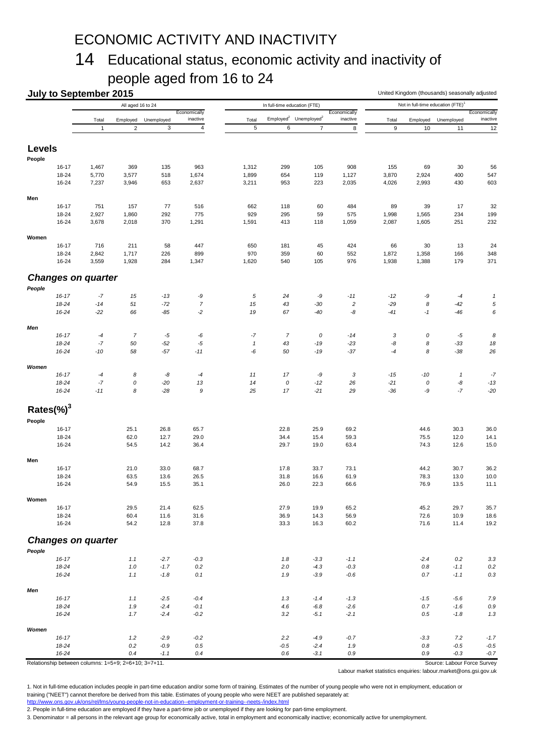# ECONOMIC ACTIVITY AND INACTIVITY

## 14 Educational status, economic activity and inactivity of people aged from 16 to 24

**July to September 2015**

United Kingdom (thousands) seasonally adjusted

| | All aged 16 to 24 | | | | In full-time education (FTE) | | | | Not in full-time education (FTE)[1] | | | |
|---|---|---|---|---|---|---|---|---|---|---|---|---|
| | Total | Employed | Unemployed | Economically inactive | Total | Employed[2] | Unemployed[2] | Economically inactive | Total | Employed | Unemployed | Economically inactive |
| | 1 | 2 | 3 | 4 | 5 | 6 | 7 | 8 | 9 | 10 | 11 | 12 |
| **Levels** | | | | | | | | | | | | |
| **People** | | | | | | | | | | | | |
| 16-17 | 1,467 | 369 | 135 | 963 | 1,312 | 299 | 105 | 908 | 155 | 69 | 30 | 56 |
| 18-24 | 5,770 | 3,577 | 518 | 1,674 | 1,899 | 654 | 119 | 1,127 | 3,870 | 2,924 | 400 | 547 |
| 16-24 | 7,237 | 3,946 | 653 | 2,637 | 3,211 | 953 | 223 | 2,035 | 4,026 | 2,993 | 430 | 603 |
| **Men** | | | | | | | | | | | | |
| 16-17 | 751 | 157 | 77 | 516 | 662 | 118 | 60 | 484 | 89 | 39 | 17 | 32 |
| 18-24 | 2,927 | 1,860 | 292 | 775 | 929 | 295 | 59 | 575 | 1,998 | 1,565 | 234 | 199 |
| 16-24 | 3,678 | 2,018 | 370 | 1,291 | 1,591 | 413 | 118 | 1,059 | 2,087 | 1,605 | 251 | 232 |
| **Women** | | | | | | | | | | | | |
| 16-17 | 716 | 211 | 58 | 447 | 650 | 181 | 45 | 424 | 66 | 30 | 13 | 24 |
| 18-24 | 2,842 | 1,717 | 226 | 899 | 970 | 359 | 60 | 552 | 1,872 | 1,358 | 166 | 348 |
| 16-24 | 3,559 | 1,928 | 284 | 1,347 | 1,620 | 540 | 105 | 976 | 1,938 | 1,388 | 179 | 371 |
| ***Changes on quarter*** | | | | | | | | | | | | |
| ***People*** | | | | | | | | | | | | |
| *16-17* | *-7* | *15* | *-13* | *-9* | *5* | *24* | *-9* | *-11* | *-12* | *-9* | *-4* | *1* |
| *18-24* | *-14* | *51* | *-72* | *7* | *15* | *43* | *-30* | *2* | *-29* | *8* | *-42* | *5* |
| *16-24* | *-22* | *66* | *-85* | *-2* | *19* | *67* | *-40* | *-8* | *-41* | *-1* | *-46* | *6* |
| ***Men*** | | | | | | | | | | | | |
| *16-17* | *-4* | *7* | *-5* | *-6* | *-7* | *7* | *0* | *-14* | *3* | *0* | *-5* | *8* |
| *18-24* | *-7* | *50* | *-52* | *-5* | *1* | *43* | *-19* | *-23* | *-8* | *8* | *-33* | *18* |
| *16-24* | *-10* | *58* | *-57* | *-11* | *-6* | *50* | *-19* | *-37* | *-4* | *8* | *-38* | *26* |
| ***Women*** | | | | | | | | | | | | |
| *16-17* | *-4* | *8* | *-8* | *-4* | *11* | *17* | *-9* | *3* | *-15* | *-10* | *1* | *-7* |
| *18-24* | *-7* | *0* | *-20* | *13* | *14* | *0* | *-12* | *26* | *-21* | *0* | *-8* | *-13* |
| *16-24* | *-11* | *8* | *-28* | *9* | *25* | *17* | *-21* | *29* | *-36* | *-9* | *-7* | *-20* |
| **Rates(%)[3]** | | | | | | | | | | | | |
| **People** | | | | | | | | | | | | |
| 16-17 | | 25.1 | 26.8 | 65.7 | | 22.8 | 25.9 | 69.2 | | 44.6 | 30.3 | 36.0 |
| 18-24 | | 62.0 | 12.7 | 29.0 | | 34.4 | 15.4 | 59.3 | | 75.5 | 12.0 | 14.1 |
| 16-24 | | 54.5 | 14.2 | 36.4 | | 29.7 | 19.0 | 63.4 | | 74.3 | 12.6 | 15.0 |
| **Men** | | | | | | | | | | | | |
| 16-17 | | 21.0 | 33.0 | 68.7 | | 17.8 | 33.7 | 73.1 | | 44.2 | 30.7 | 36.2 |
| 18-24 | | 63.5 | 13.6 | 26.5 | | 31.8 | 16.6 | 61.9 | | 78.3 | 13.0 | 10.0 |
| 16-24 | | 54.9 | 15.5 | 35.1 | | 26.0 | 22.3 | 66.6 | | 76.9 | 13.5 | 11.1 |
| **Women** | | | | | | | | | | | | |
| 16-17 | | 29.5 | 21.4 | 62.5 | | 27.9 | 19.9 | 65.2 | | 45.2 | 29.7 | 35.7 |
| 18-24 | | 60.4 | 11.6 | 31.6 | | 36.9 | 14.3 | 56.9 | | 72.6 | 10.9 | 18.6 |
| 16-24 | | 54.2 | 12.8 | 37.8 | | 33.3 | 16.3 | 60.2 | | 71.6 | 11.4 | 19.2 |
| ***Changes on quarter*** | | | | | | | | | | | | |
| ***People*** | | | | | | | | | | | | |
| *16-17* | | *1.1* | *-2.7* | *-0.3* | | *1.8* | *-3.3* | *-1.1* | | *-2.4* | *0.2* | *3.3* |
| *18-24* | | *1.0* | *-1.7* | *0.2* | | *2.0* | *-4.3* | *-0.3* | | *0.8* | *-1.1* | *0.2* |
| *16-24* | | *1.1* | *-1.8* | *0.1* | | *1.9* | *-3.9* | *-0.6* | | *0.7* | *-1.1* | *0.3* |
| ***Men*** | | | | | | | | | | | | |
| *16-17* | | *1.1* | *-2.5* | *-0.4* | | *1.3* | *-1.4* | *-1.3* | | *-1.5* | *-5.6* | *7.9* |
| *18-24* | | *1.9* | *-2.4* | *-0.1* | | *4.6* | *-6.8* | *-2.6* | | *0.7* | *-1.6* | *0.9* |
| *16-24* | | *1.7* | *-2.4* | *-0.2* | | *3.2* | *-5.1* | *-2.1* | | *0.5* | *-1.8* | *1.3* |
| ***Women*** | | | | | | | | | | | | |
| *16-17* | | *1.2* | *-2.9* | *-0.2* | | *2.2* | *-4.9* | *-0.7* | | *-3.3* | *7.2* | *-1.7* |
| *18-24* | | *0.2* | *-0.9* | *0.5* | | *-0.5* | *-2.4* | *1.9* | | *0.8* | *-0.5* | *-0.5* |
| *16-24* | | *0.4* | *-1.1* | *0.4* | | *0.6* | *-3.1* | *0.9* | | *0.9* | *-0.3* | *-0.7* |

Relationship between columns: 1=5+9; 2=6+10; 3=7+11.

Source: Labour Force Survey

Labour market statistics enquiries: labour.market@ons.gsi.gov.uk

1. Not in full-time education includes people in part-time education and/or some form of training. Estimates of the number of young people who were not in employment, education or training ("NEET") cannot therefore be derived from this table. Estimates of young people who were NEET are published separately at: http://www.ons.gov.uk/ons/rel/lms/young-people-not-in-education--employment-or-training--neets-/index.html

2. People in full-time education are employed if they have a part-time job or unemployed if they are looking for part-time employment.

3. Denominator = all persons in the relevant age group for economically active, total in employment and economically inactive; economically active for unemployment.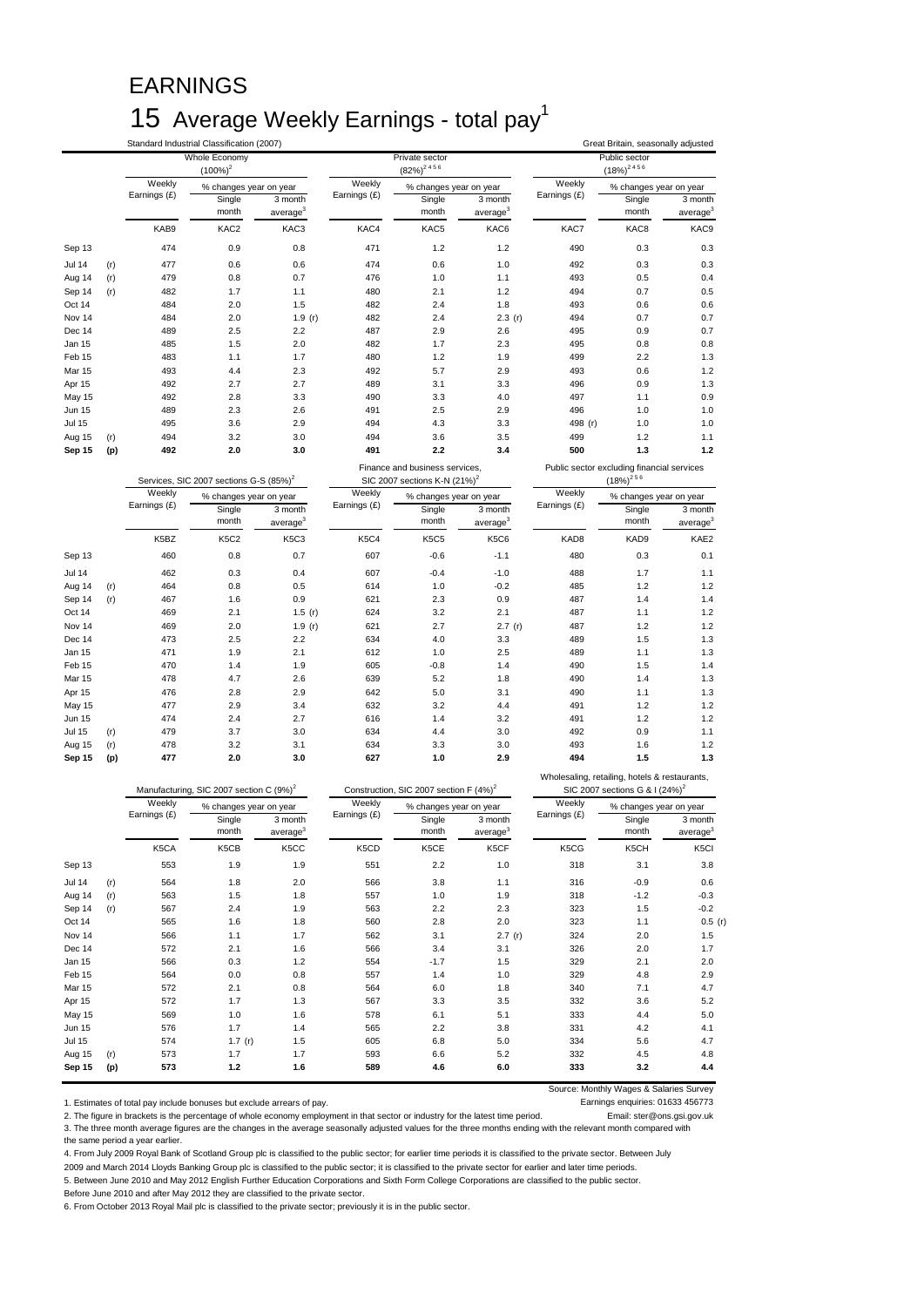# EARNINGS

## 15 Average Weekly Earnings - total pay[1]

Standard Industrial Classification (2007) — Great Britain, seasonally adjusted

| | | Whole Economy (100%)[2] | | | Private sector (82%)[2 4 5 6] | | | Public sector (18%)[2 4 5 6] | | |
|---|---|---|---|---|---|---|---|---|---|---|
| | | Weekly Earnings (£) | % changes year on year | | Weekly Earnings (£) | % changes year on year | | Weekly Earnings (£) | % changes year on year | |
| | | | Single month | 3 month average[3] | | Single month | 3 month average[3] | | Single month | 3 month average[3] |
| | | KAB9 | KAC2 | KAC3 | KAC4 | KAC5 | KAC6 | KAC7 | KAC8 | KAC9 |
| Sep 13 | | 474 | 0.9 | 0.8 | 471 | 1.2 | 1.2 | 490 | 0.3 | 0.3 |
| Jul 14 | (r) | 477 | 0.6 | 0.6 | 474 | 0.6 | 1.0 | 492 | 0.3 | 0.3 |
| Aug 14 | (r) | 479 | 0.8 | 0.7 | 476 | 1.0 | 1.1 | 493 | 0.5 | 0.4 |
| Sep 14 | (r) | 482 | 1.7 | 1.1 | 480 | 2.1 | 1.2 | 494 | 0.7 | 0.5 |
| Oct 14 | | 484 | 2.0 | 1.5 | 482 | 2.4 | 1.8 | 493 | 0.6 | 0.6 |
| Nov 14 | | 484 | 2.0 | 1.9 (r) | 482 | 2.4 | 2.3 (r) | 494 | 0.7 | 0.7 |
| Dec 14 | | 489 | 2.5 | 2.2 | 487 | 2.9 | 2.6 | 495 | 0.9 | 0.7 |
| Jan 15 | | 485 | 1.5 | 2.0 | 482 | 1.7 | 2.3 | 495 | 0.8 | 0.8 |
| Feb 15 | | 483 | 1.1 | 1.7 | 480 | 1.2 | 1.9 | 499 | 2.2 | 1.3 |
| Mar 15 | | 493 | 4.4 | 2.3 | 492 | 5.7 | 2.9 | 493 | 0.6 | 1.2 |
| Apr 15 | | 492 | 2.7 | 2.7 | 489 | 3.1 | 3.3 | 496 | 0.9 | 1.3 |
| May 15 | | 492 | 2.8 | 3.3 | 490 | 3.3 | 4.0 | 497 | 1.1 | 0.9 |
| Jun 15 | | 489 | 2.3 | 2.6 | 491 | 2.5 | 2.9 | 496 | 1.0 | 1.0 |
| Jul 15 | | 495 | 3.6 | 2.9 | 494 | 4.3 | 3.3 | 498 (r) | 1.0 | 1.0 |
| Aug 15 | (r) | 494 | 3.2 | 3.0 | 494 | 3.6 | 3.5 | 499 | 1.2 | 1.1 |
| **Sep 15** | **(p)** | **492** | **2.0** | **3.0** | **491** | **2.2** | **3.4** | **500** | **1.3** | **1.2** |

| | | Services, SIC 2007 sections G-S (85%)[2] | | | Finance and business services, SIC 2007 sections K-N (21%)[2] | | | Public sector excluding financial services (18%)[2 5 6] | | |
|---|---|---|---|---|---|---|---|---|---|---|
| | | Weekly Earnings (£) | % changes year on year | | Weekly Earnings (£) | % changes year on year | | Weekly Earnings (£) | % changes year on year | |
| | | | Single month | 3 month average[3] | | Single month | 3 month average[3] | | Single month | 3 month average[3] |
| | | K5BZ | K5C2 | K5C3 | K5C4 | K5C5 | K5C6 | KAD8 | KAD9 | KAE2 |
| Sep 13 | | 460 | 0.8 | 0.7 | 607 | -0.6 | -1.1 | 480 | 0.3 | 0.1 |
| Jul 14 | | 462 | 0.3 | 0.4 | 607 | -0.4 | -1.0 | 488 | 1.7 | 1.1 |
| Aug 14 | (r) | 464 | 0.8 | 0.5 | 614 | 1.0 | -0.2 | 485 | 1.2 | 1.2 |
| Sep 14 | (r) | 467 | 1.6 | 0.9 | 621 | 2.3 | 0.9 | 487 | 1.4 | 1.4 |
| Oct 14 | | 469 | 2.1 | 1.5 (r) | 624 | 3.2 | 2.1 | 487 | 1.1 | 1.2 |
| Nov 14 | | 469 | 2.0 | 1.9 (r) | 621 | 2.7 | 2.7 (r) | 487 | 1.2 | 1.2 |
| Dec 14 | | 473 | 2.5 | 2.2 | 634 | 4.0 | 3.3 | 489 | 1.5 | 1.3 |
| Jan 15 | | 471 | 1.9 | 2.1 | 612 | 1.0 | 2.5 | 489 | 1.1 | 1.3 |
| Feb 15 | | 470 | 1.4 | 1.9 | 605 | -0.8 | 1.4 | 490 | 1.5 | 1.4 |
| Mar 15 | | 478 | 4.7 | 2.6 | 639 | 5.2 | 1.8 | 490 | 1.4 | 1.3 |
| Apr 15 | | 476 | 2.8 | 2.9 | 642 | 5.0 | 3.1 | 490 | 1.1 | 1.3 |
| May 15 | | 477 | 2.9 | 3.4 | 632 | 3.2 | 4.4 | 491 | 1.2 | 1.2 |
| Jun 15 | | 474 | 2.4 | 2.7 | 616 | 1.4 | 3.2 | 491 | 1.2 | 1.2 |
| Jul 15 | (r) | 479 | 3.7 | 3.0 | 634 | 4.4 | 3.0 | 492 | 0.9 | 1.1 |
| Aug 15 | (r) | 478 | 3.2 | 3.1 | 634 | 3.3 | 3.0 | 493 | 1.6 | 1.2 |
| **Sep 15** | **(p)** | **477** | **2.0** | **3.0** | **627** | **1.0** | **2.9** | **494** | **1.5** | **1.3** |

| | | Manufacturing, SIC 2007 section C (9%)[2] | | | Construction, SIC 2007 section F (4%)[2] | | | Wholesaling, retailing, hotels & restaurants, SIC 2007 sections G & I (24%)[2] | | |
|---|---|---|---|---|---|---|---|---|---|---|
| | | Weekly Earnings (£) | % changes year on year | | Weekly Earnings (£) | % changes year on year | | Weekly Earnings (£) | % changes year on year | |
| | | | Single month | 3 month average[3] | | Single month | 3 month average[3] | | Single month | 3 month average[3] |
| | | K5CA | K5CB | K5CC | K5CD | K5CE | K5CF | K5CG | K5CH | K5CI |
| Sep 13 | | 553 | 1.9 | 1.9 | 551 | 2.2 | 1.0 | 318 | 3.1 | 3.8 |
| Jul 14 | (r) | 564 | 1.8 | 2.0 | 566 | 3.8 | 1.1 | 316 | -0.9 | 0.6 |
| Aug 14 | (r) | 563 | 1.5 | 1.8 | 557 | 1.0 | 1.9 | 318 | -1.2 | -0.3 |
| Sep 14 | (r) | 567 | 2.4 | 1.9 | 563 | 2.2 | 2.3 | 323 | 1.5 | -0.2 |
| Oct 14 | | 565 | 1.6 | 1.8 | 560 | 2.8 | 2.0 | 323 | 1.1 | 0.5 (r) |
| Nov 14 | | 566 | 1.1 | 1.7 | 562 | 3.1 | 2.7 (r) | 324 | 2.0 | 1.5 |
| Dec 14 | | 572 | 2.1 | 1.6 | 566 | 3.4 | 3.1 | 326 | 2.0 | 1.7 |
| Jan 15 | | 566 | 0.3 | 1.2 | 554 | -1.7 | 1.5 | 329 | 2.1 | 2.0 |
| Feb 15 | | 564 | 0.0 | 0.8 | 557 | 1.4 | 1.0 | 329 | 4.8 | 2.9 |
| Mar 15 | | 572 | 2.1 | 0.8 | 564 | 6.0 | 1.8 | 340 | 7.1 | 4.7 |
| Apr 15 | | 572 | 1.7 | 1.3 | 567 | 3.3 | 3.5 | 332 | 3.6 | 5.2 |
| May 15 | | 569 | 1.0 | 1.6 | 578 | 6.1 | 5.1 | 333 | 4.4 | 5.0 |
| Jun 15 | | 576 | 1.7 | 1.4 | 565 | 2.2 | 3.8 | 331 | 4.2 | 4.1 |
| Jul 15 | | 574 | 1.7 (r) | 1.5 | 605 | 6.8 | 5.0 | 334 | 5.6 | 4.7 |
| Aug 15 | (r) | 573 | 1.7 | 1.7 | 593 | 6.6 | 5.2 | 332 | 4.5 | 4.8 |
| **Sep 15** | **(p)** | **573** | **1.2** | **1.6** | **589** | **4.6** | **6.0** | **333** | **3.2** | **4.4** |

Source: Monthly Wages & Salaries Survey
Earnings enquiries: 01633 456773
Email: ster@ons.gsi.gov.uk

1. Estimates of total pay include bonuses but exclude arrears of pay.
2. The figure in brackets is the percentage of whole economy employment in that sector or industry for the latest time period.
3. The three month average figures are the changes in the average seasonally adjusted values for the three months ending with the relevant month compared with the same period a year earlier.
4. From July 2009 Royal Bank of Scotland Group plc is classified to the public sector; for earlier time periods it is classified to the private sector. Between July 2009 and March 2014 Lloyds Banking Group plc is classified to the public sector; it is classified to the private sector for earlier and later time periods.
5. Between June 2010 and May 2012 English Further Education Corporations and Sixth Form College Corporations are classified to the public sector. Before June 2010 and after May 2012 they are classified to the private sector.
6. From October 2013 Royal Mail plc is classified to the private sector; previously it is in the public sector.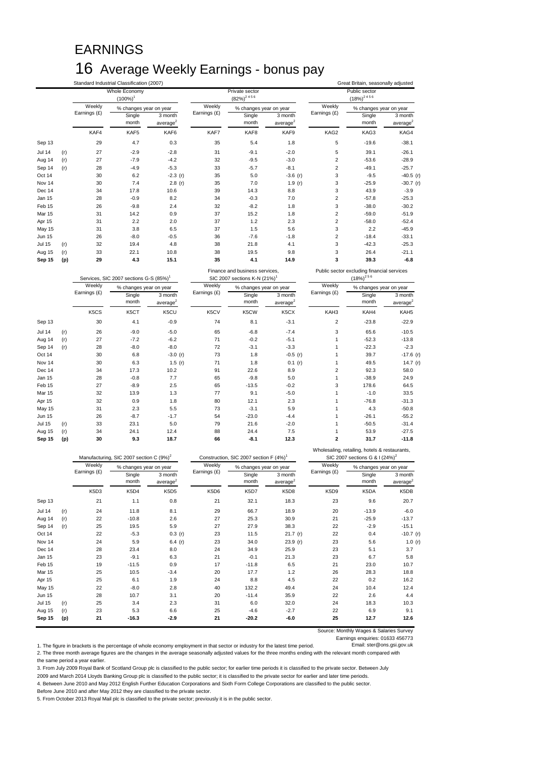# EARNINGS

## 16 Average Weekly Earnings - bonus pay

Standard Industrial Classification (2007)

Great Britain, seasonally adjusted

| | | Whole Economy (100%)[1] | | | Private sector (82%)[2 4 5 6] | | | Public sector (18%)[2 4 5 6] | | |
|---|---|---|---|---|---|---|---|---|---|---|
| | | Weekly Earnings (£) | % changes year on year: Single month | % changes year on year: 3 month average[2] | Weekly Earnings (£) | % changes year on year: Single month | % changes year on year: 3 month average[2] | Weekly Earnings (£) | % changes year on year: Single month | % changes year on year: 3 month average[2] |
| | | KAF4 | KAF5 | KAF6 | KAF7 | KAF8 | KAF9 | KAG2 | KAG3 | KAG4 |
| Sep 13 | | 29 | 4.7 | 0.3 | 35 | 5.4 | 1.8 | 5 | -19.6 | -38.1 |
| Jul 14 | (r) | 27 | -2.9 | -2.8 | 31 | -9.1 | -2.0 | 5 | 39.1 | -26.1 |
| Aug 14 | (r) | 27 | -7.9 | -4.2 | 32 | -9.5 | -3.0 | 2 | -53.6 | -28.9 |
| Sep 14 | (r) | 28 | -4.9 | -5.3 | 33 | -5.7 | -8.1 | 2 | -49.1 | -25.7 |
| Oct 14 | | 30 | 6.2 | -2.3 (r) | 35 | 5.0 | -3.6 (r) | 3 | -9.5 | -40.5 (r) |
| Nov 14 | | 30 | 7.4 | 2.8 (r) | 35 | 7.0 | 1.9 (r) | 3 | -25.9 | -30.7 (r) |
| Dec 14 | | 34 | 17.8 | 10.6 | 39 | 14.3 | 8.8 | 3 | 43.9 | -3.9 |
| Jan 15 | | 28 | -0.9 | 8.2 | 34 | -0.3 | 7.0 | 2 | -57.8 | -25.3 |
| Feb 15 | | 26 | -9.8 | 2.4 | 32 | -8.2 | 1.8 | 3 | -38.0 | -30.2 |
| Mar 15 | | 31 | 14.2 | 0.9 | 37 | 15.2 | 1.8 | 2 | -59.0 | -51.9 |
| Apr 15 | | 31 | 2.2 | 2.0 | 37 | 1.2 | 2.3 | 2 | -58.0 | -52.4 |
| May 15 | | 31 | 3.8 | 6.5 | 37 | 1.5 | 5.6 | 3 | 2.2 | -45.9 |
| Jun 15 | | 26 | -8.0 | -0.5 | 36 | -7.6 | -1.8 | 2 | -18.4 | -33.1 |
| Jul 15 | (r) | 32 | 19.4 | 4.8 | 38 | 21.8 | 4.1 | 3 | -42.3 | -25.3 |
| Aug 15 | (r) | 33 | 22.1 | 10.8 | 38 | 19.5 | 9.8 | 3 | 26.4 | -21.1 |
| **Sep 15** | **(p)** | **29** | **4.3** | **15.1** | **35** | **4.1** | **14.9** | **3** | **39.3** | **-6.8** |

| | | Services, SIC 2007 sections G-S (85%)[1] | | | Finance and business services, SIC 2007 sections K-N (21%)[1] | | | Public sector excluding financial services (18%)[2 5 6] | | |
|---|---|---|---|---|---|---|---|---|---|---|
| | | Weekly Earnings (£) | % changes year on year: Single month | % changes year on year: 3 month average[2] | Weekly Earnings (£) | % changes year on year: Single month | % changes year on year: 3 month average[2] | Weekly Earnings (£) | % changes year on year: Single month | % changes year on year: 3 month average[2] |
| | | K5CS | K5CT | K5CU | K5CV | K5CW | K5CX | KAH3 | KAH4 | KAH5 |
| Sep 13 | | 30 | 4.1 | -0.9 | 74 | 8.1 | -3.1 | 2 | -23.8 | -22.9 |
| Jul 14 | (r) | 26 | -9.0 | -5.0 | 65 | -6.8 | -7.4 | 3 | 65.6 | -10.5 |
| Aug 14 | (r) | 27 | -7.2 | -6.2 | 71 | -0.2 | -5.1 | 1 | -52.3 | -13.8 |
| Sep 14 | (r) | 28 | -8.0 | -8.0 | 72 | -3.1 | -3.3 | 1 | -22.3 | -2.3 |
| Oct 14 | | 30 | 6.8 | -3.0 (r) | 73 | 1.8 | -0.5 (r) | 1 | 39.7 | -17.6 (r) |
| Nov 14 | | 30 | 6.3 | 1.5 (r) | 71 | 1.8 | 0.1 (r) | 1 | 49.5 | 14.7 (r) |
| Dec 14 | | 34 | 17.3 | 10.2 | 91 | 22.6 | 8.9 | 2 | 92.3 | 58.0 |
| Jan 15 | | 28 | -0.8 | 7.7 | 65 | -9.8 | 5.0 | 1 | -38.9 | 24.9 |
| Feb 15 | | 27 | -8.9 | 2.5 | 65 | -13.5 | -0.2 | 3 | 178.6 | 64.5 |
| Mar 15 | | 32 | 13.9 | 1.3 | 77 | 9.1 | -5.0 | 1 | -1.0 | 33.5 |
| Apr 15 | | 32 | 0.9 | 1.8 | 80 | 12.1 | 2.3 | 1 | -76.8 | -31.3 |
| May 15 | | 31 | 2.3 | 5.5 | 73 | -3.1 | 5.9 | 1 | 4.3 | -50.8 |
| Jun 15 | | 26 | -8.7 | -1.7 | 54 | -23.0 | -4.4 | 1 | -26.1 | -55.2 |
| Jul 15 | (r) | 33 | 23.1 | 5.0 | 79 | 21.6 | -2.0 | 1 | -50.5 | -31.4 |
| Aug 15 | (r) | 34 | 24.1 | 12.4 | 88 | 24.4 | 7.5 | 1 | 53.9 | -27.5 |
| **Sep 15** | **(p)** | **30** | **9.3** | **18.7** | **66** | **-8.1** | **12.3** | **2** | **31.7** | **-11.8** |

| | | Manufacturing, SIC 2007 section C (9%)[2] | | | Construction, SIC 2007 section F (4%)[1] | | | Wholesaling, retailing, hotels & restaurants, SIC 2007 sections G & I (24%)[2] | | |
|---|---|---|---|---|---|---|---|---|---|---|
| | | Weekly Earnings (£) | % changes year on year: Single month | % changes year on year: 3 month average[2] | Weekly Earnings (£) | % changes year on year: Single month | % changes year on year: 3 month average[2] | Weekly Earnings (£) | % changes year on year: Single month | % changes year on year: 3 month average[2] |
| | | K5D3 | K5D4 | K5D5 | K5D6 | K5D7 | K5D8 | K5D9 | K5DA | K5DB |
| Sep 13 | | 21 | 1.1 | 0.8 | 21 | 32.1 | 18.3 | 23 | 9.6 | 20.7 |
| Jul 14 | (r) | 24 | 11.8 | 8.1 | 29 | 66.7 | 18.9 | 20 | -13.9 | -6.0 |
| Aug 14 | (r) | 22 | -10.8 | 2.6 | 27 | 25.3 | 30.9 | 21 | -25.9 | -13.7 |
| Sep 14 | (r) | 25 | 19.5 | 5.9 | 27 | 27.9 | 38.3 | 22 | -2.9 | -15.1 |
| Oct 14 | | 22 | -5.3 | 0.3 (r) | 23 | 11.5 | 21.7 (r) | 22 | 0.4 | -10.7 (r) |
| Nov 14 | | 24 | 5.9 | 6.4 (r) | 23 | 34.0 | 23.9 (r) | 23 | 5.6 | 1.0 (r) |
| Dec 14 | | 28 | 23.4 | 8.0 | 24 | 34.9 | 25.9 | 23 | 5.1 | 3.7 |
| Jan 15 | | 23 | -9.1 | 6.3 | 21 | -0.1 | 21.3 | 23 | 6.7 | 5.8 |
| Feb 15 | | 19 | -11.5 | 0.9 | 17 | -11.8 | 6.5 | 21 | 23.0 | 10.7 |
| Mar 15 | | 25 | 10.5 | -3.4 | 20 | 17.7 | 1.2 | 26 | 28.3 | 18.8 |
| Apr 15 | | 25 | 6.1 | 1.9 | 24 | 8.8 | 4.5 | 22 | 0.2 | 16.2 |
| May 15 | | 22 | -8.0 | 2.8 | 40 | 132.2 | 49.4 | 24 | 10.4 | 12.4 |
| Jun 15 | | 28 | 10.7 | 3.1 | 20 | -11.4 | 35.9 | 22 | 2.6 | 4.4 |
| Jul 15 | (r) | 25 | 3.4 | 2.3 | 31 | 6.0 | 32.0 | 24 | 18.3 | 10.3 |
| Aug 15 | (r) | 23 | 5.3 | 6.6 | 25 | -4.6 | -2.7 | 22 | 6.9 | 9.1 |
| **Sep 15** | **(p)** | **21** | **-16.3** | **-2.9** | **21** | **-20.2** | **-6.0** | **25** | **12.7** | **12.6** |

Source: Monthly Wages & Salaries Survey
Earnings enquiries: 01633 456773
Email: ster@ons.gsi.gov.uk

1. The figure in brackets is the percentage of whole economy employment in that sector or industry for the latest time period.
2. The three month average figures are the changes in the average seasonally adjusted values for the three months ending with the relevant month compared with the same period a year earlier.
3. From July 2009 Royal Bank of Scotland Group plc is classified to the public sector; for earlier time periods it is classified to the private sector. Between July 2009 and March 2014 Lloyds Banking Group plc is classified to the public sector; it is classified to the private sector for earlier and later time periods.
4. Between June 2010 and May 2012 English Further Education Corporations and Sixth Form College Corporations are classified to the public sector. Before June 2010 and after May 2012 they are classified to the private sector.
5. From October 2013 Royal Mail plc is classified to the private sector; previously it is in the public sector.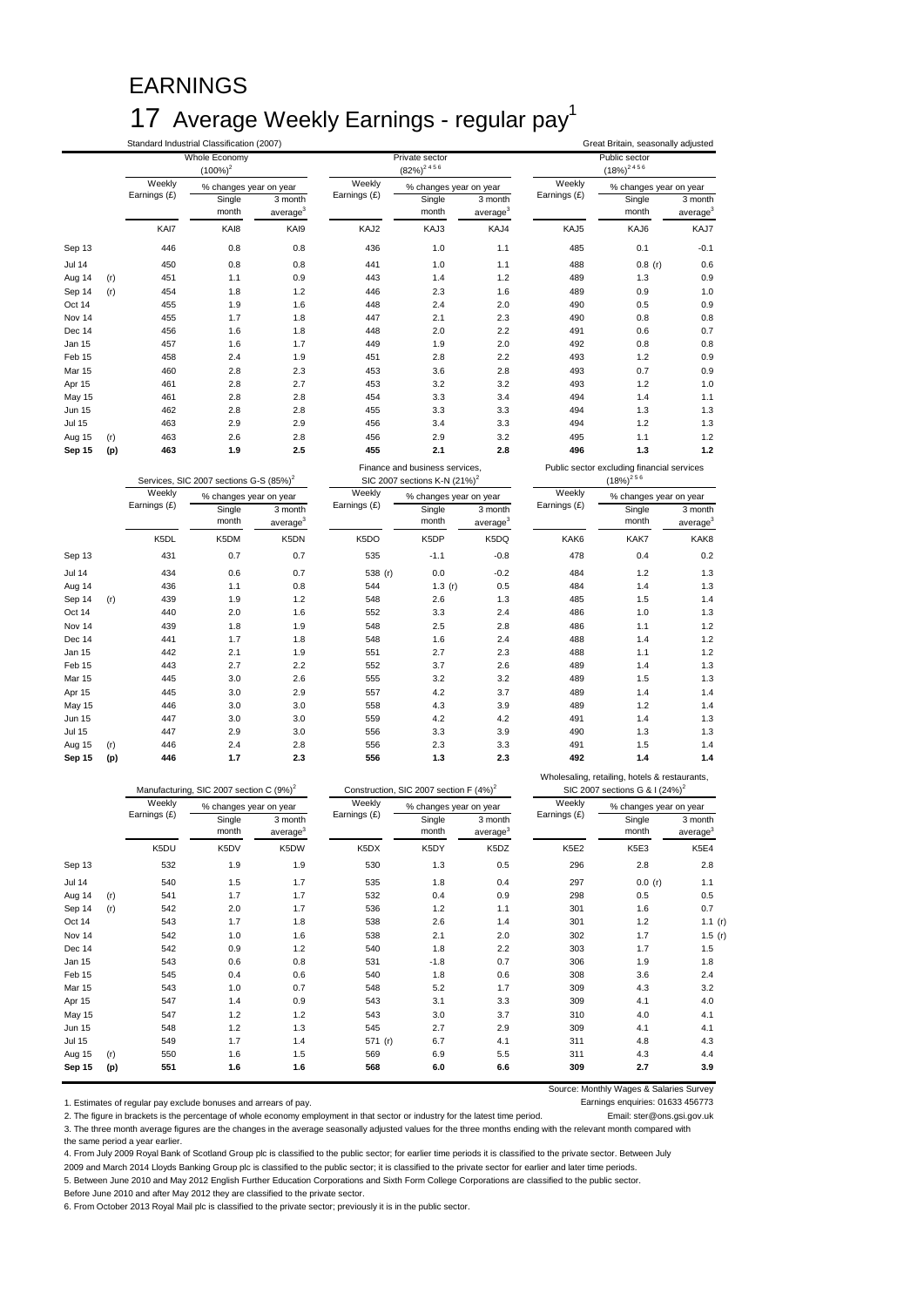# EARNINGS

## 17 Average Weekly Earnings - regular pay[1]

Standard Industrial Classification (2007) — Great Britain, seasonally adjusted

| | | Whole Economy (100%)[2] | | | Private sector (82%)[2 4 5 6] | | | Public sector (18%)[2 4 5 6] | | |
|---|---|---|---|---|---|---|---|---|---|---|
| | | Weekly Earnings (£) | % changes year on year | | Weekly Earnings (£) | % changes year on year | | Weekly Earnings (£) | % changes year on year | |
| | | | Single month | 3 month average[3] | | Single month | 3 month average[3] | | Single month | 3 month average[3] |
| | | KAI7 | KAI8 | KAI9 | KAJ2 | KAJ3 | KAJ4 | KAJ5 | KAJ6 | KAJ7 |
| Sep 13 | | 446 | 0.8 | 0.8 | 436 | 1.0 | 1.1 | 485 | 0.1 | -0.1 |
| Jul 14 | | 450 | 0.8 | 0.8 | 441 | 1.0 | 1.1 | 488 | 0.8 (r) | 0.6 |
| Aug 14 | (r) | 451 | 1.1 | 0.9 | 443 | 1.4 | 1.2 | 489 | 1.3 | 0.9 |
| Sep 14 | (r) | 454 | 1.8 | 1.2 | 446 | 2.3 | 1.6 | 489 | 0.9 | 1.0 |
| Oct 14 | | 455 | 1.9 | 1.6 | 448 | 2.4 | 2.0 | 490 | 0.5 | 0.9 |
| Nov 14 | | 455 | 1.7 | 1.8 | 447 | 2.1 | 2.3 | 490 | 0.8 | 0.8 |
| Dec 14 | | 456 | 1.6 | 1.8 | 448 | 2.0 | 2.2 | 491 | 0.6 | 0.7 |
| Jan 15 | | 457 | 1.6 | 1.7 | 449 | 1.9 | 2.0 | 492 | 0.8 | 0.8 |
| Feb 15 | | 458 | 2.4 | 1.9 | 451 | 2.8 | 2.2 | 493 | 1.2 | 0.9 |
| Mar 15 | | 460 | 2.8 | 2.3 | 453 | 3.6 | 2.8 | 493 | 0.7 | 0.9 |
| Apr 15 | | 461 | 2.8 | 2.7 | 453 | 3.2 | 3.2 | 493 | 1.2 | 1.0 |
| May 15 | | 461 | 2.8 | 2.8 | 454 | 3.3 | 3.4 | 494 | 1.4 | 1.1 |
| Jun 15 | | 462 | 2.8 | 2.8 | 455 | 3.3 | 3.3 | 494 | 1.3 | 1.3 |
| Jul 15 | | 463 | 2.9 | 2.9 | 456 | 3.4 | 3.3 | 494 | 1.2 | 1.3 |
| Aug 15 | (r) | 463 | 2.6 | 2.8 | 456 | 2.9 | 3.2 | 495 | 1.1 | 1.2 |
| **Sep 15** | **(p)** | **463** | **1.9** | **2.5** | **455** | **2.1** | **2.8** | **496** | **1.3** | **1.2** |

| | | Services, SIC 2007 sections G-S (85%)[2] | | | Finance and business services, SIC 2007 sections K-N (21%)[2] | | | Public sector excluding financial services (18%)[2 5 6] | | |
|---|---|---|---|---|---|---|---|---|---|---|
| | | Weekly Earnings (£) | % changes year on year | | Weekly Earnings (£) | % changes year on year | | Weekly Earnings (£) | % changes year on year | |
| | | | Single month | 3 month average[3] | | Single month | 3 month average[3] | | Single month | 3 month average[3] |
| | | K5DL | K5DM | K5DN | K5DO | K5DP | K5DQ | KAK6 | KAK7 | KAK8 |
| Sep 13 | | 431 | 0.7 | 0.7 | 535 | -1.1 | -0.8 | 478 | 0.4 | 0.2 |
| Jul 14 | | 434 | 0.6 | 0.7 | 538 (r) | 0.0 | -0.2 | 484 | 1.2 | 1.3 |
| Aug 14 | | 436 | 1.1 | 0.8 | 544 | 1.3 (r) | 0.5 | 484 | 1.4 | 1.3 |
| Sep 14 | (r) | 439 | 1.9 | 1.2 | 548 | 2.6 | 1.3 | 485 | 1.5 | 1.4 |
| Oct 14 | | 440 | 2.0 | 1.6 | 552 | 3.3 | 2.4 | 486 | 1.0 | 1.3 |
| Nov 14 | | 439 | 1.8 | 1.9 | 548 | 2.5 | 2.8 | 486 | 1.1 | 1.2 |
| Dec 14 | | 441 | 1.7 | 1.8 | 548 | 1.6 | 2.4 | 488 | 1.4 | 1.2 |
| Jan 15 | | 442 | 2.1 | 1.9 | 551 | 2.7 | 2.3 | 488 | 1.1 | 1.2 |
| Feb 15 | | 443 | 2.7 | 2.2 | 552 | 3.7 | 2.6 | 489 | 1.4 | 1.3 |
| Mar 15 | | 445 | 3.0 | 2.6 | 555 | 3.2 | 3.2 | 489 | 1.5 | 1.3 |
| Apr 15 | | 445 | 3.0 | 2.9 | 557 | 4.2 | 3.7 | 489 | 1.4 | 1.4 |
| May 15 | | 446 | 3.0 | 3.0 | 558 | 4.3 | 3.9 | 489 | 1.2 | 1.4 |
| Jun 15 | | 447 | 3.0 | 3.0 | 559 | 4.2 | 4.2 | 491 | 1.4 | 1.3 |
| Jul 15 | | 447 | 2.9 | 3.0 | 556 | 3.3 | 3.9 | 490 | 1.3 | 1.3 |
| Aug 15 | (r) | 446 | 2.4 | 2.8 | 556 | 2.3 | 3.3 | 491 | 1.5 | 1.4 |
| **Sep 15** | **(p)** | **446** | **1.7** | **2.3** | **556** | **1.3** | **2.3** | **492** | **1.4** | **1.4** |

| | | Manufacturing, SIC 2007 section C (9%)[2] | | | Construction, SIC 2007 section F (4%)[2] | | | Wholesaling, retailing, hotels & restaurants, SIC 2007 sections G & I (24%)[2] | | |
|---|---|---|---|---|---|---|---|---|---|---|
| | | Weekly Earnings (£) | % changes year on year | | Weekly Earnings (£) | % changes year on year | | Weekly Earnings (£) | % changes year on year | |
| | | | Single month | 3 month average[3] | | Single month | 3 month average[3] | | Single month | 3 month average[3] |
| | | K5DU | K5DV | K5DW | K5DX | K5DY | K5DZ | K5E2 | K5E3 | K5E4 |
| Sep 13 | | 532 | 1.9 | 1.9 | 530 | 1.3 | 0.5 | 296 | 2.8 | 2.8 |
| Jul 14 | | 540 | 1.5 | 1.7 | 535 | 1.8 | 0.4 | 297 | 0.0 (r) | 1.1 |
| Aug 14 | (r) | 541 | 1.7 | 1.7 | 532 | 0.4 | 0.9 | 298 | 0.5 | 0.5 |
| Sep 14 | (r) | 542 | 2.0 | 1.7 | 536 | 1.2 | 1.1 | 301 | 1.6 | 0.7 |
| Oct 14 | | 543 | 1.7 | 1.8 | 538 | 2.6 | 1.4 | 301 | 1.2 | 1.1 (r) |
| Nov 14 | | 542 | 1.0 | 1.6 | 538 | 2.1 | 2.0 | 302 | 1.7 | 1.5 (r) |
| Dec 14 | | 542 | 0.9 | 1.2 | 540 | 1.8 | 2.2 | 303 | 1.7 | 1.5 |
| Jan 15 | | 543 | 0.6 | 0.8 | 531 | -1.8 | 0.7 | 306 | 1.9 | 1.8 |
| Feb 15 | | 545 | 0.4 | 0.6 | 540 | 1.8 | 0.6 | 308 | 3.6 | 2.4 |
| Mar 15 | | 543 | 1.0 | 0.7 | 548 | 5.2 | 1.7 | 309 | 4.3 | 3.2 |
| Apr 15 | | 547 | 1.4 | 0.9 | 543 | 3.1 | 3.3 | 309 | 4.1 | 4.0 |
| May 15 | | 547 | 1.2 | 1.2 | 543 | 3.0 | 3.7 | 310 | 4.0 | 4.1 |
| Jun 15 | | 548 | 1.2 | 1.3 | 545 | 2.7 | 2.9 | 309 | 4.1 | 4.1 |
| Jul 15 | | 549 | 1.7 | 1.4 | 571 (r) | 6.7 | 4.1 | 311 | 4.8 | 4.3 |
| Aug 15 | (r) | 550 | 1.6 | 1.5 | 569 | 6.9 | 5.5 | 311 | 4.3 | 4.4 |
| **Sep 15** | **(p)** | **551** | **1.6** | **1.6** | **568** | **6.0** | **6.6** | **309** | **2.7** | **3.9** |

Source: Monthly Wages & Salaries Survey
Earnings enquiries: 01633 456773
Email: ster@ons.gsi.gov.uk

1. Estimates of regular pay exclude bonuses and arrears of pay.
2. The figure in brackets is the percentage of whole economy employment in that sector or industry for the latest time period.
3. The three month average figures are the changes in the average seasonally adjusted values for the three months ending with the relevant month compared with the same period a year earlier.
4. From July 2009 Royal Bank of Scotland Group plc is classified to the public sector; for earlier time periods it is classified to the private sector. Between July 2009 and March 2014 Lloyds Banking Group plc is classified to the public sector; it is classified to the private sector for earlier and later time periods.
5. Between June 2010 and May 2012 English Further Education Corporations and Sixth Form College Corporations are classified to the public sector. Before June 2010 and after May 2012 they are classified to the private sector.
6. From October 2013 Royal Mail plc is classified to the private sector; previously it is in the public sector.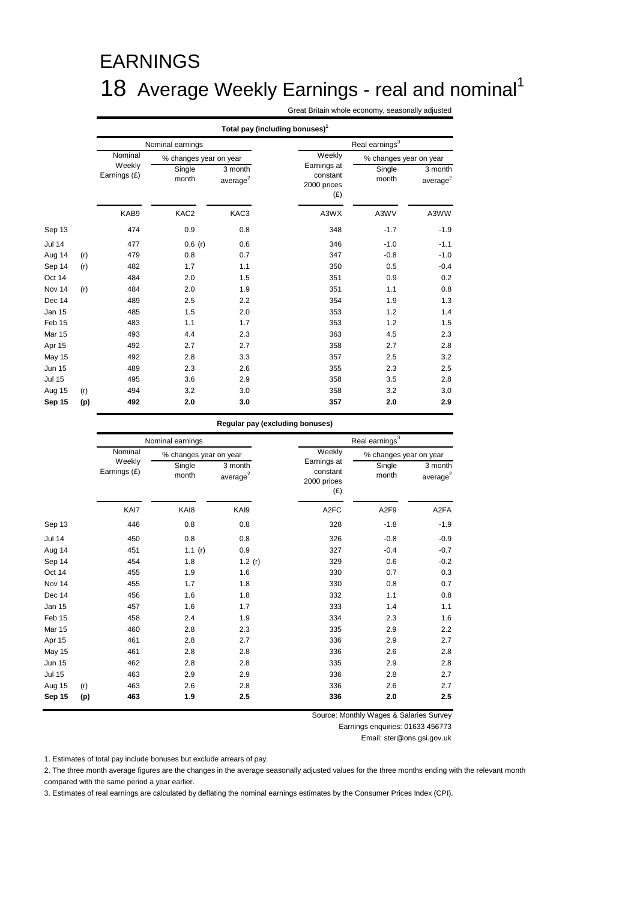# EARNINGS

## 18 Average Weekly Earnings - real and nominal[1]

Great Britain whole economy, seasonally adjusted

**Total pay (including bonuses)[1]**

| | | Nominal earnings | | | Real earnings[3] | | |
|---|---|---|---|---|---|---|---|
| | | Nominal Weekly Earnings (£) | % changes year on year | | Weekly Earnings at constant 2000 prices (£) | % changes year on year | |
| | | | Single month | 3 month average[2] | | Single month | 3 month average[2] |
| | | KAB9 | KAC2 | KAC3 | A3WX | A3WV | A3WW |
| Sep 13 | | 474 | 0.9 | 0.8 | 348 | -1.7 | -1.9 |
| Jul 14 | | 477 | 0.6 (r) | 0.6 | 346 | -1.0 | -1.1 |
| Aug 14 | (r) | 479 | 0.8 | 0.7 | 347 | -0.8 | -1.0 |
| Sep 14 | (r) | 482 | 1.7 | 1.1 | 350 | 0.5 | -0.4 |
| Oct 14 | | 484 | 2.0 | 1.5 | 351 | 0.9 | 0.2 |
| Nov 14 | (r) | 484 | 2.0 | 1.9 | 351 | 1.1 | 0.8 |
| Dec 14 | | 489 | 2.5 | 2.2 | 354 | 1.9 | 1.3 |
| Jan 15 | | 485 | 1.5 | 2.0 | 353 | 1.2 | 1.4 |
| Feb 15 | | 483 | 1.1 | 1.7 | 353 | 1.2 | 1.5 |
| Mar 15 | | 493 | 4.4 | 2.3 | 363 | 4.5 | 2.3 |
| Apr 15 | | 492 | 2.7 | 2.7 | 358 | 2.7 | 2.8 |
| May 15 | | 492 | 2.8 | 3.3 | 357 | 2.5 | 3.2 |
| Jun 15 | | 489 | 2.3 | 2.6 | 355 | 2.3 | 2.5 |
| Jul 15 | | 495 | 3.6 | 2.9 | 358 | 3.5 | 2.8 |
| Aug 15 | (r) | 494 | 3.2 | 3.0 | 358 | 3.2 | 3.0 |
| **Sep 15** | **(p)** | **492** | **2.0** | **3.0** | **357** | **2.0** | **2.9** |

**Regular pay (excluding bonuses)**

| | | Nominal earnings | | | Real earnings[3] | | |
|---|---|---|---|---|---|---|---|
| | | Nominal Weekly Earnings (£) | % changes year on year | | Weekly Earnings at constant 2000 prices (£) | % changes year on year | |
| | | | Single month | 3 month average[2] | | Single month | 3 month average[2] |
| | | KAI7 | KAI8 | KAI9 | A2FC | A2F9 | A2FA |
| Sep 13 | | 446 | 0.8 | 0.8 | 328 | -1.8 | -1.9 |
| Jul 14 | | 450 | 0.8 | 0.8 | 326 | -0.8 | -0.9 |
| Aug 14 | | 451 | 1.1 (r) | 0.9 | 327 | -0.4 | -0.7 |
| Sep 14 | | 454 | 1.8 | 1.2 (r) | 329 | 0.6 | -0.2 |
| Oct 14 | | 455 | 1.9 | 1.6 | 330 | 0.7 | 0.3 |
| Nov 14 | | 455 | 1.7 | 1.8 | 330 | 0.8 | 0.7 |
| Dec 14 | | 456 | 1.6 | 1.8 | 332 | 1.1 | 0.8 |
| Jan 15 | | 457 | 1.6 | 1.7 | 333 | 1.4 | 1.1 |
| Feb 15 | | 458 | 2.4 | 1.9 | 334 | 2.3 | 1.6 |
| Mar 15 | | 460 | 2.8 | 2.3 | 335 | 2.9 | 2.2 |
| Apr 15 | | 461 | 2.8 | 2.7 | 336 | 2.9 | 2.7 |
| May 15 | | 461 | 2.8 | 2.8 | 336 | 2.6 | 2.8 |
| Jun 15 | | 462 | 2.8 | 2.8 | 335 | 2.9 | 2.8 |
| Jul 15 | | 463 | 2.9 | 2.9 | 336 | 2.8 | 2.7 |
| Aug 15 | (r) | 463 | 2.6 | 2.8 | 336 | 2.6 | 2.7 |
| **Sep 15** | **(p)** | **463** | **1.9** | **2.5** | **336** | **2.0** | **2.5** |

Source: Monthly Wages & Salaries Survey

Earnings enquiries: 01633 456773

Email: ster@ons.gsi.gov.uk

1. Estimates of total pay include bonuses but exclude arrears of pay.
2. The three month average figures are the changes in the average seasonally adjusted values for the three months ending with the relevant month compared with the same period a year earlier.
3. Estimates of real earnings are calculated by deflating the nominal earnings estimates by the Consumer Prices Index (CPI).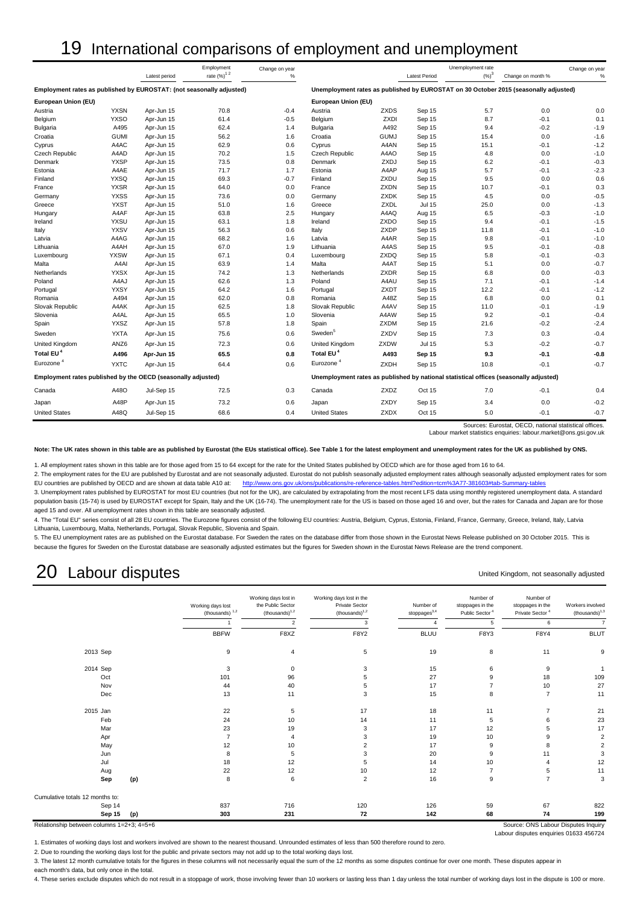# 19 International comparisons of employment and unemployment

| | | Latest period | Employment rate (%)[1 2] | Change on year % | | | Latest Period | Unemployment rate (%)[3] | Change on month % | Change on year % |
|---|---|---|---|---|---|---|---|---|---|---|
| **Employment rates as published by EUROSTAT: (not seasonally adjusted)** | | | | | **Unemployment rates as published by EUROSTAT on 30 October 2015 (seasonally adjusted)** | | | | | |
| **European Union (EU)** | | | | | **European Union (EU)** | | | | | |
| Austria | YXSN | Apr-Jun 15 | 70.8 | -0.4 | Austria | ZXDS | Sep 15 | 5.7 | 0.0 | 0.0 |
| Belgium | YXSO | Apr-Jun 15 | 61.4 | -0.5 | Belgium | ZXDI | Sep 15 | 8.7 | -0.1 | 0.1 |
| Bulgaria | A495 | Apr-Jun 15 | 62.4 | 1.4 | Bulgaria | A492 | Sep 15 | 9.4 | -0.2 | -1.9 |
| Croatia | GUMI | Apr-Jun 15 | 56.2 | 1.6 | Croatia | GUMJ | Sep 15 | 15.4 | 0.0 | -1.6 |
| Cyprus | A4AC | Apr-Jun 15 | 62.9 | 0.6 | Cyprus | A4AN | Sep 15 | 15.1 | -0.1 | -1.2 |
| Czech Republic | A4AD | Apr-Jun 15 | 70.2 | 1.5 | Czech Republic | A4AO | Sep 15 | 4.8 | 0.0 | -1.0 |
| Denmark | YXSP | Apr-Jun 15 | 73.5 | 0.8 | Denmark | ZXDJ | Sep 15 | 6.2 | -0.1 | -0.3 |
| Estonia | A4AE | Apr-Jun 15 | 71.7 | 1.7 | Estonia | A4AP | Aug 15 | 5.7 | -0.1 | -2.3 |
| Finland | YXSQ | Apr-Jun 15 | 69.3 | -0.7 | Finland | ZXDU | Sep 15 | 9.5 | 0.0 | 0.6 |
| France | YXSR | Apr-Jun 15 | 64.0 | 0.0 | France | ZXDN | Sep 15 | 10.7 | -0.1 | 0.3 |
| Germany | YXSS | Apr-Jun 15 | 73.6 | 0.0 | Germany | ZXDK | Sep 15 | 4.5 | 0.0 | -0.5 |
| Greece | YXST | Apr-Jun 15 | 51.0 | 1.6 | Greece | ZXDL | Jul 15 | 25.0 | 0.0 | -1.3 |
| Hungary | A4AF | Apr-Jun 15 | 63.8 | 2.5 | Hungary | A4AQ | Aug 15 | 6.5 | -0.3 | -1.0 |
| Ireland | YXSU | Apr-Jun 15 | 63.1 | 1.8 | Ireland | ZXDO | Sep 15 | 9.4 | -0.1 | -1.5 |
| Italy | YXSV | Apr-Jun 15 | 56.3 | 0.6 | Italy | ZXDP | Sep 15 | 11.8 | -0.1 | -1.0 |
| Latvia | A4AG | Apr-Jun 15 | 68.2 | 1.6 | Latvia | A4AR | Sep 15 | 9.8 | -0.1 | -1.0 |
| Lithuania | A4AH | Apr-Jun 15 | 67.0 | 1.9 | Lithuania | A4AS | Sep 15 | 9.5 | -0.1 | -0.8 |
| Luxembourg | YXSW | Apr-Jun 15 | 67.1 | 0.4 | Luxembourg | ZXDQ | Sep 15 | 5.8 | -0.1 | -0.3 |
| Malta | A4AI | Apr-Jun 15 | 63.9 | 1.4 | Malta | A4AT | Sep 15 | 5.1 | 0.0 | -0.7 |
| Netherlands | YXSX | Apr-Jun 15 | 74.2 | 1.3 | Netherlands | ZXDR | Sep 15 | 6.8 | 0.0 | -0.3 |
| Poland | A4AJ | Apr-Jun 15 | 62.6 | 1.3 | Poland | A4AU | Sep 15 | 7.1 | -0.1 | -1.4 |
| Portugal | YXSY | Apr-Jun 15 | 64.2 | 1.6 | Portugal | ZXDT | Sep 15 | 12.2 | -0.1 | -1.2 |
| Romania | A494 | Apr-Jun 15 | 62.0 | 0.8 | Romania | A48Z | Sep 15 | 6.8 | 0.0 | 0.1 |
| Slovak Republic | A4AK | Apr-Jun 15 | 62.5 | 1.8 | Slovak Republic | A4AV | Sep 15 | 11.0 | -0.1 | -1.9 |
| Slovenia | A4AL | Apr-Jun 15 | 65.5 | 1.0 | Slovenia | A4AW | Sep 15 | 9.2 | -0.1 | -0.4 |
| Spain | YXSZ | Apr-Jun 15 | 57.8 | 1.8 | Spain | ZXDM | Sep 15 | 21.6 | -0.2 | -2.4 |
| Sweden | YXTA | Apr-Jun 15 | 75.6 | 0.6 | Sweden[5] | ZXDV | Sep 15 | 7.3 | 0.3 | -0.4 |
| United Kingdom | ANZ6 | Apr-Jun 15 | 72.3 | 0.6 | United Kingdom | ZXDW | Jul 15 | 5.3 | -0.2 | -0.7 |
| **Total EU[4]** | **A496** | **Apr-Jun 15** | **65.5** | **0.8** | **Total EU[4]** | **A493** | **Sep 15** | **9.3** | **-0.1** | **-0.8** |
| Eurozone[4] | YXTC | Apr-Jun 15 | 64.4 | 0.6 | Eurozone[4] | ZXDH | Sep 15 | 10.8 | -0.1 | -0.7 |
| **Employment rates published by the OECD (seasonally adjusted)** | | | | | **Unemployment rates as published by national statistical offices (seasonally adjusted)** | | | | | |
| Canada | A48O | Jul-Sep 15 | 72.5 | 0.3 | Canada | ZXDZ | Oct 15 | 7.0 | -0.1 | 0.4 |
| Japan | A48P | Apr-Jun 15 | 73.2 | 0.6 | Japan | ZXDY | Sep 15 | 3.4 | 0.0 | -0.2 |
| United States | A48Q | Jul-Sep 15 | 68.6 | 0.4 | United States | ZXDX | Oct 15 | 5.0 | -0.1 | -0.7 |

Sources: Eurostat, OECD, national statistical offices.
Labour market statistics enquiries: labour.market@ons.gsi.gov.uk

**Note: The UK rates shown in this table are as published by Eurostat (the EUs statistical office). See Table 1 for the latest employment and unemployment rates for the UK as published by ONS.**

1. All employment rates shown in this table are for those aged from 15 to 64 except for the rate for the United States published by OECD which are for those aged from 16 to 64.
2. The employment rates for the EU are published by Eurostat and are not seasonally adjusted. Eurostat do not publish seasonally adjusted employment rates although seasonally adjusted employment rates for som EU countries are published by OECD and are shown at data table A10 at: http://www.ons.gov.uk/ons/publications/re-reference-tables.html?edition=tcm%3A77-381603#tab-Summary-tables
3. Unemployment rates published by EUROSTAT for most EU countries (but not for the UK), are calculated by extrapolating from the most recent LFS data using monthly registered unemployment data. A standard population basis (15-74) is used by EUROSTAT except for Spain, Italy and the UK (16-74). The unemployment rate for the US is based on those aged 16 and over, but the rates for Canada and Japan are for those aged 15 and over. All unemployment rates shown in this table are seasonally adjusted.
4. The "Total EU" series consist of all 28 EU countries. The Eurozone figures consist of the following EU countries: Austria, Belgium, Cyprus, Estonia, Finland, France, Germany, Greece, Ireland, Italy, Latvia Lithuania, Luxembourg, Malta, Netherlands, Portugal, Slovak Republic, Slovenia and Spain.
5. The EU unemployment rates are as published on the Eurostat database. For Sweden the rates on the database differ from those shown in the Eurostat News Release published on 30 October 2015. This is because the figures for Sweden on the Eurostat database are seasonally adjusted estimates but the figures for Sweden shown in the Eurostat News Release are the trend component.

# 20 Labour disputes

United Kingdom, not seasonally adjusted

| | Working days lost (thousands)[1,2] | Working days lost in the Public Sector (thousands)[1,2] | Working days lost in the Private Sector (thousands)[1,2] | Number of stoppages[3,4] | Number of stoppages in the Public Sector[4] | Number of stoppages in the Private Sector[4] | Workers involved (thousands)[1,3] |
|---|---|---|---|---|---|---|---|
| | 1 | 2 | 3 | 4 | 5 | 6 | 7 |
| | BBFW | F8XZ | F8Y2 | BLUU | F8Y3 | F8Y4 | BLUT |
| 2013 Sep | 9 | 4 | 5 | 19 | 8 | 11 | 9 |
| 2014 Sep | 3 | 0 | 3 | 15 | 6 | 9 | 1 |
| Oct | 101 | 96 | 5 | 27 | 9 | 18 | 109 |
| Nov | 44 | 40 | 5 | 17 | 7 | 10 | 27 |
| Dec | 13 | 11 | 3 | 15 | 8 | 7 | 11 |
| 2015 Jan | 22 | 5 | 17 | 18 | 11 | 7 | 21 |
| Feb | 24 | 10 | 14 | 11 | 5 | 6 | 23 |
| Mar | 23 | 19 | 3 | 17 | 12 | 5 | 17 |
| Apr | 7 | 4 | 3 | 19 | 10 | 9 | 2 |
| May | 12 | 10 | 2 | 17 | 9 | 8 | 2 |
| Jun | 8 | 5 | 3 | 20 | 9 | 11 | 3 |
| Jul | 18 | 12 | 5 | 14 | 10 | 4 | 12 |
| Aug | 22 | 12 | 10 | 12 | 7 | 5 | 11 |
| **Sep (p)** | 8 | 6 | 2 | 16 | 9 | 7 | 3 |
| Cumulative totals 12 months to: | | | | | | | |
| Sep 14 | 837 | 716 | 120 | 126 | 59 | 67 | 822 |
| **Sep 15 (p)** | **303** | **231** | **72** | **142** | **68** | **74** | **199** |

Relationship between columns 1=2+3; 4=5+6

Source: ONS Labour Disputes Inquiry
Labour disputes enquiries 01633 456724

1. Estimates of working days lost and workers involved are shown to the nearest thousand. Unrounded estimates of less than 500 therefore round to zero.
2. Due to rounding the working days lost for the public and private sectors may not add up to the total working days lost.
3. The latest 12 month cumulative totals for the figures in these columns will not necessarily equal the sum of the 12 months as some disputes continue for over one month. These disputes appear in each month's data, but only once in the total.
4. These series exclude disputes which do not result in a stoppage of work, those involving fewer than 10 workers or lasting less than 1 day unless the total number of working days lost in the dispute is 100 or more.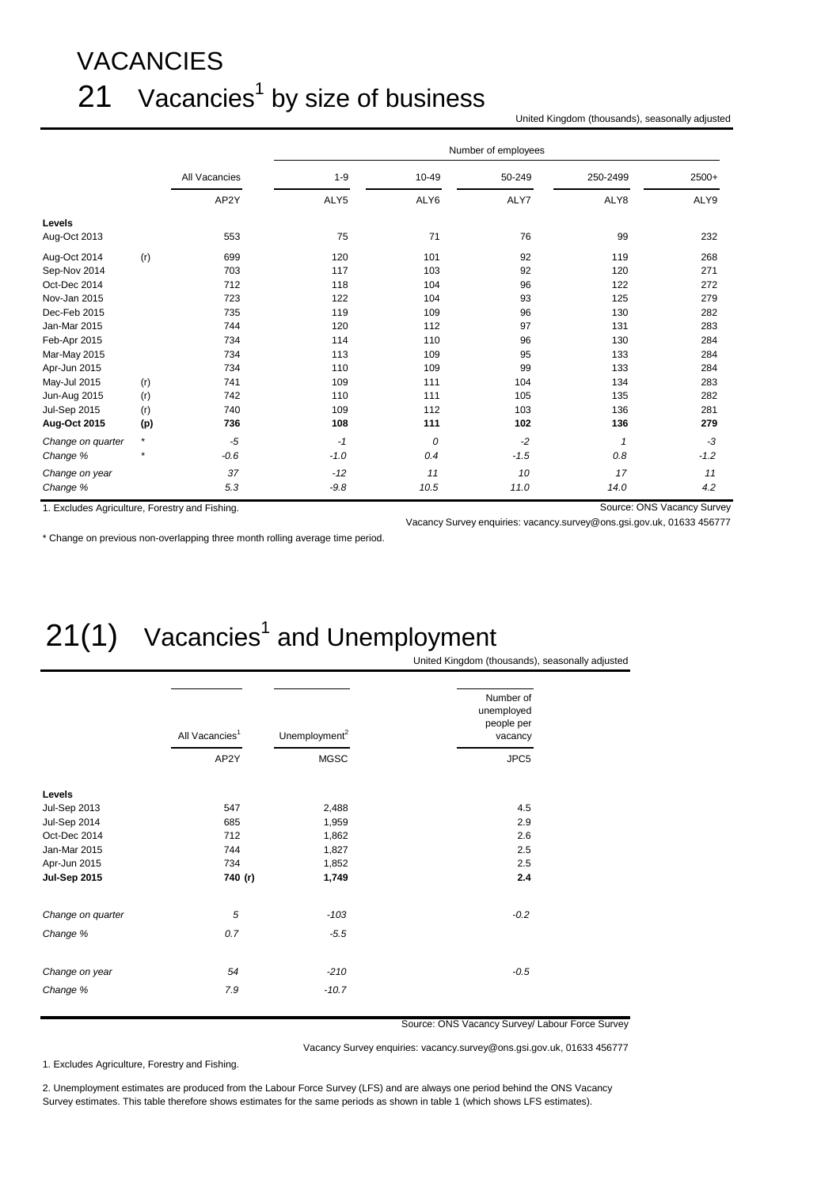# VACANCIES

## 21 Vacancies[1] by size of business

United Kingdom (thousands), seasonally adjusted

| | | All Vacancies | Number of employees | | | | |
|---|---|---|---|---|---|---|---|
| | | | 1-9 | 10-49 | 50-249 | 250-2499 | 2500+ |
| | | AP2Y | ALY5 | ALY6 | ALY7 | ALY8 | ALY9 |
| **Levels** | | | | | | | |
| Aug-Oct 2013 | | 553 | 75 | 71 | 76 | 99 | 232 |
| Aug-Oct 2014 | (r) | 699 | 120 | 101 | 92 | 119 | 268 |
| Sep-Nov 2014 | | 703 | 117 | 103 | 92 | 120 | 271 |
| Oct-Dec 2014 | | 712 | 118 | 104 | 96 | 122 | 272 |
| Nov-Jan 2015 | | 723 | 122 | 104 | 93 | 125 | 279 |
| Dec-Feb 2015 | | 735 | 119 | 109 | 96 | 130 | 282 |
| Jan-Mar 2015 | | 744 | 120 | 112 | 97 | 131 | 283 |
| Feb-Apr 2015 | | 734 | 114 | 110 | 96 | 130 | 284 |
| Mar-May 2015 | | 734 | 113 | 109 | 95 | 133 | 284 |
| Apr-Jun 2015 | | 734 | 110 | 109 | 99 | 133 | 284 |
| May-Jul 2015 | (r) | 741 | 109 | 111 | 104 | 134 | 283 |
| Jun-Aug 2015 | (r) | 742 | 110 | 111 | 105 | 135 | 282 |
| Jul-Sep 2015 | (r) | 740 | 109 | 112 | 103 | 136 | 281 |
| **Aug-Oct 2015** | **(p)** | **736** | **108** | **111** | **102** | **136** | **279** |
| *Change on quarter* | * | *-5* | *-1* | *0* | *-2* | *1* | *-3* |
| *Change %* | * | *-0.6* | *-1.0* | *0.4* | *-1.5* | *0.8* | *-1.2* |
| *Change on year* | | *37* | *-12* | *11* | *10* | *17* | *11* |
| *Change %* | | *5.3* | *-9.8* | *10.5* | *11.0* | *14.0* | *4.2* |

1. Excludes Agriculture, Forestry and Fishing.

Source: ONS Vacancy Survey

Vacancy Survey enquiries: vacancy.survey@ons.gsi.gov.uk, 01633 456777

* Change on previous non-overlapping three month rolling average time period.

## 21(1) Vacancies[1] and Unemployment

United Kingdom (thousands), seasonally adjusted

| | All Vacancies[1] | Unemployment[2] | Number of unemployed people per vacancy |
|---|---|---|---|
| | AP2Y | MGSC | JPC5 |
| **Levels** | | | |
| Jul-Sep 2013 | 547 | 2,488 | 4.5 |
| Jul-Sep 2014 | 685 | 1,959 | 2.9 |
| Oct-Dec 2014 | 712 | 1,862 | 2.6 |
| Jan-Mar 2015 | 744 | 1,827 | 2.5 |
| Apr-Jun 2015 | 734 | 1,852 | 2.5 |
| **Jul-Sep 2015** | **740 (r)** | **1,749** | **2.4** |
| *Change on quarter* | *5* | *-103* | *-0.2* |
| *Change %* | *0.7* | *-5.5* | |
| *Change on year* | *54* | *-210* | *-0.5* |
| *Change %* | *7.9* | *-10.7* | |

Source: ONS Vacancy Survey/ Labour Force Survey

Vacancy Survey enquiries: vacancy.survey@ons.gsi.gov.uk, 01633 456777

1. Excludes Agriculture, Forestry and Fishing.

2. Unemployment estimates are produced from the Labour Force Survey (LFS) and are always one period behind the ONS Vacancy Survey estimates. This table therefore shows estimates for the same periods as shown in table 1 (which shows LFS estimates).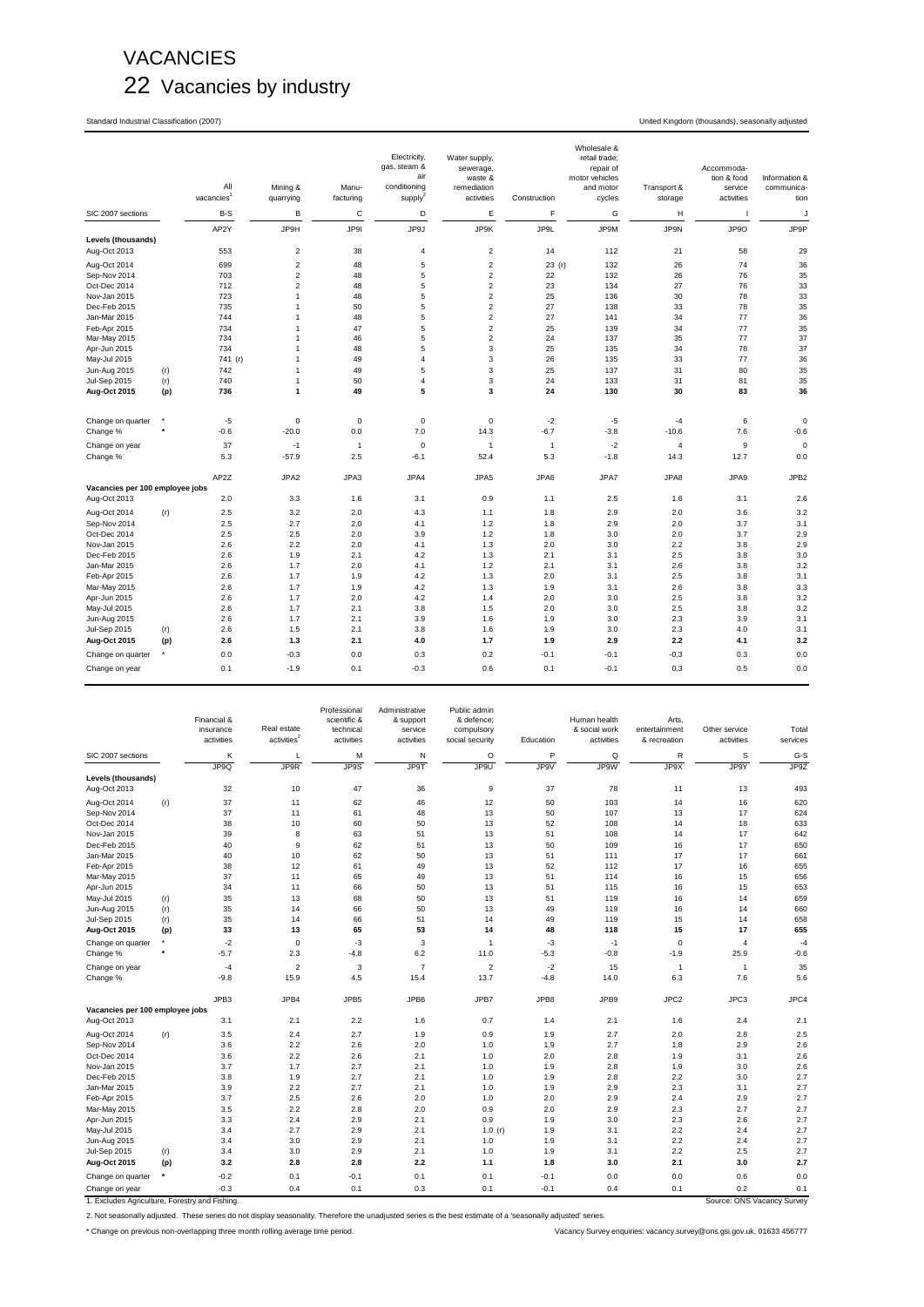# VACANCIES

## 22 Vacancies by industry

Standard Industrial Classification (2007)

United Kingdom (thousands), seasonally adjusted

| | | All vacancies[1] | Mining & quarrying | Manu-facturing | Electricity, gas, steam & air conditioning supply[2] | Water supply, sewerage, waste & remediation activities | Construction | Wholesale & retail trade; repair of motor vehicles and motor cycles | Transport & storage | Accommoda-tion & food service activities | Information & communica-tion |
|---|---|---|---|---|---|---|---|---|---|---|---|
| SIC 2007 sections | | B-S | B | C | D | E | F | G | H | I | J |
| | | AP2Y | JP9H | JP9I | JP9J | JP9K | JP9L | JP9M | JP9N | JP9O | JP9P |
| **Levels (thousands)** | | | | | | | | | | | |
| Aug-Oct 2013 | | 553 | 2 | 38 | 4 | 2 | 14 | 112 | 21 | 58 | 29 |
| Aug-Oct 2014 | | 699 | 2 | 48 | 5 | 2 | 23 (r) | 132 | 26 | 74 | 36 |
| Sep-Nov 2014 | | 703 | 2 | 48 | 5 | 2 | 22 | 132 | 26 | 76 | 35 |
| Oct-Dec 2014 | | 712 | 2 | 48 | 5 | 2 | 23 | 134 | 27 | 76 | 33 |
| Nov-Jan 2015 | | 723 | 1 | 48 | 5 | 2 | 25 | 136 | 30 | 78 | 33 |
| Dec-Feb 2015 | | 735 | 1 | 50 | 5 | 2 | 27 | 138 | 33 | 78 | 35 |
| Jan-Mar 2015 | | 744 | 1 | 48 | 5 | 2 | 27 | 141 | 34 | 77 | 36 |
| Feb-Apr 2015 | | 734 | 1 | 47 | 5 | 2 | 25 | 139 | 34 | 77 | 35 |
| Mar-May 2015 | | 734 | 1 | 46 | 5 | 2 | 24 | 137 | 35 | 77 | 37 |
| Apr-Jun 2015 | | 734 | 1 | 48 | 5 | 3 | 25 | 135 | 34 | 78 | 37 |
| May-Jul 2015 | | 741 (r) | 1 | 49 | 4 | 3 | 26 | 135 | 33 | 77 | 36 |
| Jun-Aug 2015 | (r) | 742 | 1 | 49 | 5 | 3 | 25 | 137 | 31 | 80 | 35 |
| Jul-Sep 2015 | (r) | 740 | 1 | 50 | 4 | 3 | 24 | 133 | 31 | 81 | 35 |
| **Aug-Oct 2015** | **(p)** | **736** | **1** | **49** | **5** | **3** | **24** | **130** | **30** | **83** | **36** |
| Change on quarter | * | -5 | 0 | 0 | 0 | 0 | -2 | -5 | -4 | 6 | 0 |
| Change % | * | -0.6 | -20.0 | 0.0 | 7.0 | 14.3 | -6.7 | -3.8 | -10.6 | 7.6 | -0.6 |
| Change on year | | 37 | -1 | 1 | 0 | 1 | 1 | -2 | 4 | 9 | 0 |
| Change % | | 5.3 | -57.9 | 2.5 | -6.1 | 52.4 | 5.3 | -1.8 | 14.3 | 12.7 | 0.0 |
| | | AP2Z | JPA2 | JPA3 | JPA4 | JPA5 | JPA6 | JPA7 | JPA8 | JPA9 | JPB2 |
| **Vacancies per 100 employee jobs** | | | | | | | | | | | |
| Aug-Oct 2013 | | 2.0 | 3.3 | 1.6 | 3.1 | 0.9 | 1.1 | 2.5 | 1.6 | 3.1 | 2.6 |
| Aug-Oct 2014 | (r) | 2.5 | 3.2 | 2.0 | 4.3 | 1.1 | 1.8 | 2.9 | 2.0 | 3.6 | 3.2 |
| Sep-Nov 2014 | | 2.5 | 2.7 | 2.0 | 4.1 | 1.2 | 1.8 | 2.9 | 2.0 | 3.7 | 3.1 |
| Oct-Dec 2014 | | 2.5 | 2.5 | 2.0 | 3.9 | 1.2 | 1.8 | 3.0 | 2.0 | 3.7 | 2.9 |
| Nov-Jan 2015 | | 2.6 | 2.2 | 2.0 | 4.1 | 1.3 | 2.0 | 3.0 | 2.2 | 3.8 | 2.9 |
| Dec-Feb 2015 | | 2.6 | 1.9 | 2.1 | 4.2 | 1.3 | 2.1 | 3.1 | 2.5 | 3.8 | 3.0 |
| Jan-Mar 2015 | | 2.6 | 1.7 | 2.0 | 4.1 | 1.2 | 2.1 | 3.1 | 2.6 | 3.8 | 3.2 |
| Feb-Apr 2015 | | 2.6 | 1.7 | 1.9 | 4.2 | 1.3 | 2.0 | 3.1 | 2.5 | 3.8 | 3.1 |
| Mar-May 2015 | | 2.6 | 1.7 | 1.9 | 4.2 | 1.3 | 1.9 | 3.1 | 2.6 | 3.8 | 3.3 |
| Apr-Jun 2015 | | 2.6 | 1.7 | 2.0 | 4.2 | 1.4 | 2.0 | 3.0 | 2.5 | 3.8 | 3.2 |
| May-Jul 2015 | | 2.6 | 1.7 | 2.1 | 3.8 | 1.5 | 2.0 | 3.0 | 2.5 | 3.8 | 3.2 |
| Jun-Aug 2015 | | 2.6 | 1.7 | 2.1 | 3.9 | 1.6 | 1.9 | 3.0 | 2.3 | 3.9 | 3.1 |
| Jul-Sep 2015 | (r) | 2.6 | 1.5 | 2.1 | 3.8 | 1.6 | 1.9 | 3.0 | 2.3 | 4.0 | 3.1 |
| **Aug-Oct 2015** | **(p)** | **2.6** | **1.3** | **2.1** | **4.0** | **1.7** | **1.9** | **2.9** | **2.2** | **4.1** | **3.2** |
| Change on quarter | * | 0.0 | -0.3 | 0.0 | 0.3 | 0.2 | -0.1 | -0.1 | -0.3 | 0.3 | 0.0 |
| Change on year | | 0.1 | -1.9 | 0.1 | -0.3 | 0.6 | 0.1 | -0.1 | 0.3 | 0.5 | 0.0 |

| | | Financial & insurance activities | Real estate activities[2] | Professional scientific & technical activities | Administrative & support service activities | Public admin & defence; compulsory social security | Education | Human health & social work activities | Arts, entertainment & recreation | Other service activities | Total services |
|---|---|---|---|---|---|---|---|---|---|---|---|
| SIC 2007 sections | | K | L | M | N | O | P | Q | R | S | G-S |
| | | JP9Q | JP9R | JP9S | JP9T | JP9U | JP9V | JP9W | JP9X | JP9Y | JP9Z |
| **Levels (thousands)** | | | | | | | | | | | |
| Aug-Oct 2013 | | 32 | 10 | 47 | 36 | 9 | 37 | 78 | 11 | 13 | 493 |
| Aug-Oct 2014 | (r) | 37 | 11 | 62 | 46 | 12 | 50 | 103 | 14 | 16 | 620 |
| Sep-Nov 2014 | | 37 | 11 | 61 | 48 | 13 | 50 | 107 | 13 | 17 | 624 |
| Oct-Dec 2014 | | 38 | 10 | 60 | 50 | 13 | 52 | 108 | 14 | 18 | 633 |
| Nov-Jan 2015 | | 39 | 8 | 63 | 51 | 13 | 51 | 108 | 14 | 17 | 642 |
| Dec-Feb 2015 | | 40 | 9 | 62 | 51 | 13 | 50 | 109 | 16 | 17 | 650 |
| Jan-Mar 2015 | | 40 | 10 | 62 | 50 | 13 | 51 | 111 | 17 | 17 | 661 |
| Feb-Apr 2015 | | 38 | 12 | 61 | 49 | 13 | 52 | 112 | 17 | 16 | 655 |
| Mar-May 2015 | | 37 | 11 | 65 | 49 | 13 | 51 | 114 | 16 | 15 | 656 |
| Apr-Jun 2015 | | 34 | 11 | 66 | 50 | 13 | 51 | 115 | 16 | 15 | 653 |
| May-Jul 2015 | (r) | 35 | 13 | 68 | 50 | 13 | 51 | 119 | 16 | 14 | 659 |
| Jun-Aug 2015 | (r) | 35 | 14 | 66 | 50 | 13 | 49 | 119 | 16 | 14 | 660 |
| Jul-Sep 2015 | (r) | 35 | 14 | 66 | 51 | 14 | 49 | 119 | 15 | 14 | 658 |
| **Aug-Oct 2015** | **(p)** | **33** | **13** | **65** | **53** | **14** | **48** | **118** | **15** | **17** | **655** |
| Change on quarter | * | -2 | 0 | -3 | 3 | 1 | -3 | -1 | 0 | 4 | -4 |
| Change % | * | -5.7 | 2.3 | -4.8 | 6.2 | 11.0 | -5.3 | -0.8 | -1.9 | 25.9 | -0.6 |
| Change on year | | -4 | 2 | 3 | 7 | 2 | -2 | 15 | 1 | 1 | 35 |
| Change % | | -9.8 | 15.9 | 4.5 | 15.4 | 13.7 | -4.8 | 14.0 | 6.3 | 7.6 | 5.6 |
| | | JPB3 | JPB4 | JPB5 | JPB6 | JPB7 | JPB8 | JPB9 | JPC2 | JPC3 | JPC4 |
| **Vacancies per 100 employee jobs** | | | | | | | | | | | |
| Aug-Oct 2013 | | 3.1 | 2.1 | 2.2 | 1.6 | 0.7 | 1.4 | 2.1 | 1.6 | 2.4 | 2.1 |
| Aug-Oct 2014 | (r) | 3.5 | 2.4 | 2.7 | 1.9 | 0.9 | 1.9 | 2.7 | 2.0 | 2.8 | 2.5 |
| Sep-Nov 2014 | | 3.6 | 2.2 | 2.6 | 2.0 | 1.0 | 1.9 | 2.7 | 1.8 | 2.9 | 2.6 |
| Oct-Dec 2014 | | 3.6 | 2.2 | 2.6 | 2.1 | 1.0 | 2.0 | 2.8 | 1.9 | 3.1 | 2.6 |
| Nov-Jan 2015 | | 3.7 | 1.7 | 2.7 | 2.1 | 1.0 | 1.9 | 2.8 | 1.9 | 3.0 | 2.6 |
| Dec-Feb 2015 | | 3.8 | 1.9 | 2.7 | 2.1 | 1.0 | 1.9 | 2.8 | 2.2 | 3.0 | 2.7 |
| Jan-Mar 2015 | | 3.9 | 2.2 | 2.7 | 2.1 | 1.0 | 1.9 | 2.9 | 2.3 | 3.1 | 2.7 |
| Feb-Apr 2015 | | 3.7 | 2.5 | 2.6 | 2.0 | 1.0 | 2.0 | 2.9 | 2.4 | 2.9 | 2.7 |
| Mar-May 2015 | | 3.5 | 2.2 | 2.8 | 2.0 | 0.9 | 2.0 | 2.9 | 2.3 | 2.7 | 2.7 |
| Apr-Jun 2015 | | 3.3 | 2.4 | 2.9 | 2.1 | 0.9 | 1.9 | 3.0 | 2.3 | 2.6 | 2.7 |
| May-Jul 2015 | | 3.4 | 2.7 | 2.9 | 2.1 | 1.0 (r) | 1.9 | 3.1 | 2.2 | 2.4 | 2.7 |
| Jun-Aug 2015 | | 3.4 | 3.0 | 2.9 | 2.1 | 1.0 | 1.9 | 3.1 | 2.2 | 2.4 | 2.7 |
| Jul-Sep 2015 | (r) | 3.4 | 3.0 | 2.9 | 2.1 | 1.0 | 1.9 | 3.1 | 2.2 | 2.5 | 2.7 |
| **Aug-Oct 2015** | **(p)** | **3.2** | **2.8** | **2.8** | **2.2** | **1.1** | **1.8** | **3.0** | **2.1** | **3.0** | **2.7** |
| Change on quarter | * | -0.2 | 0.1 | -0.1 | 0.1 | 0.1 | -0.1 | 0.0 | 0.0 | 0.6 | 0.0 |
| Change on year | | -0.3 | 0.4 | 0.1 | 0.3 | 0.1 | -0.1 | 0.4 | 0.1 | 0.2 | 0.1 |

1. Excludes Agriculture, Forestry and Fishing.

2. Not seasonally adjusted. These series do not display seasonality. Therefore the unadjusted series is the best estimate of a 'seasonally adjusted' series.

\* Change on previous non-overlapping three month rolling average time period.

Source: ONS Vacancy Survey

Vacancy Survey enquiries: vacancy.survey@ons.gsi.gov.uk, 01633 456777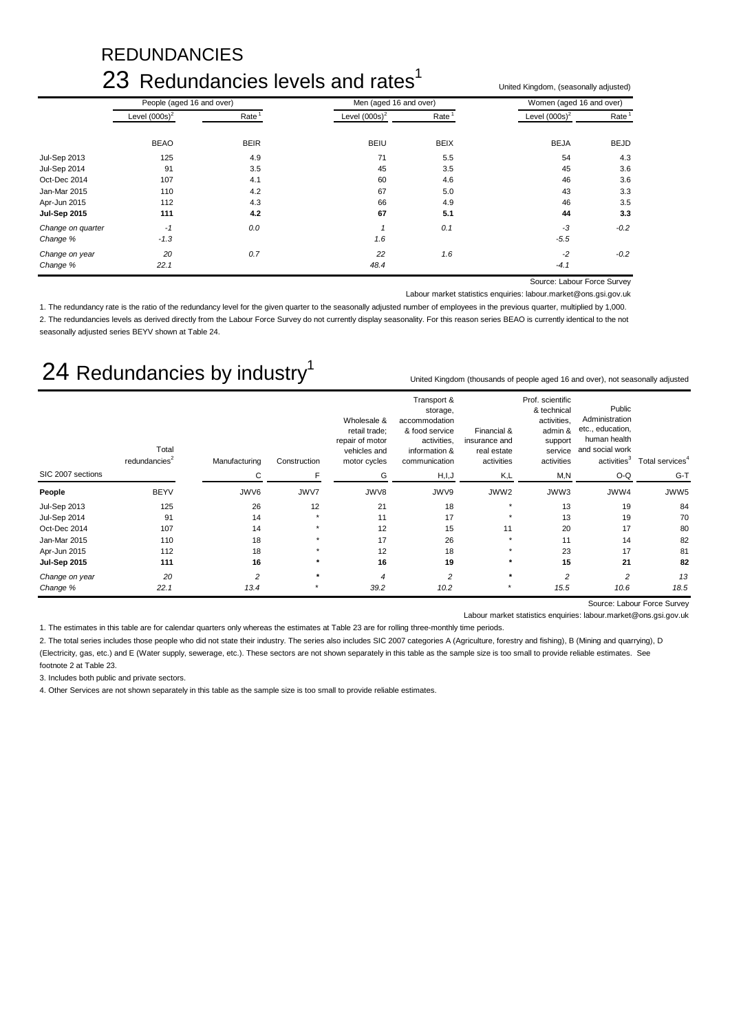# REDUNDANCIES

## 23 Redundancies levels and rates[1]

United Kingdom, (seasonally adjusted)

| | People (aged 16 and over) | | Men (aged 16 and over) | | Women (aged 16 and over) | |
|---|---|---|---|---|---|---|
| | Level (000s)[2] | Rate[1] | Level (000s)[2] | Rate[1] | Level (000s)[2] | Rate[1] |
| | BEAO | BEIR | BEIU | BEIX | BEJA | BEJD |
| Jul-Sep 2013 | 125 | 4.9 | 71 | 5.5 | 54 | 4.3 |
| Jul-Sep 2014 | 91 | 3.5 | 45 | 3.5 | 45 | 3.6 |
| Oct-Dec 2014 | 107 | 4.1 | 60 | 4.6 | 46 | 3.6 |
| Jan-Mar 2015 | 110 | 4.2 | 67 | 5.0 | 43 | 3.3 |
| Apr-Jun 2015 | 112 | 4.3 | 66 | 4.9 | 46 | 3.5 |
| **Jul-Sep 2015** | **111** | **4.2** | **67** | **5.1** | **44** | **3.3** |
| *Change on quarter* | *-1* | *0.0* | *1* | *0.1* | *-3* | *-0.2* |
| *Change %* | *-1.3* | | *1.6* | | *-5.5* | |
| *Change on year* | *20* | *0.7* | *22* | *1.6* | *-2* | *-0.2* |
| *Change %* | *22.1* | | *48.4* | | *-4.1* | |

Source: Labour Force Survey

Labour market statistics enquiries: labour.market@ons.gsi.gov.uk

1. The redundancy rate is the ratio of the redundancy level for the given quarter to the seasonally adjusted number of employees in the previous quarter, multiplied by 1,000.
2. The redundancies levels as derived directly from the Labour Force Survey do not currently display seasonality. For this reason series BEAO is currently identical to the not seasonally adjusted series BEYV shown at Table 24.

## 24 Redundancies by industry[1]

United Kingdom (thousands of people aged 16 and over), not seasonally adjusted

| | Total redundancies[2] | Manufacturing | Construction | Wholesale & retail trade; repair of motor vehicles and motor cycles | Transport & storage, accommodation & food service activities, information & communication | Financial & insurance and real estate activities | Prof. scientific & technical activities, admin & support service activities | Public Administration etc., education, human health and social work activities[3] | Total services[4] |
|---|---|---|---|---|---|---|---|---|---|
| SIC 2007 sections | | C | F | G | H,I,J | K,L | M,N | O-Q | G-T |
| **People** | BEYV | JWV6 | JWV7 | JWV8 | JWV9 | JWW2 | JWW3 | JWW4 | JWW5 |
| Jul-Sep 2013 | 125 | 26 | 12 | 21 | 18 | * | 13 | 19 | 84 |
| Jul-Sep 2014 | 91 | 14 | * | 11 | 17 | * | 13 | 19 | 70 |
| Oct-Dec 2014 | 107 | 14 | * | 12 | 15 | 11 | 20 | 17 | 80 |
| Jan-Mar 2015 | 110 | 18 | * | 17 | 26 | * | 11 | 14 | 82 |
| Apr-Jun 2015 | 112 | 18 | * | 12 | 18 | * | 23 | 17 | 81 |
| **Jul-Sep 2015** | **111** | **16** | * | **16** | **19** | * | **15** | **21** | **82** |
| *Change on year* | *20* | *2* | * | *4* | *2* | * | *2* | *2* | *13* |
| *Change %* | *22.1* | *13.4* | * | *39.2* | *10.2* | * | *15.5* | *10.6* | *18.5* |

Source: Labour Force Survey

Labour market statistics enquiries: labour.market@ons.gsi.gov.uk

1. The estimates in this table are for calendar quarters only whereas the estimates at Table 23 are for rolling three-monthly time periods.
2. The total series includes those people who did not state their industry. The series also includes SIC 2007 categories A (Agriculture, forestry and fishing), B (Mining and quarrying), D (Electricity, gas, etc.) and E (Water supply, sewerage, etc.). These sectors are not shown separately in this table as the sample size is too small to provide reliable estimates. See footnote 2 at Table 23.
3. Includes both public and private sectors.
4. Other Services are not shown separately in this table as the sample size is too small to provide reliable estimates.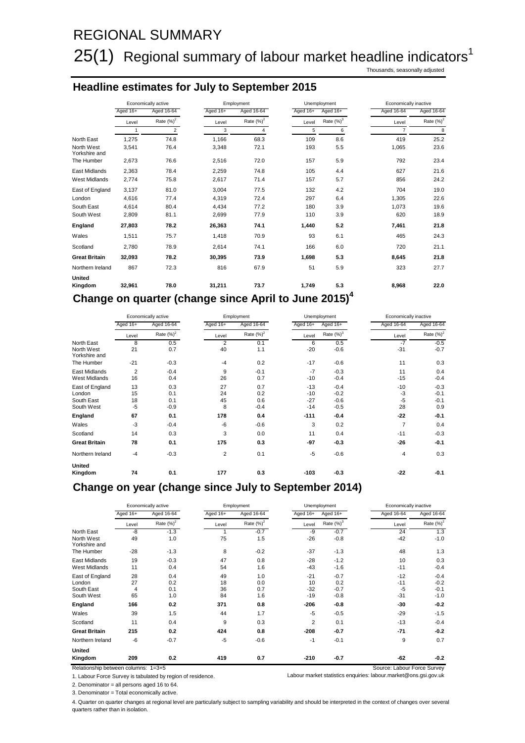# REGIONAL SUMMARY

## 25(1) Regional summary of labour market headline indicators[1]

Thousands, seasonally adjusted

### Headline estimates for July to September 2015

| | Economically active | | Employment | | Unemployment | | Economically inactive | |
|---|---|---|---|---|---|---|---|---|
| | Aged 16+ | Aged 16-64 | Aged 16+ | Aged 16-64 | Aged 16+ | Aged 16+ | Aged 16-64 | Aged 16-64 |
| | Level | Rate (%)[2] | Level | Rate (%)[2] | Level | Rate (%)[3] | Level | Rate (%)[2] |
| | 1 | 2 | 3 | 4 | 5 | 6 | 7 | 8 |
| North East | 1,275 | 74.8 | 1,166 | 68.3 | 109 | 8.6 | 419 | 25.2 |
| North West | 3,541 | 76.4 | 3,348 | 72.1 | 193 | 5.5 | 1,065 | 23.6 |
| Yorkshire and The Humber | 2,673 | 76.6 | 2,516 | 72.0 | 157 | 5.9 | 792 | 23.4 |
| East Midlands | 2,363 | 78.4 | 2,259 | 74.8 | 105 | 4.4 | 627 | 21.6 |
| West Midlands | 2,774 | 75.8 | 2,617 | 71.4 | 157 | 5.7 | 856 | 24.2 |
| East of England | 3,137 | 81.0 | 3,004 | 77.5 | 132 | 4.2 | 704 | 19.0 |
| London | 4,616 | 77.4 | 4,319 | 72.4 | 297 | 6.4 | 1,305 | 22.6 |
| South East | 4,614 | 80.4 | 4,434 | 77.2 | 180 | 3.9 | 1,073 | 19.6 |
| South West | 2,809 | 81.1 | 2,699 | 77.9 | 110 | 3.9 | 620 | 18.9 |
| **England** | **27,803** | **78.2** | **26,363** | **74.1** | **1,440** | **5.2** | **7,461** | **21.8** |
| Wales | 1,511 | 75.7 | 1,418 | 70.9 | 93 | 6.1 | 465 | 24.3 |
| Scotland | 2,780 | 78.9 | 2,614 | 74.1 | 166 | 6.0 | 720 | 21.1 |
| **Great Britain** | **32,093** | **78.2** | **30,395** | **73.9** | **1,698** | **5.3** | **8,645** | **21.8** |
| Northern Ireland | 867 | 72.3 | 816 | 67.9 | 51 | 5.9 | 323 | 27.7 |
| **United Kingdom** | **32,961** | **78.0** | **31,211** | **73.7** | **1,749** | **5.3** | **8,968** | **22.0** |

### Change on quarter (change since April to June 2015)[4]

| | Economically active | | Employment | | Unemployment | | Economically inactive | |
|---|---|---|---|---|---|---|---|---|
| | Aged 16+ | Aged 16-64 | Aged 16+ | Aged 16-64 | Aged 16+ | Aged 16+ | Aged 16-64 | Aged 16-64 |
| | Level | Rate (%)[2] | Level | Rate (%)[2] | Level | Rate (%)[3] | Level | Rate (%)[2] |
| North East | 8 | 0.5 | 2 | 0.1 | 6 | 0.5 | -7 | -0.5 |
| North West | 21 | 0.7 | 40 | 1.1 | -20 | -0.6 | -31 | -0.7 |
| Yorkshire and The Humber | -21 | -0.3 | -4 | 0.2 | -17 | -0.6 | 11 | 0.3 |
| East Midlands | 2 | -0.4 | 9 | -0.1 | -7 | -0.3 | 11 | 0.4 |
| West Midlands | 16 | 0.4 | 26 | 0.7 | -10 | -0.4 | -15 | -0.4 |
| East of England | 13 | 0.3 | 27 | 0.7 | -13 | -0.4 | -10 | -0.3 |
| London | 15 | 0.1 | 24 | 0.2 | -10 | -0.2 | -3 | -0.1 |
| South East | 18 | 0.1 | 45 | 0.6 | -27 | -0.6 | -5 | -0.1 |
| South West | -5 | -0.9 | 8 | -0.4 | -14 | -0.5 | 28 | 0.9 |
| **England** | **67** | **0.1** | **178** | **0.4** | **-111** | **-0.4** | **-22** | **-0.1** |
| Wales | -3 | -0.4 | -6 | -0.6 | 3 | 0.2 | 7 | 0.4 |
| Scotland | 14 | 0.3 | 3 | 0.0 | 11 | 0.4 | -11 | -0.3 |
| **Great Britain** | **78** | **0.1** | **175** | **0.3** | **-97** | **-0.3** | **-26** | **-0.1** |
| Northern Ireland | -4 | -0.3 | 2 | 0.1 | -5 | -0.6 | 4 | 0.3 |
| **United Kingdom** | **74** | **0.1** | **177** | **0.3** | **-103** | **-0.3** | **-22** | **-0.1** |

### Change on year (change since July to September 2014)

| | Economically active | | Employment | | Unemployment | | Economically inactive | |
|---|---|---|---|---|---|---|---|---|
| | Aged 16+ | Aged 16-64 | Aged 16+ | Aged 16-64 | Aged 16+ | Aged 16+ | Aged 16-64 | Aged 16-64 |
| | Level | Rate (%)[2] | Level | Rate (%)[2] | Level | Rate (%)[3] | Level | Rate (%)[2] |
| North East | -8 | -1.3 | 1 | -0.7 | -9 | -0.7 | 24 | 1.3 |
| North West | 49 | 1.0 | 75 | 1.5 | -26 | -0.8 | -42 | -1.0 |
| Yorkshire and The Humber | -28 | -1.3 | 8 | -0.2 | -37 | -1.3 | 48 | 1.3 |
| East Midlands | 19 | -0.3 | 47 | 0.8 | -28 | -1.2 | 10 | 0.3 |
| West Midlands | 11 | 0.4 | 54 | 1.6 | -43 | -1.6 | -11 | -0.4 |
| East of England | 28 | 0.4 | 49 | 1.0 | -21 | -0.7 | -12 | -0.4 |
| London | 27 | 0.2 | 18 | 0.0 | 10 | 0.2 | -11 | -0.2 |
| South East | 4 | 0.1 | 36 | 0.7 | -32 | -0.7 | -5 | -0.1 |
| South West | 65 | 1.0 | 84 | 1.6 | -19 | -0.8 | -31 | -1.0 |
| **England** | **166** | **0.2** | **371** | **0.8** | **-206** | **-0.8** | **-30** | **-0.2** |
| Wales | 39 | 1.5 | 44 | 1.7 | -5 | -0.5 | -29 | -1.5 |
| Scotland | 11 | 0.4 | 9 | 0.3 | 2 | 0.1 | -13 | -0.4 |
| **Great Britain** | **215** | **0.2** | **424** | **0.8** | **-208** | **-0.7** | **-71** | **-0.2** |
| Northern Ireland | -6 | -0.7 | -5 | -0.6 | -1 | -0.1 | 9 | 0.7 |
| **United Kingdom** | **209** | **0.2** | **419** | **0.7** | **-210** | **-0.7** | **-62** | **-0.2** |

Relationship between columns: 1=3+5

Source: Labour Force Survey

Labour market statistics enquiries: labour.market@ons.gsi.gov.uk

1. Labour Force Survey is tabulated by region of residence.

2. Denominator = all persons aged 16 to 64.

3. Denominator = Total economically active.

4. Quarter on quarter changes at regional level are particularly subject to sampling variability and should be interpreted in the context of changes over several quarters rather than in isolation.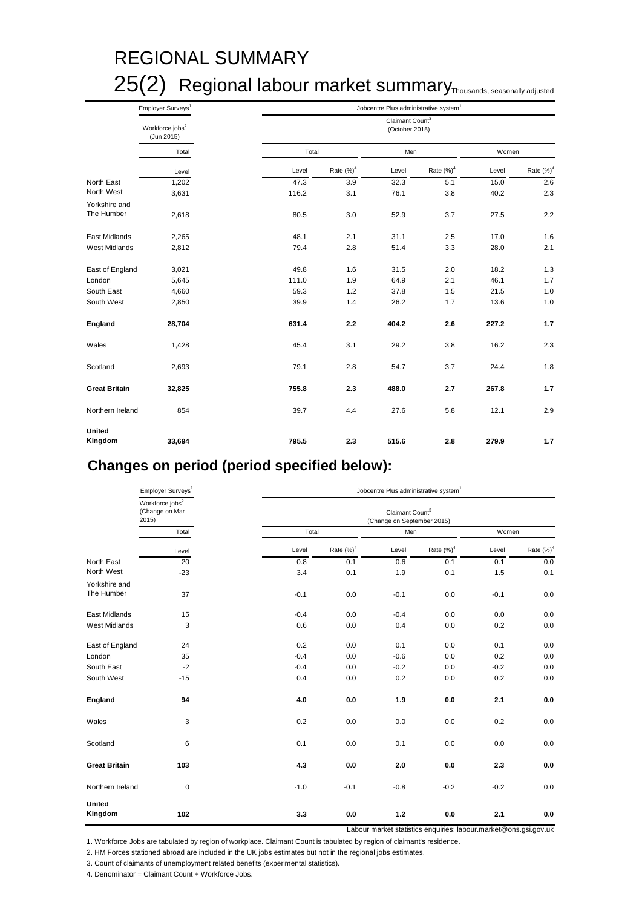# REGIONAL SUMMARY

## 25(2) Regional labour market summary

Thousands, seasonally adjusted

| | Employer Surveys[1] | Jobcentre Plus administrative system[1] | | | | | |
|---|---|---|---|---|---|---|---|
| | Workforce jobs[2] (Jun 2015) | Claimant Count[3] (October 2015) | | | | | |
| | Total | Total | | Men | | Women | |
| | Level | Level | Rate (%)[4] | Level | Rate (%)[4] | Level | Rate (%)[4] |
| North East | 1,202 | 47.3 | 3.9 | 32.3 | 5.1 | 15.0 | 2.6 |
| North West | 3,631 | 116.2 | 3.1 | 76.1 | 3.8 | 40.2 | 2.3 |
| Yorkshire and The Humber | 2,618 | 80.5 | 3.0 | 52.9 | 3.7 | 27.5 | 2.2 |
| East Midlands | 2,265 | 48.1 | 2.1 | 31.1 | 2.5 | 17.0 | 1.6 |
| West Midlands | 2,812 | 79.4 | 2.8 | 51.4 | 3.3 | 28.0 | 2.1 |
| East of England | 3,021 | 49.8 | 1.6 | 31.5 | 2.0 | 18.2 | 1.3 |
| London | 5,645 | 111.0 | 1.9 | 64.9 | 2.1 | 46.1 | 1.7 |
| South East | 4,660 | 59.3 | 1.2 | 37.8 | 1.5 | 21.5 | 1.0 |
| South West | 2,850 | 39.9 | 1.4 | 26.2 | 1.7 | 13.6 | 1.0 |
| **England** | **28,704** | **631.4** | **2.2** | **404.2** | **2.6** | **227.2** | **1.7** |
| Wales | 1,428 | 45.4 | 3.1 | 29.2 | 3.8 | 16.2 | 2.3 |
| Scotland | 2,693 | 79.1 | 2.8 | 54.7 | 3.7 | 24.4 | 1.8 |
| **Great Britain** | **32,825** | **755.8** | **2.3** | **488.0** | **2.7** | **267.8** | **1.7** |
| Northern Ireland | 854 | 39.7 | 4.4 | 27.6 | 5.8 | 12.1 | 2.9 |
| **United Kingdom** | **33,694** | **795.5** | **2.3** | **515.6** | **2.8** | **279.9** | **1.7** |

## Changes on period (period specified below):

| | Employer Surveys[1] | Jobcentre Plus administrative system[1] | | | | | |
|---|---|---|---|---|---|---|---|
| | Workforce jobs[2] (Change on Mar 2015) | Claimant Count[3] (Change on September 2015) | | | | | |
| | Total | Total | | Men | | Women | |
| | Level | Level | Rate (%)[4] | Level | Rate (%)[4] | Level | Rate (%)[4] |
| North East | 20 | 0.8 | 0.1 | 0.6 | 0.1 | 0.1 | 0.0 |
| North West | -23 | 3.4 | 0.1 | 1.9 | 0.1 | 1.5 | 0.1 |
| Yorkshire and The Humber | 37 | -0.1 | 0.0 | -0.1 | 0.0 | -0.1 | 0.0 |
| East Midlands | 15 | -0.4 | 0.0 | -0.4 | 0.0 | 0.0 | 0.0 |
| West Midlands | 3 | 0.6 | 0.0 | 0.4 | 0.0 | 0.2 | 0.0 |
| East of England | 24 | 0.2 | 0.0 | 0.1 | 0.0 | 0.1 | 0.0 |
| London | 35 | -0.4 | 0.0 | -0.6 | 0.0 | 0.2 | 0.0 |
| South East | -2 | -0.4 | 0.0 | -0.2 | 0.0 | -0.2 | 0.0 |
| South West | -15 | 0.4 | 0.0 | 0.2 | 0.0 | 0.2 | 0.0 |
| **England** | **94** | **4.0** | **0.0** | **1.9** | **0.0** | **2.1** | **0.0** |
| Wales | 3 | 0.2 | 0.0 | 0.0 | 0.0 | 0.2 | 0.0 |
| Scotland | 6 | 0.1 | 0.0 | 0.1 | 0.0 | 0.0 | 0.0 |
| **Great Britain** | **103** | **4.3** | **0.0** | **2.0** | **0.0** | **2.3** | **0.0** |
| Northern Ireland | 0 | -1.0 | -0.1 | -0.8 | -0.2 | -0.2 | 0.0 |
| **United Kingdom** | **102** | **3.3** | **0.0** | **1.2** | **0.0** | **2.1** | **0.0** |

Labour market statistics enquiries: labour.market@ons.gsi.gov.uk

1. Workforce Jobs are tabulated by region of workplace. Claimant Count is tabulated by region of claimant's residence.
2. HM Forces stationed abroad are included in the UK jobs estimates but not in the regional jobs estimates.
3. Count of claimants of unemployment related benefits (experimental statistics).
4. Denominator = Claimant Count + Workforce Jobs.